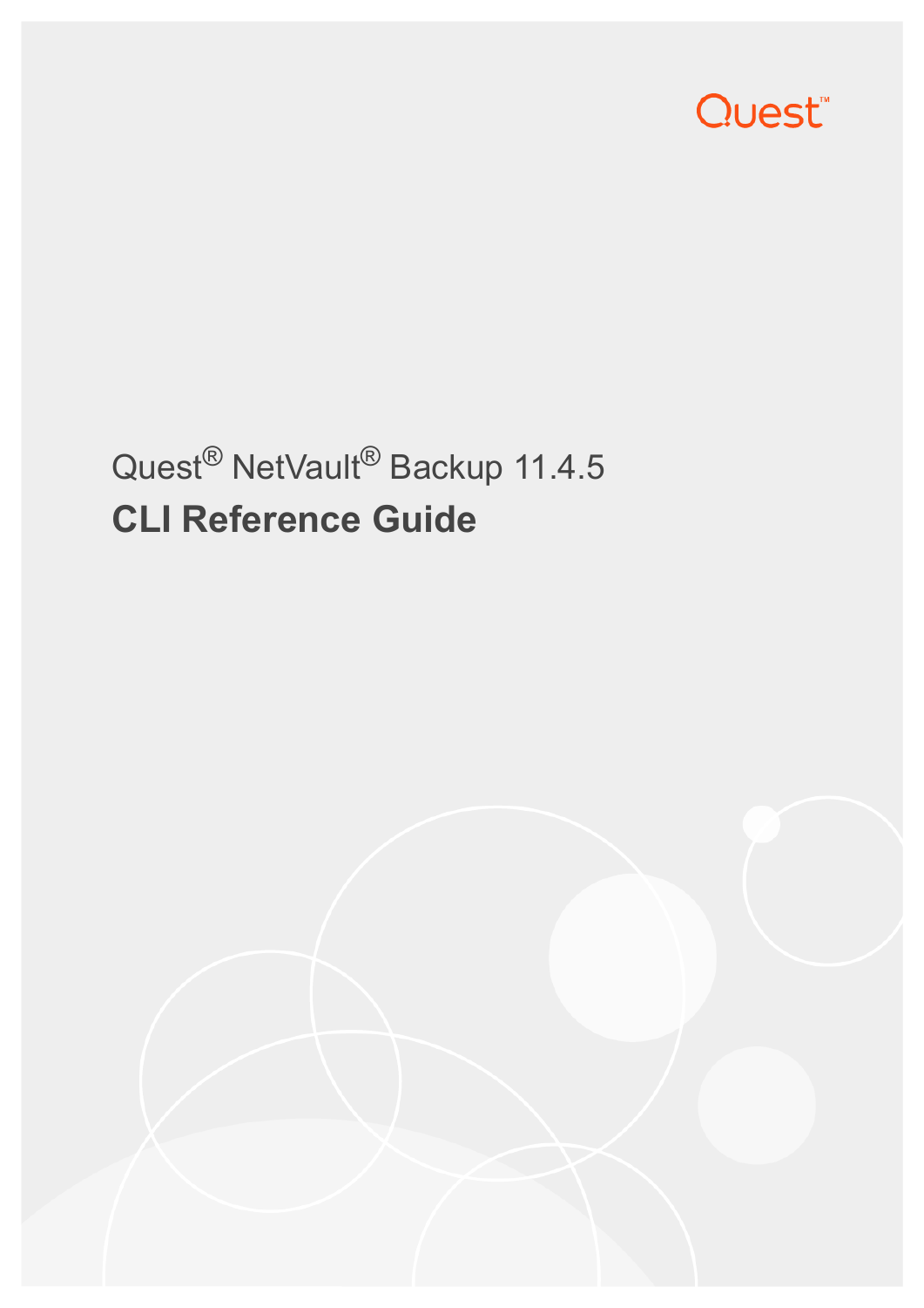Quest

Quest® NetVault® Backup 11.4.5

# CLI Reference Guide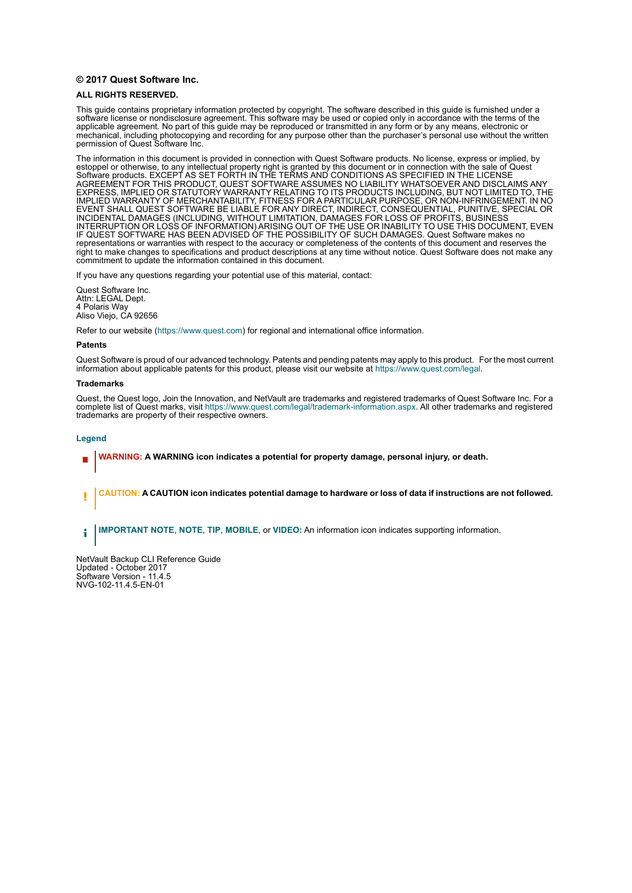**© 2017 Quest Software Inc.**

**ALL RIGHTS RESERVED.**

This guide contains proprietary information protected by copyright. The software described in this guide is furnished under a software license or nondisclosure agreement. This software may be used or copied only in accordance with the terms of the applicable agreement. No part of this guide may be reproduced or transmitted in any form or by any means, electronic or mechanical, including photocopying and recording for any purpose other than the purchaser's personal use without the written permission of Quest Software Inc.

The information in this document is provided in connection with Quest Software products. No license, express or implied, by estoppel or otherwise, to any intellectual property right is granted by this document or in connection with the sale of Quest Software products. EXCEPT AS SET FORTH IN THE TERMS AND CONDITIONS AS SPECIFIED IN THE LICENSE AGREEMENT FOR THIS PRODUCT, QUEST SOFTWARE ASSUMES NO LIABILITY WHATSOEVER AND DISCLAIMS ANY EXPRESS, IMPLIED OR STATUTORY WARRANTY RELATING TO ITS PRODUCTS INCLUDING, BUT NOT LIMITED TO, THE IMPLIED WARRANTY OF MERCHANTABILITY, FITNESS FOR A PARTICULAR PURPOSE, OR NON-INFRINGEMENT. IN NO EVENT SHALL QUEST SOFTWARE BE LIABLE FOR ANY DIRECT, INDIRECT, CONSEQUENTIAL, PUNITIVE, SPECIAL OR INCIDENTAL DAMAGES (INCLUDING, WITHOUT LIMITATION, DAMAGES FOR LOSS OF PROFITS, BUSINESS INTERRUPTION OR LOSS OF INFORMATION) ARISING OUT OF THE USE OR INABILITY TO USE THIS DOCUMENT, EVEN IF QUEST SOFTWARE HAS BEEN ADVISED OF THE POSSIBILITY OF SUCH DAMAGES. Quest Software makes no representations or warranties with respect to the accuracy or completeness of the contents of this document and reserves the right to make changes to specifications and product descriptions at any time without notice. Quest Software does not make any commitment to update the information contained in this document.

If you have any questions regarding your potential use of this material, contact:

Quest Software Inc.
Attn: LEGAL Dept.
4 Polaris Way
Aliso Viejo, CA 92656

Refer to our website (https://www.quest.com) for regional and international office information.

**Patents**

Quest Software is proud of our advanced technology. Patents and pending patents may apply to this product. For the most current information about applicable patents for this product, please visit our website at https://www.quest.com/legal.

**Trademarks**

Quest, the Quest logo, Join the Innovation, and NetVault are trademarks and registered trademarks of Quest Software Inc. For a complete list of Quest marks, visit https://www.quest.com/legal/trademark-information.aspx. All other trademarks and registered trademarks are property of their respective owners.

**Legend**

**WARNING: A WARNING icon indicates a potential for property damage, personal injury, or death.**

**CAUTION: A CAUTION icon indicates potential damage to hardware or loss of data if instructions are not followed.**

**IMPORTANT NOTE**, **NOTE**, **TIP**, **MOBILE**, or **VIDEO:** An information icon indicates supporting information.

NetVault Backup CLI Reference Guide
Updated - October 2017
Software Version - 11.4.5
NVG-102-11.4.5-EN-01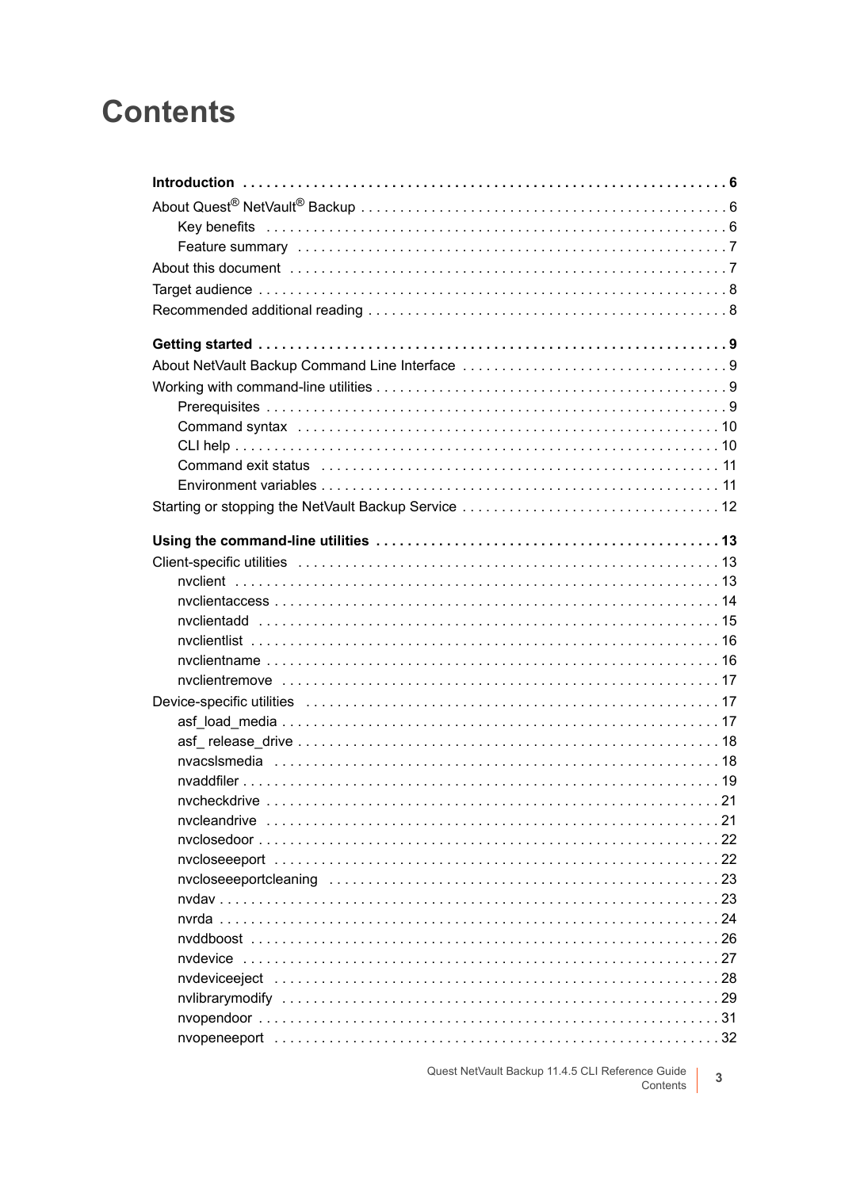# Contents

**Introduction . . . . . . . . . . . . . . . . . . . . . . . . . . . . . . . . . . . . . . . . . . . . . . . . . . . . . . . . . . . . 6**

About Quest® NetVault® Backup . . . . . . . . . . . . . . . . . . . . . . . . . . . . . . . . . . . . . . . . . . . . . . 6
- Key benefits . . . . . . . . . . . . . . . . . . . . . . . . . . . . . . . . . . . . . . . . . . . . . . . . . . . . . . . . . . . 6
- Feature summary . . . . . . . . . . . . . . . . . . . . . . . . . . . . . . . . . . . . . . . . . . . . . . . . . . . . . . . 7

About this document . . . . . . . . . . . . . . . . . . . . . . . . . . . . . . . . . . . . . . . . . . . . . . . . . . . . . . . 7

Target audience . . . . . . . . . . . . . . . . . . . . . . . . . . . . . . . . . . . . . . . . . . . . . . . . . . . . . . . . . . . 8

Recommended additional reading . . . . . . . . . . . . . . . . . . . . . . . . . . . . . . . . . . . . . . . . . . . . . . 8

**Getting started . . . . . . . . . . . . . . . . . . . . . . . . . . . . . . . . . . . . . . . . . . . . . . . . . . . . . . . . . . . . 9**

About NetVault Backup Command Line Interface . . . . . . . . . . . . . . . . . . . . . . . . . . . . . . . . . 9

Working with command-line utilities . . . . . . . . . . . . . . . . . . . . . . . . . . . . . . . . . . . . . . . . . . . . . 9
- Prerequisites . . . . . . . . . . . . . . . . . . . . . . . . . . . . . . . . . . . . . . . . . . . . . . . . . . . . . . . . . . . 9
- Command syntax . . . . . . . . . . . . . . . . . . . . . . . . . . . . . . . . . . . . . . . . . . . . . . . . . . . . . . . 10
- CLI help . . . . . . . . . . . . . . . . . . . . . . . . . . . . . . . . . . . . . . . . . . . . . . . . . . . . . . . . . . . . . . 10
- Command exit status . . . . . . . . . . . . . . . . . . . . . . . . . . . . . . . . . . . . . . . . . . . . . . . . . . . . 11
- Environment variables . . . . . . . . . . . . . . . . . . . . . . . . . . . . . . . . . . . . . . . . . . . . . . . . . . . 11

Starting or stopping the NetVault Backup Service . . . . . . . . . . . . . . . . . . . . . . . . . . . . . . . . 12

**Using the command-line utilities . . . . . . . . . . . . . . . . . . . . . . . . . . . . . . . . . . . . . . . . . . . . 13**

Client-specific utilities . . . . . . . . . . . . . . . . . . . . . . . . . . . . . . . . . . . . . . . . . . . . . . . . . . . . . . 13
- nvclient . . . . . . . . . . . . . . . . . . . . . . . . . . . . . . . . . . . . . . . . . . . . . . . . . . . . . . . . . . . . . . 13
- nvclientaccess . . . . . . . . . . . . . . . . . . . . . . . . . . . . . . . . . . . . . . . . . . . . . . . . . . . . . . . . . 14
- nvclientadd . . . . . . . . . . . . . . . . . . . . . . . . . . . . . . . . . . . . . . . . . . . . . . . . . . . . . . . . . . . 15
- nvclientlist . . . . . . . . . . . . . . . . . . . . . . . . . . . . . . . . . . . . . . . . . . . . . . . . . . . . . . . . . . . . 16
- nvclientname . . . . . . . . . . . . . . . . . . . . . . . . . . . . . . . . . . . . . . . . . . . . . . . . . . . . . . . . . . 16
- nvclientremove . . . . . . . . . . . . . . . . . . . . . . . . . . . . . . . . . . . . . . . . . . . . . . . . . . . . . . . . 17

Device-specific utilities . . . . . . . . . . . . . . . . . . . . . . . . . . . . . . . . . . . . . . . . . . . . . . . . . . . . . 17
- asf_load_media . . . . . . . . . . . . . . . . . . . . . . . . . . . . . . . . . . . . . . . . . . . . . . . . . . . . . . . . 17
- asf_ release_drive . . . . . . . . . . . . . . . . . . . . . . . . . . . . . . . . . . . . . . . . . . . . . . . . . . . . . . 18
- nvacslsmedia . . . . . . . . . . . . . . . . . . . . . . . . . . . . . . . . . . . . . . . . . . . . . . . . . . . . . . . . . 18
- nvaddfiler . . . . . . . . . . . . . . . . . . . . . . . . . . . . . . . . . . . . . . . . . . . . . . . . . . . . . . . . . . . . . 19
- nvcheckdrive . . . . . . . . . . . . . . . . . . . . . . . . . . . . . . . . . . . . . . . . . . . . . . . . . . . . . . . . . . 21
- nvcleandrive . . . . . . . . . . . . . . . . . . . . . . . . . . . . . . . . . . . . . . . . . . . . . . . . . . . . . . . . . . 21
- nvclosedoor . . . . . . . . . . . . . . . . . . . . . . . . . . . . . . . . . . . . . . . . . . . . . . . . . . . . . . . . . . . 22
- nvcloseeeport . . . . . . . . . . . . . . . . . . . . . . . . . . . . . . . . . . . . . . . . . . . . . . . . . . . . . . . . . 22
- nvcloseeeportcleaning . . . . . . . . . . . . . . . . . . . . . . . . . . . . . . . . . . . . . . . . . . . . . . . . . . 23
- nvdav . . . . . . . . . . . . . . . . . . . . . . . . . . . . . . . . . . . . . . . . . . . . . . . . . . . . . . . . . . . . . . . . 23
- nvrda . . . . . . . . . . . . . . . . . . . . . . . . . . . . . . . . . . . . . . . . . . . . . . . . . . . . . . . . . . . . . . . . 24
- nvddboost . . . . . . . . . . . . . . . . . . . . . . . . . . . . . . . . . . . . . . . . . . . . . . . . . . . . . . . . . . . . 26
- nvdevice . . . . . . . . . . . . . . . . . . . . . . . . . . . . . . . . . . . . . . . . . . . . . . . . . . . . . . . . . . . . . 27
- nvdeviceeject . . . . . . . . . . . . . . . . . . . . . . . . . . . . . . . . . . . . . . . . . . . . . . . . . . . . . . . . . 28
- nvlibrarymodify . . . . . . . . . . . . . . . . . . . . . . . . . . . . . . . . . . . . . . . . . . . . . . . . . . . . . . . . 29
- nvopendoor . . . . . . . . . . . . . . . . . . . . . . . . . . . . . . . . . . . . . . . . . . . . . . . . . . . . . . . . . . . 31
- nvopeneeport . . . . . . . . . . . . . . . . . . . . . . . . . . . . . . . . . . . . . . . . . . . . . . . . . . . . . . . . . 32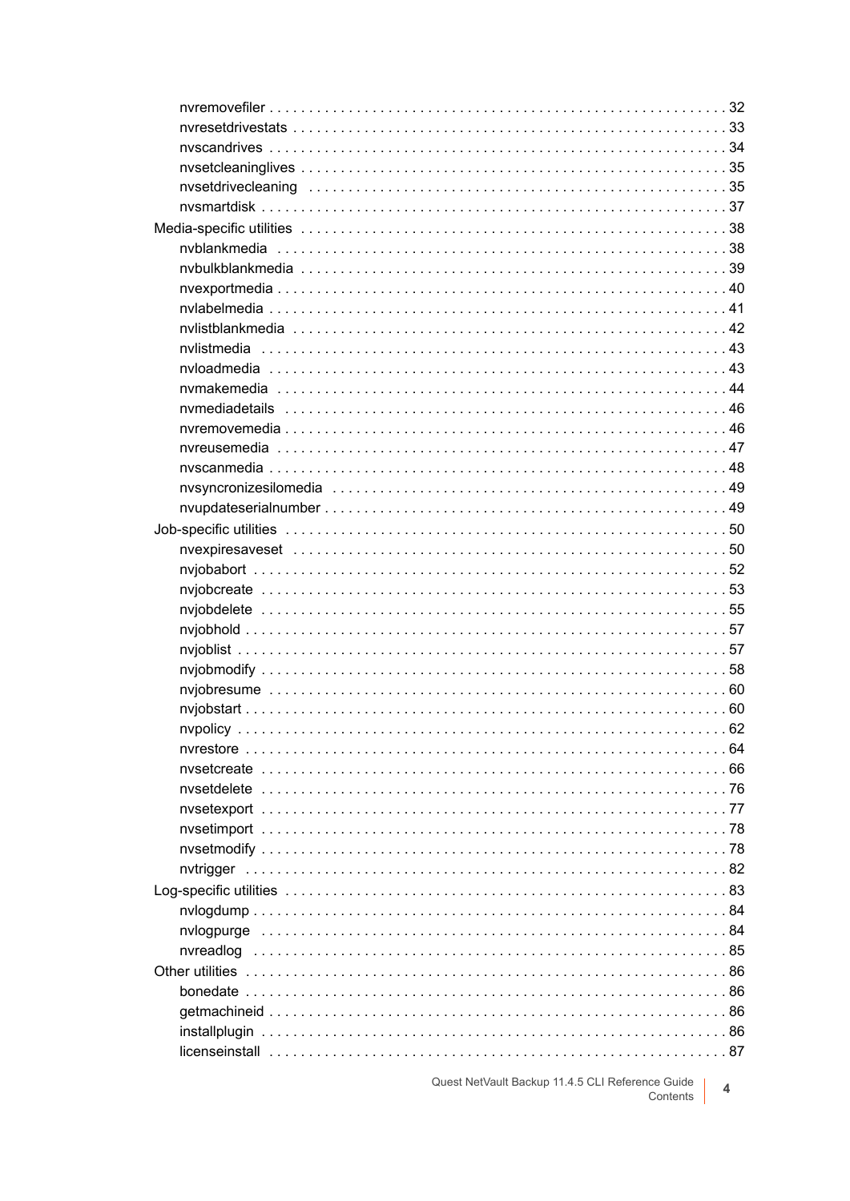- nvremovefiler . . . . . . . . . . . . . . . . . . . . . . . . . . . . . . . . . . . . . . . . . . . . . . . . . . . . . . . . . . . 32
- nvresetdrivestats . . . . . . . . . . . . . . . . . . . . . . . . . . . . . . . . . . . . . . . . . . . . . . . . . . . . . . . . 33
- nvscandrives . . . . . . . . . . . . . . . . . . . . . . . . . . . . . . . . . . . . . . . . . . . . . . . . . . . . . . . . . . . 34
- nvsetcleaninglives . . . . . . . . . . . . . . . . . . . . . . . . . . . . . . . . . . . . . . . . . . . . . . . . . . . . . . . 35
- nvsetdrivecleaning . . . . . . . . . . . . . . . . . . . . . . . . . . . . . . . . . . . . . . . . . . . . . . . . . . . . . . 35
- nvsmartdisk . . . . . . . . . . . . . . . . . . . . . . . . . . . . . . . . . . . . . . . . . . . . . . . . . . . . . . . . . . . . 37

Media-specific utilities . . . . . . . . . . . . . . . . . . . . . . . . . . . . . . . . . . . . . . . . . . . . . . . . . . . . . . 38

- nvblankmedia . . . . . . . . . . . . . . . . . . . . . . . . . . . . . . . . . . . . . . . . . . . . . . . . . . . . . . . . . . . 38
- nvbulkblankmedia . . . . . . . . . . . . . . . . . . . . . . . . . . . . . . . . . . . . . . . . . . . . . . . . . . . . . . . 39
- nvexportmedia . . . . . . . . . . . . . . . . . . . . . . . . . . . . . . . . . . . . . . . . . . . . . . . . . . . . . . . . . . 40
- nvlabelmedia . . . . . . . . . . . . . . . . . . . . . . . . . . . . . . . . . . . . . . . . . . . . . . . . . . . . . . . . . . . 41
- nvlistblankmedia . . . . . . . . . . . . . . . . . . . . . . . . . . . . . . . . . . . . . . . . . . . . . . . . . . . . . . . . 42
- nvlistmedia . . . . . . . . . . . . . . . . . . . . . . . . . . . . . . . . . . . . . . . . . . . . . . . . . . . . . . . . . . . . 43
- nvloadmedia . . . . . . . . . . . . . . . . . . . . . . . . . . . . . . . . . . . . . . . . . . . . . . . . . . . . . . . . . . . 43
- nvmakemedia . . . . . . . . . . . . . . . . . . . . . . . . . . . . . . . . . . . . . . . . . . . . . . . . . . . . . . . . . . 44
- nvmediadetails . . . . . . . . . . . . . . . . . . . . . . . . . . . . . . . . . . . . . . . . . . . . . . . . . . . . . . . . . 46
- nvremovemedia . . . . . . . . . . . . . . . . . . . . . . . . . . . . . . . . . . . . . . . . . . . . . . . . . . . . . . . . . 46
- nvreusemedia . . . . . . . . . . . . . . . . . . . . . . . . . . . . . . . . . . . . . . . . . . . . . . . . . . . . . . . . . . 47
- nvscanmedia . . . . . . . . . . . . . . . . . . . . . . . . . . . . . . . . . . . . . . . . . . . . . . . . . . . . . . . . . . . 48
- nvsyncronizesilomedia . . . . . . . . . . . . . . . . . . . . . . . . . . . . . . . . . . . . . . . . . . . . . . . . . . . 49
- nvupdateserialnumber . . . . . . . . . . . . . . . . . . . . . . . . . . . . . . . . . . . . . . . . . . . . . . . . . . . 49

Job-specific utilities . . . . . . . . . . . . . . . . . . . . . . . . . . . . . . . . . . . . . . . . . . . . . . . . . . . . . . . . 50

- nvexpiresaveset . . . . . . . . . . . . . . . . . . . . . . . . . . . . . . . . . . . . . . . . . . . . . . . . . . . . . . . . 50
- nvjobabort . . . . . . . . . . . . . . . . . . . . . . . . . . . . . . . . . . . . . . . . . . . . . . . . . . . . . . . . . . . . . 52
- nvjobcreate . . . . . . . . . . . . . . . . . . . . . . . . . . . . . . . . . . . . . . . . . . . . . . . . . . . . . . . . . . . . 53
- nvjobdelete . . . . . . . . . . . . . . . . . . . . . . . . . . . . . . . . . . . . . . . . . . . . . . . . . . . . . . . . . . . . 55
- nvjobhold . . . . . . . . . . . . . . . . . . . . . . . . . . . . . . . . . . . . . . . . . . . . . . . . . . . . . . . . . . . . . . 57
- nvjoblist . . . . . . . . . . . . . . . . . . . . . . . . . . . . . . . . . . . . . . . . . . . . . . . . . . . . . . . . . . . . . . . 57
- nvjobmodify . . . . . . . . . . . . . . . . . . . . . . . . . . . . . . . . . . . . . . . . . . . . . . . . . . . . . . . . . . . . 58
- nvjobresume . . . . . . . . . . . . . . . . . . . . . . . . . . . . . . . . . . . . . . . . . . . . . . . . . . . . . . . . . . . 60
- nvjobstart . . . . . . . . . . . . . . . . . . . . . . . . . . . . . . . . . . . . . . . . . . . . . . . . . . . . . . . . . . . . . 60
- nvpolicy . . . . . . . . . . . . . . . . . . . . . . . . . . . . . . . . . . . . . . . . . . . . . . . . . . . . . . . . . . . . . . . 62
- nvrestore . . . . . . . . . . . . . . . . . . . . . . . . . . . . . . . . . . . . . . . . . . . . . . . . . . . . . . . . . . . . . . 64
- nvsetcreate . . . . . . . . . . . . . . . . . . . . . . . . . . . . . . . . . . . . . . . . . . . . . . . . . . . . . . . . . . . . 66
- nvsetdelete . . . . . . . . . . . . . . . . . . . . . . . . . . . . . . . . . . . . . . . . . . . . . . . . . . . . . . . . . . . . 76
- nvsetexport . . . . . . . . . . . . . . . . . . . . . . . . . . . . . . . . . . . . . . . . . . . . . . . . . . . . . . . . . . . . 77
- nvsetimport . . . . . . . . . . . . . . . . . . . . . . . . . . . . . . . . . . . . . . . . . . . . . . . . . . . . . . . . . . . . 78
- nvsetmodify . . . . . . . . . . . . . . . . . . . . . . . . . . . . . . . . . . . . . . . . . . . . . . . . . . . . . . . . . . . . 78
- nvtrigger . . . . . . . . . . . . . . . . . . . . . . . . . . . . . . . . . . . . . . . . . . . . . . . . . . . . . . . . . . . . . . . 82

Log-specific utilities . . . . . . . . . . . . . . . . . . . . . . . . . . . . . . . . . . . . . . . . . . . . . . . . . . . . . . . . 83

- nvlogdump . . . . . . . . . . . . . . . . . . . . . . . . . . . . . . . . . . . . . . . . . . . . . . . . . . . . . . . . . . . . . 84
- nvlogpurge . . . . . . . . . . . . . . . . . . . . . . . . . . . . . . . . . . . . . . . . . . . . . . . . . . . . . . . . . . . . . 84
- nvreadlog . . . . . . . . . . . . . . . . . . . . . . . . . . . . . . . . . . . . . . . . . . . . . . . . . . . . . . . . . . . . . . 85

Other utilities . . . . . . . . . . . . . . . . . . . . . . . . . . . . . . . . . . . . . . . . . . . . . . . . . . . . . . . . . . . . . . 86

- bonedate . . . . . . . . . . . . . . . . . . . . . . . . . . . . . . . . . . . . . . . . . . . . . . . . . . . . . . . . . . . . . . . 86
- getmachineid . . . . . . . . . . . . . . . . . . . . . . . . . . . . . . . . . . . . . . . . . . . . . . . . . . . . . . . . . . . 86
- installplugin . . . . . . . . . . . . . . . . . . . . . . . . . . . . . . . . . . . . . . . . . . . . . . . . . . . . . . . . . . . . 86
- licenseinstall . . . . . . . . . . . . . . . . . . . . . . . . . . . . . . . . . . . . . . . . . . . . . . . . . . . . . . . . . . . 87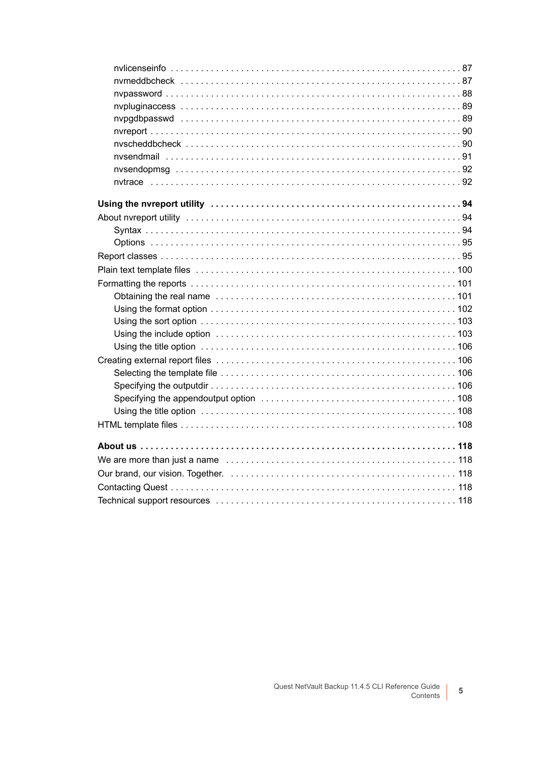- nvlicenseinfo . . . . . 87
- nvmeddbcheck . . . . . 87
- nvpassword . . . . . 88
- nvpluginaccess . . . . . 89
- nvpgdbpasswd . . . . . 89
- nvreport . . . . . 90
- nvscheddbcheck . . . . . 90
- nvsendmail . . . . . 91
- nvsendopmsg . . . . . 92
- nvtrace . . . . . 92

**Using the nvreport utility . . . . . 94**

About nvreport utility . . . . . 94
- Syntax . . . . . 94
- Options . . . . . 95

Report classes . . . . . 95

Plain text template files . . . . . 100

Formatting the reports . . . . . 101
- Obtaining the real name . . . . . 101
- Using the format option . . . . . 102
- Using the sort option . . . . . 103
- Using the include option . . . . . 103
- Using the title option . . . . . 106

Creating external report files . . . . . 106
- Selecting the template file . . . . . 106
- Specifying the outputdir . . . . . 106
- Specifying the appendoutput option . . . . . 108
- Using the title option . . . . . 108

HTML template files . . . . . 108

**About us . . . . . 118**

We are more than just a name . . . . . 118

Our brand, our vision. Together. . . . . . 118

Contacting Quest . . . . . 118

Technical support resources . . . . . 118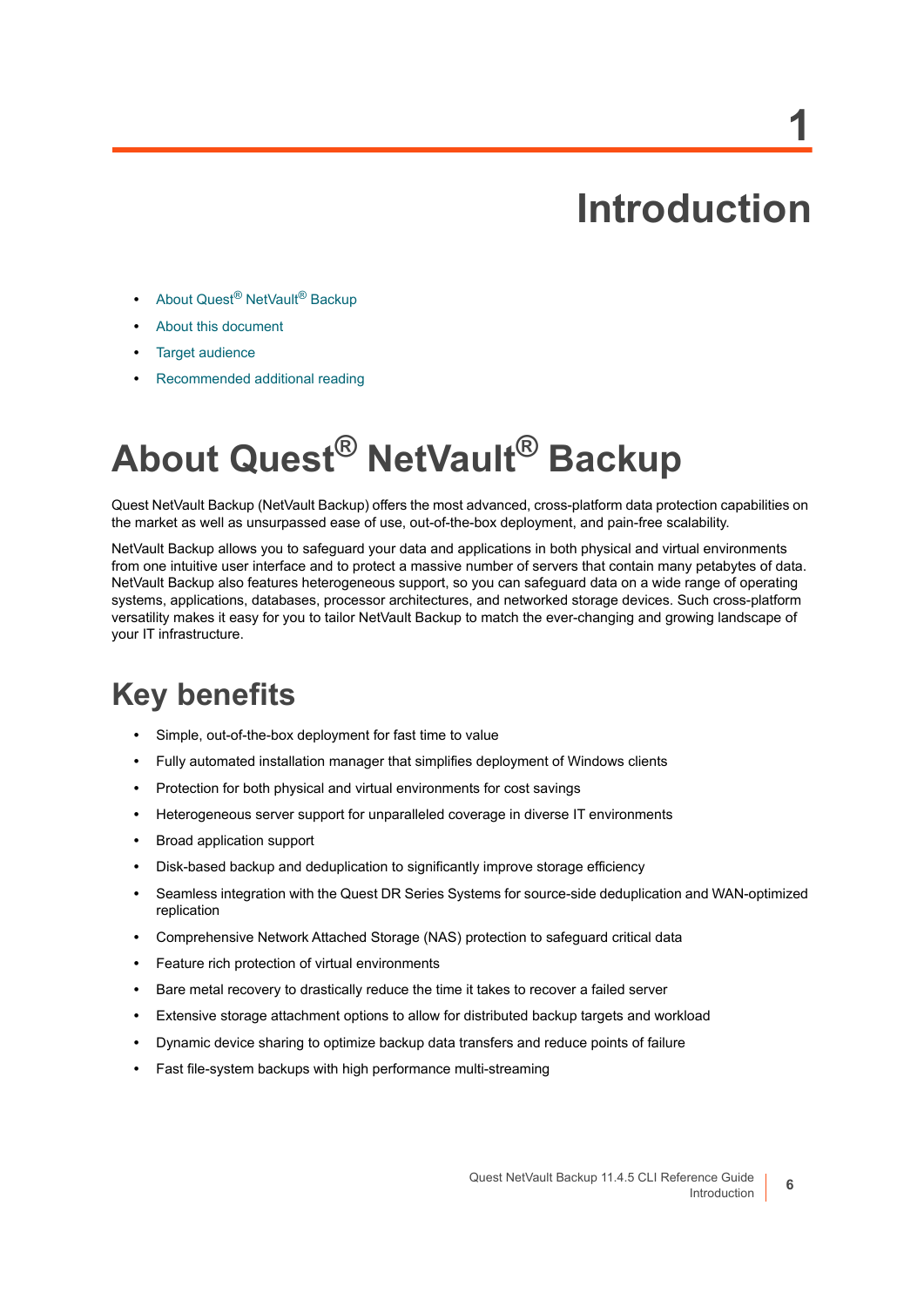# 1 Introduction

- About Quest® NetVault® Backup
- About this document
- Target audience
- Recommended additional reading

# About Quest® NetVault® Backup

Quest NetVault Backup (NetVault Backup) offers the most advanced, cross-platform data protection capabilities on the market as well as unsurpassed ease of use, out-of-the-box deployment, and pain-free scalability.

NetVault Backup allows you to safeguard your data and applications in both physical and virtual environments from one intuitive user interface and to protect a massive number of servers that contain many petabytes of data. NetVault Backup also features heterogeneous support, so you can safeguard data on a wide range of operating systems, applications, databases, processor architectures, and networked storage devices. Such cross-platform versatility makes it easy for you to tailor NetVault Backup to match the ever-changing and growing landscape of your IT infrastructure.

## Key benefits

- Simple, out-of-the-box deployment for fast time to value
- Fully automated installation manager that simplifies deployment of Windows clients
- Protection for both physical and virtual environments for cost savings
- Heterogeneous server support for unparalleled coverage in diverse IT environments
- Broad application support
- Disk-based backup and deduplication to significantly improve storage efficiency
- Seamless integration with the Quest DR Series Systems for source-side deduplication and WAN-optimized replication
- Comprehensive Network Attached Storage (NAS) protection to safeguard critical data
- Feature rich protection of virtual environments
- Bare metal recovery to drastically reduce the time it takes to recover a failed server
- Extensive storage attachment options to allow for distributed backup targets and workload
- Dynamic device sharing to optimize backup data transfers and reduce points of failure
- Fast file-system backups with high performance multi-streaming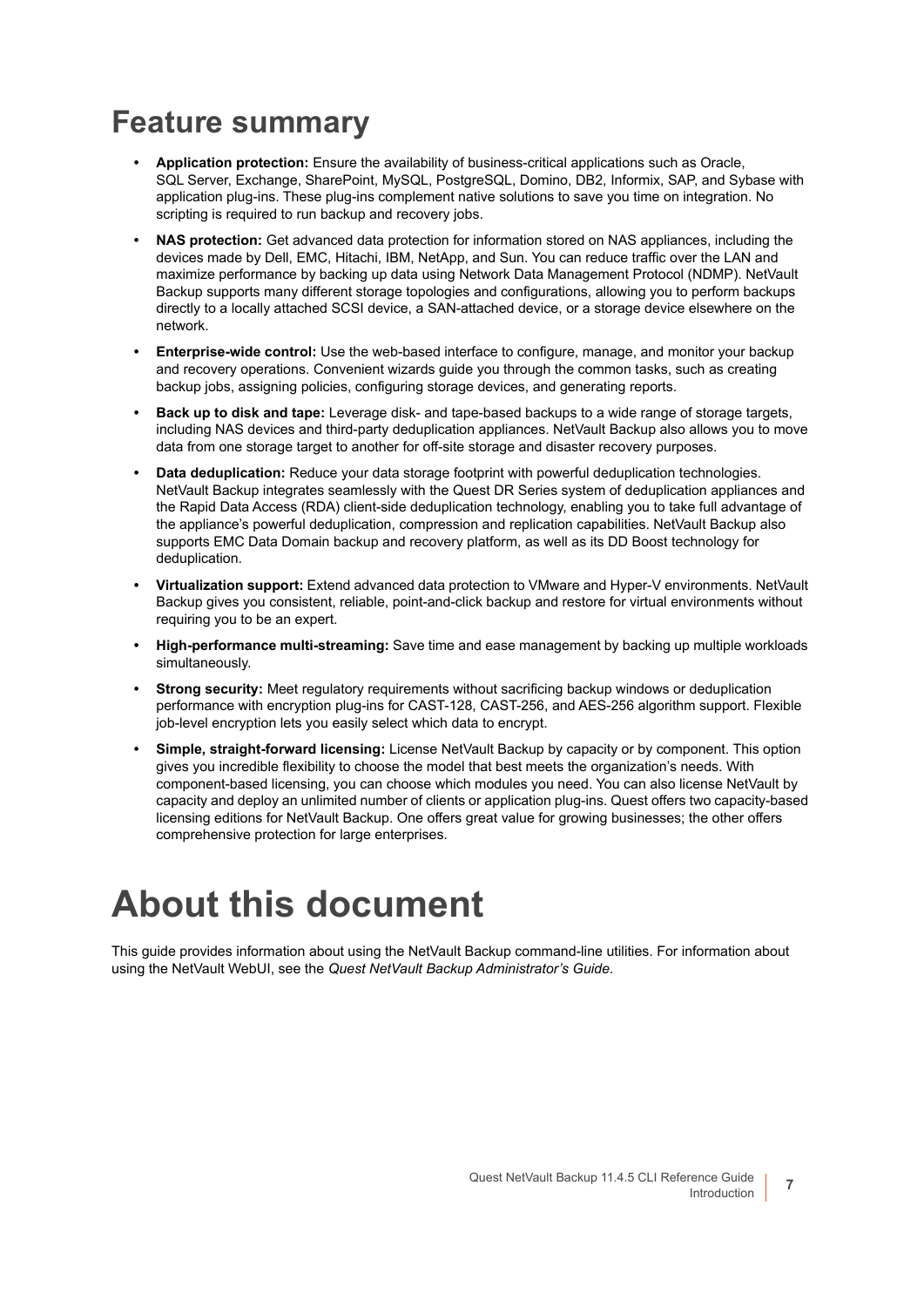## Feature summary

- **Application protection:** Ensure the availability of business-critical applications such as Oracle, SQL Server, Exchange, SharePoint, MySQL, PostgreSQL, Domino, DB2, Informix, SAP, and Sybase with application plug-ins. These plug-ins complement native solutions to save you time on integration. No scripting is required to run backup and recovery jobs.
- **NAS protection:** Get advanced data protection for information stored on NAS appliances, including the devices made by Dell, EMC, Hitachi, IBM, NetApp, and Sun. You can reduce traffic over the LAN and maximize performance by backing up data using Network Data Management Protocol (NDMP). NetVault Backup supports many different storage topologies and configurations, allowing you to perform backups directly to a locally attached SCSI device, a SAN-attached device, or a storage device elsewhere on the network.
- **Enterprise-wide control:** Use the web-based interface to configure, manage, and monitor your backup and recovery operations. Convenient wizards guide you through the common tasks, such as creating backup jobs, assigning policies, configuring storage devices, and generating reports.
- **Back up to disk and tape:** Leverage disk- and tape-based backups to a wide range of storage targets, including NAS devices and third-party deduplication appliances. NetVault Backup also allows you to move data from one storage target to another for off-site storage and disaster recovery purposes.
- **Data deduplication:** Reduce your data storage footprint with powerful deduplication technologies. NetVault Backup integrates seamlessly with the Quest DR Series system of deduplication appliances and the Rapid Data Access (RDA) client-side deduplication technology, enabling you to take full advantage of the appliance's powerful deduplication, compression and replication capabilities. NetVault Backup also supports EMC Data Domain backup and recovery platform, as well as its DD Boost technology for deduplication.
- **Virtualization support:** Extend advanced data protection to VMware and Hyper-V environments. NetVault Backup gives you consistent, reliable, point-and-click backup and restore for virtual environments without requiring you to be an expert.
- **High-performance multi-streaming:** Save time and ease management by backing up multiple workloads simultaneously.
- **Strong security:** Meet regulatory requirements without sacrificing backup windows or deduplication performance with encryption plug-ins for CAST-128, CAST-256, and AES-256 algorithm support. Flexible job-level encryption lets you easily select which data to encrypt.
- **Simple, straight-forward licensing:** License NetVault Backup by capacity or by component. This option gives you incredible flexibility to choose the model that best meets the organization's needs. With component-based licensing, you can choose which modules you need. You can also license NetVault by capacity and deploy an unlimited number of clients or application plug-ins. Quest offers two capacity-based licensing editions for NetVault Backup. One offers great value for growing businesses; the other offers comprehensive protection for large enterprises.

# About this document

This guide provides information about using the NetVault Backup command-line utilities. For information about using the NetVault WebUI, see the *Quest NetVault Backup Administrator's Guide*.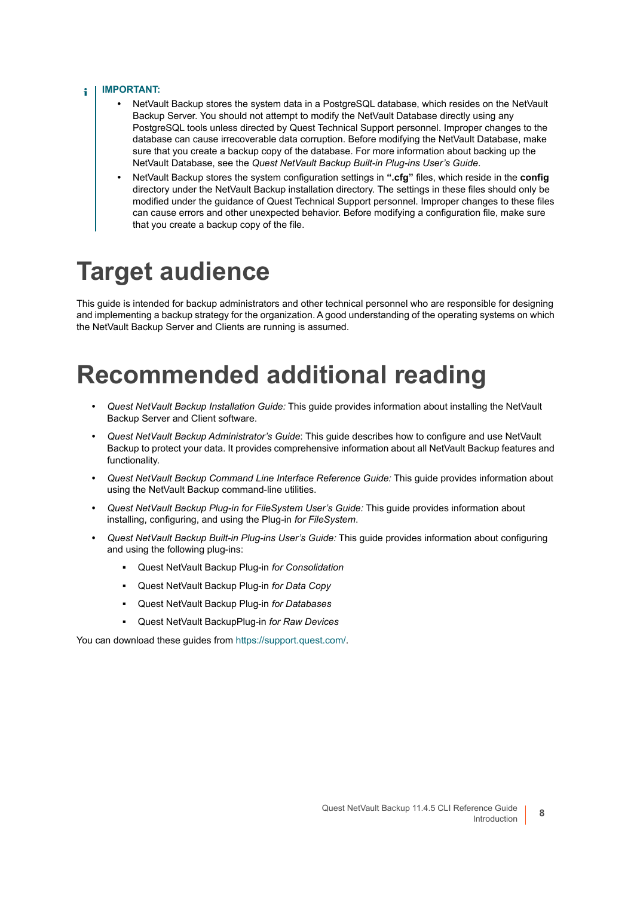**IMPORTANT:**

- NetVault Backup stores the system data in a PostgreSQL database, which resides on the NetVault Backup Server. You should not attempt to modify the NetVault Database directly using any PostgreSQL tools unless directed by Quest Technical Support personnel. Improper changes to the database can cause irrecoverable data corruption. Before modifying the NetVault Database, make sure that you create a backup copy of the database. For more information about backing up the NetVault Database, see the *Quest NetVault Backup Built-in Plug-ins User's Guide*.
- NetVault Backup stores the system configuration settings in **".cfg"** files, which reside in the **config** directory under the NetVault Backup installation directory. The settings in these files should only be modified under the guidance of Quest Technical Support personnel. Improper changes to these files can cause errors and other unexpected behavior. Before modifying a configuration file, make sure that you create a backup copy of the file.

# Target audience

This guide is intended for backup administrators and other technical personnel who are responsible for designing and implementing a backup strategy for the organization. A good understanding of the operating systems on which the NetVault Backup Server and Clients are running is assumed.

# Recommended additional reading

- *Quest NetVault Backup Installation Guide:* This guide provides information about installing the NetVault Backup Server and Client software.
- *Quest NetVault Backup Administrator's Guide*: This guide describes how to configure and use NetVault Backup to protect your data. It provides comprehensive information about all NetVault Backup features and functionality.
- *Quest NetVault Backup Command Line Interface Reference Guide:* This guide provides information about using the NetVault Backup command-line utilities.
- *Quest NetVault Backup Plug-in for FileSystem User's Guide:* This guide provides information about installing, configuring, and using the Plug-in *for FileSystem*.
- *Quest NetVault Backup Built-in Plug-ins User's Guide:* This guide provides information about configuring and using the following plug-ins:
  - Quest NetVault Backup Plug-in *for Consolidation*
  - Quest NetVault Backup Plug-in *for Data Copy*
  - Quest NetVault Backup Plug-in *for Databases*
  - Quest NetVault BackupPlug-in *for Raw Devices*

You can download these guides from https://support.quest.com/.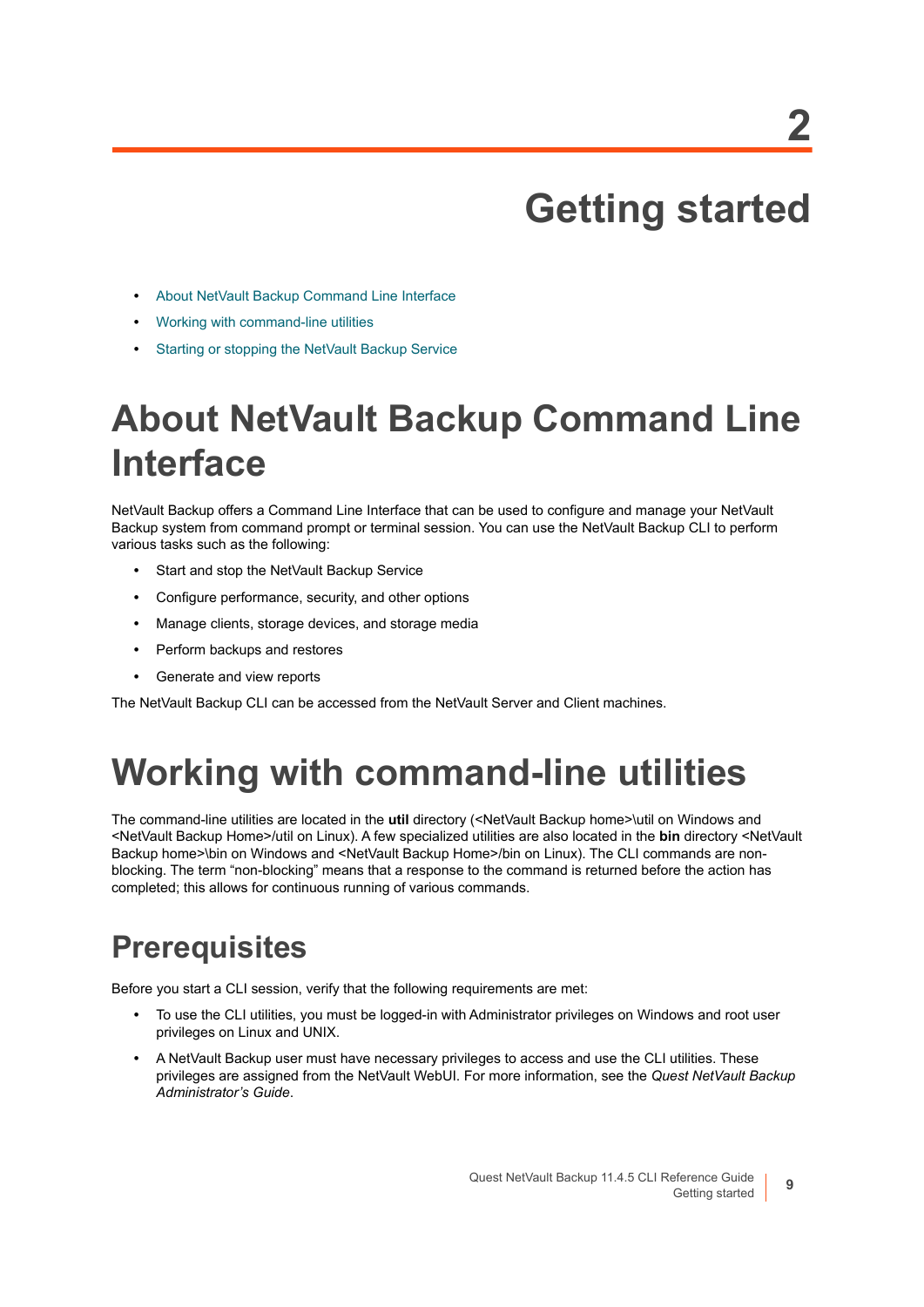# 2

# Getting started

- About NetVault Backup Command Line Interface
- Working with command-line utilities
- Starting or stopping the NetVault Backup Service

## About NetVault Backup Command Line Interface

NetVault Backup offers a Command Line Interface that can be used to configure and manage your NetVault Backup system from command prompt or terminal session. You can use the NetVault Backup CLI to perform various tasks such as the following:

- Start and stop the NetVault Backup Service
- Configure performance, security, and other options
- Manage clients, storage devices, and storage media
- Perform backups and restores
- Generate and view reports

The NetVault Backup CLI can be accessed from the NetVault Server and Client machines.

## Working with command-line utilities

The command-line utilities are located in the **util** directory (<NetVault Backup home>\util on Windows and <NetVault Backup Home>/util on Linux). A few specialized utilities are also located in the **bin** directory <NetVault Backup home>\bin on Windows and <NetVault Backup Home>/bin on Linux). The CLI commands are non-blocking. The term "non-blocking" means that a response to the command is returned before the action has completed; this allows for continuous running of various commands.

### Prerequisites

Before you start a CLI session, verify that the following requirements are met:

- To use the CLI utilities, you must be logged-in with Administrator privileges on Windows and root user privileges on Linux and UNIX.
- A NetVault Backup user must have necessary privileges to access and use the CLI utilities. These privileges are assigned from the NetVault WebUI. For more information, see the *Quest NetVault Backup Administrator's Guide*.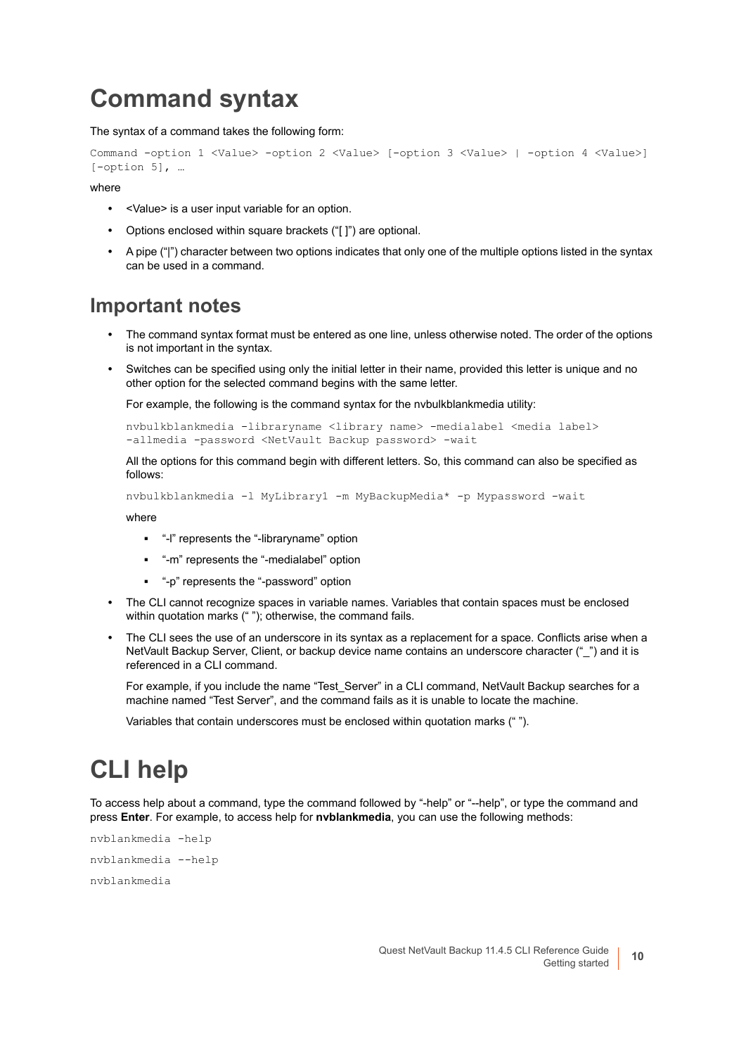# Command syntax

The syntax of a command takes the following form:

```
Command -option 1 <Value> -option 2 <Value> [-option 3 <Value> | -option 4 <Value>]
[-option 5], …
```

where

- <Value> is a user input variable for an option.
- Options enclosed within square brackets ("[ ]") are optional.
- A pipe ("|") character between two options indicates that only one of the multiple options listed in the syntax can be used in a command.

## Important notes

- The command syntax format must be entered as one line, unless otherwise noted. The order of the options is not important in the syntax.
- Switches can be specified using only the initial letter in their name, provided this letter is unique and no other option for the selected command begins with the same letter.

  For example, the following is the command syntax for the nvbulkblankmedia utility:

  ```
  nvbulkblankmedia -libraryname <library name> -medialabel <media label>
  -allmedia -password <NetVault Backup password> -wait
  ```

  All the options for this command begin with different letters. So, this command can also be specified as follows:

  ```
  nvbulkblankmedia -l MyLibrary1 -m MyBackupMedia* -p Mypassword -wait
  ```

  where

  - "-l" represents the "-libraryname" option
  - "-m" represents the "-medialabel" option
  - "-p" represents the "-password" option
- The CLI cannot recognize spaces in variable names. Variables that contain spaces must be enclosed within quotation marks (" "); otherwise, the command fails.
- The CLI sees the use of an underscore in its syntax as a replacement for a space. Conflicts arise when a NetVault Backup Server, Client, or backup device name contains an underscore character ("_") and it is referenced in a CLI command.

  For example, if you include the name "Test_Server" in a CLI command, NetVault Backup searches for a machine named "Test Server", and the command fails as it is unable to locate the machine.

  Variables that contain underscores must be enclosed within quotation marks (" ").

# CLI help

To access help about a command, type the command followed by "-help" or "--help", or type the command and press **Enter**. For example, to access help for **nvblankmedia**, you can use the following methods:

```
nvblankmedia -help
nvblankmedia --help
nvblankmedia
```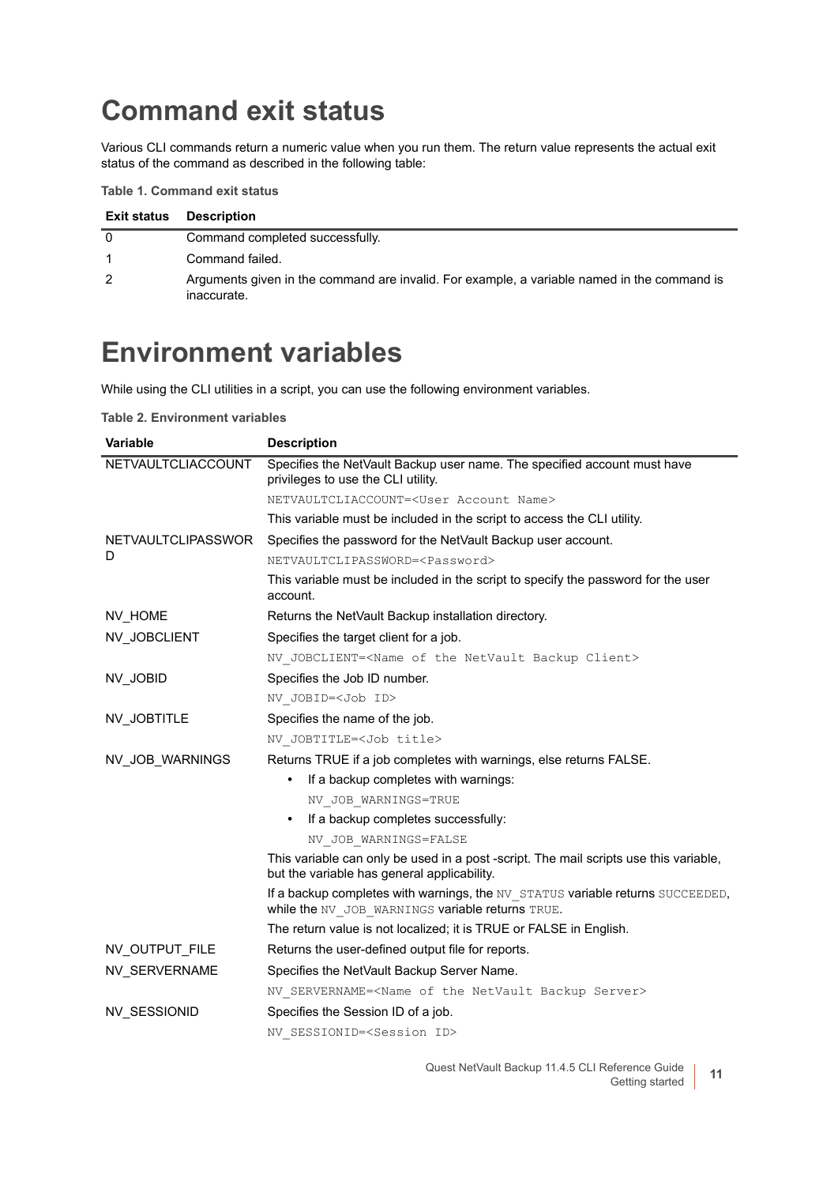# Command exit status

Various CLI commands return a numeric value when you run them. The return value represents the actual exit status of the command as described in the following table:

**Table 1. Command exit status**

| Exit status | Description |
|---|---|
| 0 | Command completed successfully. |
| 1 | Command failed. |
| 2 | Arguments given in the command are invalid. For example, a variable named in the command is inaccurate. |

# Environment variables

While using the CLI utilities in a script, you can use the following environment variables.

**Table 2. Environment variables**

| Variable | Description |
|---|---|
| NETVAULTCLIACCOUNT | Specifies the NetVault Backup user name. The specified account must have privileges to use the CLI utility.<br>`NETVAULTCLIACCOUNT=<User Account Name>`<br>This variable must be included in the script to access the CLI utility. |
| NETVAULTCLIPASSWORD | Specifies the password for the NetVault Backup user account.<br>`NETVAULTCLIPASSWORD=<Password>`<br>This variable must be included in the script to specify the password for the user account. |
| NV_HOME | Returns the NetVault Backup installation directory. |
| NV_JOBCLIENT | Specifies the target client for a job.<br>`NV_JOBCLIENT=<Name of the NetVault Backup Client>` |
| NV_JOBID | Specifies the Job ID number.<br>`NV_JOBID=<Job ID>` |
| NV_JOBTITLE | Specifies the name of the job.<br>`NV_JOBTITLE=<Job title>` |
| NV_JOB_WARNINGS | Returns TRUE if a job completes with warnings, else returns FALSE.<br>• If a backup completes with warnings:<br>`NV_JOB_WARNINGS=TRUE`<br>• If a backup completes successfully:<br>`NV_JOB_WARNINGS=FALSE`<br>This variable can only be used in a post -script. The mail scripts use this variable, but the variable has general applicability.<br>If a backup completes with warnings, the `NV_STATUS` variable returns `SUCCEEDED`, while the `NV_JOB_WARNINGS` variable returns `TRUE`.<br>The return value is not localized; it is TRUE or FALSE in English. |
| NV_OUTPUT_FILE | Returns the user-defined output file for reports. |
| NV_SERVERNAME | Specifies the NetVault Backup Server Name.<br>`NV_SERVERNAME=<Name of the NetVault Backup Server>` |
| NV_SESSIONID | Specifies the Session ID of a job.<br>`NV_SESSIONID=<Session ID>` |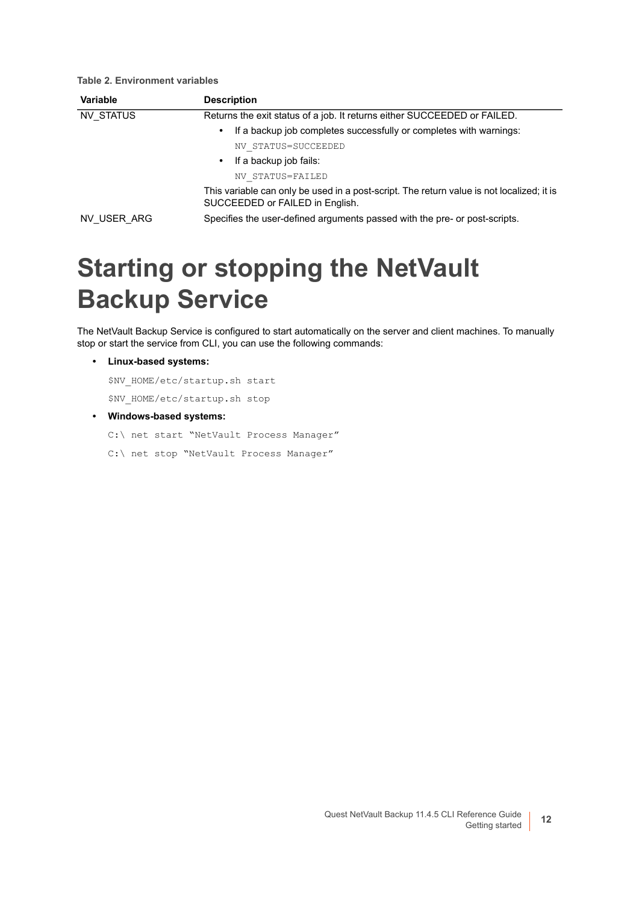**Table 2. Environment variables**

| Variable | Description |
| --- | --- |
| NV_STATUS | Returns the exit status of a job. It returns either SUCCEEDED or FAILED.<br>• If a backup job completes successfully or completes with warnings:<br>`NV_STATUS=SUCCEEDED`<br>• If a backup job fails:<br>`NV_STATUS=FAILED`<br>This variable can only be used in a post-script. The return value is not localized; it is SUCCEEDED or FAILED in English. |
| NV_USER_ARG | Specifies the user-defined arguments passed with the pre- or post-scripts. |

# Starting or stopping the NetVault Backup Service

The NetVault Backup Service is configured to start automatically on the server and client machines. To manually stop or start the service from CLI, you can use the following commands:

- **Linux-based systems:**

```
$NV_HOME/etc/startup.sh start
$NV_HOME/etc/startup.sh stop
```

- **Windows-based systems:**

```
C:\ net start "NetVault Process Manager"
C:\ net stop "NetVault Process Manager"
```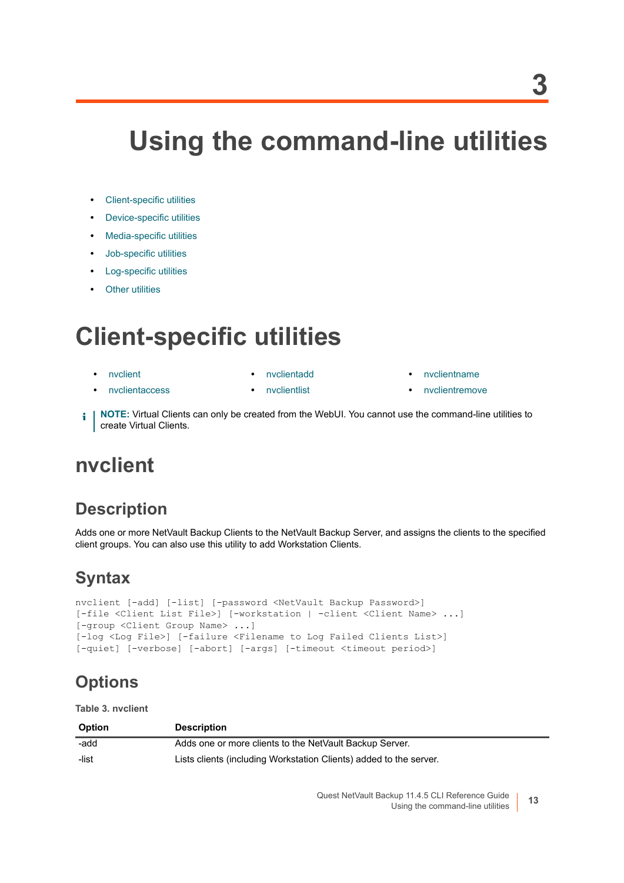3

# Using the command-line utilities

- Client-specific utilities
- Device-specific utilities
- Media-specific utilities
- Job-specific utilities
- Log-specific utilities
- Other utilities

# Client-specific utilities

- nvclient
- nvclientaccess
- nvclientadd
- nvclientlist
- nvclientname
- nvclientremove

**NOTE:** Virtual Clients can only be created from the WebUI. You cannot use the command-line utilities to create Virtual Clients.

## nvclient

### Description

Adds one or more NetVault Backup Clients to the NetVault Backup Server, and assigns the clients to the specified client groups. You can also use this utility to add Workstation Clients.

### Syntax

```
nvclient [-add] [-list] [-password <NetVault Backup Password>]
[-file <Client List File>] [-workstation | -client <Client Name> ...]
[-group <Client Group Name> ...]
[-log <Log File>] [-failure <Filename to Log Failed Clients List>]
[-quiet] [-verbose] [-abort] [-args] [-timeout <timeout period>]
```

### Options

**Table 3. nvclient**

| Option | Description |
|---|---|
| -add | Adds one or more clients to the NetVault Backup Server. |
| -list | Lists clients (including Workstation Clients) added to the server. |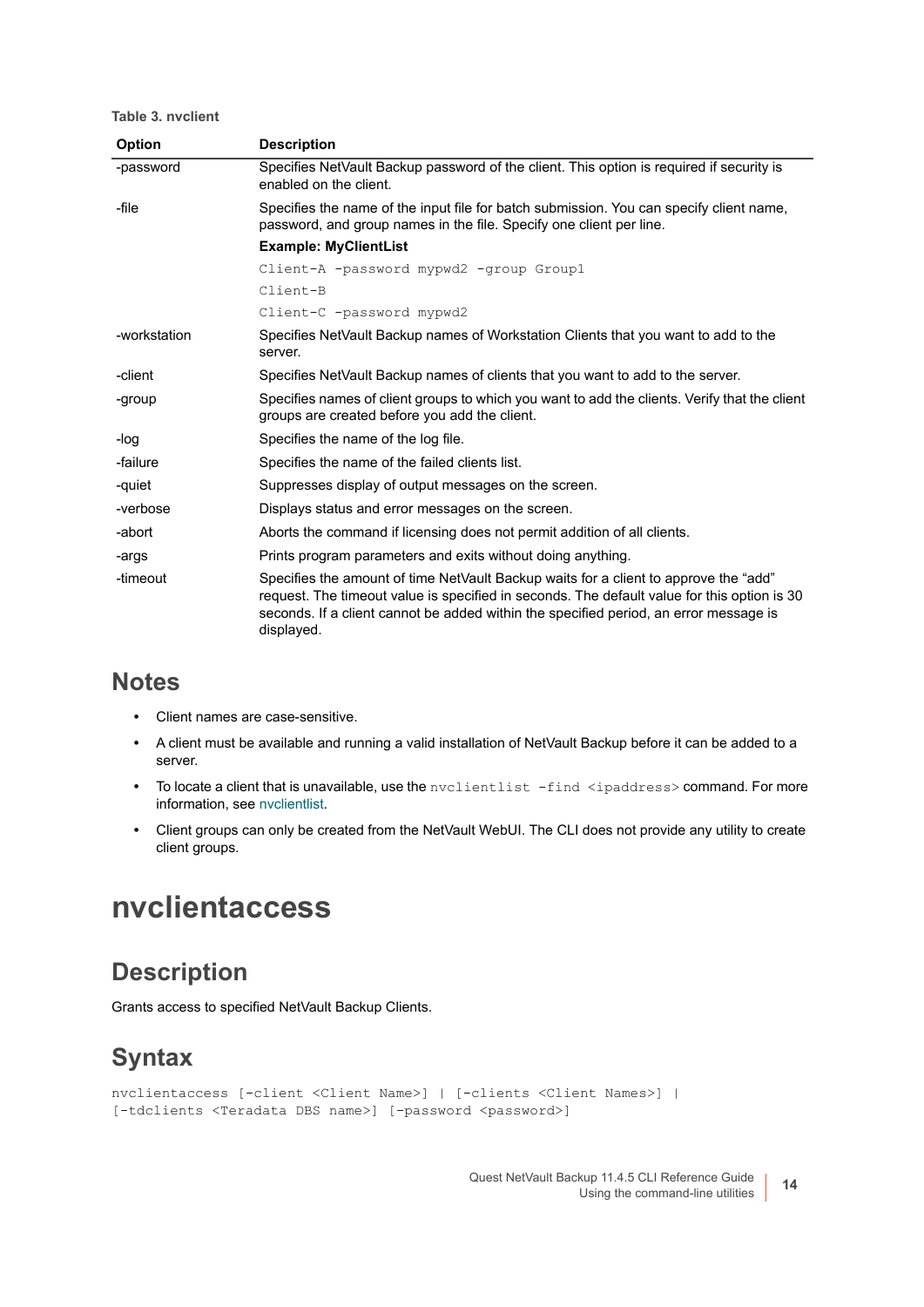**Table 3. nvclient**

| Option | Description |
|---|---|
| -password | Specifies NetVault Backup password of the client. This option is required if security is enabled on the client. |
| -file | Specifies the name of the input file for batch submission. You can specify client name, password, and group names in the file. Specify one client per line.<br>**Example: MyClientList**<br>`Client-A -password mypwd2 -group Group1`<br>`Client-B`<br>`Client-C -password mypwd2` |
| -workstation | Specifies NetVault Backup names of Workstation Clients that you want to add to the server. |
| -client | Specifies NetVault Backup names of clients that you want to add to the server. |
| -group | Specifies names of client groups to which you want to add the clients. Verify that the client groups are created before you add the client. |
| -log | Specifies the name of the log file. |
| -failure | Specifies the name of the failed clients list. |
| -quiet | Suppresses display of output messages on the screen. |
| -verbose | Displays status and error messages on the screen. |
| -abort | Aborts the command if licensing does not permit addition of all clients. |
| -args | Prints program parameters and exits without doing anything. |
| -timeout | Specifies the amount of time NetVault Backup waits for a client to approve the "add" request. The timeout value is specified in seconds. The default value for this option is 30 seconds. If a client cannot be added within the specified period, an error message is displayed. |

## Notes

- Client names are case-sensitive.
- A client must be available and running a valid installation of NetVault Backup before it can be added to a server.
- To locate a client that is unavailable, use the `nvclientlist -find <ipaddress>` command. For more information, see nvclientlist.
- Client groups can only be created from the NetVault WebUI. The CLI does not provide any utility to create client groups.

# nvclientaccess

## Description

Grants access to specified NetVault Backup Clients.

## Syntax

```
nvclientaccess [-client <Client Name>] | [-clients <Client Names>] |
[-tdclients <Teradata DBS name>] [-password <password>]
```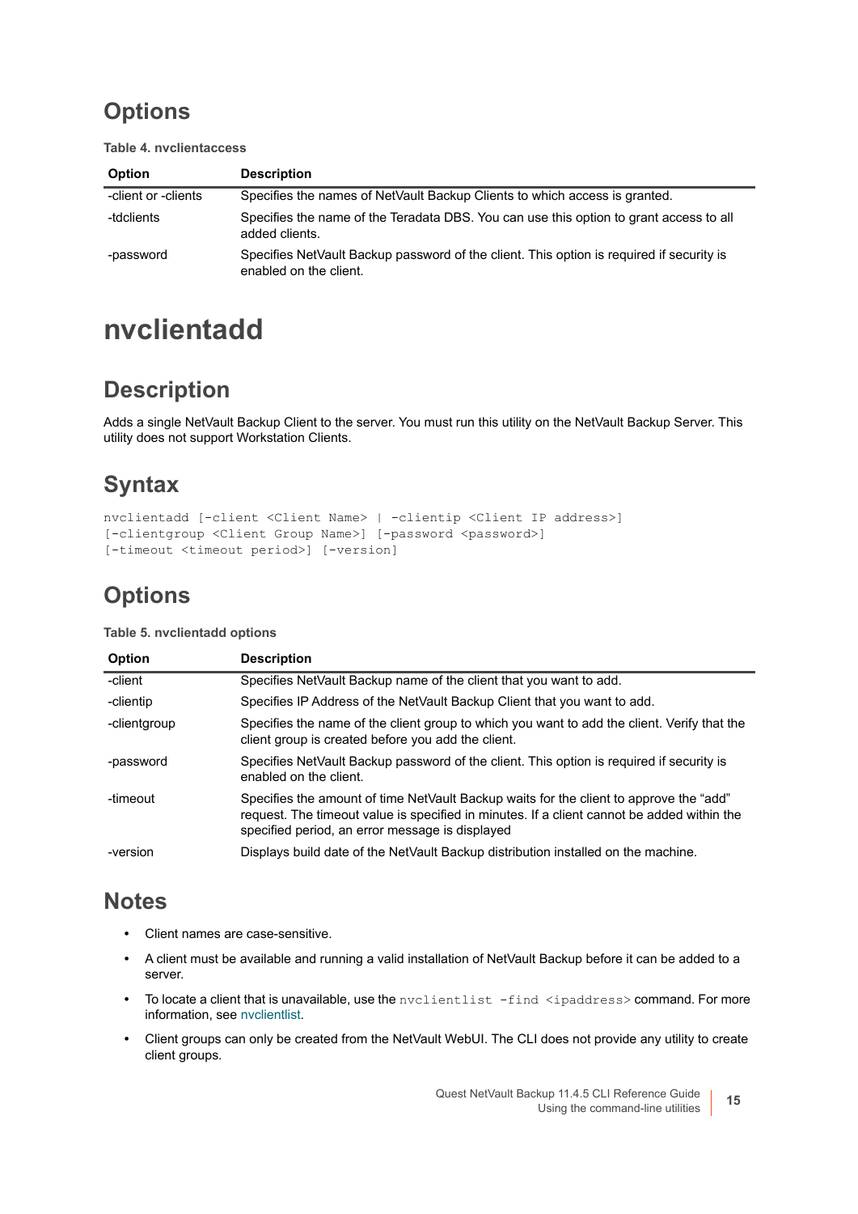## Options

**Table 4. nvclientaccess**

| Option | Description |
|---|---|
| -client or -clients | Specifies the names of NetVault Backup Clients to which access is granted. |
| -tdclients | Specifies the name of the Teradata DBS. You can use this option to grant access to all added clients. |
| -password | Specifies NetVault Backup password of the client. This option is required if security is enabled on the client. |

# nvclientadd

## Description

Adds a single NetVault Backup Client to the server. You must run this utility on the NetVault Backup Server. This utility does not support Workstation Clients.

## Syntax

```
nvclientadd [-client <Client Name> | -clientip <Client IP address>]
[-clientgroup <Client Group Name>] [-password <password>]
[-timeout <timeout period>] [-version]
```

## Options

**Table 5. nvclientadd options**

| Option | Description |
|---|---|
| -client | Specifies NetVault Backup name of the client that you want to add. |
| -clientip | Specifies IP Address of the NetVault Backup Client that you want to add. |
| -clientgroup | Specifies the name of the client group to which you want to add the client. Verify that the client group is created before you add the client. |
| -password | Specifies NetVault Backup password of the client. This option is required if security is enabled on the client. |
| -timeout | Specifies the amount of time NetVault Backup waits for the client to approve the "add" request. The timeout value is specified in minutes. If a client cannot be added within the specified period, an error message is displayed |
| -version | Displays build date of the NetVault Backup distribution installed on the machine. |

## Notes

- Client names are case-sensitive.
- A client must be available and running a valid installation of NetVault Backup before it can be added to a server.
- To locate a client that is unavailable, use the `nvclientlist -find <ipaddress>` command. For more information, see nvclientlist.
- Client groups can only be created from the NetVault WebUI. The CLI does not provide any utility to create client groups.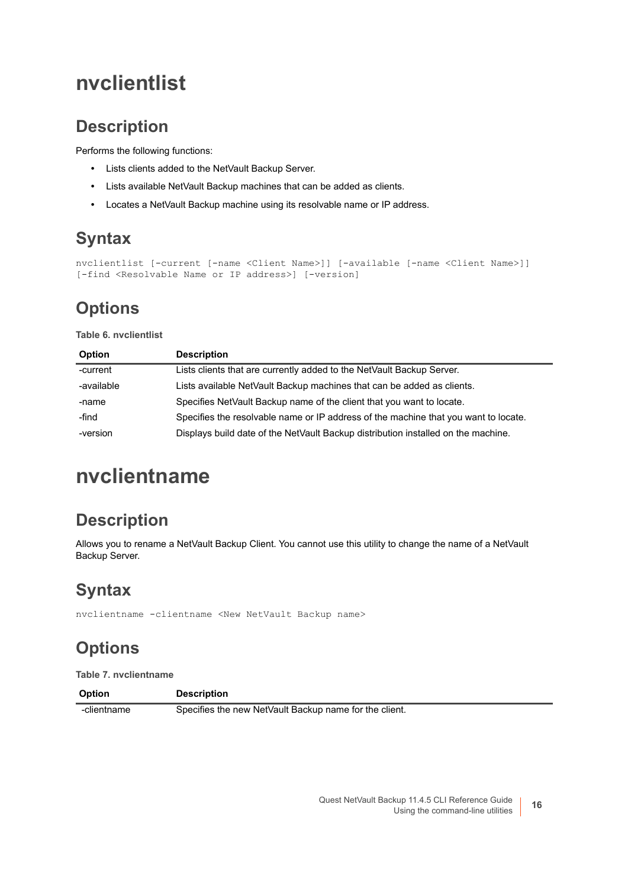# nvclientlist

## Description

Performs the following functions:

- Lists clients added to the NetVault Backup Server.
- Lists available NetVault Backup machines that can be added as clients.
- Locates a NetVault Backup machine using its resolvable name or IP address.

## Syntax

```
nvclientlist [-current [-name <Client Name>]] [-available [-name <Client Name>]]
[-find <Resolvable Name or IP address>] [-version]
```

## Options

**Table 6. nvclientlist**

| Option | Description |
|---|---|
| -current | Lists clients that are currently added to the NetVault Backup Server. |
| -available | Lists available NetVault Backup machines that can be added as clients. |
| -name | Specifies NetVault Backup name of the client that you want to locate. |
| -find | Specifies the resolvable name or IP address of the machine that you want to locate. |
| -version | Displays build date of the NetVault Backup distribution installed on the machine. |

# nvclientname

## Description

Allows you to rename a NetVault Backup Client. You cannot use this utility to change the name of a NetVault Backup Server.

## Syntax

```
nvclientname -clientname <New NetVault Backup name>
```

## Options

**Table 7. nvclientname**

| Option | Description |
|---|---|
| -clientname | Specifies the new NetVault Backup name for the client. |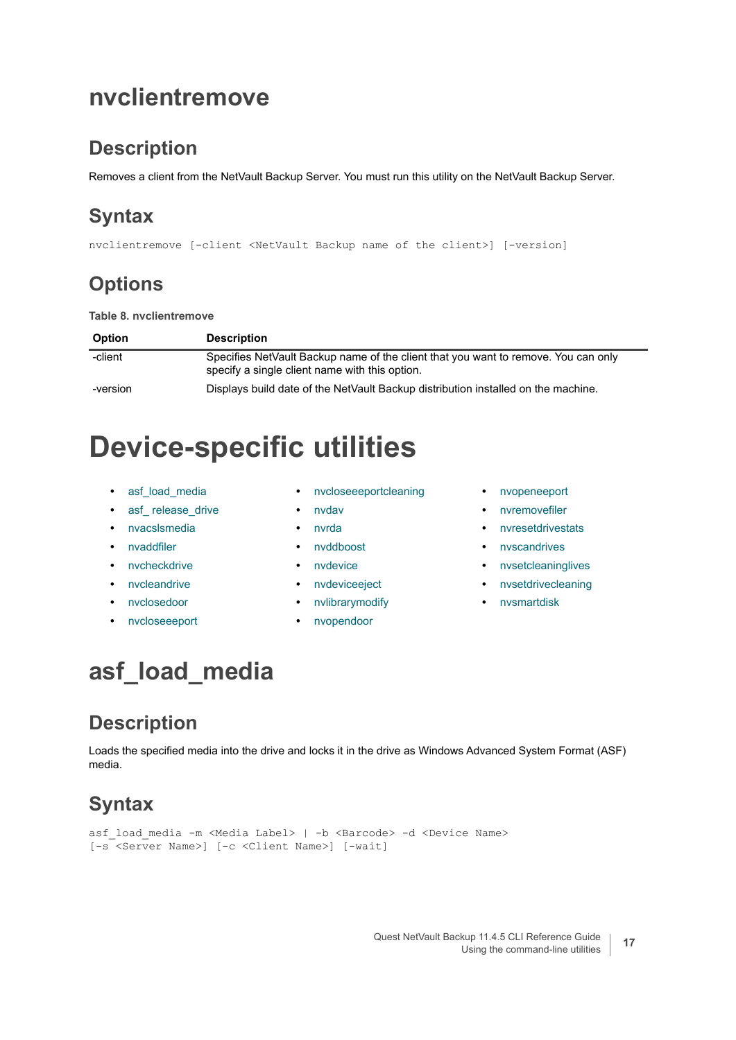# nvclientremove

## Description

Removes a client from the NetVault Backup Server. You must run this utility on the NetVault Backup Server.

## Syntax

```
nvclientremove [-client <NetVault Backup name of the client>] [-version]
```

## Options

**Table 8. nvclientremove**

| Option | Description |
|---|---|
| -client | Specifies NetVault Backup name of the client that you want to remove. You can only specify a single client name with this option. |
| -version | Displays build date of the NetVault Backup distribution installed on the machine. |

# Device-specific utilities

- asf_load_media
- asf_ release_drive
- nvacslsmedia
- nvaddfiler
- nvcheckdrive
- nvcleandrive
- nvclosedoor
- nvcloseeeport
- nvcloseeeportcleaning
- nvdav
- nvrda
- nvddboost
- nvdevice
- nvdeviceeject
- nvlibrarymodify
- nvopendoor
- nvopeneeport
- nvremovefiler
- nvresetdrivestats
- nvscandrives
- nvsetcleaninglives
- nvsetdrivecleaning
- nvsmartdisk

# asf_load_media

## Description

Loads the specified media into the drive and locks it in the drive as Windows Advanced System Format (ASF) media.

## Syntax

```
asf_load_media -m <Media Label> | -b <Barcode> -d <Device Name>
[-s <Server Name>] [-c <Client Name>] [-wait]
```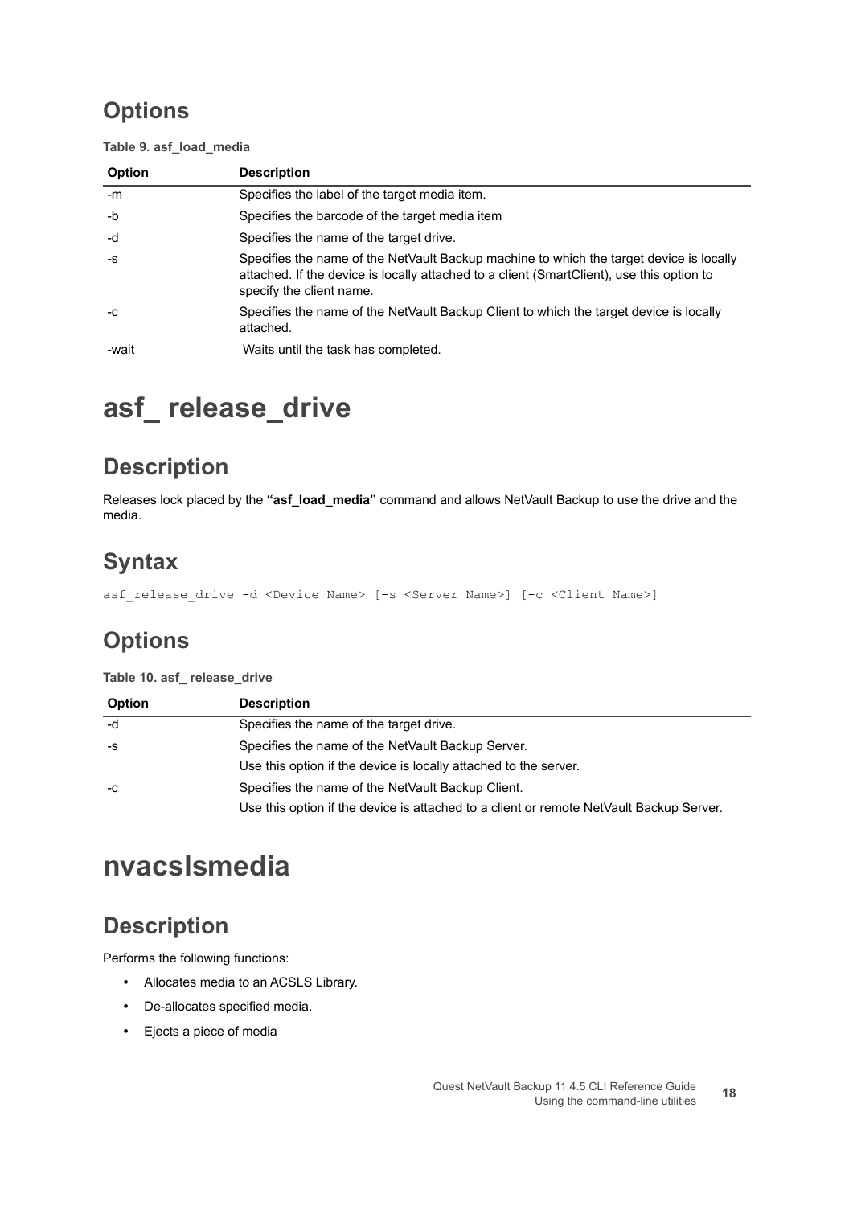## Options

**Table 9. asf_load_media**

| Option | Description |
|---|---|
| -m | Specifies the label of the target media item. |
| -b | Specifies the barcode of the target media item |
| -d | Specifies the name of the target drive. |
| -s | Specifies the name of the NetVault Backup machine to which the target device is locally attached. If the device is locally attached to a client (SmartClient), use this option to specify the client name. |
| -c | Specifies the name of the NetVault Backup Client to which the target device is locally attached. |
| -wait | Waits until the task has completed. |

# asf_ release_drive

## Description

Releases lock placed by the **"asf_load_media"** command and allows NetVault Backup to use the drive and the media.

## Syntax

```
asf_release_drive -d <Device Name> [-s <Server Name>] [-c <Client Name>]
```

## Options

**Table 10. asf_ release_drive**

| Option | Description |
|---|---|
| -d | Specifies the name of the target drive. |
| -s | Specifies the name of the NetVault Backup Server.<br>Use this option if the device is locally attached to the server. |
| -c | Specifies the name of the NetVault Backup Client.<br>Use this option if the device is attached to a client or remote NetVault Backup Server. |

# nvacslsmedia

## Description

Performs the following functions:

- Allocates media to an ACSLS Library.
- De-allocates specified media.
- Ejects a piece of media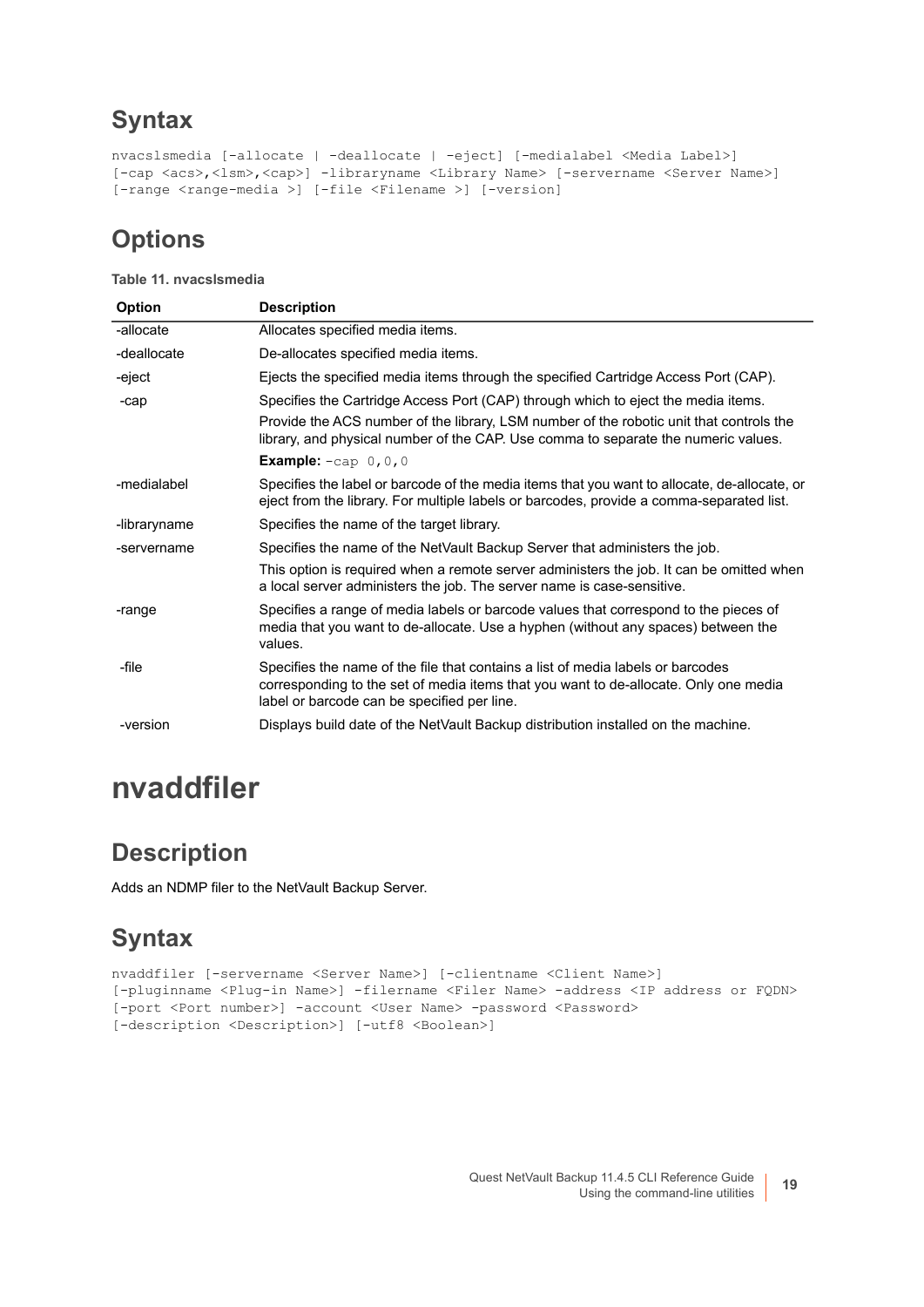## Syntax

```
nvacslsmedia [-allocate | -deallocate | -eject] [-medialabel <Media Label>]
[-cap <acs>,<lsm>,<cap>] -libraryname <Library Name> [-servername <Server Name>]
[-range <range-media >] [-file <Filename >] [-version]
```

## Options

**Table 11. nvacslsmedia**

| Option | Description |
|---|---|
| -allocate | Allocates specified media items. |
| -deallocate | De-allocates specified media items. |
| -eject | Ejects the specified media items through the specified Cartridge Access Port (CAP). |
| -cap | Specifies the Cartridge Access Port (CAP) through which to eject the media items.<br>Provide the ACS number of the library, LSM number of the robotic unit that controls the library, and physical number of the CAP. Use comma to separate the numeric values.<br>**Example:** `-cap 0,0,0` |
| -medialabel | Specifies the label or barcode of the media items that you want to allocate, de-allocate, or eject from the library. For multiple labels or barcodes, provide a comma-separated list. |
| -libraryname | Specifies the name of the target library. |
| -servername | Specifies the name of the NetVault Backup Server that administers the job.<br>This option is required when a remote server administers the job. It can be omitted when a local server administers the job. The server name is case-sensitive. |
| -range | Specifies a range of media labels or barcode values that correspond to the pieces of media that you want to de-allocate. Use a hyphen (without any spaces) between the values. |
| -file | Specifies the name of the file that contains a list of media labels or barcodes corresponding to the set of media items that you want to de-allocate. Only one media label or barcode can be specified per line. |
| -version | Displays build date of the NetVault Backup distribution installed on the machine. |

# nvaddfiler

## Description

Adds an NDMP filer to the NetVault Backup Server.

## Syntax

```
nvaddfiler [-servername <Server Name>] [-clientname <Client Name>]
[-pluginname <Plug-in Name>] -filername <Filer Name> -address <IP address or FQDN>
[-port <Port number>] -account <User Name> -password <Password>
[-description <Description>] [-utf8 <Boolean>]
```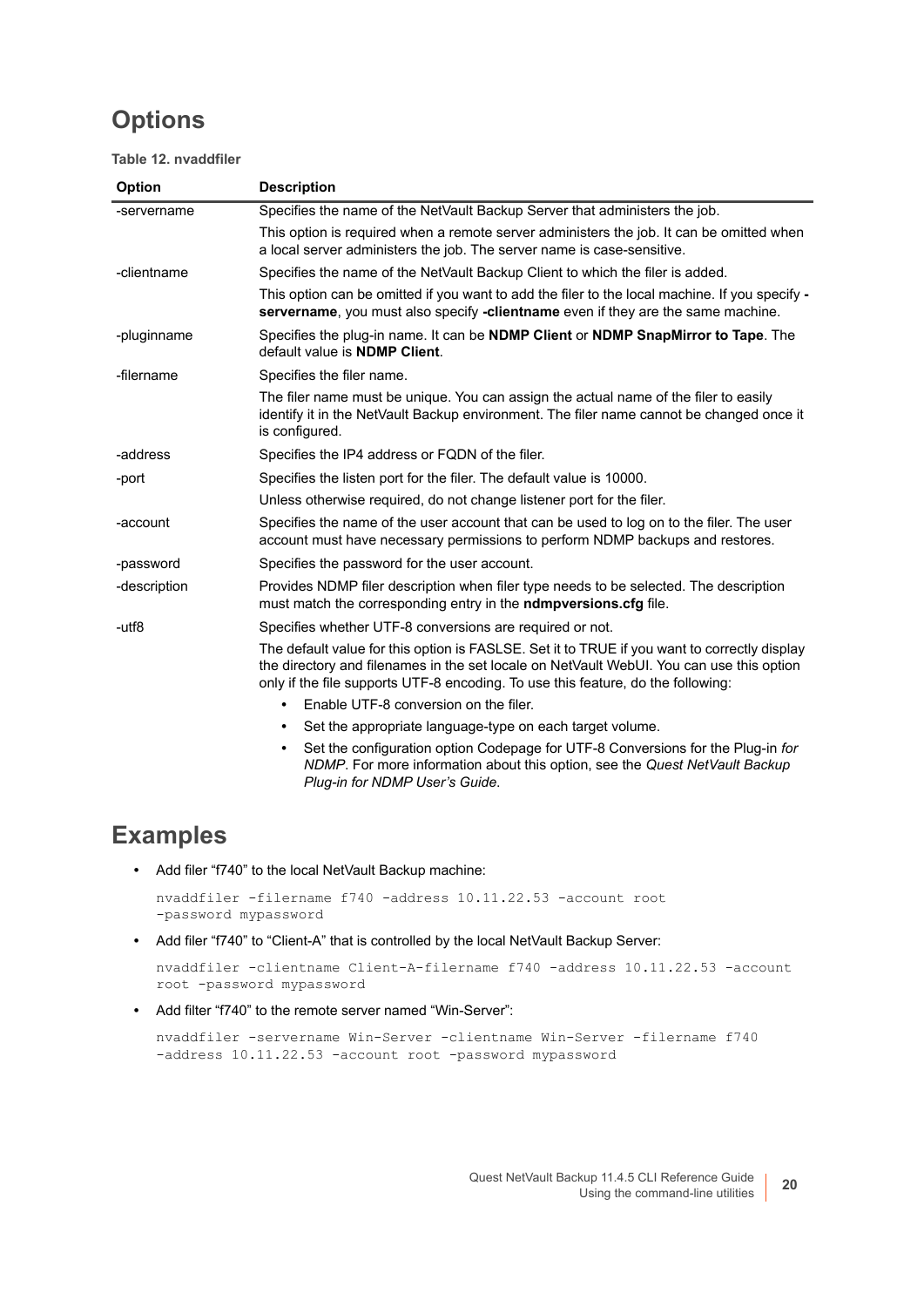## Options

**Table 12. nvaddfiler**

| Option | Description |
|---|---|
| -servername | Specifies the name of the NetVault Backup Server that administers the job.<br><br>This option is required when a remote server administers the job. It can be omitted when a local server administers the job. The server name is case-sensitive. |
| -clientname | Specifies the name of the NetVault Backup Client to which the filer is added.<br><br>This option can be omitted if you want to add the filer to the local machine. If you specify **-servername**, you must also specify **-clientname** even if they are the same machine. |
| -pluginname | Specifies the plug-in name. It can be **NDMP Client** or **NDMP SnapMirror to Tape**. The default value is **NDMP Client**. |
| -filername | Specifies the filer name.<br><br>The filer name must be unique. You can assign the actual name of the filer to easily identify it in the NetVault Backup environment. The filer name cannot be changed once it is configured. |
| -address | Specifies the IP4 address or FQDN of the filer. |
| -port | Specifies the listen port for the filer. The default value is 10000.<br><br>Unless otherwise required, do not change listener port for the filer. |
| -account | Specifies the name of the user account that can be used to log on to the filer. The user account must have necessary permissions to perform NDMP backups and restores. |
| -password | Specifies the password for the user account. |
| -description | Provides NDMP filer description when filer type needs to be selected. The description must match the corresponding entry in the **ndmpversions.cfg** file. |
| -utf8 | Specifies whether UTF-8 conversions are required or not.<br><br>The default value for this option is FASLSE. Set it to TRUE if you want to correctly display the directory and filenames in the set locale on NetVault WebUI. You can use this option only if the file supports UTF-8 encoding. To use this feature, do the following:<br><br>• Enable UTF-8 conversion on the filer.<br>• Set the appropriate language-type on each target volume.<br>• Set the configuration option Codepage for UTF-8 Conversions for the Plug-in *for NDMP*. For more information about this option, see the *Quest NetVault Backup Plug-in for NDMP User's Guide*. |

## Examples

- Add filer "f740" to the local NetVault Backup machine:

```
nvaddfiler -filername f740 -address 10.11.22.53 -account root
-password mypassword
```

- Add filer "f740" to "Client-A" that is controlled by the local NetVault Backup Server:

```
nvaddfiler -clientname Client-A-filername f740 -address 10.11.22.53 -account
root -password mypassword
```

- Add filter "f740" to the remote server named "Win-Server":

```
nvaddfiler -servername Win-Server -clientname Win-Server -filername f740
-address 10.11.22.53 -account root -password mypassword
```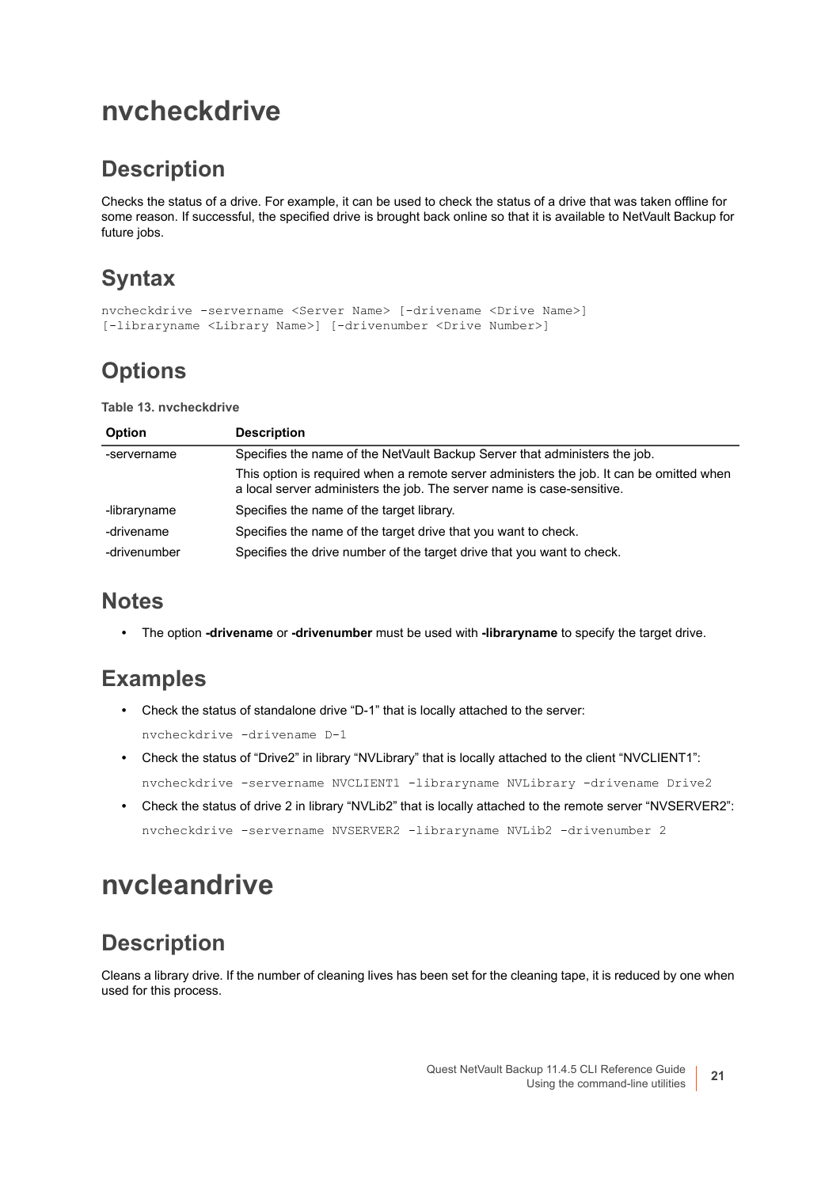# nvcheckdrive

## Description

Checks the status of a drive. For example, it can be used to check the status of a drive that was taken offline for some reason. If successful, the specified drive is brought back online so that it is available to NetVault Backup for future jobs.

## Syntax

```
nvcheckdrive -servername <Server Name> [-drivename <Drive Name>]
[-libraryname <Library Name>] [-drivenumber <Drive Number>]
```

## Options

**Table 13. nvcheckdrive**

| Option | Description |
|---|---|
| -servername | Specifies the name of the NetVault Backup Server that administers the job.<br>This option is required when a remote server administers the job. It can be omitted when a local server administers the job. The server name is case-sensitive. |
| -libraryname | Specifies the name of the target library. |
| -drivename | Specifies the name of the target drive that you want to check. |
| -drivenumber | Specifies the drive number of the target drive that you want to check. |

## Notes

- The option **-drivename** or **-drivenumber** must be used with **-libraryname** to specify the target drive.

## Examples

- Check the status of standalone drive “D-1” that is locally attached to the server:

  ```
  nvcheckdrive -drivename D-1
  ```

- Check the status of “Drive2” in library “NVLibrary” that is locally attached to the client “NVCLIENT1”:

  ```
  nvcheckdrive -servername NVCLIENT1 -libraryname NVLibrary -drivename Drive2
  ```

- Check the status of drive 2 in library “NVLib2” that is locally attached to the remote server “NVSERVER2”:

  ```
  nvcheckdrive -servername NVSERVER2 -libraryname NVLib2 -drivenumber 2
  ```

# nvcleandrive

## Description

Cleans a library drive. If the number of cleaning lives has been set for the cleaning tape, it is reduced by one when used for this process.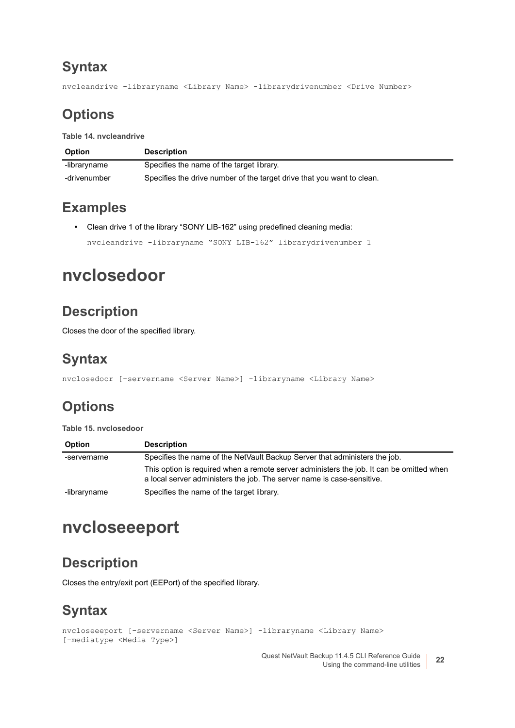## Syntax

```
nvcleandrive -libraryname <Library Name> -librarydrivenumber <Drive Number>
```

## Options

**Table 14. nvcleandrive**

| Option | Description |
|---|---|
| -libraryname | Specifies the name of the target library. |
| -drivenumber | Specifies the drive number of the target drive that you want to clean. |

## Examples

- Clean drive 1 of the library "SONY LIB-162" using predefined cleaning media:

```
nvcleandrive -libraryname "SONY LIB-162" librarydrivenumber 1
```

# nvclosedoor

## Description

Closes the door of the specified library.

## Syntax

```
nvclosedoor [-servername <Server Name>] -libraryname <Library Name>
```

## Options

**Table 15. nvclosedoor**

| Option | Description |
|---|---|
| -servername | Specifies the name of the NetVault Backup Server that administers the job. This option is required when a remote server administers the job. It can be omitted when a local server administers the job. The server name is case-sensitive. |
| -libraryname | Specifies the name of the target library. |

# nvcloseeeport

## Description

Closes the entry/exit port (EEPort) of the specified library.

## Syntax

```
nvcloseeeport [-servername <Server Name>] -libraryname <Library Name>
[-mediatype <Media Type>]
```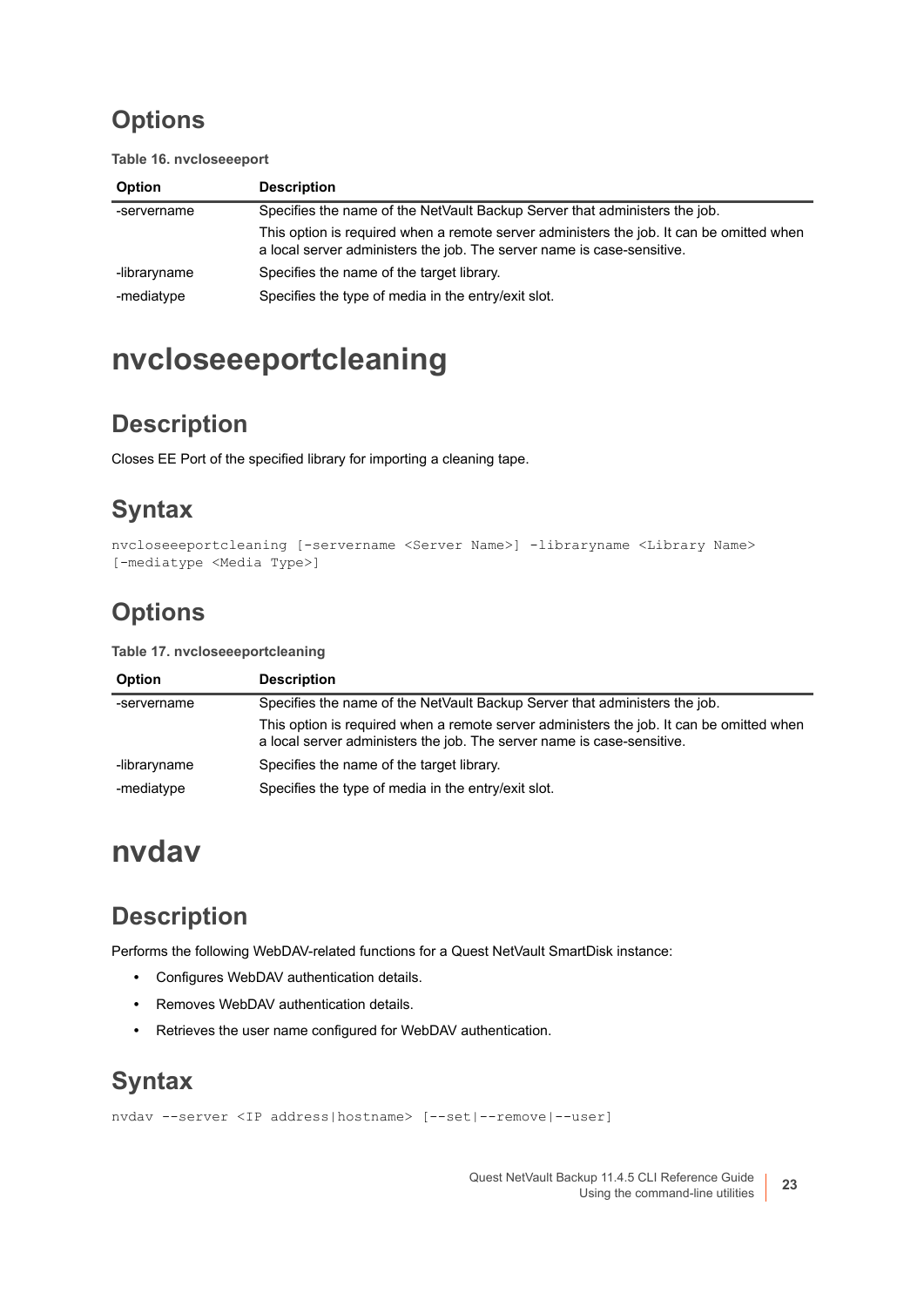## Options

**Table 16. nvcloseeeport**

| Option | Description |
|---|---|
| -servername | Specifies the name of the NetVault Backup Server that administers the job.<br>This option is required when a remote server administers the job. It can be omitted when a local server administers the job. The server name is case-sensitive. |
| -libraryname | Specifies the name of the target library. |
| -mediatype | Specifies the type of media in the entry/exit slot. |

# nvcloseeeportcleaning

## Description

Closes EE Port of the specified library for importing a cleaning tape.

## Syntax

```
nvcloseeeportcleaning [-servername <Server Name>] -libraryname <Library Name>
[-mediatype <Media Type>]
```

## Options

**Table 17. nvcloseeeportcleaning**

| Option | Description |
|---|---|
| -servername | Specifies the name of the NetVault Backup Server that administers the job.<br>This option is required when a remote server administers the job. It can be omitted when a local server administers the job. The server name is case-sensitive. |
| -libraryname | Specifies the name of the target library. |
| -mediatype | Specifies the type of media in the entry/exit slot. |

# nvdav

## Description

Performs the following WebDAV-related functions for a Quest NetVault SmartDisk instance:

- Configures WebDAV authentication details.
- Removes WebDAV authentication details.
- Retrieves the user name configured for WebDAV authentication.

## Syntax

```
nvdav --server <IP address|hostname> [--set|--remove|--user]
```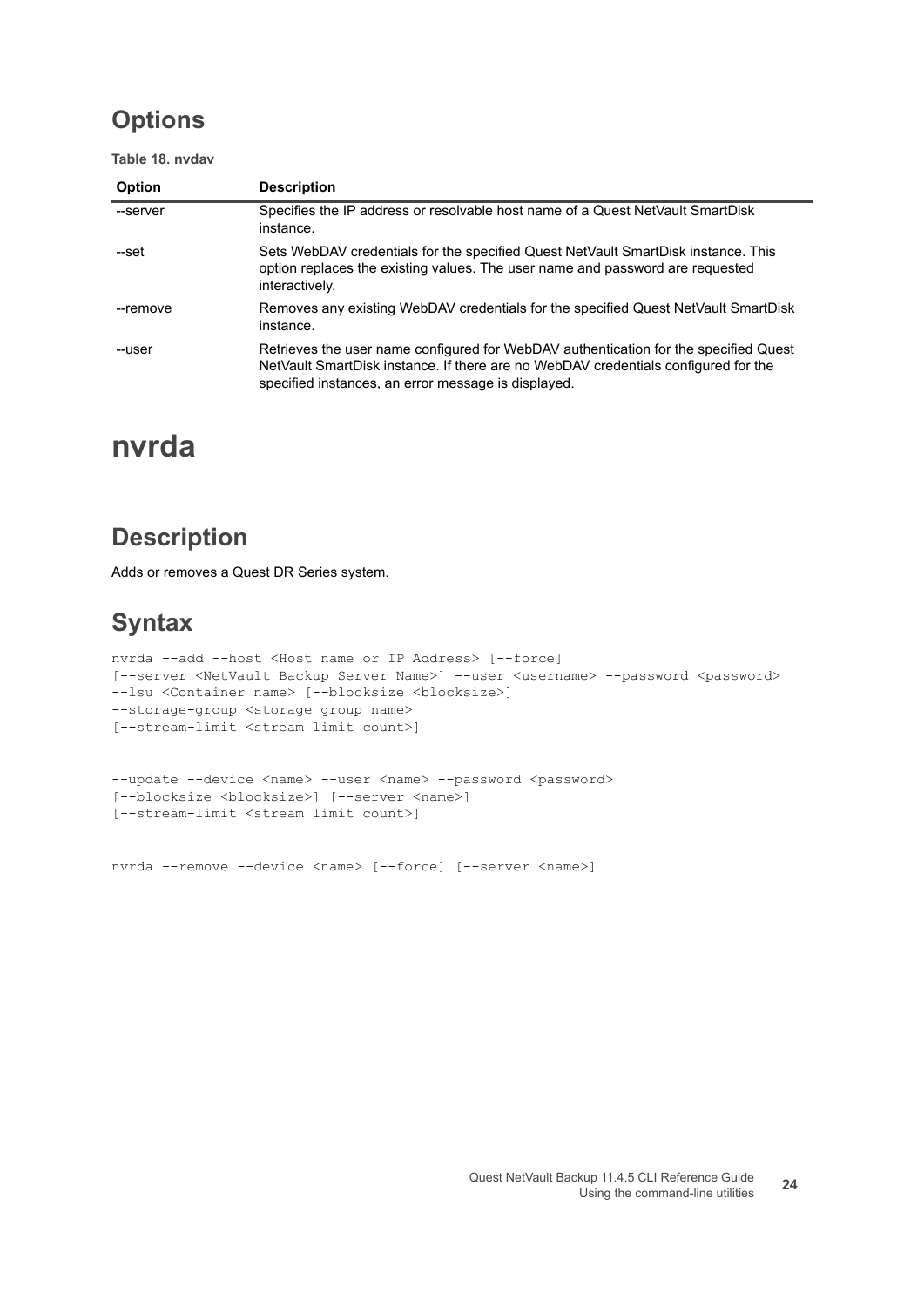## Options

**Table 18. nvdav**

| Option | Description |
|---|---|
| --server | Specifies the IP address or resolvable host name of a Quest NetVault SmartDisk instance. |
| --set | Sets WebDAV credentials for the specified Quest NetVault SmartDisk instance. This option replaces the existing values. The user name and password are requested interactively. |
| --remove | Removes any existing WebDAV credentials for the specified Quest NetVault SmartDisk instance. |
| --user | Retrieves the user name configured for WebDAV authentication for the specified Quest NetVault SmartDisk instance. If there are no WebDAV credentials configured for the specified instances, an error message is displayed. |

# nvrda

## Description

Adds or removes a Quest DR Series system.

## Syntax

```
nvrda --add --host <Host name or IP Address> [--force]
[--server <NetVault Backup Server Name>] --user <username> --password <password>
--lsu <Container name> [--blocksize <blocksize>]
--storage-group <storage group name>
[--stream-limit <stream limit count>]


--update --device <name> --user <name> --password <password>
[--blocksize <blocksize>] [--server <name>]
[--stream-limit <stream limit count>]


nvrda --remove --device <name> [--force] [--server <name>]
```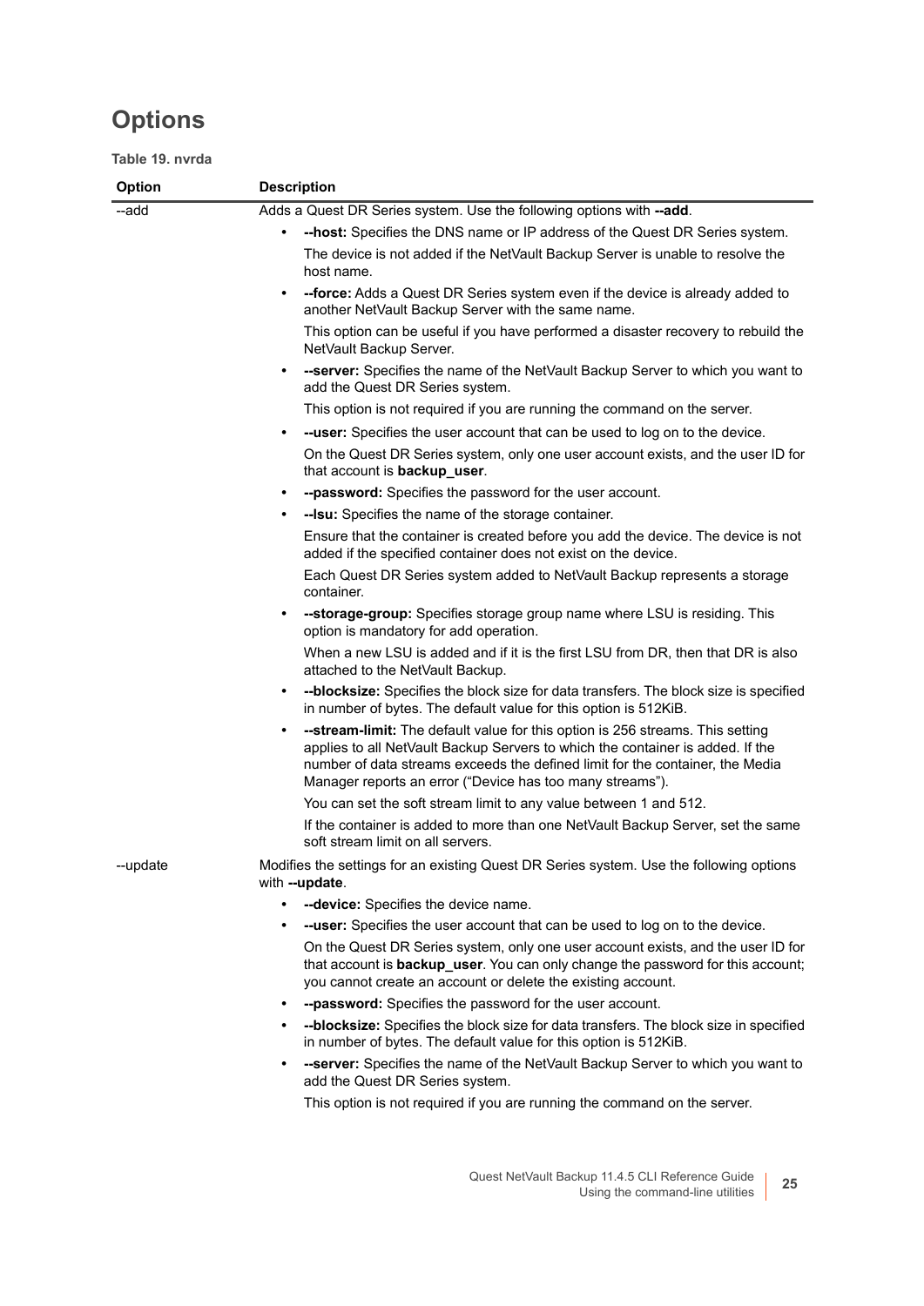# Options

**Table 19. nvrda**

| Option | Description |
|---|---|
| --add | Adds a Quest DR Series system. Use the following options with **--add**.<br>• **--host:** Specifies the DNS name or IP address of the Quest DR Series system.<br>The device is not added if the NetVault Backup Server is unable to resolve the host name.<br>• **--force:** Adds a Quest DR Series system even if the device is already added to another NetVault Backup Server with the same name.<br>This option can be useful if you have performed a disaster recovery to rebuild the NetVault Backup Server.<br>• **--server:** Specifies the name of the NetVault Backup Server to which you want to add the Quest DR Series system.<br>This option is not required if you are running the command on the server.<br>• **--user:** Specifies the user account that can be used to log on to the device.<br>On the Quest DR Series system, only one user account exists, and the user ID for that account is **backup_user**.<br>• **--password:** Specifies the password for the user account.<br>• **--lsu:** Specifies the name of the storage container.<br>Ensure that the container is created before you add the device. The device is not added if the specified container does not exist on the device.<br>Each Quest DR Series system added to NetVault Backup represents a storage container.<br>• **--storage-group:** Specifies storage group name where LSU is residing. This option is mandatory for add operation.<br>When a new LSU is added and if it is the first LSU from DR, then that DR is also attached to the NetVault Backup.<br>• **--blocksize:** Specifies the block size for data transfers. The block size is specified in number of bytes. The default value for this option is 512KiB.<br>• **--stream-limit:** The default value for this option is 256 streams. This setting applies to all NetVault Backup Servers to which the container is added. If the number of data streams exceeds the defined limit for the container, the Media Manager reports an error ("Device has too many streams").<br>You can set the soft stream limit to any value between 1 and 512.<br>If the container is added to more than one NetVault Backup Server, set the same soft stream limit on all servers. |
| --update | Modifies the settings for an existing Quest DR Series system. Use the following options with **--update**.<br>• **--device:** Specifies the device name.<br>• **--user:** Specifies the user account that can be used to log on to the device.<br>On the Quest DR Series system, only one user account exists, and the user ID for that account is **backup_user**. You can only change the password for this account; you cannot create an account or delete the existing account.<br>• **--password:** Specifies the password for the user account.<br>• **--blocksize:** Specifies the block size for data transfers. The block size in specified in number of bytes. The default value for this option is 512KiB.<br>• **--server:** Specifies the name of the NetVault Backup Server to which you want to add the Quest DR Series system.<br>This option is not required if you are running the command on the server. |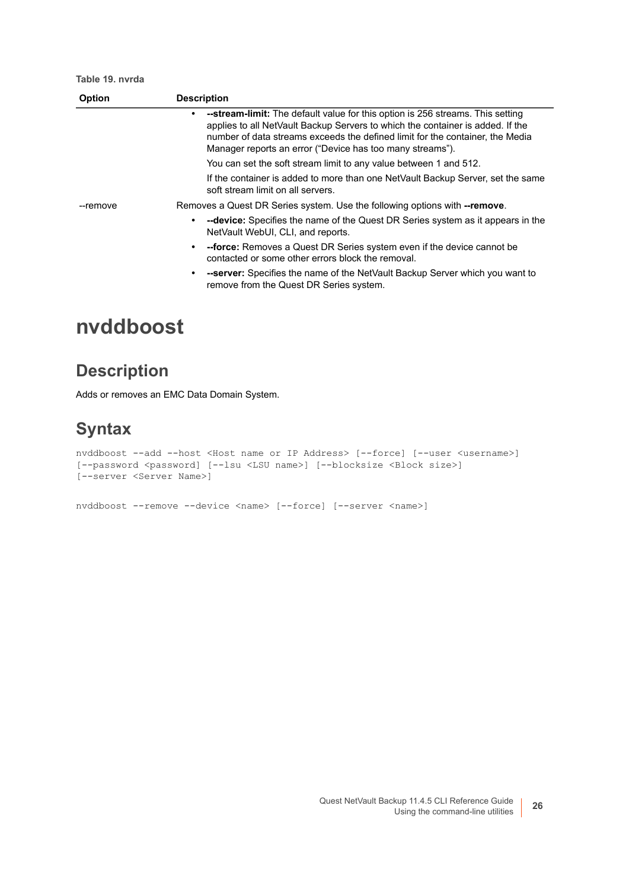**Table 19. nvrda**

| Option | Description |
| --- | --- |
| | • **--stream-limit:** The default value for this option is 256 streams. This setting applies to all NetVault Backup Servers to which the container is added. If the number of data streams exceeds the defined limit for the container, the Media Manager reports an error (“Device has too many streams”).<br><br>You can set the soft stream limit to any value between 1 and 512.<br><br>If the container is added to more than one NetVault Backup Server, set the same soft stream limit on all servers. |
| --remove | Removes a Quest DR Series system. Use the following options with **--remove**.<br><br>• **--device:** Specifies the name of the Quest DR Series system as it appears in the NetVault WebUI, CLI, and reports.<br><br>• **--force:** Removes a Quest DR Series system even if the device cannot be contacted or some other errors block the removal.<br><br>• **--server:** Specifies the name of the NetVault Backup Server which you want to remove from the Quest DR Series system. |

# nvddboost

## Description

Adds or removes an EMC Data Domain System.

## Syntax

```
nvddboost --add --host <Host name or IP Address> [--force] [--user <username>]
[--password <password] [--lsu <LSU name>] [--blocksize <Block size>]
[--server <Server Name>]

nvddboost --remove --device <name> [--force] [--server <name>]
```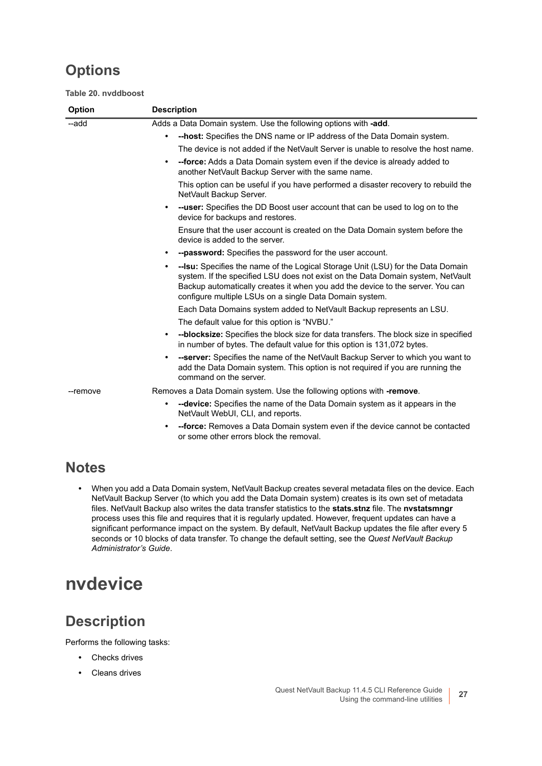## Options

**Table 20. nvddboost**

| Option | Description |
|---|---|
| --add | Adds a Data Domain system. Use the following options with **-add**.<br>• **--host:** Specifies the DNS name or IP address of the Data Domain system.<br>The device is not added if the NetVault Server is unable to resolve the host name.<br>• **--force:** Adds a Data Domain system even if the device is already added to another NetVault Backup Server with the same name.<br>This option can be useful if you have performed a disaster recovery to rebuild the NetVault Backup Server.<br>• **--user:** Specifies the DD Boost user account that can be used to log on to the device for backups and restores.<br>Ensure that the user account is created on the Data Domain system before the device is added to the server.<br>• **--password:** Specifies the password for the user account.<br>• **--lsu:** Specifies the name of the Logical Storage Unit (LSU) for the Data Domain system. If the specified LSU does not exist on the Data Domain system, NetVault Backup automatically creates it when you add the device to the server. You can configure multiple LSUs on a single Data Domain system.<br>Each Data Domains system added to NetVault Backup represents an LSU.<br>The default value for this option is "NVBU."<br>• **--blocksize:** Specifies the block size for data transfers. The block size in specified in number of bytes. The default value for this option is 131,072 bytes.<br>• **--server:** Specifies the name of the NetVault Backup Server to which you want to add the Data Domain system. This option is not required if you are running the command on the server. |
| --remove | Removes a Data Domain system. Use the following options with **-remove**.<br>• **--device:** Specifies the name of the Data Domain system as it appears in the NetVault WebUI, CLI, and reports.<br>• **--force:** Removes a Data Domain system even if the device cannot be contacted or some other errors block the removal. |

## Notes

- When you add a Data Domain system, NetVault Backup creates several metadata files on the device. Each NetVault Backup Server (to which you add the Data Domain system) creates is its own set of metadata files. NetVault Backup also writes the data transfer statistics to the **stats.stnz** file. The **nvstatsmngr** process uses this file and requires that it is regularly updated. However, frequent updates can have a significant performance impact on the system. By default, NetVault Backup updates the file after every 5 seconds or 10 blocks of data transfer. To change the default setting, see the *Quest NetVault Backup Administrator's Guide*.

# nvdevice

## Description

Performs the following tasks:

- Checks drives
- Cleans drives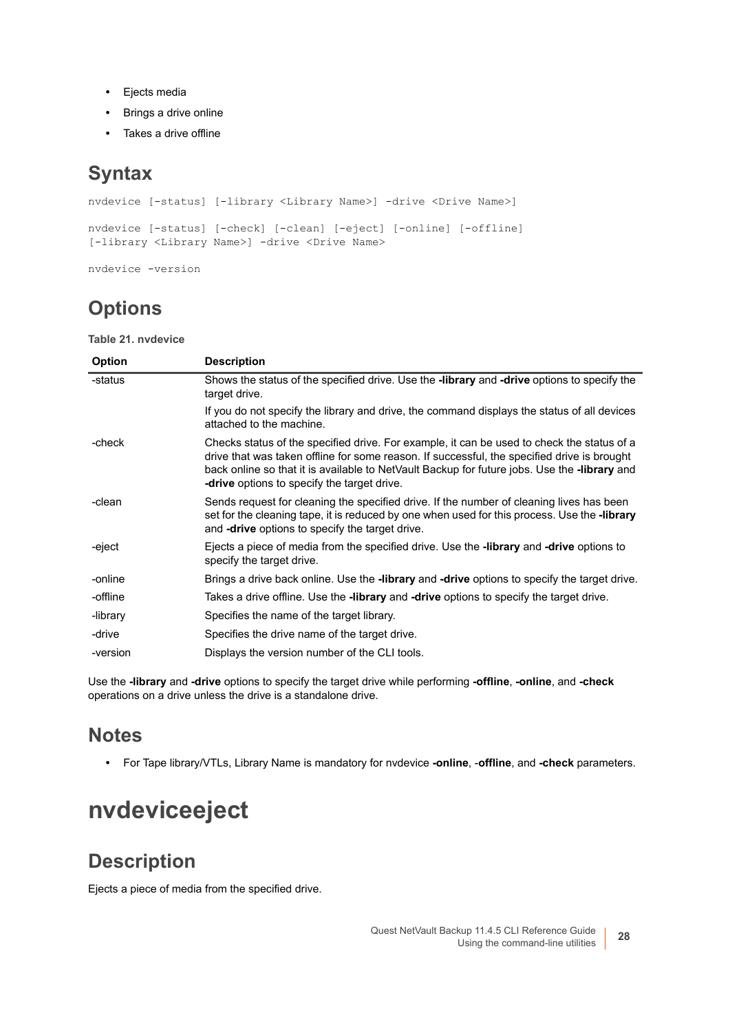- Ejects media
- Brings a drive online
- Takes a drive offline

## Syntax

```
nvdevice [-status] [-library <Library Name>] -drive <Drive Name>]

nvdevice [-status] [-check] [-clean] [-eject] [-online] [-offline]
[-library <Library Name>] -drive <Drive Name>

nvdevice -version
```

## Options

**Table 21. nvdevice**

| Option | Description |
|---|---|
| -status | Shows the status of the specified drive. Use the **-library** and **-drive** options to specify the target drive.<br><br>If you do not specify the library and drive, the command displays the status of all devices attached to the machine. |
| -check | Checks status of the specified drive. For example, it can be used to check the status of a drive that was taken offline for some reason. If successful, the specified drive is brought back online so that it is available to NetVault Backup for future jobs. Use the **-library** and **-drive** options to specify the target drive. |
| -clean | Sends request for cleaning the specified drive. If the number of cleaning lives has been set for the cleaning tape, it is reduced by one when used for this process. Use the **-library** and **-drive** options to specify the target drive. |
| -eject | Ejects a piece of media from the specified drive. Use the **-library** and **-drive** options to specify the target drive. |
| -online | Brings a drive back online. Use the **-library** and **-drive** options to specify the target drive. |
| -offline | Takes a drive offline. Use the **-library** and **-drive** options to specify the target drive. |
| -library | Specifies the name of the target library. |
| -drive | Specifies the drive name of the target drive. |
| -version | Displays the version number of the CLI tools. |

Use the **-library** and **-drive** options to specify the target drive while performing **-offline**, **-online**, and **-check** operations on a drive unless the drive is a standalone drive.

## Notes

- For Tape library/VTLs, Library Name is mandatory for nvdevice **-online**, -**offline**, and **-check** parameters.

# nvdeviceeject

## Description

Ejects a piece of media from the specified drive.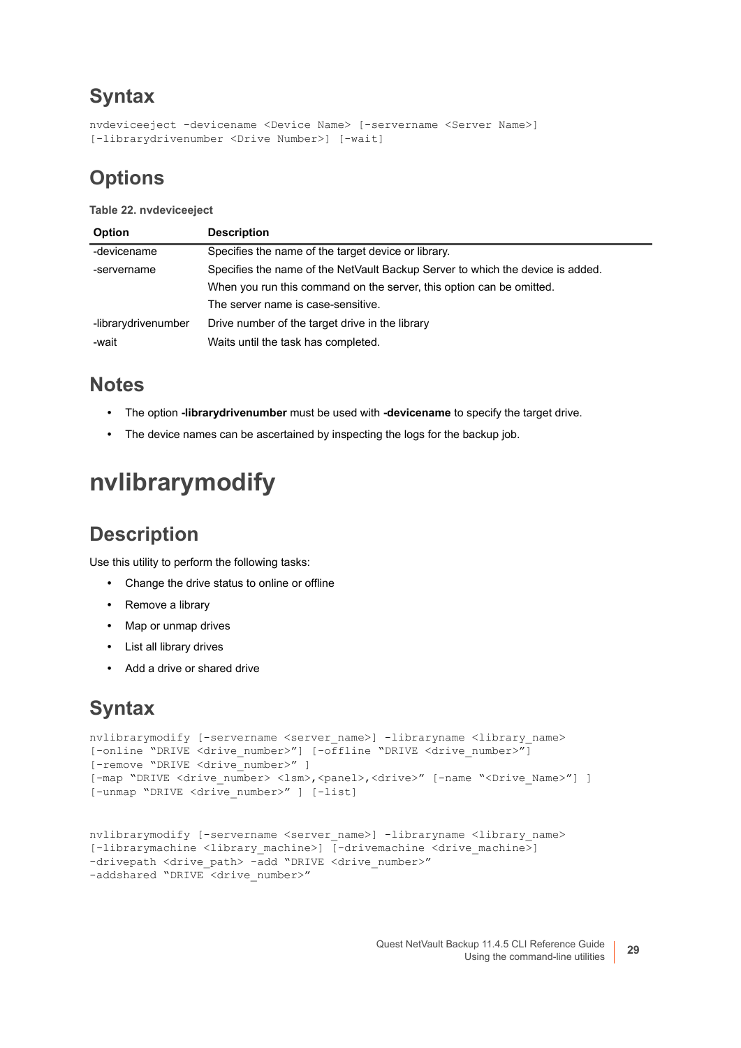## Syntax

```
nvdeviceeject -devicename <Device Name> [-servername <Server Name>]
[-librarydrivenumber <Drive Number>] [-wait]
```

## Options

**Table 22. nvdeviceeject**

| Option | Description |
|---|---|
| -devicename | Specifies the name of the target device or library. |
| -servername | Specifies the name of the NetVault Backup Server to which the device is added.<br>When you run this command on the server, this option can be omitted.<br>The server name is case-sensitive. |
| -librarydrivenumber | Drive number of the target drive in the library |
| -wait | Waits until the task has completed. |

## Notes

- The option **-librarydrivenumber** must be used with **-devicename** to specify the target drive.
- The device names can be ascertained by inspecting the logs for the backup job.

# nvlibrarymodify

## Description

Use this utility to perform the following tasks:

- Change the drive status to online or offline
- Remove a library
- Map or unmap drives
- List all library drives
- Add a drive or shared drive

## Syntax

```
nvlibrarymodify [-servername <server_name>] -libraryname <library_name>
[-online "DRIVE <drive_number>"] [-offline "DRIVE <drive_number>"]
[-remove "DRIVE <drive_number>" ]
[-map "DRIVE <drive_number> <lsm>,<panel>,<drive>" [-name "<Drive_Name>"] ]
[-unmap "DRIVE <drive_number>" ] [-list]
```

```
nvlibrarymodify [-servername <server_name>] -libraryname <library_name>
[-librarymachine <library_machine>] [-drivemachine <drive_machine>]
-drivepath <drive_path> -add "DRIVE <drive_number>"
-addshared "DRIVE <drive_number>"
```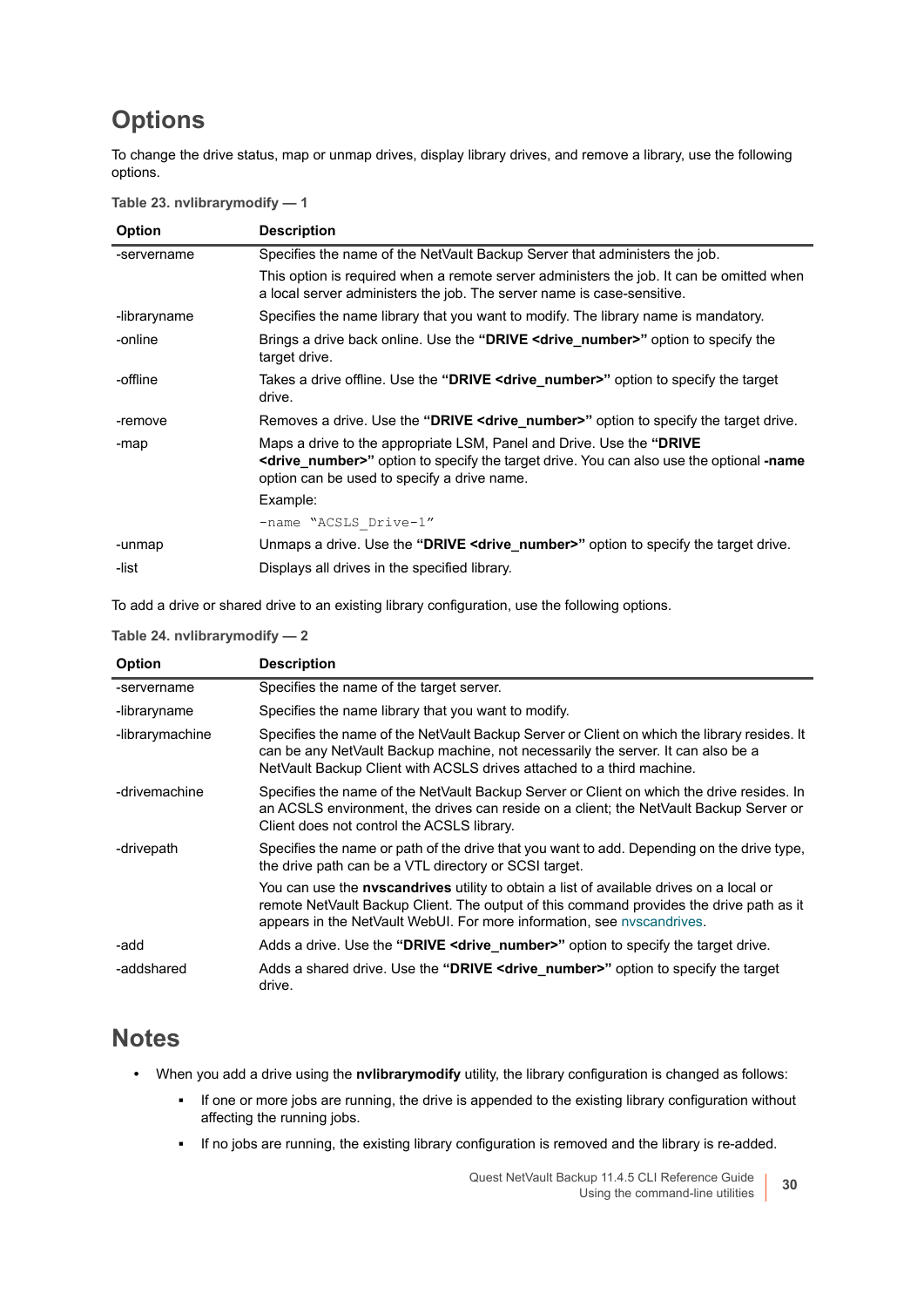# Options

To change the drive status, map or unmap drives, display library drives, and remove a library, use the following options.

**Table 23. nvlibrarymodify — 1**

| Option | Description |
|---|---|
| -servername | Specifies the name of the NetVault Backup Server that administers the job.<br><br>This option is required when a remote server administers the job. It can be omitted when a local server administers the job. The server name is case-sensitive. |
| -libraryname | Specifies the name library that you want to modify. The library name is mandatory. |
| -online | Brings a drive back online. Use the **"DRIVE <drive_number>"** option to specify the target drive. |
| -offline | Takes a drive offline. Use the **"DRIVE <drive_number>"** option to specify the target drive. |
| -remove | Removes a drive. Use the **"DRIVE <drive_number>"** option to specify the target drive. |
| -map | Maps a drive to the appropriate LSM, Panel and Drive. Use the **"DRIVE <drive_number>"** option to specify the target drive. You can also use the optional **-name** option can be used to specify a drive name.<br><br>Example:<br><br>`-name "ACSLS_Drive-1"` |
| -unmap | Unmaps a drive. Use the **"DRIVE <drive_number>"** option to specify the target drive. |
| -list | Displays all drives in the specified library. |

To add a drive or shared drive to an existing library configuration, use the following options.

**Table 24. nvlibrarymodify — 2**

| Option | Description |
|---|---|
| -servername | Specifies the name of the target server. |
| -libraryname | Specifies the name library that you want to modify. |
| -librarymachine | Specifies the name of the NetVault Backup Server or Client on which the library resides. It can be any NetVault Backup machine, not necessarily the server. It can also be a NetVault Backup Client with ACSLS drives attached to a third machine. |
| -drivemachine | Specifies the name of the NetVault Backup Server or Client on which the drive resides. In an ACSLS environment, the drives can reside on a client; the NetVault Backup Server or Client does not control the ACSLS library. |
| -drivepath | Specifies the name or path of the drive that you want to add. Depending on the drive type, the drive path can be a VTL directory or SCSI target.<br><br>You can use the **nvscandrives** utility to obtain a list of available drives on a local or remote NetVault Backup Client. The output of this command provides the drive path as it appears in the NetVault WebUI. For more information, see nvscandrives. |
| -add | Adds a drive. Use the **"DRIVE <drive_number>"** option to specify the target drive. |
| -addshared | Adds a shared drive. Use the **"DRIVE <drive_number>"** option to specify the target drive. |

# Notes

- When you add a drive using the **nvlibrarymodify** utility, the library configuration is changed as follows:
  - If one or more jobs are running, the drive is appended to the existing library configuration without affecting the running jobs.
  - If no jobs are running, the existing library configuration is removed and the library is re-added.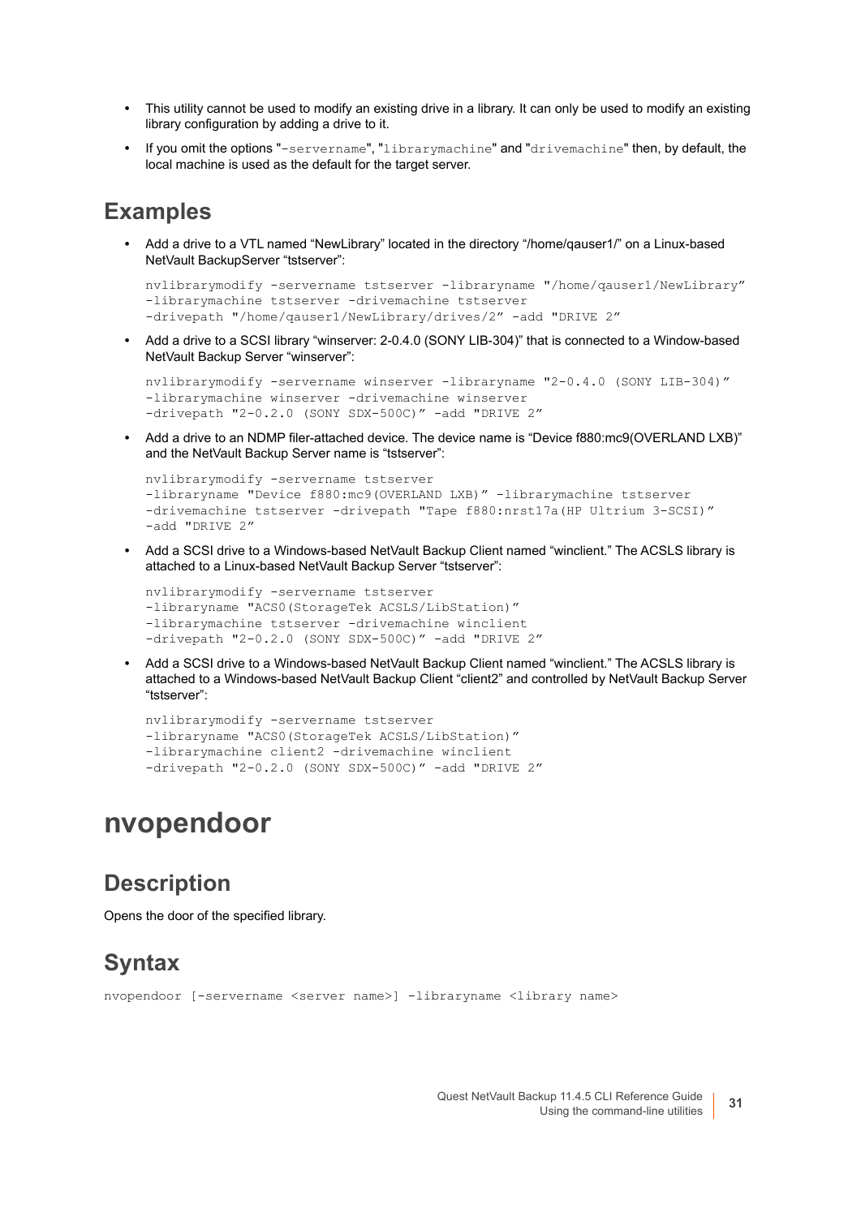- This utility cannot be used to modify an existing drive in a library. It can only be used to modify an existing library configuration by adding a drive to it.
- If you omit the options "`-servername`", "`librarymachine`" and "`drivemachine`" then, by default, the local machine is used as the default for the target server.

## Examples

- Add a drive to a VTL named "NewLibrary" located in the directory "/home/qauser1/" on a Linux-based NetVault BackupServer "tstserver":

```
nvlibrarymodify -servername tstserver -libraryname "/home/qauser1/NewLibrary"
-librarymachine tstserver -drivemachine tstserver
-drivepath "/home/qauser1/NewLibrary/drives/2" -add "DRIVE 2"
```

- Add a drive to a SCSI library "winserver: 2-0.4.0 (SONY LIB-304)" that is connected to a Window-based NetVault Backup Server "winserver":

```
nvlibrarymodify -servername winserver -libraryname "2-0.4.0 (SONY LIB-304)"
-librarymachine winserver -drivemachine winserver
-drivepath "2-0.2.0 (SONY SDX-500C)" -add "DRIVE 2"
```

- Add a drive to an NDMP filer-attached device. The device name is "Device f880:mc9(OVERLAND LXB)" and the NetVault Backup Server name is "tstserver":

```
nvlibrarymodify -servername tstserver
-libraryname "Device f880:mc9(OVERLAND LXB)" -librarymachine tstserver
-drivemachine tstserver -drivepath "Tape f880:nrst17a(HP Ultrium 3-SCSI)"
-add "DRIVE 2"
```

- Add a SCSI drive to a Windows-based NetVault Backup Client named "winclient." The ACSLS library is attached to a Linux-based NetVault Backup Server "tstserver":

```
nvlibrarymodify -servername tstserver
-libraryname "ACS0(StorageTek ACSLS/LibStation)"
-librarymachine tstserver -drivemachine winclient
-drivepath "2-0.2.0 (SONY SDX-500C)" -add "DRIVE 2"
```

- Add a SCSI drive to a Windows-based NetVault Backup Client named "winclient." The ACSLS library is attached to a Windows-based NetVault Backup Client "client2" and controlled by NetVault Backup Server "tstserver":

```
nvlibrarymodify -servername tstserver
-libraryname "ACS0(StorageTek ACSLS/LibStation)"
-librarymachine client2 -drivemachine winclient
-drivepath "2-0.2.0 (SONY SDX-500C)" -add "DRIVE 2"
```

# nvopendoor

## Description

Opens the door of the specified library.

## Syntax

```
nvopendoor [-servername <server name>] -libraryname <library name>
```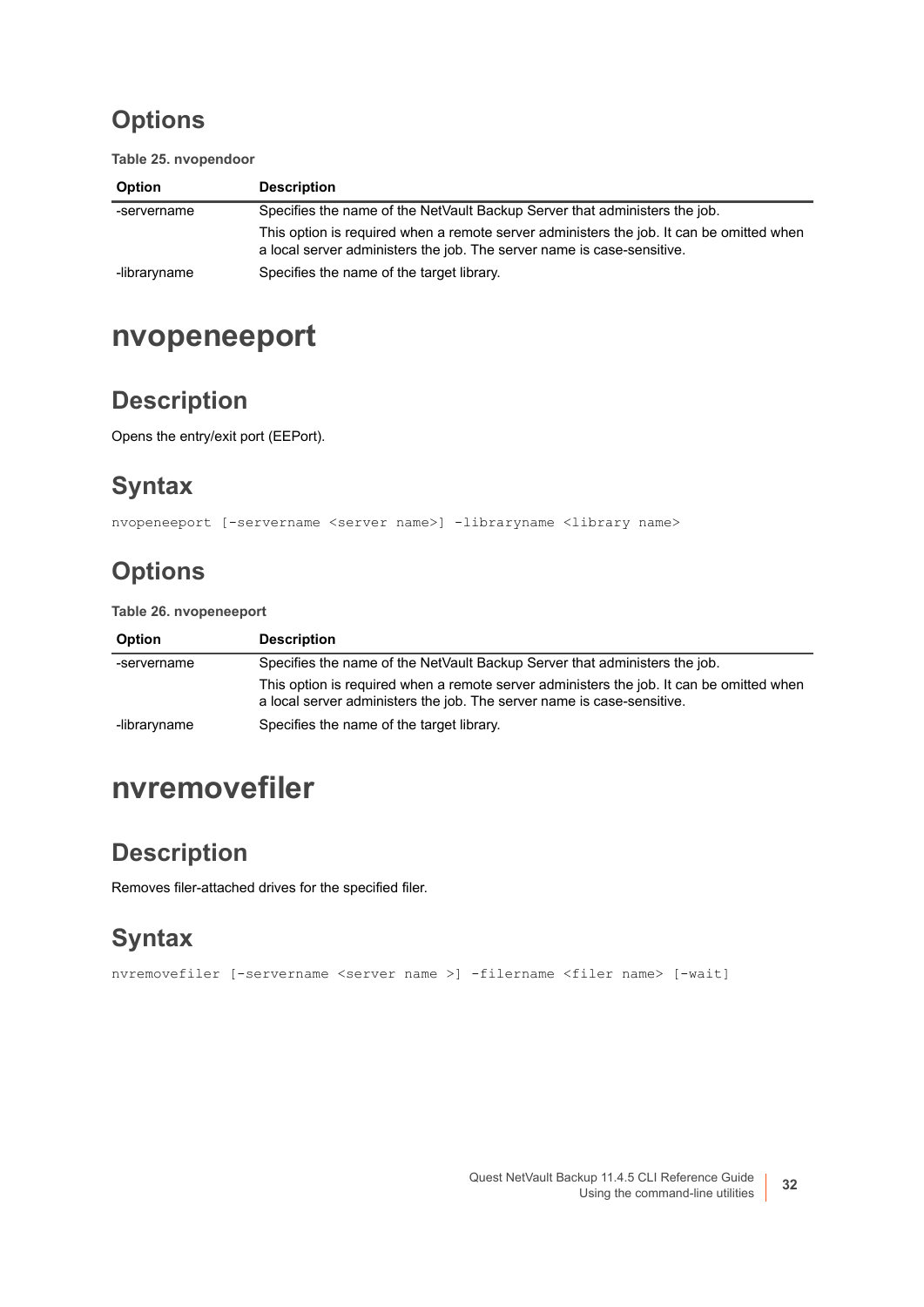## Options

**Table 25. nvopendoor**

| Option | Description |
|---|---|
| -servername | Specifies the name of the NetVault Backup Server that administers the job.<br>This option is required when a remote server administers the job. It can be omitted when a local server administers the job. The server name is case-sensitive. |
| -libraryname | Specifies the name of the target library. |

# nvopeneeport

## Description

Opens the entry/exit port (EEPort).

## Syntax

```
nvopeneeport [-servername <server name>] -libraryname <library name>
```

## Options

**Table 26. nvopeneeport**

| Option | Description |
|---|---|
| -servername | Specifies the name of the NetVault Backup Server that administers the job.<br>This option is required when a remote server administers the job. It can be omitted when a local server administers the job. The server name is case-sensitive. |
| -libraryname | Specifies the name of the target library. |

# nvremovefiler

## Description

Removes filer-attached drives for the specified filer.

## Syntax

```
nvremovefiler [-servername <server name >] -filername <filer name> [-wait]
```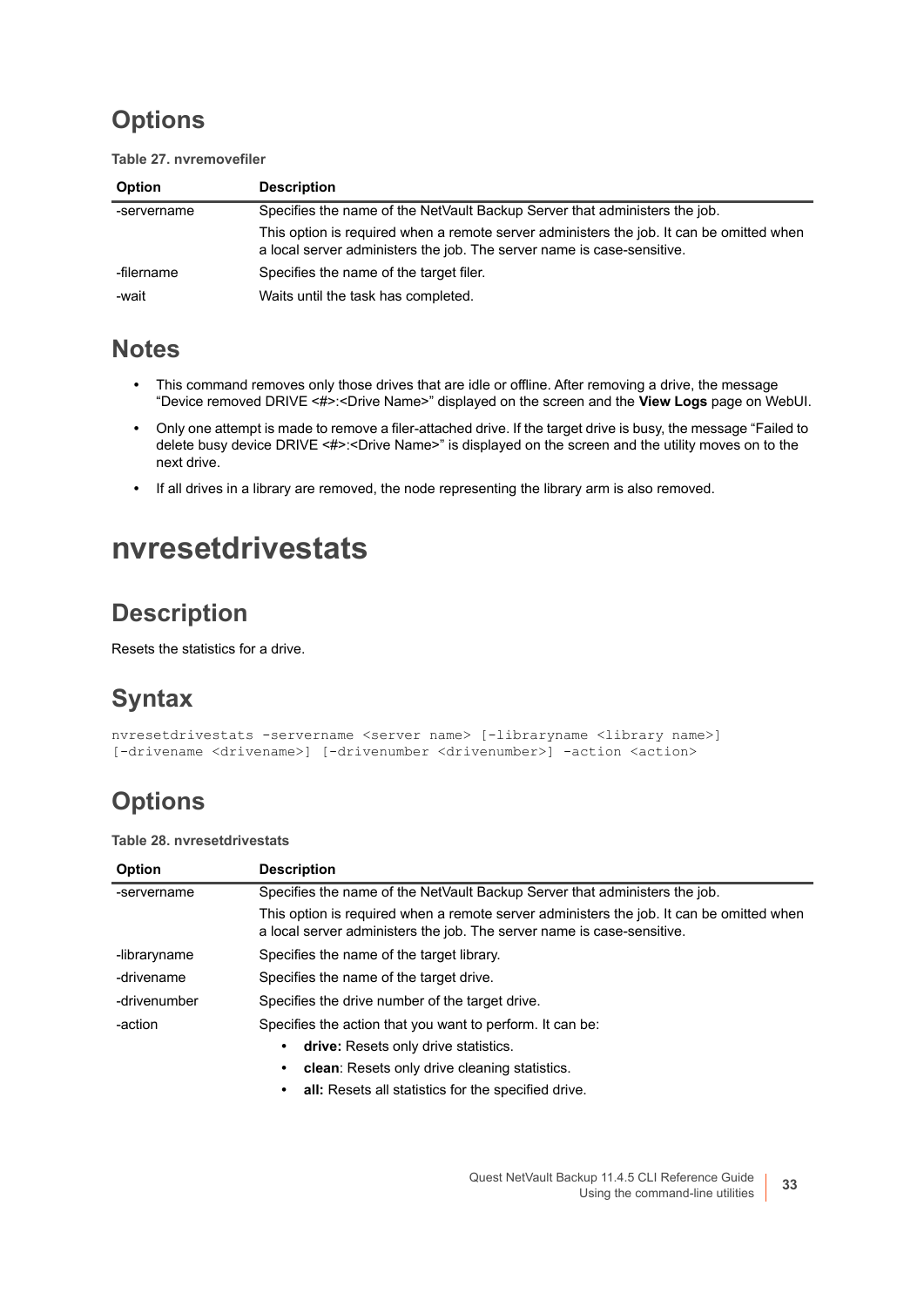## Options

**Table 27. nvremovefiler**

| Option | Description |
|---|---|
| -servername | Specifies the name of the NetVault Backup Server that administers the job.<br>This option is required when a remote server administers the job. It can be omitted when a local server administers the job. The server name is case-sensitive. |
| -filername | Specifies the name of the target filer. |
| -wait | Waits until the task has completed. |

## Notes

- This command removes only those drives that are idle or offline. After removing a drive, the message "Device removed DRIVE <#>:<Drive Name>" displayed on the screen and the **View Logs** page on WebUI.
- Only one attempt is made to remove a filer-attached drive. If the target drive is busy, the message "Failed to delete busy device DRIVE <#>:<Drive Name>" is displayed on the screen and the utility moves on to the next drive.
- If all drives in a library are removed, the node representing the library arm is also removed.

# nvresetdrivestats

## Description

Resets the statistics for a drive.

## Syntax

```
nvresetdrivestats -servername <server name> [-libraryname <library name>]
[-drivename <drivename>] [-drivenumber <drivenumber>] -action <action>
```

## Options

**Table 28. nvresetdrivestats**

| Option | Description |
|---|---|
| -servername | Specifies the name of the NetVault Backup Server that administers the job.<br>This option is required when a remote server administers the job. It can be omitted when a local server administers the job. The server name is case-sensitive. |
| -libraryname | Specifies the name of the target library. |
| -drivename | Specifies the name of the target drive. |
| -drivenumber | Specifies the drive number of the target drive. |
| -action | Specifies the action that you want to perform. It can be:<br>• **drive:** Resets only drive statistics.<br>• **clean**: Resets only drive cleaning statistics.<br>• **all:** Resets all statistics for the specified drive. |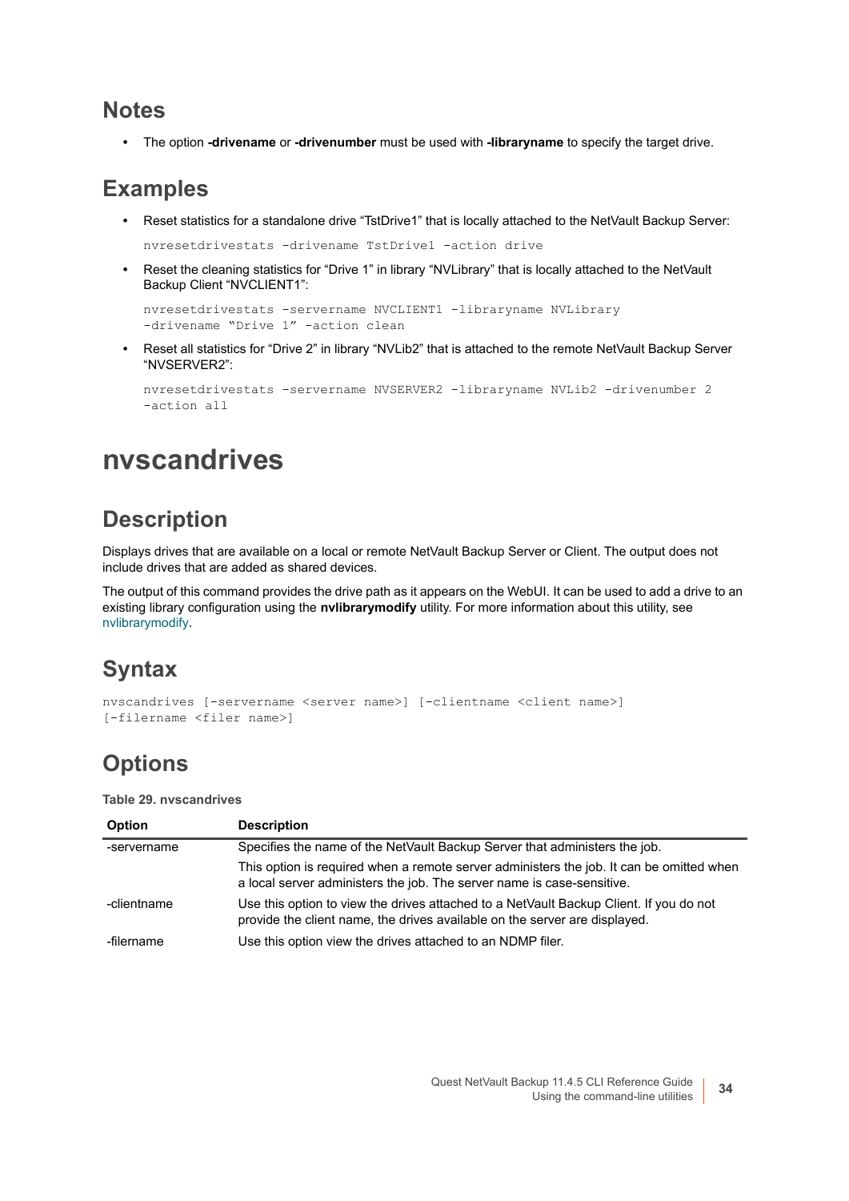## Notes

- The option **-drivename** or **-drivenumber** must be used with **-libraryname** to specify the target drive.

## Examples

- Reset statistics for a standalone drive “TstDrive1” that is locally attached to the NetVault Backup Server:

```
nvresetdrivestats -drivename TstDrive1 -action drive
```

- Reset the cleaning statistics for “Drive 1” in library “NVLibrary” that is locally attached to the NetVault Backup Client “NVCLIENT1”:

```
nvresetdrivestats -servername NVCLIENT1 -libraryname NVLibrary
-drivename “Drive 1” -action clean
```

- Reset all statistics for “Drive 2” in library “NVLib2” that is attached to the remote NetVault Backup Server “NVSERVER2”:

```
nvresetdrivestats -servername NVSERVER2 -libraryname NVLib2 -drivenumber 2
-action all
```

# nvscandrives

## Description

Displays drives that are available on a local or remote NetVault Backup Server or Client. The output does not include drives that are added as shared devices.

The output of this command provides the drive path as it appears on the WebUI. It can be used to add a drive to an existing library configuration using the **nvlibrarymodify** utility. For more information about this utility, see nvlibrarymodify.

## Syntax

```
nvscandrives [-servername <server name>] [-clientname <client name>]
[-filername <filer name>]
```

## Options

**Table 29. nvscandrives**

| Option | Description |
|---|---|
| -servername | Specifies the name of the NetVault Backup Server that administers the job.<br><br>This option is required when a remote server administers the job. It can be omitted when a local server administers the job. The server name is case-sensitive. |
| -clientname | Use this option to view the drives attached to a NetVault Backup Client. If you do not provide the client name, the drives available on the server are displayed. |
| -filername | Use this option view the drives attached to an NDMP filer. |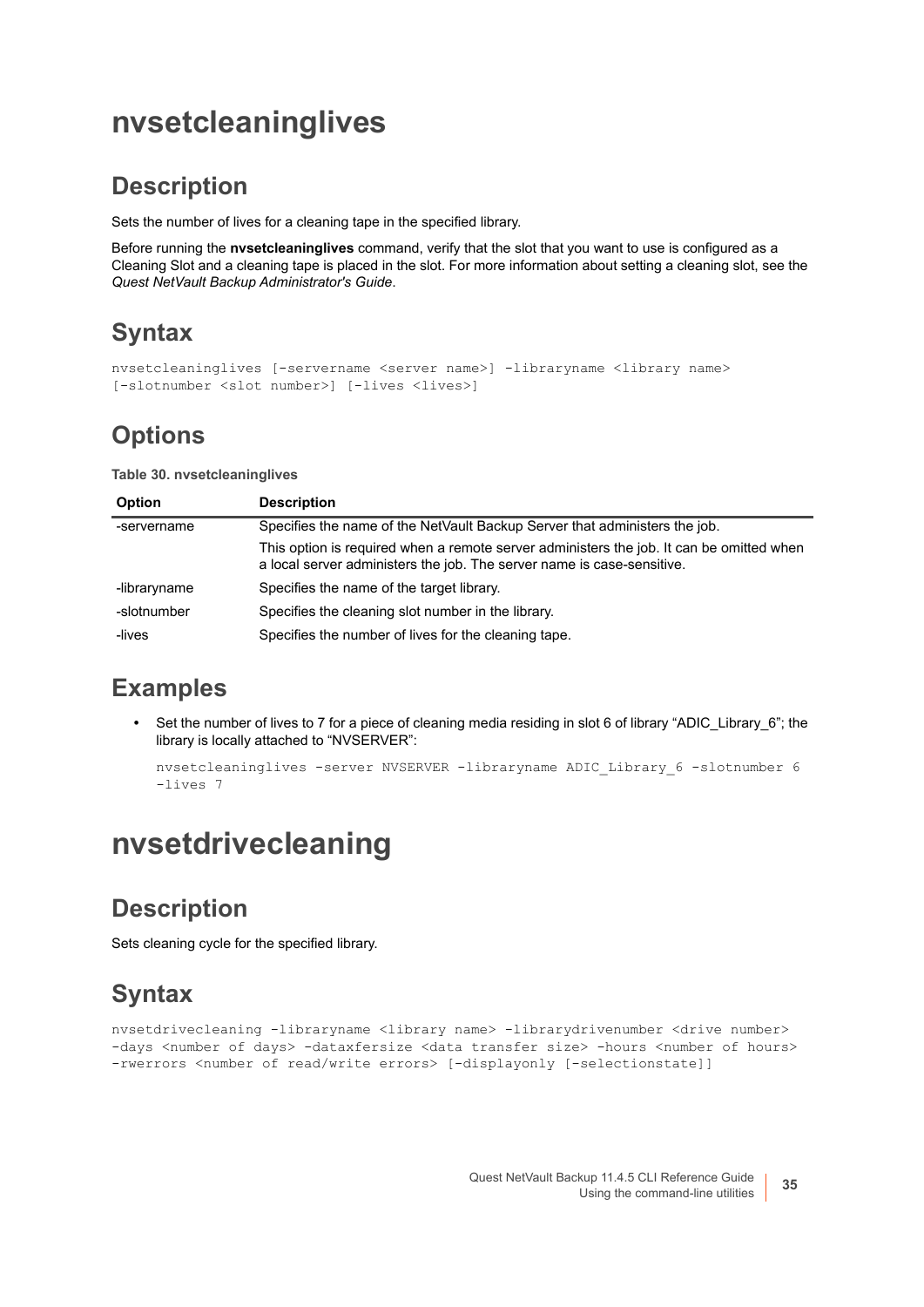# nvsetcleaninglives

## Description

Sets the number of lives for a cleaning tape in the specified library.

Before running the **nvsetcleaninglives** command, verify that the slot that you want to use is configured as a Cleaning Slot and a cleaning tape is placed in the slot. For more information about setting a cleaning slot, see the *Quest NetVault Backup Administrator's Guide*.

## Syntax

```
nvsetcleaninglives [-servername <server name>] -libraryname <library name>
[-slotnumber <slot number>] [-lives <lives>]
```

## Options

**Table 30. nvsetcleaninglives**

| Option | Description |
|---|---|
| -servername | Specifies the name of the NetVault Backup Server that administers the job.<br>This option is required when a remote server administers the job. It can be omitted when a local server administers the job. The server name is case-sensitive. |
| -libraryname | Specifies the name of the target library. |
| -slotnumber | Specifies the cleaning slot number in the library. |
| -lives | Specifies the number of lives for the cleaning tape. |

## Examples

- Set the number of lives to 7 for a piece of cleaning media residing in slot 6 of library “ADIC_Library_6”; the library is locally attached to “NVSERVER”:

  ```
  nvsetcleaninglives -server NVSERVER -libraryname ADIC_Library_6 -slotnumber 6
  -lives 7
  ```

# nvsetdrivecleaning

## Description

Sets cleaning cycle for the specified library.

## Syntax

```
nvsetdrivecleaning -libraryname <library name> -librarydrivenumber <drive number>
-days <number of days> -dataxfersize <data transfer size> -hours <number of hours>
-rwerrors <number of read/write errors> [-displayonly [-selectionstate]]
```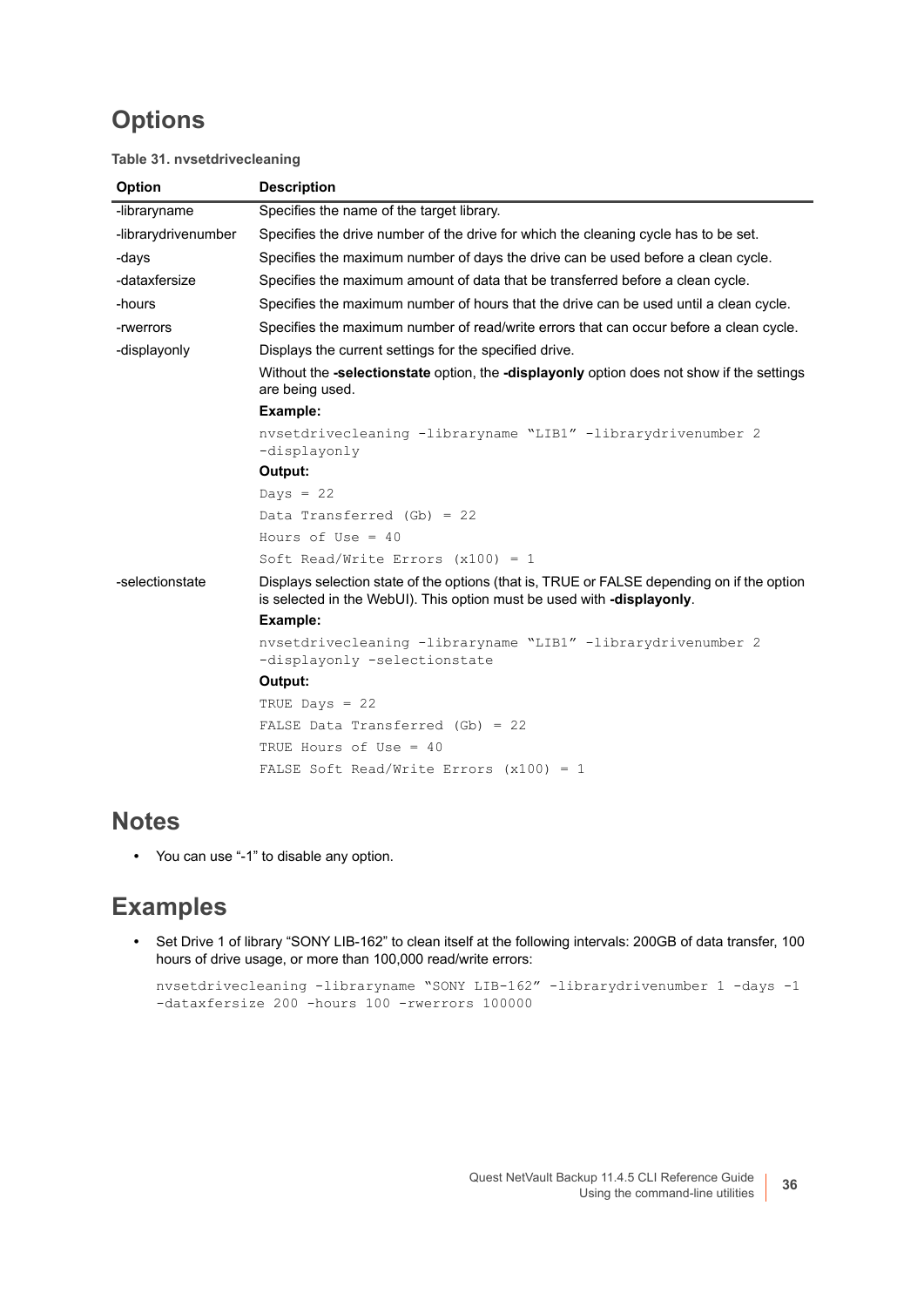## Options

**Table 31. nvsetdrivecleaning**

| Option | Description |
|---|---|
| -libraryname | Specifies the name of the target library. |
| -librarydrivenumber | Specifies the drive number of the drive for which the cleaning cycle has to be set. |
| -days | Specifies the maximum number of days the drive can be used before a clean cycle. |
| -dataxfersize | Specifies the maximum amount of data that be transferred before a clean cycle. |
| -hours | Specifies the maximum number of hours that the drive can be used until a clean cycle. |
| -rwerrors | Specifies the maximum number of read/write errors that can occur before a clean cycle. |
| -displayonly | Displays the current settings for the specified drive.<br><br>Without the **-selectionstate** option, the **-displayonly** option does not show if the settings are being used.<br><br>**Example:**<br><br>`nvsetdrivecleaning -libraryname "LIB1" -librarydrivenumber 2 -displayonly`<br><br>**Output:**<br><br>`Days = 22`<br>`Data Transferred (Gb) = 22`<br>`Hours of Use = 40`<br>`Soft Read/Write Errors (x100) = 1` |
| -selectionstate | Displays selection state of the options (that is, TRUE or FALSE depending on if the option is selected in the WebUI). This option must be used with **-displayonly**.<br><br>**Example:**<br><br>`nvsetdrivecleaning -libraryname "LIB1" -librarydrivenumber 2 -displayonly -selectionstate`<br><br>**Output:**<br><br>`TRUE Days = 22`<br>`FALSE Data Transferred (Gb) = 22`<br>`TRUE Hours of Use = 40`<br>`FALSE Soft Read/Write Errors (x100) = 1` |

## Notes

- You can use "-1" to disable any option.

## Examples

- Set Drive 1 of library "SONY LIB-162" to clean itself at the following intervals: 200GB of data transfer, 100 hours of drive usage, or more than 100,000 read/write errors:

```
nvsetdrivecleaning -libraryname "SONY LIB-162" -librarydrivenumber 1 -days -1
-dataxfersize 200 -hours 100 -rwerrors 100000
```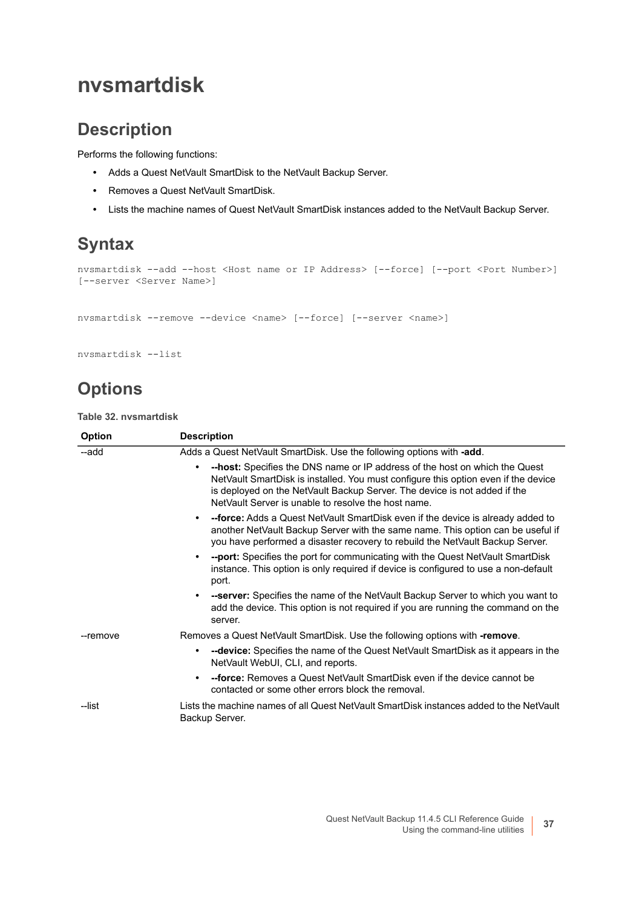# nvsmartdisk

## Description

Performs the following functions:

- Adds a Quest NetVault SmartDisk to the NetVault Backup Server.
- Removes a Quest NetVault SmartDisk.
- Lists the machine names of Quest NetVault SmartDisk instances added to the NetVault Backup Server.

## Syntax

```
nvsmartdisk --add --host <Host name or IP Address> [--force] [--port <Port Number>]
[--server <Server Name>]
```

```
nvsmartdisk --remove --device <name> [--force] [--server <name>]
```

```
nvsmartdisk --list
```

## Options

**Table 32. nvsmartdisk**

| Option | Description |
|---|---|
| --add | Adds a Quest NetVault SmartDisk. Use the following options with **-add**.<br>• **--host:** Specifies the DNS name or IP address of the host on which the Quest NetVault SmartDisk is installed. You must configure this option even if the device is deployed on the NetVault Backup Server. The device is not added if the NetVault Server is unable to resolve the host name.<br>• **--force:** Adds a Quest NetVault SmartDisk even if the device is already added to another NetVault Backup Server with the same name. This option can be useful if you have performed a disaster recovery to rebuild the NetVault Backup Server.<br>• **--port:** Specifies the port for communicating with the Quest NetVault SmartDisk instance. This option is only required if device is configured to use a non-default port.<br>• **--server:** Specifies the name of the NetVault Backup Server to which you want to add the device. This option is not required if you are running the command on the server. |
| --remove | Removes a Quest NetVault SmartDisk. Use the following options with **-remove**.<br>• **--device:** Specifies the name of the Quest NetVault SmartDisk as it appears in the NetVault WebUI, CLI, and reports.<br>• **--force:** Removes a Quest NetVault SmartDisk even if the device cannot be contacted or some other errors block the removal. |
| --list | Lists the machine names of all Quest NetVault SmartDisk instances added to the NetVault Backup Server. |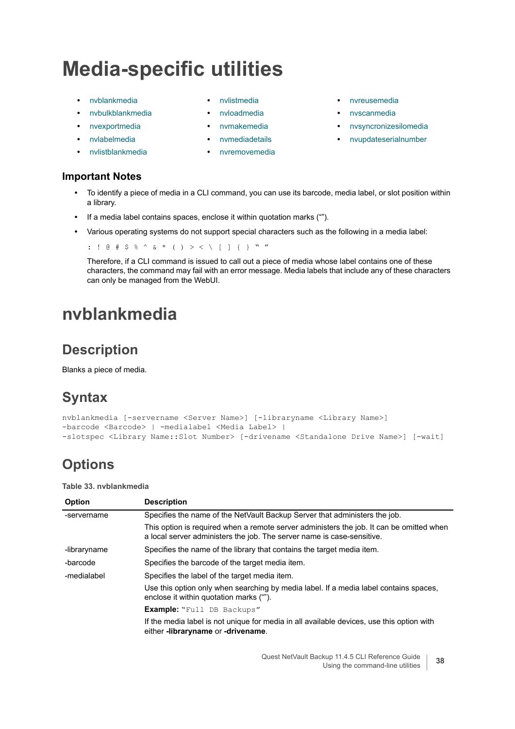# Media-specific utilities

- nvblankmedia
- nvbulkblankmedia
- nvexportmedia
- nvlabelmedia
- nvlistblankmedia
- nvlistmedia
- nvloadmedia
- nvmakemedia
- nvmediadetails
- nvremovemedia
- nvreusemedia
- nvscanmedia
- nvsyncronizesilomedia
- nvupdateserialnumber

### Important Notes

- To identify a piece of media in a CLI command, you can use its barcode, media label, or slot position within a library.
- If a media label contains spaces, enclose it within quotation marks (“”).
- Various operating systems do not support special characters such as the following in a media label:

  `: ! @ # $ % ^ & * ( ) > < \ [ ] { } “ ”`

  Therefore, if a CLI command is issued to call out a piece of media whose label contains one of these characters, the command may fail with an error message. Media labels that include any of these characters can only be managed from the WebUI.

# nvblankmedia

## Description

Blanks a piece of media.

## Syntax

```
nvblankmedia [-servername <Server Name>] [-libraryname <Library Name>]
-barcode <Barcode> | -medialabel <Media Label> |
-slotspec <Library Name::Slot Number> [-drivename <Standalone Drive Name>] [-wait]
```

## Options

**Table 33. nvblankmedia**

| Option | Description |
|---|---|
| -servername | Specifies the name of the NetVault Backup Server that administers the job. |
| | This option is required when a remote server administers the job. It can be omitted when a local server administers the job. The server name is case-sensitive. |
| -libraryname | Specifies the name of the library that contains the target media item. |
| -barcode | Specifies the barcode of the target media item. |
| -medialabel | Specifies the label of the target media item. |
| | Use this option only when searching by media label. If a media label contains spaces, enclose it within quotation marks (“”). |
| | **Example:** `“Full DB Backups”` |
| | If the media label is not unique for media in all available devices, use this option with either **-libraryname** or **-drivename**. |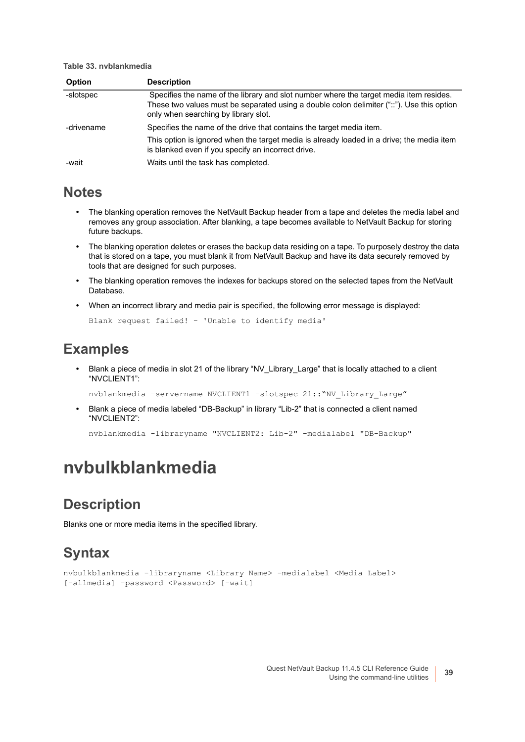**Table 33. nvblankmedia**

| Option | Description |
|---|---|
| -slotspec | Specifies the name of the library and slot number where the target media item resides. These two values must be separated using a double colon delimiter ("::"). Use this option only when searching by library slot. |
| -drivename | Specifies the name of the drive that contains the target media item.<br><br>This option is ignored when the target media is already loaded in a drive; the media item is blanked even if you specify an incorrect drive. |
| -wait | Waits until the task has completed. |

## Notes

- The blanking operation removes the NetVault Backup header from a tape and deletes the media label and removes any group association. After blanking, a tape becomes available to NetVault Backup for storing future backups.
- The blanking operation deletes or erases the backup data residing on a tape. To purposely destroy the data that is stored on a tape, you must blank it from NetVault Backup and have its data securely removed by tools that are designed for such purposes.
- The blanking operation removes the indexes for backups stored on the selected tapes from the NetVault Database.
- When an incorrect library and media pair is specified, the following error message is displayed:

```
Blank request failed! - 'Unable to identify media'
```

## Examples

- Blank a piece of media in slot 21 of the library "NV_Library_Large" that is locally attached to a client "NVCLIENT1":

```
nvblankmedia -servername NVCLIENT1 -slotspec 21::"NV_Library_Large"
```

- Blank a piece of media labeled "DB-Backup" in library "Lib-2" that is connected a client named "NVCLIENT2":

```
nvblankmedia -libraryname "NVCLIENT2: Lib-2" -medialabel "DB-Backup"
```

# nvbulkblankmedia

## Description

Blanks one or more media items in the specified library.

## Syntax

```
nvbulkblankmedia -libraryname <Library Name> -medialabel <Media Label>
[-allmedia] -password <Password> [-wait]
```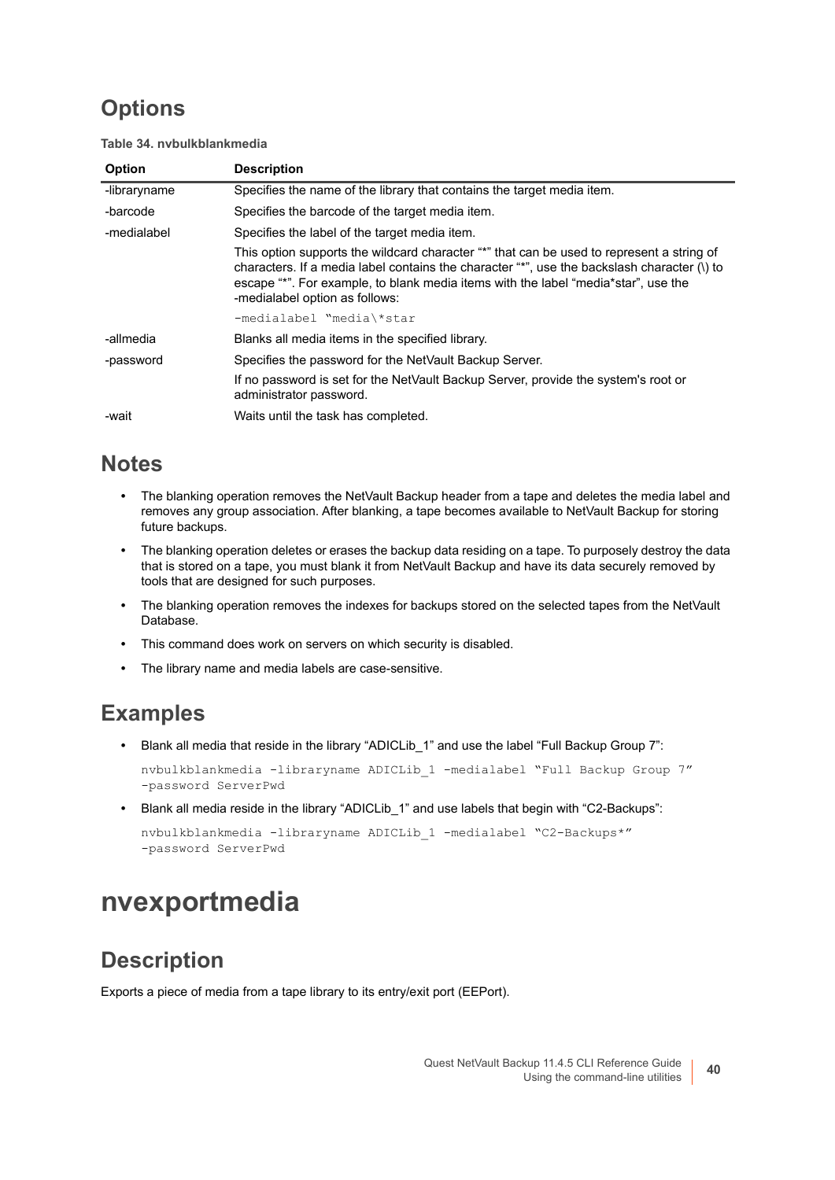## Options

**Table 34. nvbulkblankmedia**

| Option | Description |
|---|---|
| -libraryname | Specifies the name of the library that contains the target media item. |
| -barcode | Specifies the barcode of the target media item. |
| -medialabel | Specifies the label of the target media item.<br><br>This option supports the wildcard character "*" that can be used to represent a string of characters. If a media label contains the character "*", use the backslash character (\) to escape "*". For example, to blank media items with the label "media*star", use the -medialabel option as follows:<br><br>`-medialabel "media\*star` |
| -allmedia | Blanks all media items in the specified library. |
| -password | Specifies the password for the NetVault Backup Server.<br><br>If no password is set for the NetVault Backup Server, provide the system's root or administrator password. |
| -wait | Waits until the task has completed. |

## Notes

- The blanking operation removes the NetVault Backup header from a tape and deletes the media label and removes any group association. After blanking, a tape becomes available to NetVault Backup for storing future backups.
- The blanking operation deletes or erases the backup data residing on a tape. To purposely destroy the data that is stored on a tape, you must blank it from NetVault Backup and have its data securely removed by tools that are designed for such purposes.
- The blanking operation removes the indexes for backups stored on the selected tapes from the NetVault Database.
- This command does work on servers on which security is disabled.
- The library name and media labels are case-sensitive.

## Examples

- Blank all media that reside in the library "ADICLib_1" and use the label "Full Backup Group 7":

  ```
  nvbulkblankmedia -libraryname ADICLib_1 -medialabel "Full Backup Group 7"
  -password ServerPwd
  ```

- Blank all media reside in the library "ADICLib_1" and use labels that begin with "C2-Backups":

  ```
  nvbulkblankmedia -libraryname ADICLib_1 -medialabel "C2-Backups*"
  -password ServerPwd
  ```

# nvexportmedia

## Description

Exports a piece of media from a tape library to its entry/exit port (EEPort).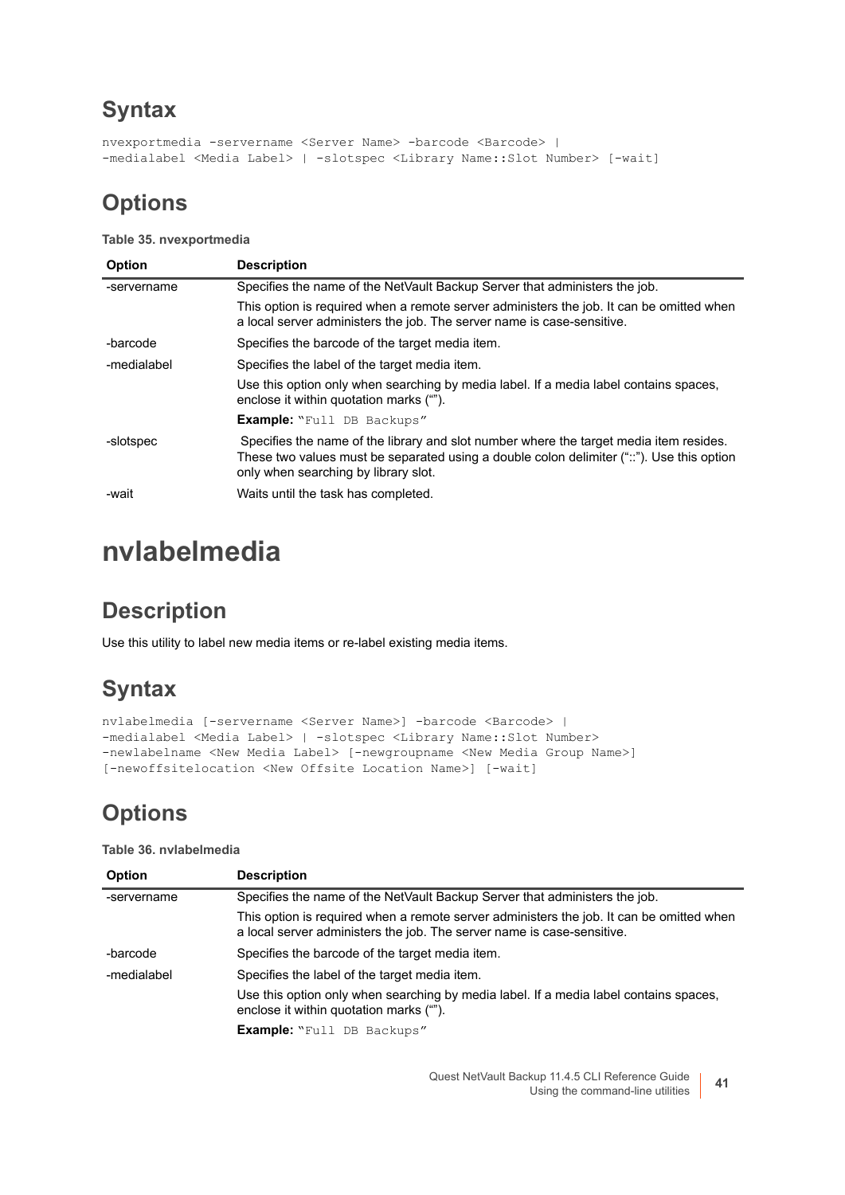## Syntax

```
nvexportmedia -servername <Server Name> -barcode <Barcode> |
-medialabel <Media Label> | -slotspec <Library Name::Slot Number> [-wait]
```

## Options

**Table 35. nvexportmedia**

| Option | Description |
| --- | --- |
| -servername | Specifies the name of the NetVault Backup Server that administers the job.<br>This option is required when a remote server administers the job. It can be omitted when a local server administers the job. The server name is case-sensitive. |
| -barcode | Specifies the barcode of the target media item. |
| -medialabel | Specifies the label of the target media item.<br>Use this option only when searching by media label. If a media label contains spaces, enclose it within quotation marks (""). <br>**Example:** `"Full DB Backups"` |
| -slotspec | Specifies the name of the library and slot number where the target media item resides. These two values must be separated using a double colon delimiter ("::"). Use this option only when searching by library slot. |
| -wait | Waits until the task has completed. |

# nvlabelmedia

## Description

Use this utility to label new media items or re-label existing media items.

## Syntax

```
nvlabelmedia [-servername <Server Name>] -barcode <Barcode> |
-medialabel <Media Label> | -slotspec <Library Name::Slot Number>
-newlabelname <New Media Label> [-newgroupname <New Media Group Name>]
[-newoffsitelocation <New Offsite Location Name>] [-wait]
```

## Options

**Table 36. nvlabelmedia**

| Option | Description |
| --- | --- |
| -servername | Specifies the name of the NetVault Backup Server that administers the job.<br>This option is required when a remote server administers the job. It can be omitted when a local server administers the job. The server name is case-sensitive. |
| -barcode | Specifies the barcode of the target media item. |
| -medialabel | Specifies the label of the target media item.<br>Use this option only when searching by media label. If a media label contains spaces, enclose it within quotation marks (""). <br>**Example:** `"Full DB Backups"` |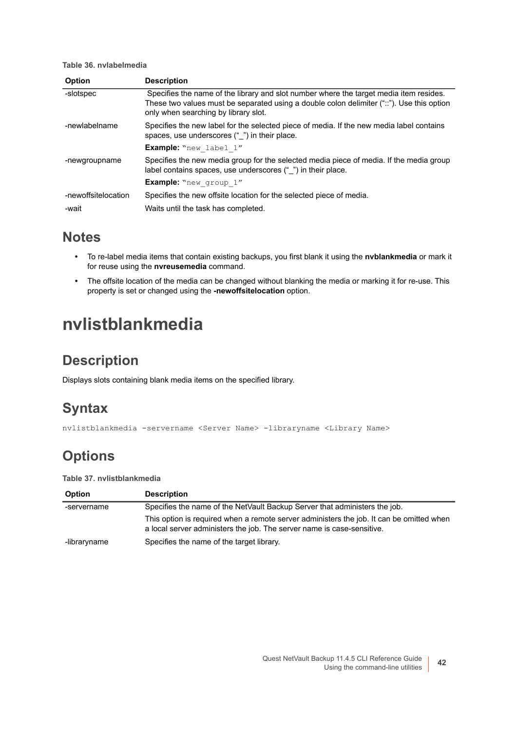**Table 36. nvlabelmedia**

| Option | Description |
|---|---|
| -slotspec | Specifies the name of the library and slot number where the target media item resides. These two values must be separated using a double colon delimiter ("::"). Use this option only when searching by library slot. |
| -newlabelname | Specifies the new label for the selected piece of media. If the new media label contains spaces, use underscores ("_") in their place.<br>**Example:** "new_label_1" |
| -newgroupname | Specifies the new media group for the selected media piece of media. If the media group label contains spaces, use underscores ("_") in their place.<br>**Example:** "new_group_1" |
| -newoffsitelocation | Specifies the new offsite location for the selected piece of media. |
| -wait | Waits until the task has completed. |

## Notes

- To re-label media items that contain existing backups, you first blank it using the **nvblankmedia** or mark it for reuse using the **nvreusemedia** command.
- The offsite location of the media can be changed without blanking the media or marking it for re-use. This property is set or changed using the **-newoffsitelocation** option.

# nvlistblankmedia

## Description

Displays slots containing blank media items on the specified library.

## Syntax

```
nvlistblankmedia -servername <Server Name> -libraryname <Library Name>
```

## Options

**Table 37. nvlistblankmedia**

| Option | Description |
|---|---|
| -servername | Specifies the name of the NetVault Backup Server that administers the job.<br>This option is required when a remote server administers the job. It can be omitted when a local server administers the job. The server name is case-sensitive. |
| -libraryname | Specifies the name of the target library. |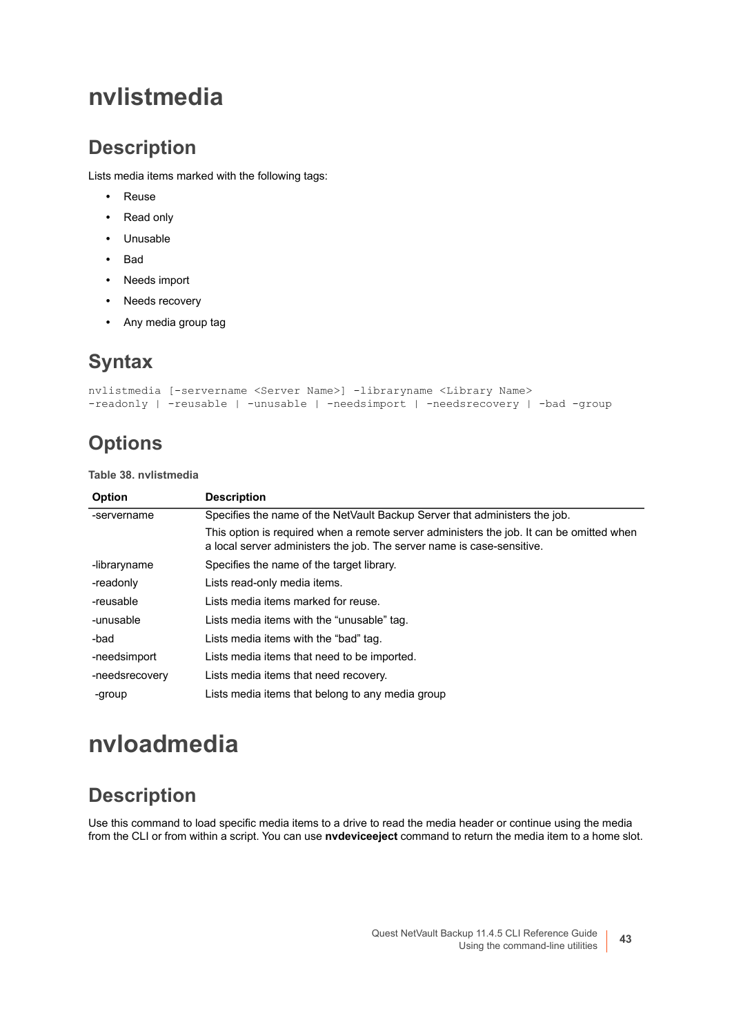# nvlistmedia

## Description

Lists media items marked with the following tags:

- Reuse
- Read only
- Unusable
- Bad
- Needs import
- Needs recovery
- Any media group tag

## Syntax

```
nvlistmedia [-servername <Server Name>] -libraryname <Library Name>
-readonly | -reusable | -unusable | -needsimport | -needsrecovery | -bad -group
```

## Options

**Table 38. nvlistmedia**

| Option | Description |
| --- | --- |
| -servername | Specifies the name of the NetVault Backup Server that administers the job.<br>This option is required when a remote server administers the job. It can be omitted when a local server administers the job. The server name is case-sensitive. |
| -libraryname | Specifies the name of the target library. |
| -readonly | Lists read-only media items. |
| -reusable | Lists media items marked for reuse. |
| -unusable | Lists media items with the “unusable” tag. |
| -bad | Lists media items with the “bad” tag. |
| -needsimport | Lists media items that need to be imported. |
| -needsrecovery | Lists media items that need recovery. |
| -group | Lists media items that belong to any media group |

# nvloadmedia

## Description

Use this command to load specific media items to a drive to read the media header or continue using the media from the CLI or from within a script. You can use **nvdeviceeject** command to return the media item to a home slot.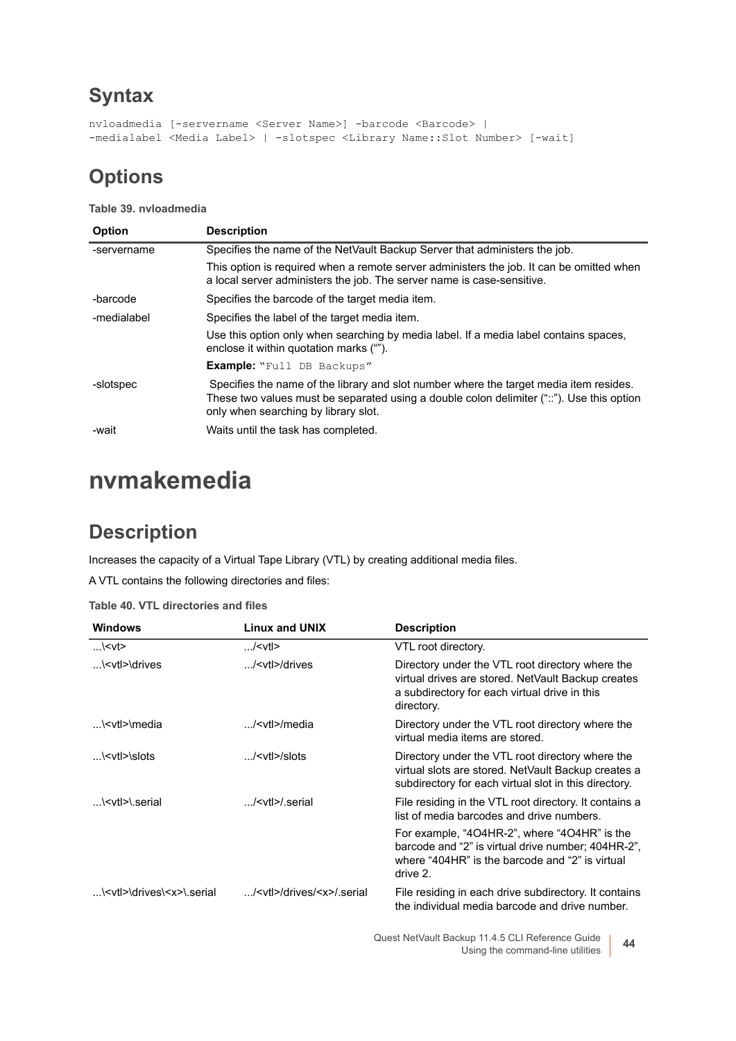## Syntax

```
nvloadmedia [-servername <Server Name>] -barcode <Barcode> |
-medialabel <Media Label> | -slotspec <Library Name::Slot Number> [-wait]
```

## Options

**Table 39. nvloadmedia**

| Option | Description |
|---|---|
| -servername | Specifies the name of the NetVault Backup Server that administers the job. |
| | This option is required when a remote server administers the job. It can be omitted when a local server administers the job. The server name is case-sensitive. |
| -barcode | Specifies the barcode of the target media item. |
| -medialabel | Specifies the label of the target media item. |
| | Use this option only when searching by media label. If a media label contains spaces, enclose it within quotation marks (""). |
| | **Example:** `"Full DB Backups"` |
| -slotspec | Specifies the name of the library and slot number where the target media item resides. These two values must be separated using a double colon delimiter ("::"). Use this option only when searching by library slot. |
| -wait | Waits until the task has completed. |

# nvmakemedia

## Description

Increases the capacity of a Virtual Tape Library (VTL) by creating additional media files.

A VTL contains the following directories and files:

**Table 40. VTL directories and files**

| Windows | Linux and UNIX | Description |
|---|---|---|
| ...\<vt> | .../<vtl> | VTL root directory. |
| ...\<vtl>\drives | .../<vtl>/drives | Directory under the VTL root directory where the virtual drives are stored. NetVault Backup creates a subdirectory for each virtual drive in this directory. |
| ...\<vtl>\media | .../<vtl>/media | Directory under the VTL root directory where the virtual media items are stored. |
| ...\<vtl>\slots | .../<vtl>/slots | Directory under the VTL root directory where the virtual slots are stored. NetVault Backup creates a subdirectory for each virtual slot in this directory. |
| ...\<vtl>\.serial | .../<vtl>/.serial | File residing in the VTL root directory. It contains a list of media barcodes and drive numbers. |
| | | For example, "4O4HR-2", where "4O4HR" is the barcode and "2" is virtual drive number; 404HR-2", where "404HR" is the barcode and "2" is virtual drive 2. |
| ...\<vtl>\drives\<x>\.serial | .../<vtl>/drives/<x>/.serial | File residing in each drive subdirectory. It contains the individual media barcode and drive number. |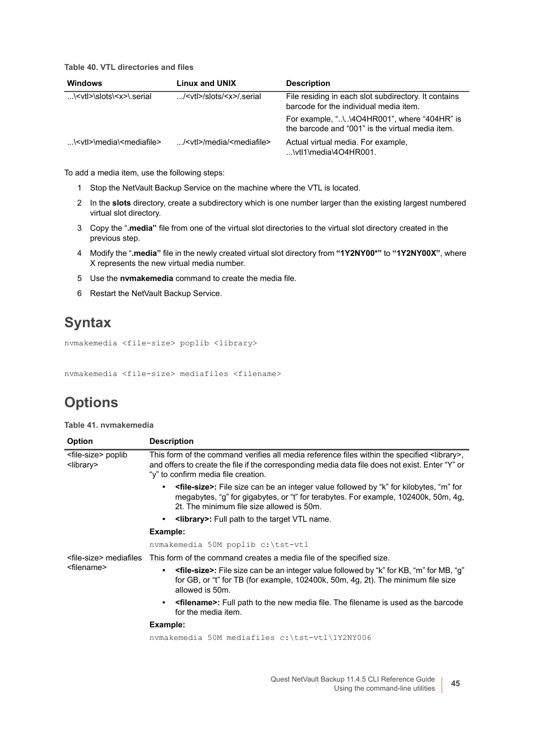**Table 40. VTL directories and files**

| Windows | Linux and UNIX | Description |
|---|---|---|
| ...\<vtl>\slots\<x>\.serial | .../<vtl>/slots/<x>/.serial | File residing in each slot subdirectory. It contains barcode for the individual media item.<br><br>For example, "..\..\4O4HR001", where "404HR" is the barcode and "001" is the virtual media item. |
| ...\<vtl>\media\<mediafile> | .../<vtl>/media/<mediafile> | Actual virtual media. For example, ...\vtl1\media\4O4HR001. |

To add a media item, use the following steps:

1. Stop the NetVault Backup Service on the machine where the VTL is located.
2. In the **slots** directory, create a subdirectory which is one number larger than the existing largest numbered virtual slot directory.
3. Copy the "**.media"** file from one of the virtual slot directories to the virtual slot directory created in the previous step.
4. Modify the "**.media"** file in the newly created virtual slot directory from **"1Y2NY00*"** to **"1Y2NY00X"**, where X represents the new virtual media number.
5. Use the **nvmakemedia** command to create the media file.
6. Restart the NetVault Backup Service.

# Syntax

```
nvmakemedia <file-size> poplib <library>
```

```
nvmakemedia <file-size> mediafiles <filename>
```

# Options

**Table 41. nvmakemedia**

| Option | Description |
|---|---|
| <file-size> poplib <library> | This form of the command verifies all media reference files within the specified <library>, and offers to create the file if the corresponding media data file does not exist. Enter "Y" or "y" to confirm media file creation.<br><br>• **<file-size>:** File size can be an integer value followed by "k" for kilobytes, "m" for megabytes, "g" for gigabytes, or "t" for terabytes. For example, 102400k, 50m, 4g, 2t. The minimum file size allowed is 50m.<br>• **<library>:** Full path to the target VTL name.<br><br>**Example:**<br><br>`nvmakemedia 50M poplib c:\tst-vtl` |
| <file-size> mediafiles <filename> | This form of the command creates a media file of the specified size.<br><br>• **<file-size>:** File size can be an integer value followed by "k" for KB, "m" for MB, "g" for GB, or "t" for TB (for example, 102400k, 50m, 4g, 2t). The minimum file size allowed is 50m.<br>• **<filename>:** Full path to the new media file. The filename is used as the barcode for the media item.<br><br>**Example:**<br><br>`nvmakemedia 50M mediafiles c:\tst-vtl\1Y2NY006` |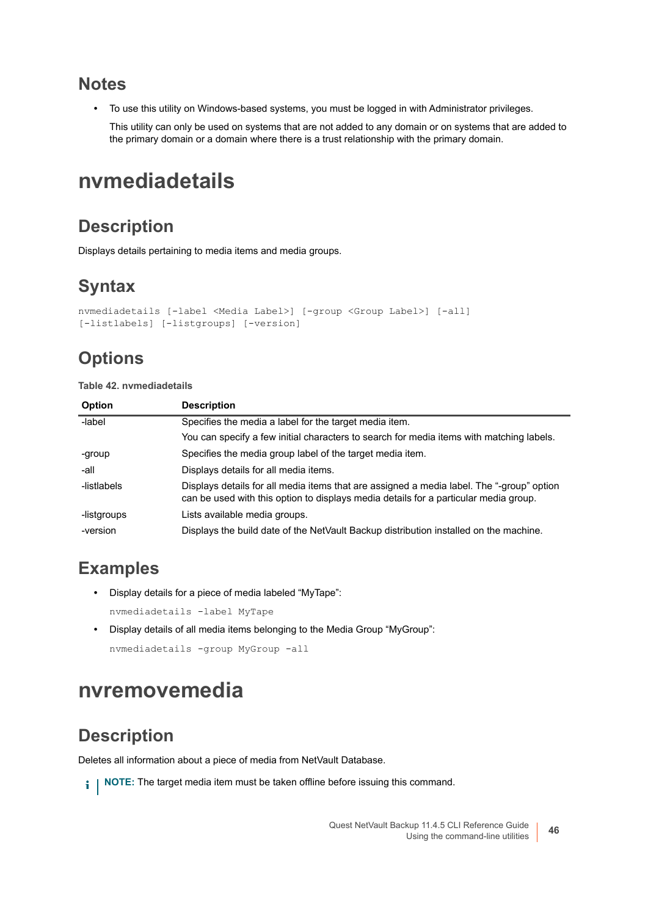## Notes

- To use this utility on Windows-based systems, you must be logged in with Administrator privileges.

  This utility can only be used on systems that are not added to any domain or on systems that are added to the primary domain or a domain where there is a trust relationship with the primary domain.

# nvmediadetails

## Description

Displays details pertaining to media items and media groups.

## Syntax

```
nvmediadetails [-label <Media Label>] [-group <Group Label>] [-all]
[-listlabels] [-listgroups] [-version]
```

## Options

**Table 42. nvmediadetails**

| Option | Description |
|---|---|
| -label | Specifies the media a label for the target media item.<br>You can specify a few initial characters to search for media items with matching labels. |
| -group | Specifies the media group label of the target media item. |
| -all | Displays details for all media items. |
| -listlabels | Displays details for all media items that are assigned a media label. The “-group” option can be used with this option to displays media details for a particular media group. |
| -listgroups | Lists available media groups. |
| -version | Displays the build date of the NetVault Backup distribution installed on the machine. |

## Examples

- Display details for a piece of media labeled “MyTape”:

  ```
  nvmediadetails -label MyTape
  ```

- Display details of all media items belonging to the Media Group “MyGroup”:

  ```
  nvmediadetails -group MyGroup -all
  ```

# nvremovemedia

## Description

Deletes all information about a piece of media from NetVault Database.

> **NOTE:** The target media item must be taken offline before issuing this command.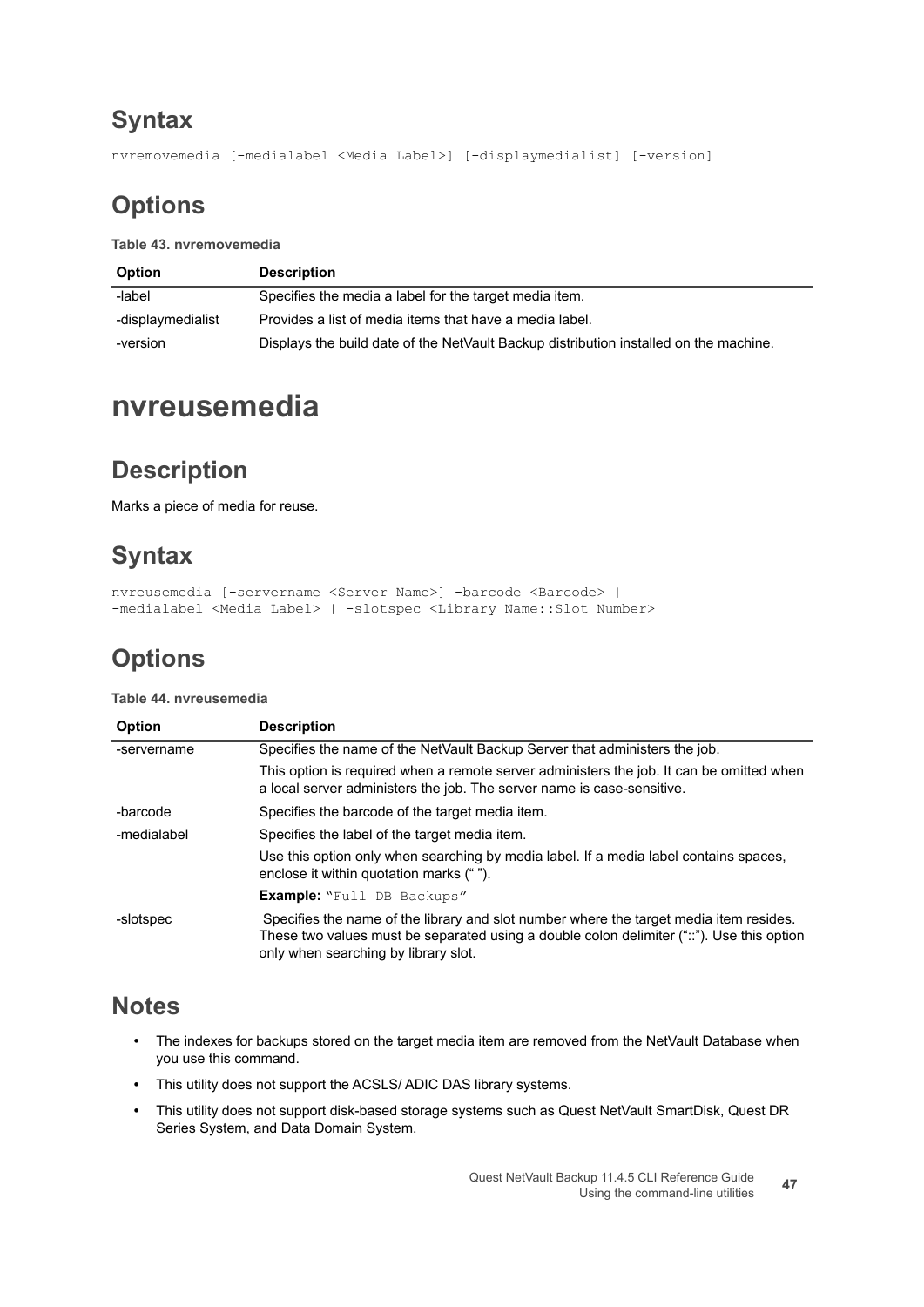## Syntax

```
nvremovemedia [-medialabel <Media Label>] [-displaymedialist] [-version]
```

## Options

**Table 43. nvremovemedia**

| Option | Description |
|---|---|
| -label | Specifies the media a label for the target media item. |
| -displaymedialist | Provides a list of media items that have a media label. |
| -version | Displays the build date of the NetVault Backup distribution installed on the machine. |

# nvreusemedia

## Description

Marks a piece of media for reuse.

## Syntax

```
nvreusemedia [-servername <Server Name>] -barcode <Barcode> |
-medialabel <Media Label> | -slotspec <Library Name::Slot Number>
```

## Options

**Table 44. nvreusemedia**

| Option | Description |
|---|---|
| -servername | Specifies the name of the NetVault Backup Server that administers the job.<br><br>This option is required when a remote server administers the job. It can be omitted when a local server administers the job. The server name is case-sensitive. |
| -barcode | Specifies the barcode of the target media item. |
| -medialabel | Specifies the label of the target media item.<br><br>Use this option only when searching by media label. If a media label contains spaces, enclose it within quotation marks (" ").<br><br>**Example:** "Full DB Backups" |
| -slotspec | Specifies the name of the library and slot number where the target media item resides. These two values must be separated using a double colon delimiter ("::"). Use this option only when searching by library slot. |

## Notes

- The indexes for backups stored on the target media item are removed from the NetVault Database when you use this command.
- This utility does not support the ACSLS/ ADIC DAS library systems.
- This utility does not support disk-based storage systems such as Quest NetVault SmartDisk, Quest DR Series System, and Data Domain System.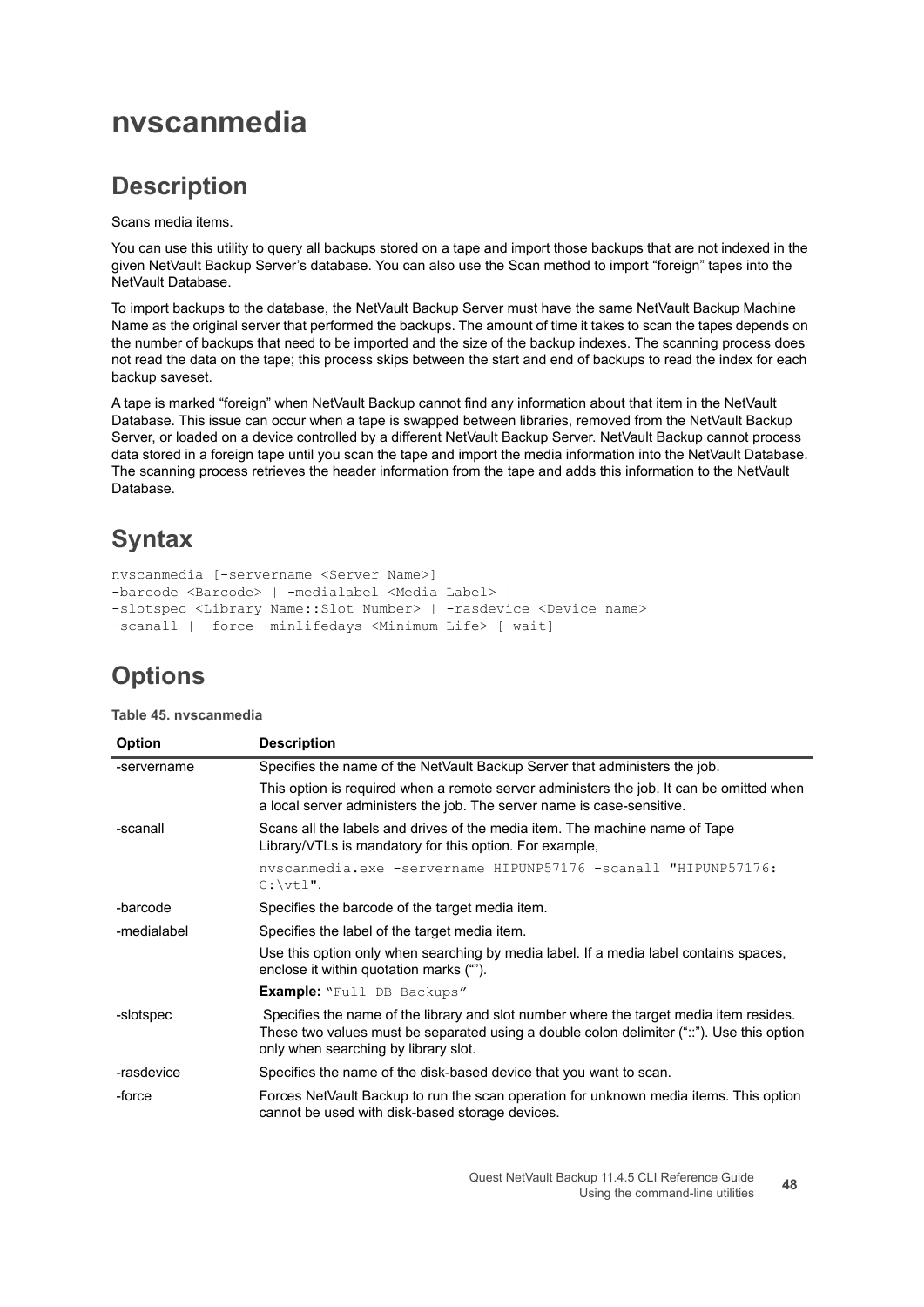# nvscanmedia

## Description

Scans media items.

You can use this utility to query all backups stored on a tape and import those backups that are not indexed in the given NetVault Backup Server's database. You can also use the Scan method to import "foreign" tapes into the NetVault Database.

To import backups to the database, the NetVault Backup Server must have the same NetVault Backup Machine Name as the original server that performed the backups. The amount of time it takes to scan the tapes depends on the number of backups that need to be imported and the size of the backup indexes. The scanning process does not read the data on the tape; this process skips between the start and end of backups to read the index for each backup saveset.

A tape is marked "foreign" when NetVault Backup cannot find any information about that item in the NetVault Database. This issue can occur when a tape is swapped between libraries, removed from the NetVault Backup Server, or loaded on a device controlled by a different NetVault Backup Server. NetVault Backup cannot process data stored in a foreign tape until you scan the tape and import the media information into the NetVault Database. The scanning process retrieves the header information from the tape and adds this information to the NetVault Database.

## Syntax

```
nvscanmedia [-servername <Server Name>]
-barcode <Barcode> | -medialabel <Media Label> |
-slotspec <Library Name::Slot Number> | -rasdevice <Device name>
-scanall | -force -minlifedays <Minimum Life> [-wait]
```

## Options

**Table 45. nvscanmedia**

| Option | Description |
|---|---|
| -servername | Specifies the name of the NetVault Backup Server that administers the job.<br>This option is required when a remote server administers the job. It can be omitted when a local server administers the job. The server name is case-sensitive. |
| -scanall | Scans all the labels and drives of the media item. The machine name of Tape Library/VTLs is mandatory for this option. For example,<br>`nvscanmedia.exe -servername HIPUNP57176 -scanall "HIPUNP57176: C:\vtl".` |
| -barcode | Specifies the barcode of the target media item. |
| -medialabel | Specifies the label of the target media item.<br>Use this option only when searching by media label. If a media label contains spaces, enclose it within quotation marks (""). <br>**Example:** `"Full DB Backups"` |
| -slotspec | Specifies the name of the library and slot number where the target media item resides. These two values must be separated using a double colon delimiter ("::"). Use this option only when searching by library slot. |
| -rasdevice | Specifies the name of the disk-based device that you want to scan. |
| -force | Forces NetVault Backup to run the scan operation for unknown media items. This option cannot be used with disk-based storage devices. |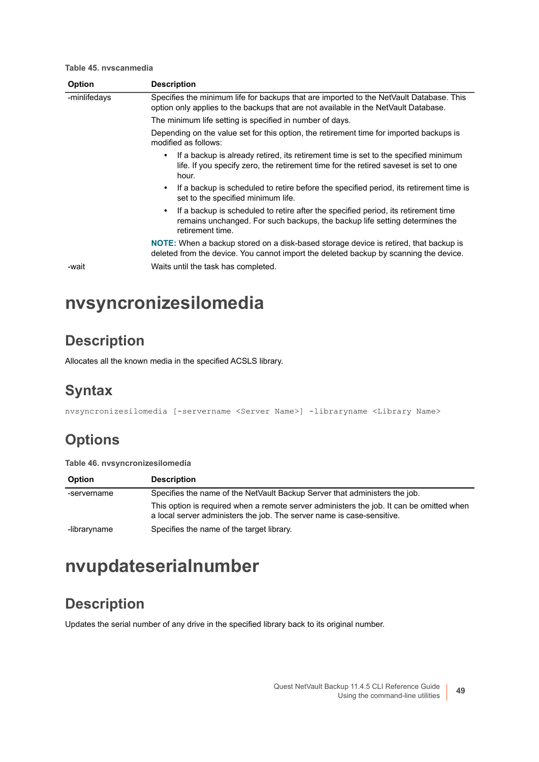**Table 45. nvscanmedia**

| Option | Description |
| --- | --- |
| -minlifedays | Specifies the minimum life for backups that are imported to the NetVault Database. This option only applies to the backups that are not available in the NetVault Database.<br><br>The minimum life setting is specified in number of days.<br><br>Depending on the value set for this option, the retirement time for imported backups is modified as follows:<br><br>• If a backup is already retired, its retirement time is set to the specified minimum life. If you specify zero, the retirement time for the retired saveset is set to one hour.<br>• If a backup is scheduled to retire before the specified period, its retirement time is set to the specified minimum life.<br>• If a backup is scheduled to retire after the specified period, its retirement time remains unchanged. For such backups, the backup life setting determines the retirement time.<br><br>**NOTE:** When a backup stored on a disk-based storage device is retired, that backup is deleted from the device. You cannot import the deleted backup by scanning the device. |
| -wait | Waits until the task has completed. |

# nvsyncronizesilomedia

## Description

Allocates all the known media in the specified ACSLS library.

## Syntax

```
nvsyncronizesilomedia [-servername <Server Name>] -libraryname <Library Name>
```

## Options

**Table 46. nvsyncronizesilomedia**

| Option | Description |
| --- | --- |
| -servername | Specifies the name of the NetVault Backup Server that administers the job.<br><br>This option is required when a remote server administers the job. It can be omitted when a local server administers the job. The server name is case-sensitive. |
| -libraryname | Specifies the name of the target library. |

# nvupdateserialnumber

## Description

Updates the serial number of any drive in the specified library back to its original number.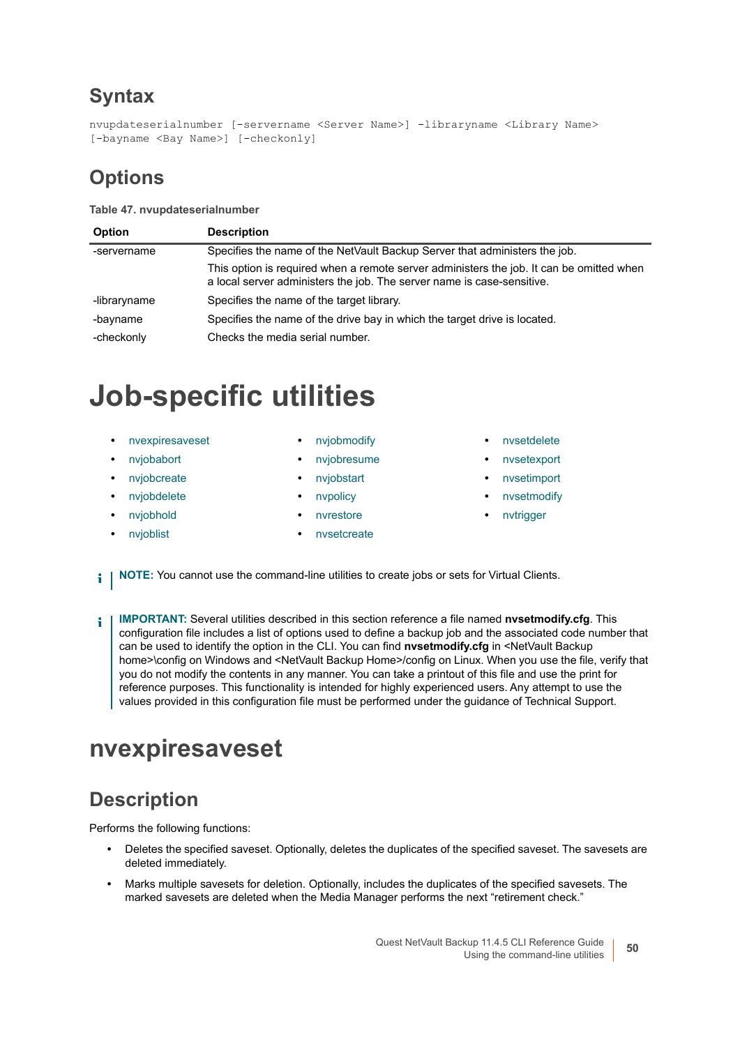## Syntax

```
nvupdateserialnumber [-servername <Server Name>] -libraryname <Library Name>
[-bayname <Bay Name>] [-checkonly]
```

## Options

**Table 47. nvupdateserialnumber**

| Option | Description |
|---|---|
| -servername | Specifies the name of the NetVault Backup Server that administers the job.<br>This option is required when a remote server administers the job. It can be omitted when a local server administers the job. The server name is case-sensitive. |
| -libraryname | Specifies the name of the target library. |
| -bayname | Specifies the name of the drive bay in which the target drive is located. |
| -checkonly | Checks the media serial number. |

# Job-specific utilities

- nvexpiresaveset
- nvjobabort
- nvjobcreate
- nvjobdelete
- nvjobhold
- nvjoblist
- nvjobmodify
- nvjobresume
- nvjobstart
- nvpolicy
- nvrestore
- nvsetcreate
- nvsetdelete
- nvsetexport
- nvsetimport
- nvsetmodify
- nvtrigger

**NOTE:** You cannot use the command-line utilities to create jobs or sets for Virtual Clients.

**IMPORTANT:** Several utilities described in this section reference a file named **nvsetmodify.cfg**. This configuration file includes a list of options used to define a backup job and the associated code number that can be used to identify the option in the CLI. You can find **nvsetmodify.cfg** in <NetVault Backup home>\config on Windows and <NetVault Backup Home>/config on Linux. When you use the file, verify that you do not modify the contents in any manner. You can take a printout of this file and use the print for reference purposes. This functionality is intended for highly experienced users. Any attempt to use the values provided in this configuration file must be performed under the guidance of Technical Support.

# nvexpiresaveset

## Description

Performs the following functions:

- Deletes the specified saveset. Optionally, deletes the duplicates of the specified saveset. The savesets are deleted immediately.
- Marks multiple savesets for deletion. Optionally, includes the duplicates of the specified savesets. The marked savesets are deleted when the Media Manager performs the next “retirement check.”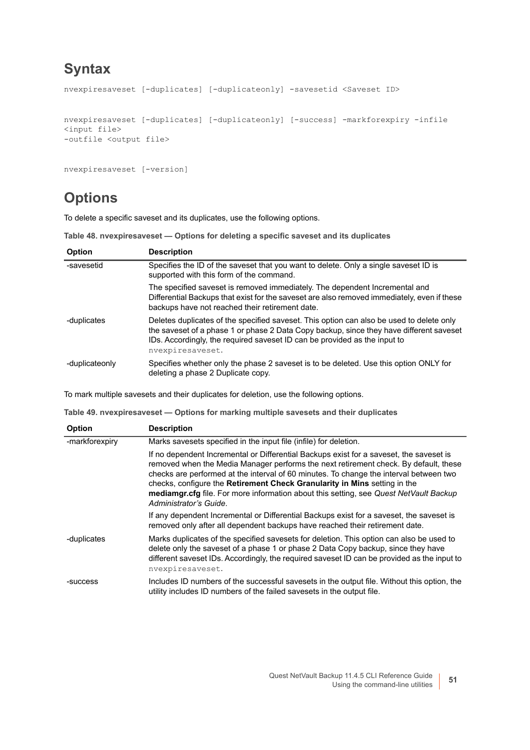## Syntax

```
nvexpiresaveset [-duplicates] [-duplicateonly] -savesetid <Saveset ID>
```

```
nvexpiresaveset [-duplicates] [-duplicateonly] [-success] -markforexpiry -infile
<input file>
-outfile <output file>
```

```
nvexpiresaveset [-version]
```

## Options

To delete a specific saveset and its duplicates, use the following options.

**Table 48. nvexpiresaveset — Options for deleting a specific saveset and its duplicates**

| Option | Description |
|---|---|
| -savesetid | Specifies the ID of the saveset that you want to delete. Only a single saveset ID is supported with this form of the command.<br><br>The specified saveset is removed immediately. The dependent Incremental and Differential Backups that exist for the saveset are also removed immediately, even if these backups have not reached their retirement date. |
| -duplicates | Deletes duplicates of the specified saveset. This option can also be used to delete only the saveset of a phase 1 or phase 2 Data Copy backup, since they have different saveset IDs. Accordingly, the required saveset ID can be provided as the input to `nvexpiresaveset`. |
| -duplicateonly | Specifies whether only the phase 2 saveset is to be deleted. Use this option ONLY for deleting a phase 2 Duplicate copy. |

To mark multiple savesets and their duplicates for deletion, use the following options.

**Table 49. nvexpiresaveset — Options for marking multiple savesets and their duplicates**

| Option | Description |
|---|---|
| -markforexpiry | Marks savesets specified in the input file (infile) for deletion.<br><br>If no dependent Incremental or Differential Backups exist for a saveset, the saveset is removed when the Media Manager performs the next retirement check. By default, these checks are performed at the interval of 60 minutes. To change the interval between two checks, configure the **Retirement Check Granularity in Mins** setting in the **mediamgr.cfg** file. For more information about this setting, see *Quest NetVault Backup Administrator's Guide*.<br><br>If any dependent Incremental or Differential Backups exist for a saveset, the saveset is removed only after all dependent backups have reached their retirement date. |
| -duplicates | Marks duplicates of the specified savesets for deletion. This option can also be used to delete only the saveset of a phase 1 or phase 2 Data Copy backup, since they have different saveset IDs. Accordingly, the required saveset ID can be provided as the input to `nvexpiresaveset`. |
| -success | Includes ID numbers of the successful savesets in the output file. Without this option, the utility includes ID numbers of the failed savesets in the output file. |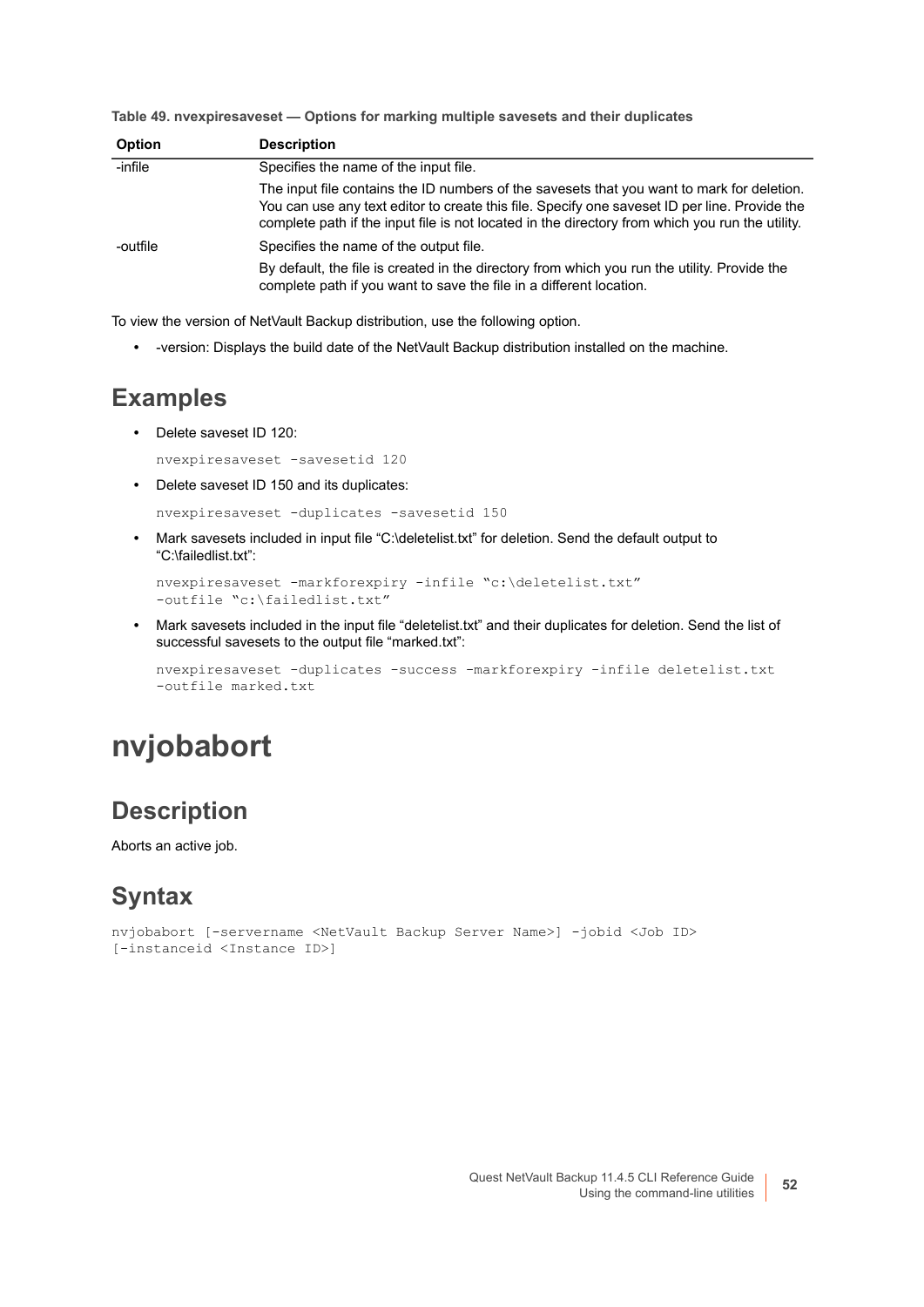**Table 49. nvexpiresaveset — Options for marking multiple savesets and their duplicates**

| Option | Description |
|---|---|
| -infile | Specifies the name of the input file. The input file contains the ID numbers of the savesets that you want to mark for deletion. You can use any text editor to create this file. Specify one saveset ID per line. Provide the complete path if the input file is not located in the directory from which you run the utility. |
| -outfile | Specifies the name of the output file. By default, the file is created in the directory from which you run the utility. Provide the complete path if you want to save the file in a different location. |

To view the version of NetVault Backup distribution, use the following option.

- -version: Displays the build date of the NetVault Backup distribution installed on the machine.

## Examples

- Delete saveset ID 120:

```
nvexpiresaveset -savesetid 120
```

- Delete saveset ID 150 and its duplicates:

```
nvexpiresaveset -duplicates -savesetid 150
```

- Mark savesets included in input file “C:\deletelist.txt” for deletion. Send the default output to “C:\failedlist.txt”:

```
nvexpiresaveset -markforexpiry -infile “c:\deletelist.txt”
-outfile “c:\failedlist.txt”
```

- Mark savesets included in the input file “deletelist.txt” and their duplicates for deletion. Send the list of successful savesets to the output file “marked.txt”:

```
nvexpiresaveset -duplicates -success -markforexpiry -infile deletelist.txt
-outfile marked.txt
```

# nvjobabort

## Description

Aborts an active job.

## Syntax

```
nvjobabort [-servername <NetVault Backup Server Name>] -jobid <Job ID>
[-instanceid <Instance ID>]
```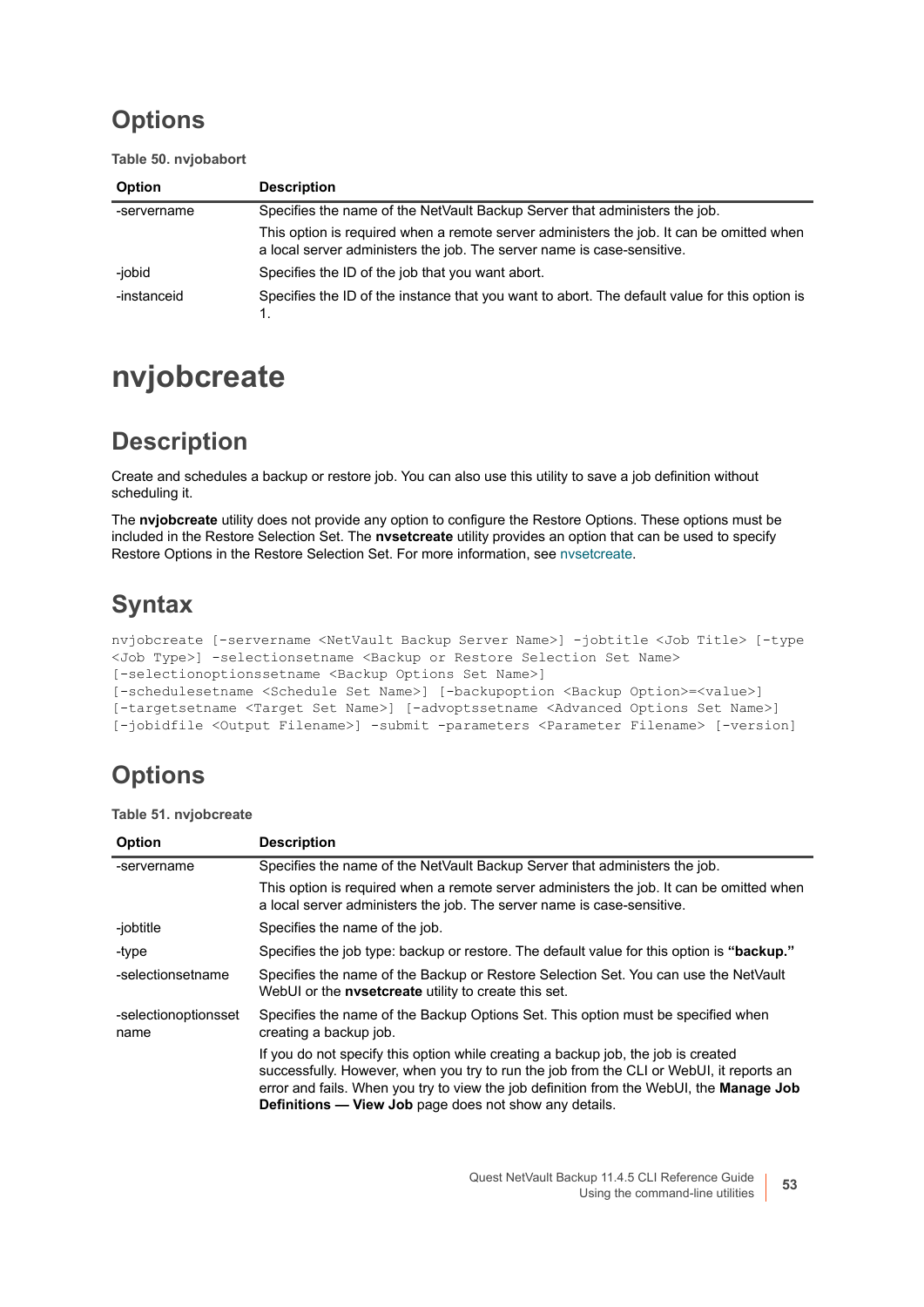## Options

**Table 50. nvjobabort**

| Option | Description |
|---|---|
| -servername | Specifies the name of the NetVault Backup Server that administers the job.<br><br>This option is required when a remote server administers the job. It can be omitted when a local server administers the job. The server name is case-sensitive. |
| -jobid | Specifies the ID of the job that you want abort. |
| -instanceid | Specifies the ID of the instance that you want to abort. The default value for this option is 1. |

# nvjobcreate

## Description

Create and schedules a backup or restore job. You can also use this utility to save a job definition without scheduling it.

The **nvjobcreate** utility does not provide any option to configure the Restore Options. These options must be included in the Restore Selection Set. The **nvsetcreate** utility provides an option that can be used to specify Restore Options in the Restore Selection Set. For more information, see nvsetcreate.

## Syntax

```
nvjobcreate [-servername <NetVault Backup Server Name>] -jobtitle <Job Title> [-type
<Job Type>] -selectionsetname <Backup or Restore Selection Set Name>
[-selectionoptionssetname <Backup Options Set Name>]
[-schedulesetname <Schedule Set Name>] [-backupoption <Backup Option>=<value>]
[-targetsetname <Target Set Name>] [-advoptssetname <Advanced Options Set Name>]
[-jobidfile <Output Filename>] -submit -parameters <Parameter Filename> [-version]
```

## Options

**Table 51. nvjobcreate**

| Option | Description |
|---|---|
| -servername | Specifies the name of the NetVault Backup Server that administers the job.<br><br>This option is required when a remote server administers the job. It can be omitted when a local server administers the job. The server name is case-sensitive. |
| -jobtitle | Specifies the name of the job. |
| -type | Specifies the job type: backup or restore. The default value for this option is **"backup."** |
| -selectionsetname | Specifies the name of the Backup or Restore Selection Set. You can use the NetVault WebUI or the **nvsetcreate** utility to create this set. |
| -selectionoptionsset name | Specifies the name of the Backup Options Set. This option must be specified when creating a backup job.<br><br>If you do not specify this option while creating a backup job, the job is created successfully. However, when you try to run the job from the CLI or WebUI, it reports an error and fails. When you try to view the job definition from the WebUI, the **Manage Job Definitions — View Job** page does not show any details. |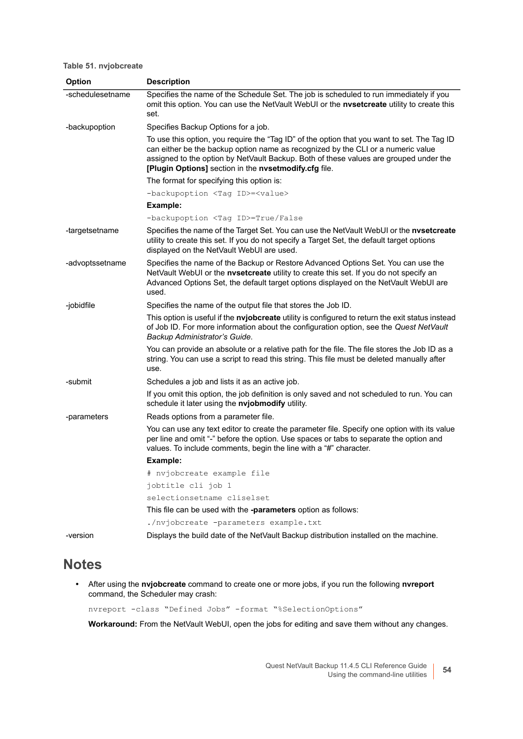**Table 51. nvjobcreate**

| Option | Description |
|---|---|
| -schedulesetname | Specifies the name of the Schedule Set. The job is scheduled to run immediately if you omit this option. You can use the NetVault WebUI or the **nvsetcreate** utility to create this set. |
| -backupoption | Specifies Backup Options for a job.<br>To use this option, you require the "Tag ID" of the option that you want to set. The Tag ID can either be the backup option name as recognized by the CLI or a numeric value assigned to the option by NetVault Backup. Both of these values are grouped under the **[Plugin Options]** section in the **nvsetmodify.cfg** file.<br>The format for specifying this option is:<br>`-backupoption <Tag ID>=<value>`<br>**Example:**<br>`-backupoption <Tag ID>=True/False` |
| -targetsetname | Specifies the name of the Target Set. You can use the NetVault WebUI or the **nvsetcreate** utility to create this set. If you do not specify a Target Set, the default target options displayed on the NetVault WebUI are used. |
| -advoptssetname | Specifies the name of the Backup or Restore Advanced Options Set. You can use the NetVault WebUI or the **nvsetcreate** utility to create this set. If you do not specify an Advanced Options Set, the default target options displayed on the NetVault WebUI are used. |
| -jobidfile | Specifies the name of the output file that stores the Job ID.<br>This option is useful if the **nvjobcreate** utility is configured to return the exit status instead of Job ID. For more information about the configuration option, see the *Quest NetVault Backup Administrator's Guide*.<br>You can provide an absolute or a relative path for the file. The file stores the Job ID as a string. You can use a script to read this string. This file must be deleted manually after use. |
| -submit | Schedules a job and lists it as an active job.<br>If you omit this option, the job definition is only saved and not scheduled to run. You can schedule it later using the **nvjobmodify** utility. |
| -parameters | Reads options from a parameter file.<br>You can use any text editor to create the parameter file. Specify one option with its value per line and omit "-" before the option. Use spaces or tabs to separate the option and values. To include comments, begin the line with a "#" character.<br>**Example:**<br>`# nvjobcreate example file`<br>`jobtitle cli job 1`<br>`selectionsetname cliselset`<br>This file can be used with the **-parameters** option as follows:<br>`./nvjobcreate -parameters example.txt` |
| -version | Displays the build date of the NetVault Backup distribution installed on the machine. |

# Notes

- After using the **nvjobcreate** command to create one or more jobs, if you run the following **nvreport** command, the Scheduler may crash:

```
nvreport -class "Defined Jobs" -format "%SelectionOptions"
```

**Workaround:** From the NetVault WebUI, open the jobs for editing and save them without any changes.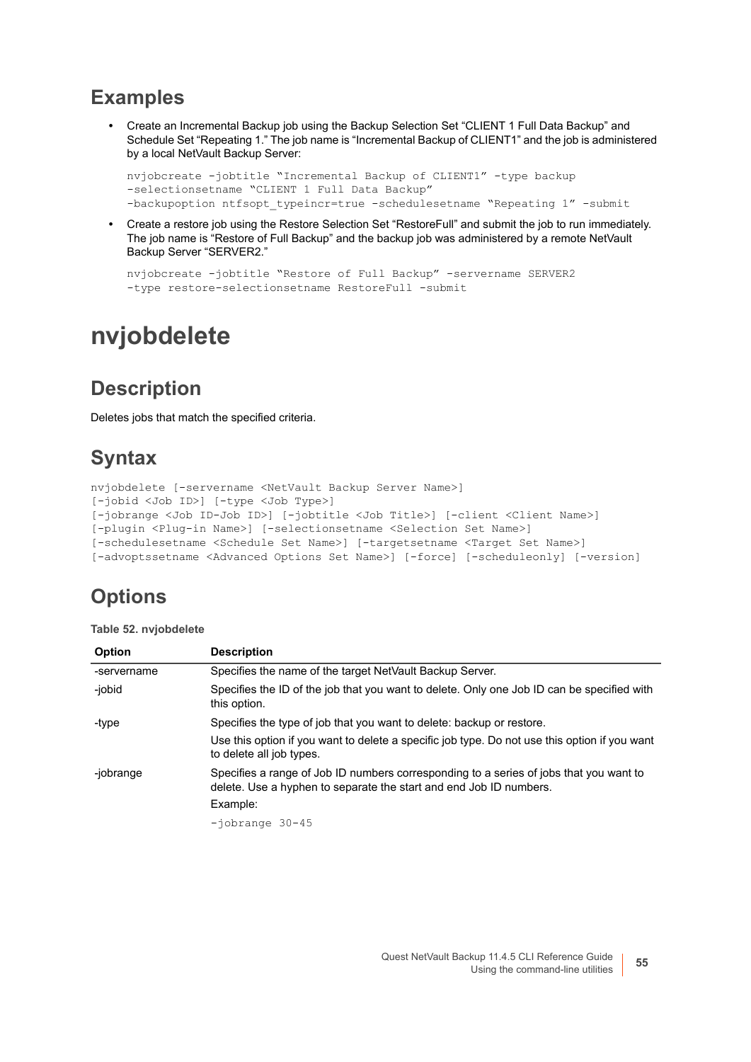## Examples

- Create an Incremental Backup job using the Backup Selection Set “CLIENT 1 Full Data Backup” and Schedule Set “Repeating 1.” The job name is “Incremental Backup of CLIENT1” and the job is administered by a local NetVault Backup Server:

```
nvjobcreate -jobtitle “Incremental Backup of CLIENT1” -type backup
-selectionsetname “CLIENT 1 Full Data Backup”
-backupoption ntfsopt_typeincr=true -schedulesetname “Repeating 1” -submit
```

- Create a restore job using the Restore Selection Set “RestoreFull” and submit the job to run immediately. The job name is “Restore of Full Backup” and the backup job was administered by a remote NetVault Backup Server “SERVER2.”

```
nvjobcreate -jobtitle “Restore of Full Backup” -servername SERVER2
-type restore-selectionsetname RestoreFull -submit
```

# nvjobdelete

## Description

Deletes jobs that match the specified criteria.

## Syntax

```
nvjobdelete [-servername <NetVault Backup Server Name>]
[-jobid <Job ID>] [-type <Job Type>]
[-jobrange <Job ID-Job ID>] [-jobtitle <Job Title>] [-client <Client Name>]
[-plugin <Plug-in Name>] [-selectionsetname <Selection Set Name>]
[-schedulesetname <Schedule Set Name>] [-targetsetname <Target Set Name>]
[-advoptssetname <Advanced Options Set Name>] [-force] [-scheduleonly] [-version]
```

## Options

**Table 52. nvjobdelete**

| Option | Description |
|---|---|
| -servername | Specifies the name of the target NetVault Backup Server. |
| -jobid | Specifies the ID of the job that you want to delete. Only one Job ID can be specified with this option. |
| -type | Specifies the type of job that you want to delete: backup or restore.<br>Use this option if you want to delete a specific job type. Do not use this option if you want to delete all job types. |
| -jobrange | Specifies a range of Job ID numbers corresponding to a series of jobs that you want to delete. Use a hyphen to separate the start and end Job ID numbers.<br>Example:<br>`-jobrange 30-45` |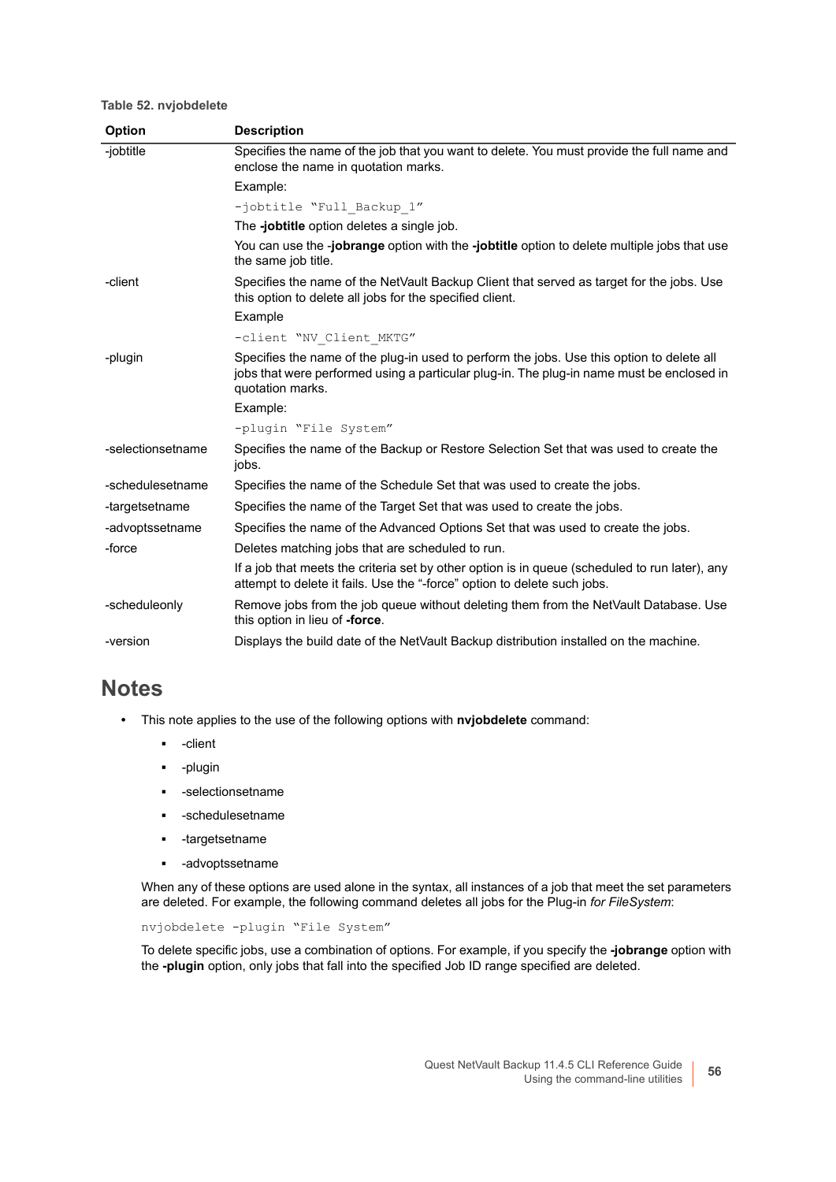**Table 52. nvjobdelete**

| Option | Description |
| --- | --- |
| -jobtitle | Specifies the name of the job that you want to delete. You must provide the full name and enclose the name in quotation marks. |
| | Example: |
| | `-jobtitle "Full_Backup_1"` |
| | The **-jobtitle** option deletes a single job. |
| | You can use the -**jobrange** option with the **-jobtitle** option to delete multiple jobs that use the same job title. |
| -client | Specifies the name of the NetVault Backup Client that served as target for the jobs. Use this option to delete all jobs for the specified client. |
| | Example |
| | `-client "NV_Client_MKTG"` |
| -plugin | Specifies the name of the plug-in used to perform the jobs. Use this option to delete all jobs that were performed using a particular plug-in. The plug-in name must be enclosed in quotation marks. |
| | Example: |
| | `-plugin "File System"` |
| -selectionsetname | Specifies the name of the Backup or Restore Selection Set that was used to create the jobs. |
| -schedulesetname | Specifies the name of the Schedule Set that was used to create the jobs. |
| -targetsetname | Specifies the name of the Target Set that was used to create the jobs. |
| -advoptssetname | Specifies the name of the Advanced Options Set that was used to create the jobs. |
| -force | Deletes matching jobs that are scheduled to run. |
| | If a job that meets the criteria set by other option is in queue (scheduled to run later), any attempt to delete it fails. Use the "-force" option to delete such jobs. |
| -scheduleonly | Remove jobs from the job queue without deleting them from the NetVault Database. Use this option in lieu of **-force**. |
| -version | Displays the build date of the NetVault Backup distribution installed on the machine. |

# Notes

- This note applies to the use of the following options with **nvjobdelete** command:
  - -client
  - -plugin
  - -selectionsetname
  - -schedulesetname
  - -targetsetname
  - -advoptssetname

  When any of these options are used alone in the syntax, all instances of a job that meet the set parameters are deleted. For example, the following command deletes all jobs for the Plug-in *for FileSystem*:

  ```
  nvjobdelete -plugin "File System"
  ```

  To delete specific jobs, use a combination of options. For example, if you specify the **-jobrange** option with the **-plugin** option, only jobs that fall into the specified Job ID range specified are deleted.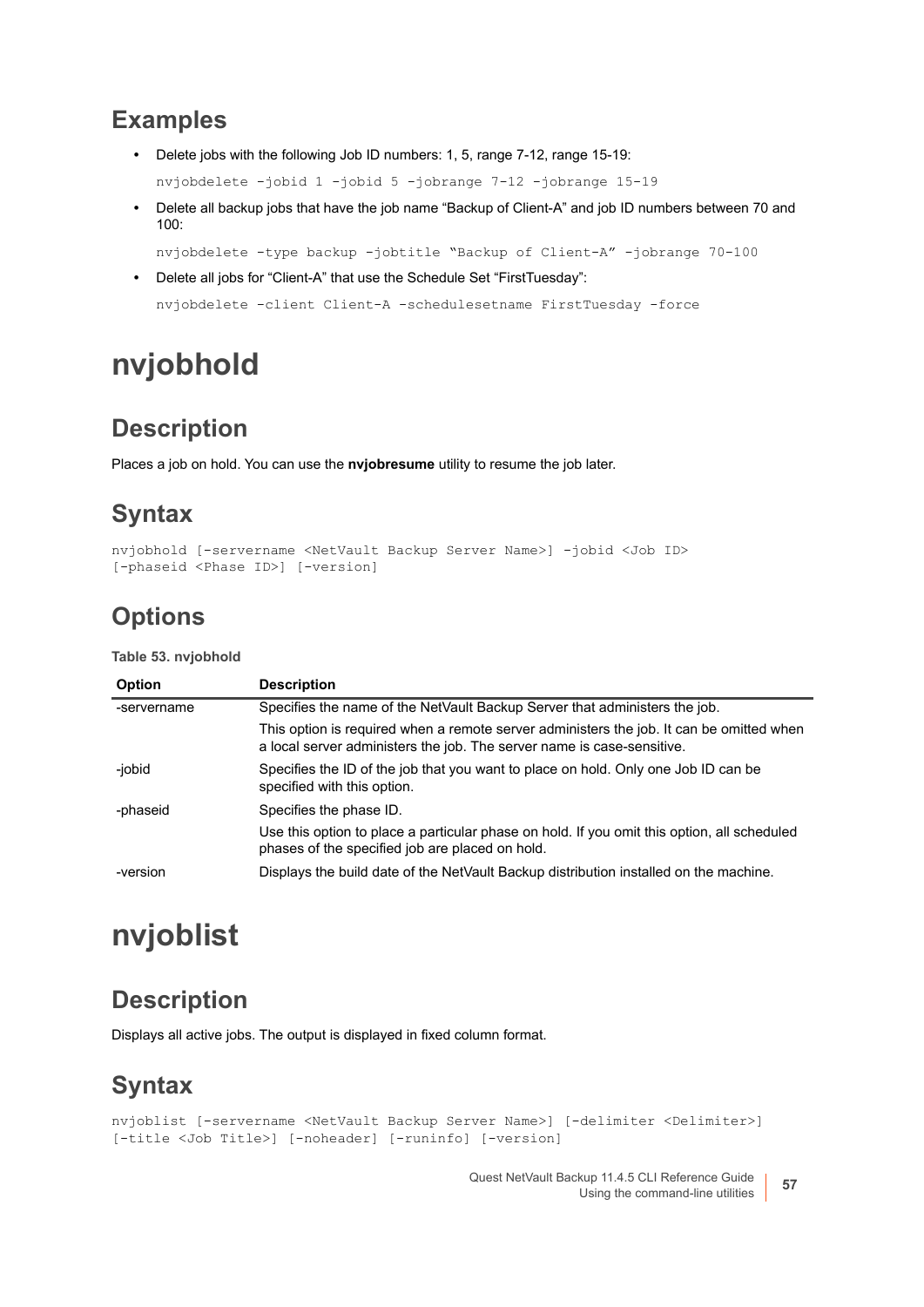## Examples

- Delete jobs with the following Job ID numbers: 1, 5, range 7-12, range 15-19:

```
nvjobdelete -jobid 1 -jobid 5 -jobrange 7-12 -jobrange 15-19
```

- Delete all backup jobs that have the job name “Backup of Client-A” and job ID numbers between 70 and 100:

```
nvjobdelete -type backup -jobtitle “Backup of Client-A” -jobrange 70-100
```

- Delete all jobs for “Client-A” that use the Schedule Set “FirstTuesday”:

```
nvjobdelete -client Client-A -schedulesetname FirstTuesday -force
```

# nvjobhold

## Description

Places a job on hold. You can use the **nvjobresume** utility to resume the job later.

## Syntax

```
nvjobhold [-servername <NetVault Backup Server Name>] -jobid <Job ID>
[-phaseid <Phase ID>] [-version]
```

## Options

**Table 53. nvjobhold**

| Option | Description |
|---|---|
| -servername | Specifies the name of the NetVault Backup Server that administers the job.<br>This option is required when a remote server administers the job. It can be omitted when a local server administers the job. The server name is case-sensitive. |
| -jobid | Specifies the ID of the job that you want to place on hold. Only one Job ID can be specified with this option. |
| -phaseid | Specifies the phase ID.<br>Use this option to place a particular phase on hold. If you omit this option, all scheduled phases of the specified job are placed on hold. |
| -version | Displays the build date of the NetVault Backup distribution installed on the machine. |

# nvjoblist

## Description

Displays all active jobs. The output is displayed in fixed column format.

## Syntax

```
nvjoblist [-servername <NetVault Backup Server Name>] [-delimiter <Delimiter>]
[-title <Job Title>] [-noheader] [-runinfo] [-version]
```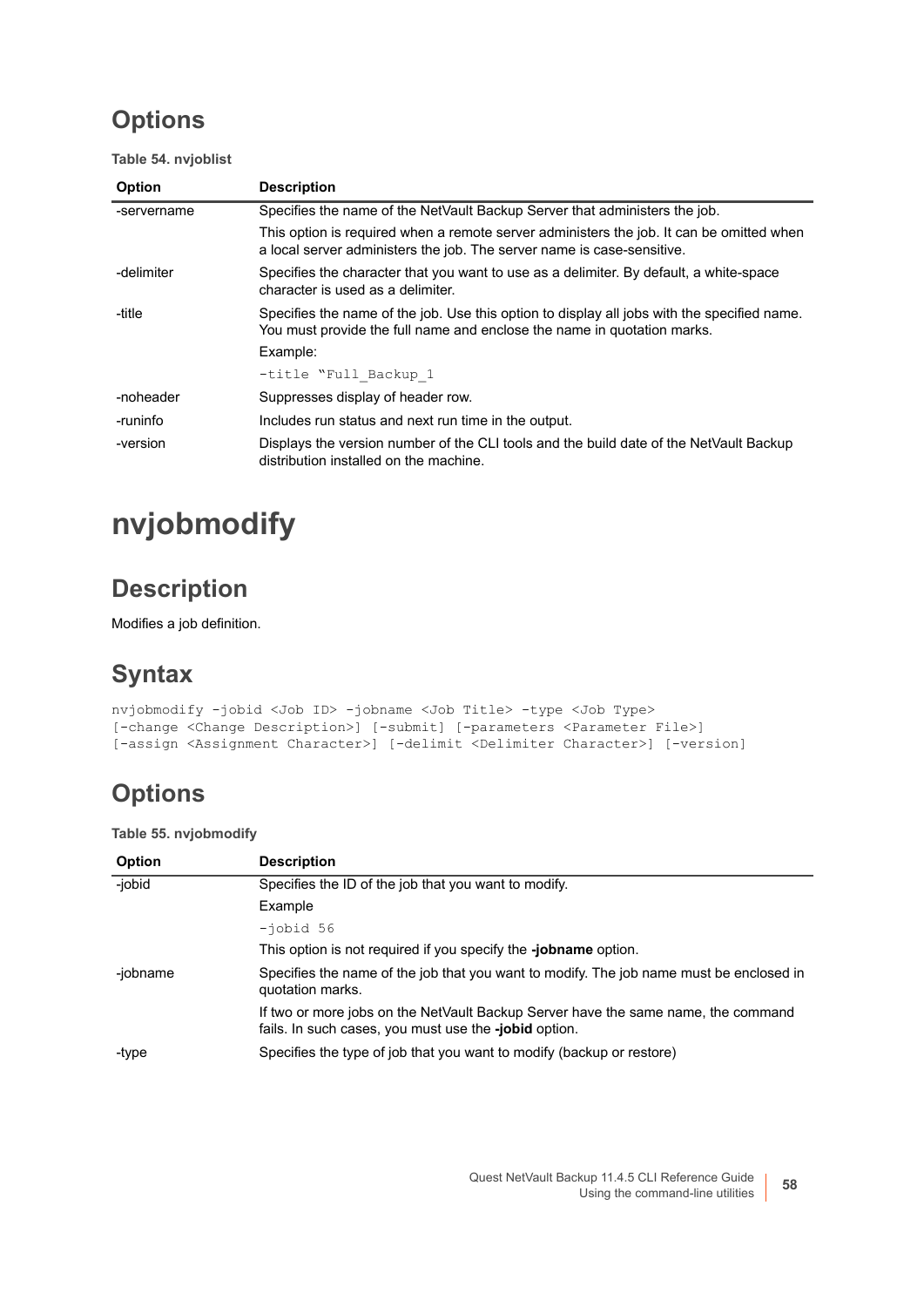## Options

**Table 54. nvjoblist**

| Option | Description |
|---|---|
| -servername | Specifies the name of the NetVault Backup Server that administers the job.<br><br>This option is required when a remote server administers the job. It can be omitted when a local server administers the job. The server name is case-sensitive. |
| -delimiter | Specifies the character that you want to use as a delimiter. By default, a white-space character is used as a delimiter. |
| -title | Specifies the name of the job. Use this option to display all jobs with the specified name. You must provide the full name and enclose the name in quotation marks.<br><br>Example:<br><br>`-title "Full_Backup_1` |
| -noheader | Suppresses display of header row. |
| -runinfo | Includes run status and next run time in the output. |
| -version | Displays the version number of the CLI tools and the build date of the NetVault Backup distribution installed on the machine. |

# nvjobmodify

## Description

Modifies a job definition.

## Syntax

```
nvjobmodify -jobid <Job ID> -jobname <Job Title> -type <Job Type>
[-change <Change Description>] [-submit] [-parameters <Parameter File>]
[-assign <Assignment Character>] [-delimit <Delimiter Character>] [-version]
```

## Options

**Table 55. nvjobmodify**

| Option | Description |
|---|---|
| -jobid | Specifies the ID of the job that you want to modify.<br><br>Example<br><br>`-jobid 56`<br><br>This option is not required if you specify the **-jobname** option. |
| -jobname | Specifies the name of the job that you want to modify. The job name must be enclosed in quotation marks.<br><br>If two or more jobs on the NetVault Backup Server have the same name, the command fails. In such cases, you must use the **-jobid** option. |
| -type | Specifies the type of job that you want to modify (backup or restore) |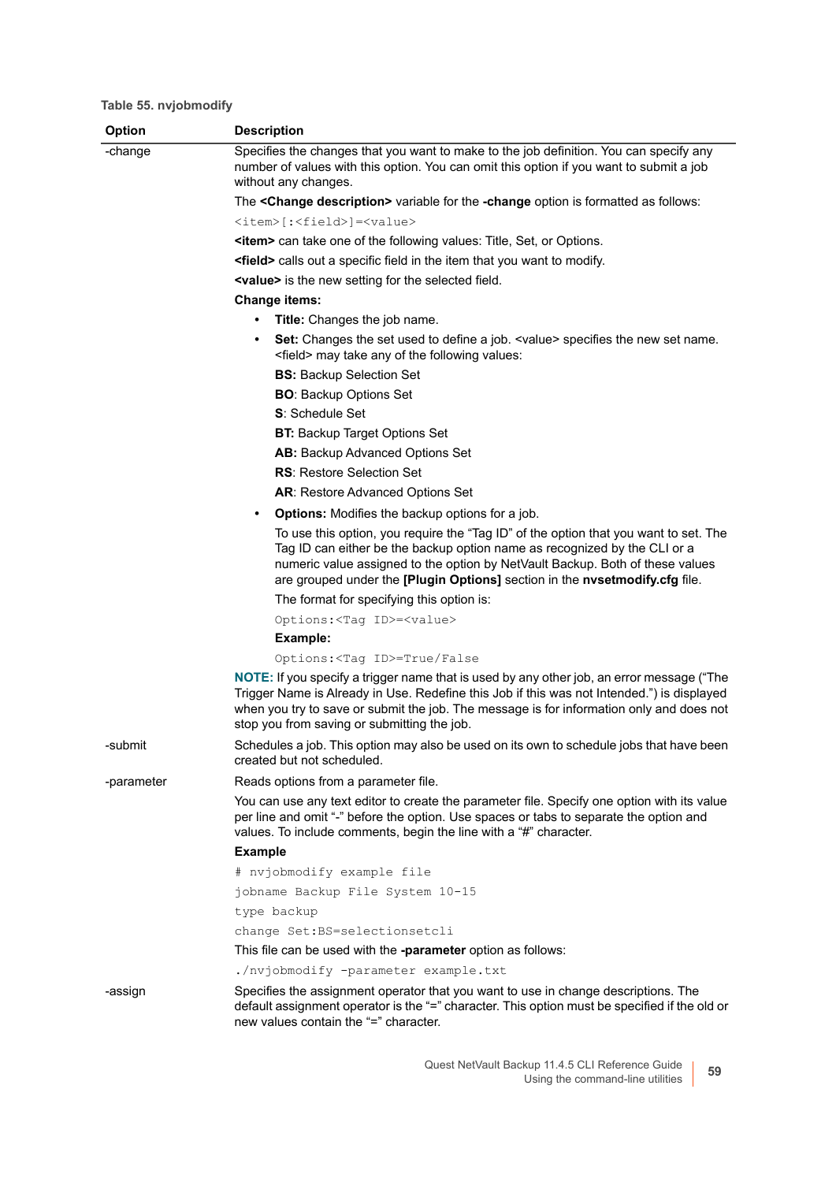**Table 55. nvjobmodify**

| Option | Description |
|---|---|
| -change | Specifies the changes that you want to make to the job definition. You can specify any number of values with this option. You can omit this option if you want to submit a job without any changes.<br><br>The **<Change description>** variable for the **-change** option is formatted as follows:<br><br>`<item>[:<field>]=<value>`<br><br>**<item>** can take one of the following values: Title, Set, or Options.<br><br>**<field>** calls out a specific field in the item that you want to modify.<br><br>**<value>** is the new setting for the selected field.<br><br>**Change items:**<br><br>• **Title:** Changes the job name.<br><br>• **Set:** Changes the set used to define a job. <value> specifies the new set name. <field> may take any of the following values:<br>**BS:** Backup Selection Set<br>**BO**: Backup Options Set<br>**S**: Schedule Set<br>**BT:** Backup Target Options Set<br>**AB:** Backup Advanced Options Set<br>**RS**: Restore Selection Set<br>**AR**: Restore Advanced Options Set<br><br>• **Options:** Modifies the backup options for a job.<br>To use this option, you require the "Tag ID" of the option that you want to set. The Tag ID can either be the backup option name as recognized by the CLI or a numeric value assigned to the option by NetVault Backup. Both of these values are grouped under the **[Plugin Options]** section in the **nvsetmodify.cfg** file.<br>The format for specifying this option is:<br>`Options:<Tag ID>=<value>`<br>**Example:**<br>`Options:<Tag ID>=True/False`<br><br>**NOTE:** If you specify a trigger name that is used by any other job, an error message ("The Trigger Name is Already in Use. Redefine this Job if this was not Intended.") is displayed when you try to save or submit the job. The message is for information only and does not stop you from saving or submitting the job. |
| -submit | Schedules a job. This option may also be used on its own to schedule jobs that have been created but not scheduled. |
| -parameter | Reads options from a parameter file.<br><br>You can use any text editor to create the parameter file. Specify one option with its value per line and omit "-" before the option. Use spaces or tabs to separate the option and values. To include comments, begin the line with a "#" character.<br><br>**Example**<br><br>`# nvjobmodify example file`<br>`jobname Backup File System 10-15`<br>`type backup`<br>`change Set:BS=selectionsetcli`<br><br>This file can be used with the **-parameter** option as follows:<br><br>`./nvjobmodify -parameter example.txt` |
| -assign | Specifies the assignment operator that you want to use in change descriptions. The default assignment operator is the "=" character. This option must be specified if the old or new values contain the "=" character. |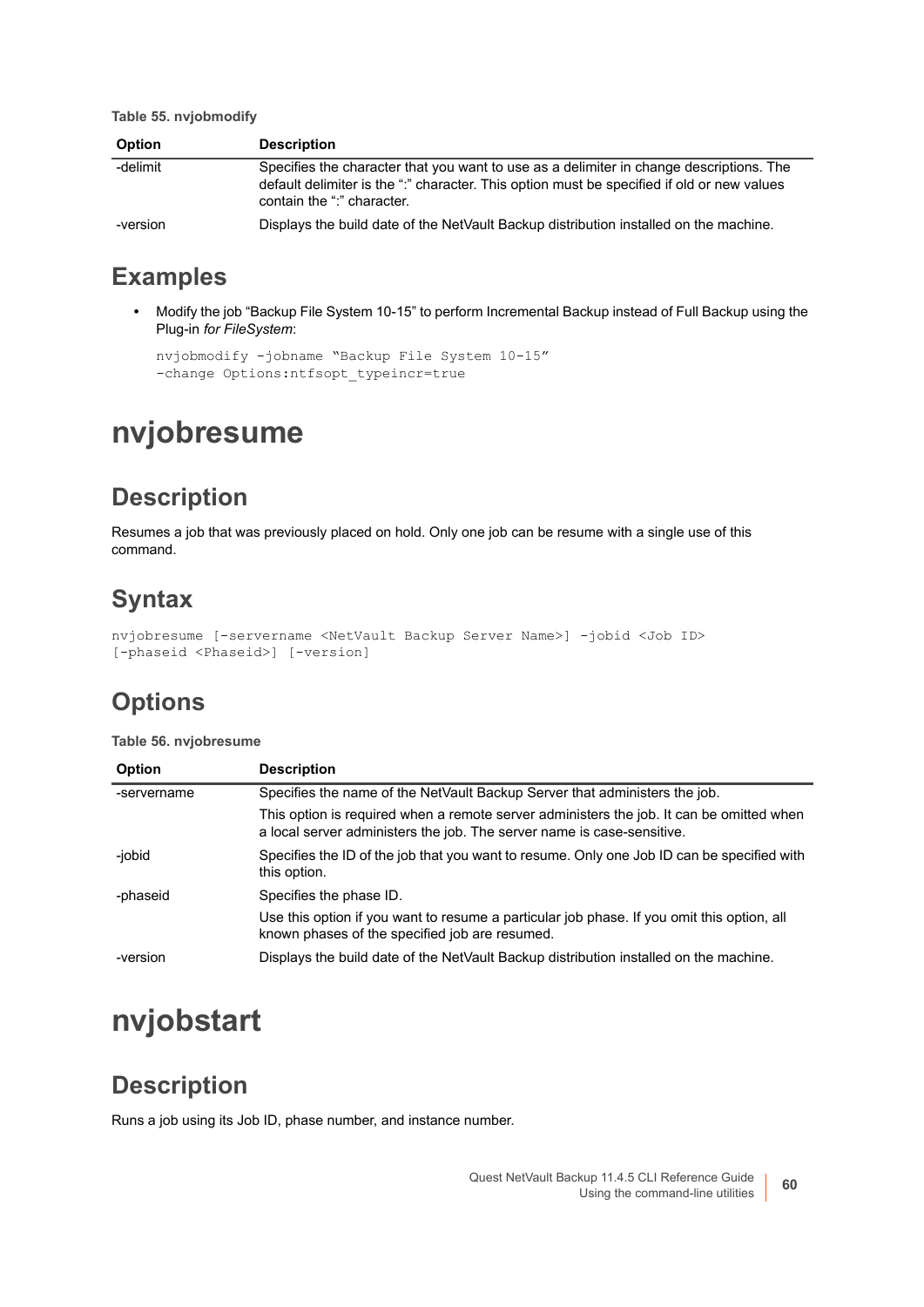**Table 55. nvjobmodify**

| Option | Description |
|---|---|
| -delimit | Specifies the character that you want to use as a delimiter in change descriptions. The default delimiter is the ":" character. This option must be specified if old or new values contain the ":" character. |
| -version | Displays the build date of the NetVault Backup distribution installed on the machine. |

## Examples

- Modify the job "Backup File System 10-15" to perform Incremental Backup instead of Full Backup using the Plug-in *for FileSystem*:

```
nvjobmodify -jobname "Backup File System 10-15"
-change Options:ntfsopt_typeincr=true
```

# nvjobresume

## Description

Resumes a job that was previously placed on hold. Only one job can be resume with a single use of this command.

## Syntax

```
nvjobresume [-servername <NetVault Backup Server Name>] -jobid <Job ID>
[-phaseid <Phaseid>] [-version]
```

## Options

**Table 56. nvjobresume**

| Option | Description |
|---|---|
| -servername | Specifies the name of the NetVault Backup Server that administers the job.<br><br>This option is required when a remote server administers the job. It can be omitted when a local server administers the job. The server name is case-sensitive. |
| -jobid | Specifies the ID of the job that you want to resume. Only one Job ID can be specified with this option. |
| -phaseid | Specifies the phase ID.<br><br>Use this option if you want to resume a particular job phase. If you omit this option, all known phases of the specified job are resumed. |
| -version | Displays the build date of the NetVault Backup distribution installed on the machine. |

# nvjobstart

## Description

Runs a job using its Job ID, phase number, and instance number.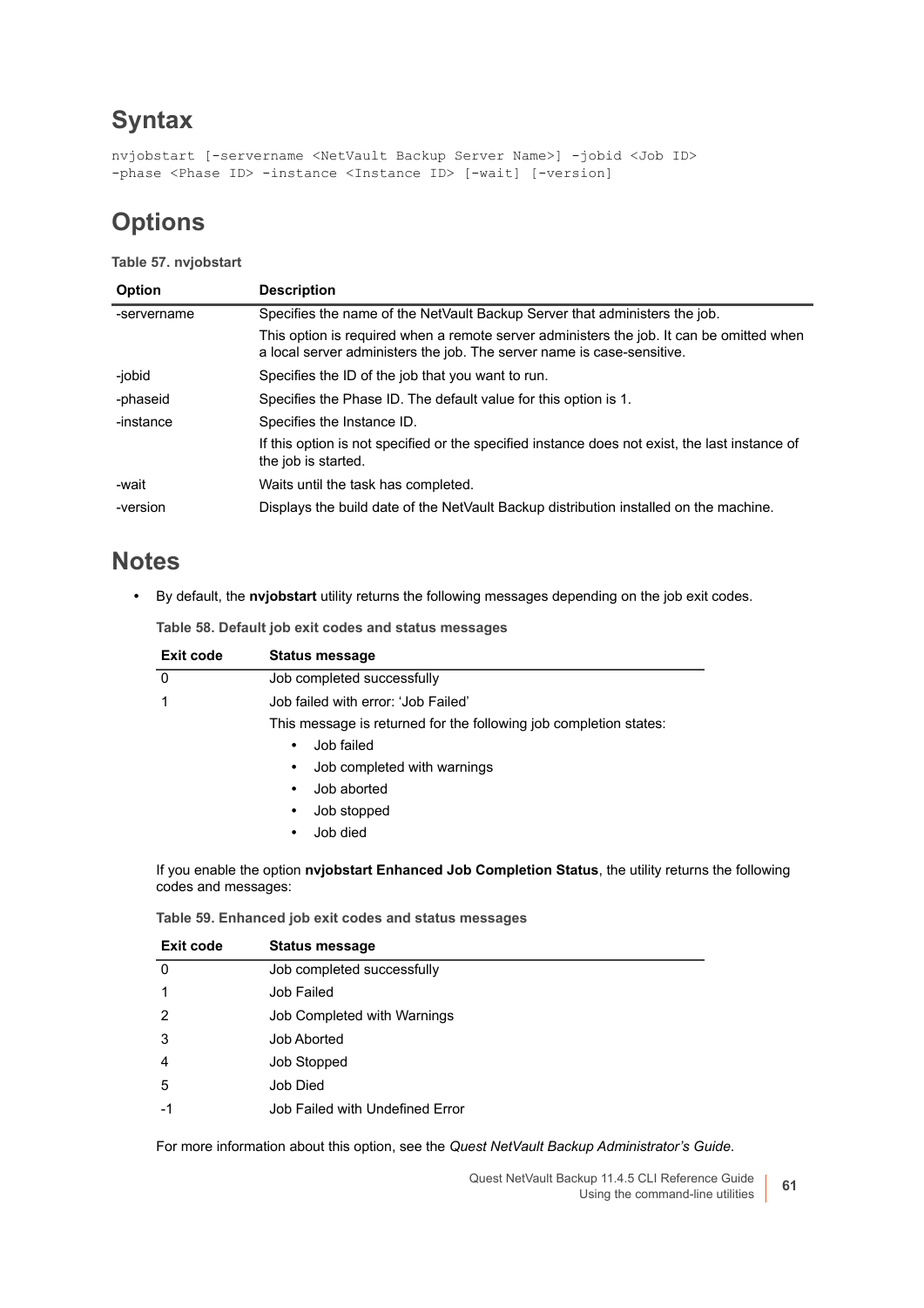## Syntax

```
nvjobstart [-servername <NetVault Backup Server Name>] -jobid <Job ID>
-phase <Phase ID> -instance <Instance ID> [-wait] [-version]
```

## Options

**Table 57. nvjobstart**

| Option | Description |
|---|---|
| -servername | Specifies the name of the NetVault Backup Server that administers the job.<br>This option is required when a remote server administers the job. It can be omitted when a local server administers the job. The server name is case-sensitive. |
| -jobid | Specifies the ID of the job that you want to run. |
| -phaseid | Specifies the Phase ID. The default value for this option is 1. |
| -instance | Specifies the Instance ID.<br>If this option is not specified or the specified instance does not exist, the last instance of the job is started. |
| -wait | Waits until the task has completed. |
| -version | Displays the build date of the NetVault Backup distribution installed on the machine. |

## Notes

- By default, the **nvjobstart** utility returns the following messages depending on the job exit codes.

**Table 58. Default job exit codes and status messages**

| Exit code | Status message |
|---|---|
| 0 | Job completed successfully |
| 1 | Job failed with error: 'Job Failed'<br>This message is returned for the following job completion states:<br>• Job failed<br>• Job completed with warnings<br>• Job aborted<br>• Job stopped<br>• Job died |

If you enable the option **nvjobstart Enhanced Job Completion Status**, the utility returns the following codes and messages:

**Table 59. Enhanced job exit codes and status messages**

| Exit code | Status message |
|---|---|
| 0 | Job completed successfully |
| 1 | Job Failed |
| 2 | Job Completed with Warnings |
| 3 | Job Aborted |
| 4 | Job Stopped |
| 5 | Job Died |
| -1 | Job Failed with Undefined Error |

For more information about this option, see the *Quest NetVault Backup Administrator's Guide*.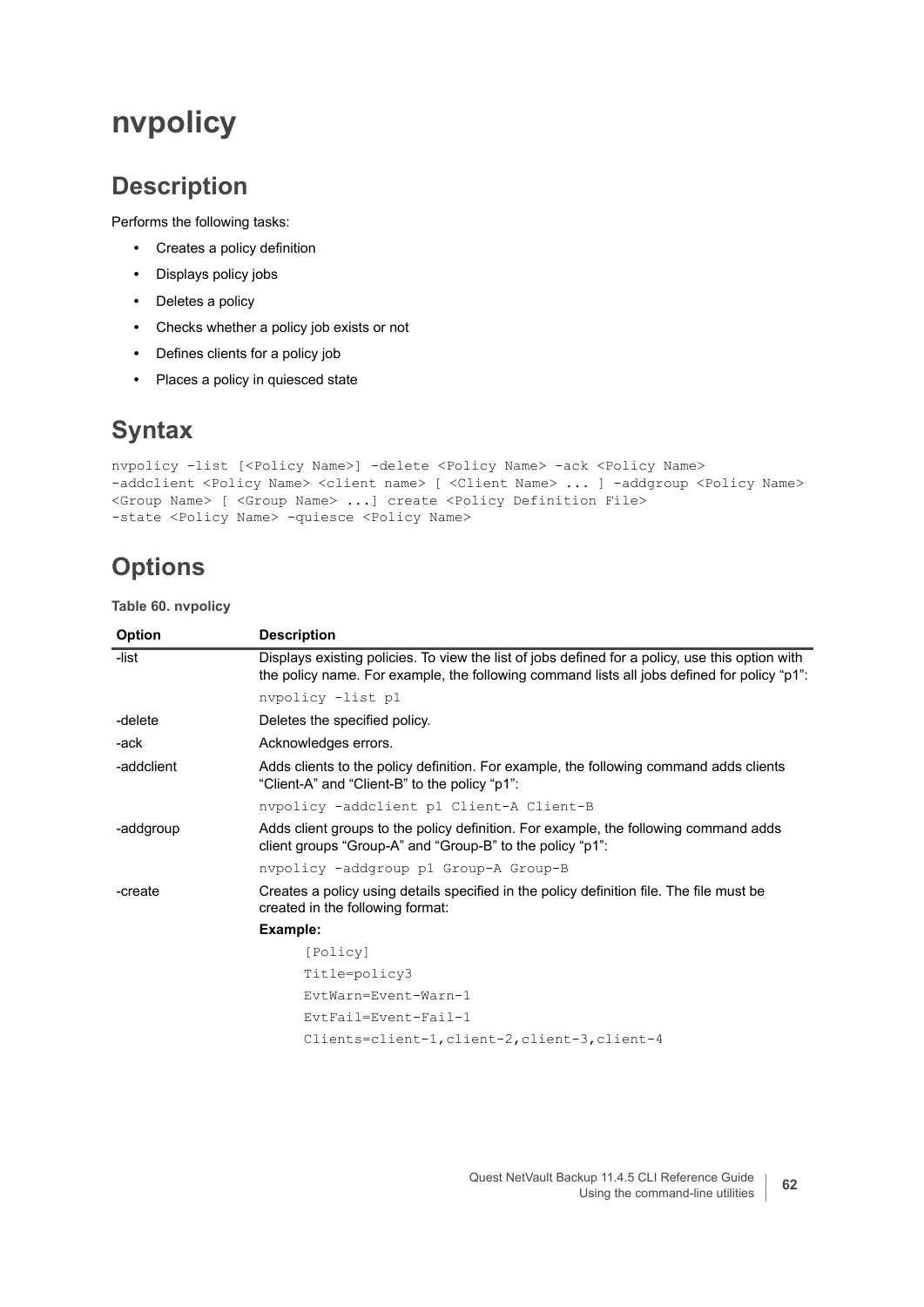# nvpolicy

## Description

Performs the following tasks:

- Creates a policy definition
- Displays policy jobs
- Deletes a policy
- Checks whether a policy job exists or not
- Defines clients for a policy job
- Places a policy in quiesced state

## Syntax

```
nvpolicy -list [<Policy Name>] -delete <Policy Name> -ack <Policy Name>
-addclient <Policy Name> <client name> [ <Client Name> ... ] -addgroup <Policy Name>
<Group Name> [ <Group Name> ...] create <Policy Definition File>
-state <Policy Name> -quiesce <Policy Name>
```

## Options

**Table 60. nvpolicy**

| Option | Description |
|---|---|
| -list | Displays existing policies. To view the list of jobs defined for a policy, use this option with the policy name. For example, the following command lists all jobs defined for policy "p1":<br>`nvpolicy -list p1` |
| -delete | Deletes the specified policy. |
| -ack | Acknowledges errors. |
| -addclient | Adds clients to the policy definition. For example, the following command adds clients "Client-A" and "Client-B" to the policy "p1":<br>`nvpolicy -addclient p1 Client-A Client-B` |
| -addgroup | Adds client groups to the policy definition. For example, the following command adds client groups "Group-A" and "Group-B" to the policy "p1":<br>`nvpolicy -addgroup p1 Group-A Group-B` |
| -create | Creates a policy using details specified in the policy definition file. The file must be created in the following format:<br>**Example:**<br>`[Policy]`<br>`Title=policy3`<br>`EvtWarn=Event-Warn-1`<br>`EvtFail=Event-Fail-1`<br>`Clients=client-1,client-2,client-3,client-4` |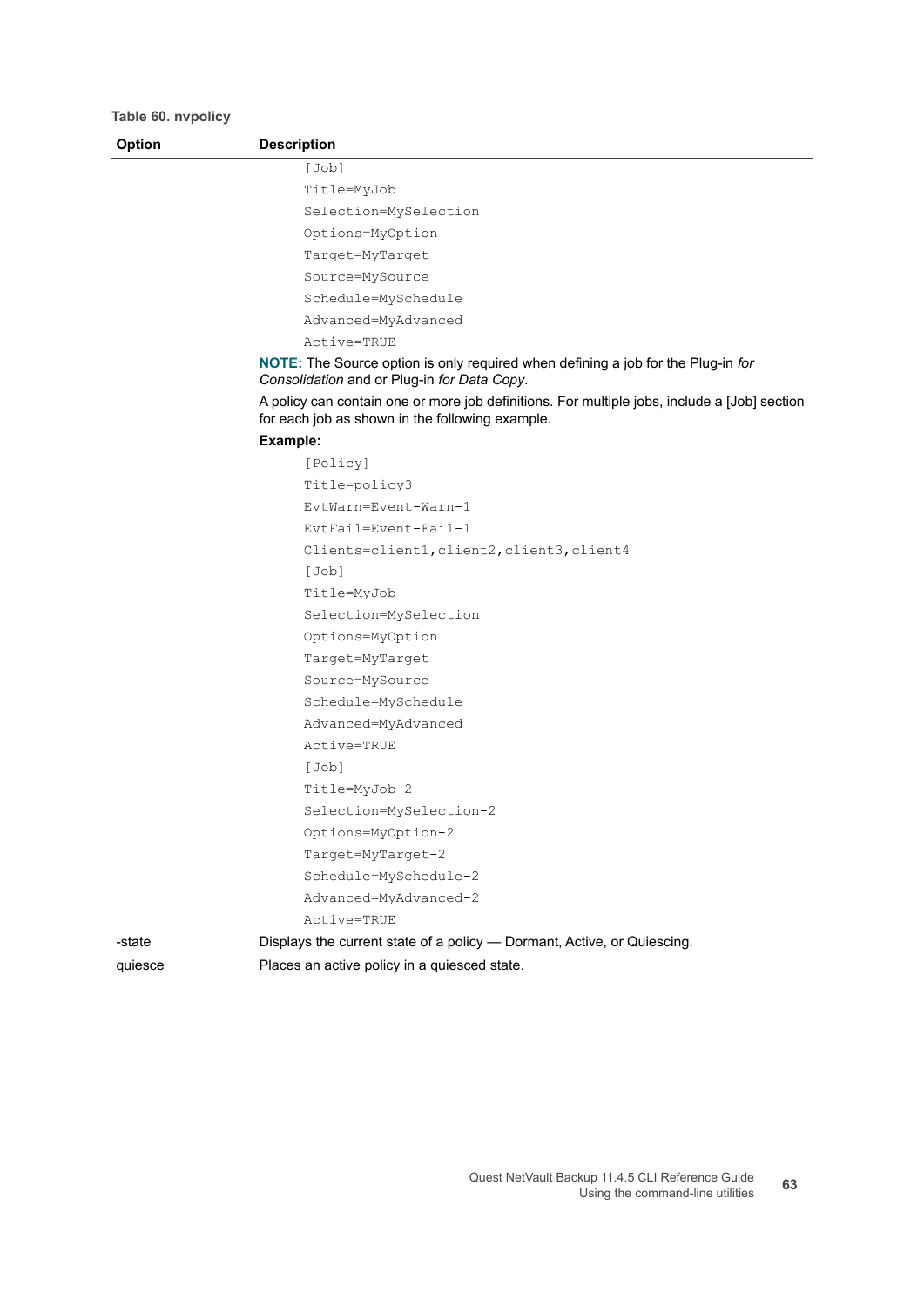**Table 60. nvpolicy**

| Option | Description |
|---|---|
| | [Job]<br>Title=MyJob<br>Selection=MySelection<br>Options=MyOption<br>Target=MyTarget<br>Source=MySource<br>Schedule=MySchedule<br>Advanced=MyAdvanced<br>Active=TRUE<br>**NOTE:** The Source option is only required when defining a job for the Plug-in *for Consolidation* and or Plug-in *for Data Copy*.<br>A policy can contain one or more job definitions. For multiple jobs, include a [Job] section for each job as shown in the following example.<br>**Example:**<br>[Policy]<br>Title=policy3<br>EvtWarn=Event-Warn-1<br>EvtFail=Event-Fail-1<br>Clients=client1,client2,client3,client4<br>[Job]<br>Title=MyJob<br>Selection=MySelection<br>Options=MyOption<br>Target=MyTarget<br>Source=MySource<br>Schedule=MySchedule<br>Advanced=MyAdvanced<br>Active=TRUE<br>[Job]<br>Title=MyJob-2<br>Selection=MySelection-2<br>Options=MyOption-2<br>Target=MyTarget-2<br>Schedule=MySchedule-2<br>Advanced=MyAdvanced-2<br>Active=TRUE |
| -state | Displays the current state of a policy — Dormant, Active, or Quiescing. |
| quiesce | Places an active policy in a quiesced state. |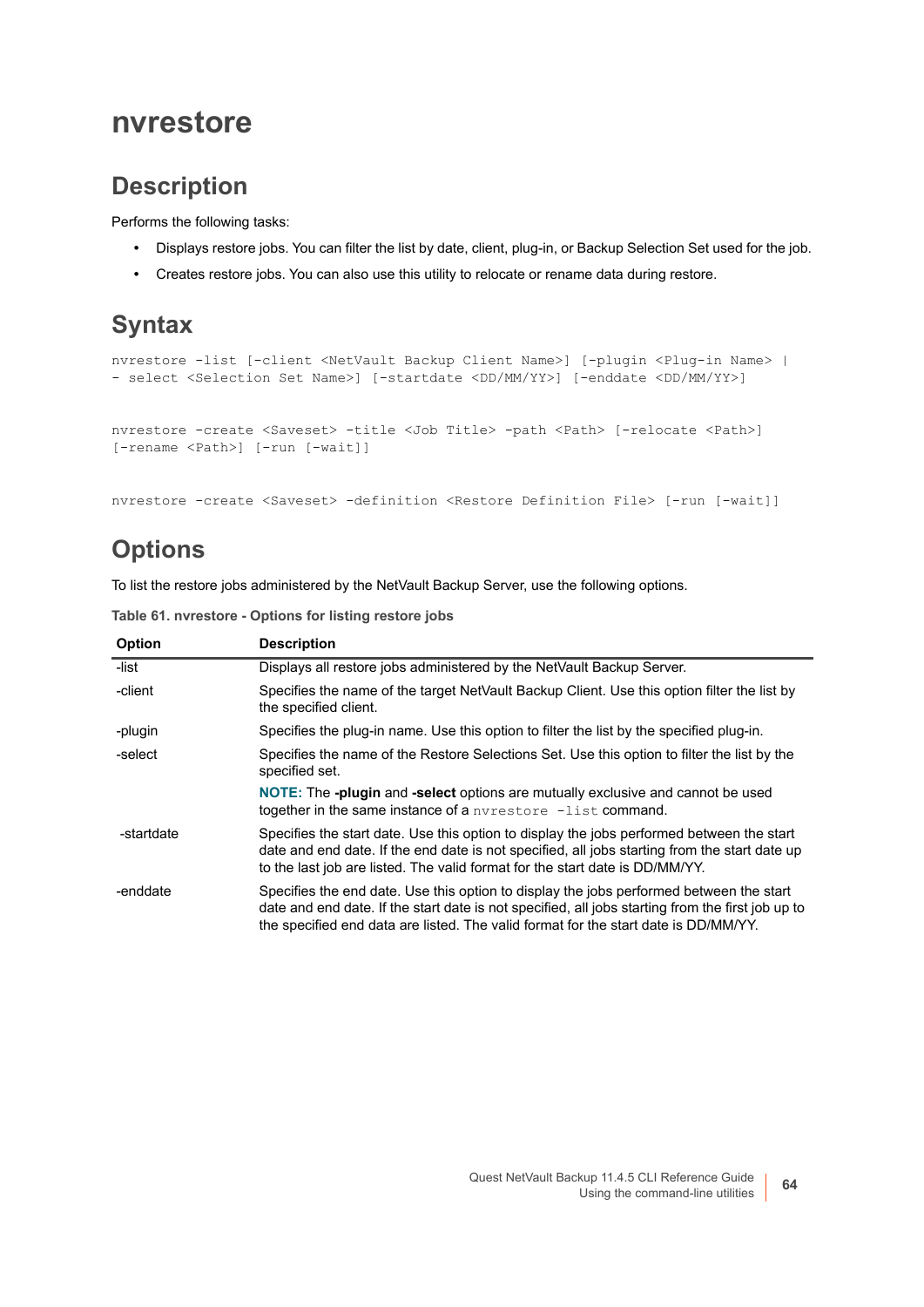# nvrestore

## Description

Performs the following tasks:

- Displays restore jobs. You can filter the list by date, client, plug-in, or Backup Selection Set used for the job.
- Creates restore jobs. You can also use this utility to relocate or rename data during restore.

## Syntax

```
nvrestore -list [-client <NetVault Backup Client Name>] [-plugin <Plug-in Name> |
- select <Selection Set Name>] [-startdate <DD/MM/YY>] [-enddate <DD/MM/YY>]
```

```
nvrestore -create <Saveset> -title <Job Title> -path <Path> [-relocate <Path>]
[-rename <Path>] [-run [-wait]]
```

```
nvrestore -create <Saveset> -definition <Restore Definition File> [-run [-wait]]
```

## Options

To list the restore jobs administered by the NetVault Backup Server, use the following options.

**Table 61. nvrestore - Options for listing restore jobs**

| Option | Description |
|---|---|
| -list | Displays all restore jobs administered by the NetVault Backup Server. |
| -client | Specifies the name of the target NetVault Backup Client. Use this option filter the list by the specified client. |
| -plugin | Specifies the plug-in name. Use this option to filter the list by the specified plug-in. |
| -select | Specifies the name of the Restore Selections Set. Use this option to filter the list by the specified set.<br><br>**NOTE:** The **-plugin** and **-select** options are mutually exclusive and cannot be used together in the same instance of a `nvrestore -list` command. |
| -startdate | Specifies the start date. Use this option to display the jobs performed between the start date and end date. If the end date is not specified, all jobs starting from the start date up to the last job are listed. The valid format for the start date is DD/MM/YY. |
| -enddate | Specifies the end date. Use this option to display the jobs performed between the start date and end date. If the start date is not specified, all jobs starting from the first job up to the specified end data are listed. The valid format for the start date is DD/MM/YY. |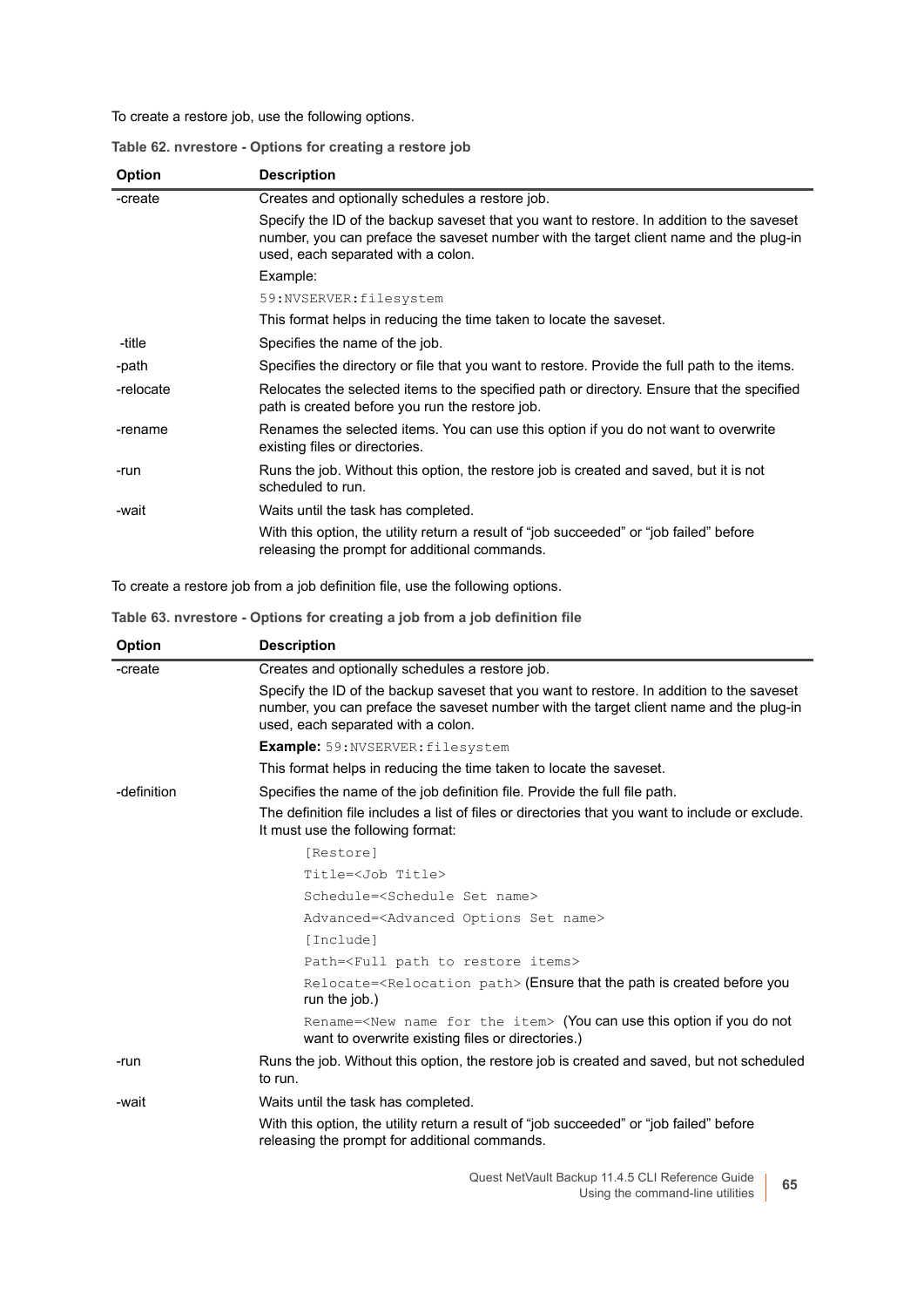To create a restore job, use the following options.

**Table 62. nvrestore - Options for creating a restore job**

| Option | Description |
|---|---|
| -create | Creates and optionally schedules a restore job.<br>Specify the ID of the backup saveset that you want to restore. In addition to the saveset number, you can preface the saveset number with the target client name and the plug-in used, each separated with a colon.<br>Example:<br>`59:NVSERVER:filesystem`<br>This format helps in reducing the time taken to locate the saveset. |
| -title | Specifies the name of the job. |
| -path | Specifies the directory or file that you want to restore. Provide the full path to the items. |
| -relocate | Relocates the selected items to the specified path or directory. Ensure that the specified path is created before you run the restore job. |
| -rename | Renames the selected items. You can use this option if you do not want to overwrite existing files or directories. |
| -run | Runs the job. Without this option, the restore job is created and saved, but it is not scheduled to run. |
| -wait | Waits until the task has completed.<br>With this option, the utility return a result of "job succeeded" or "job failed" before releasing the prompt for additional commands. |

To create a restore job from a job definition file, use the following options.

**Table 63. nvrestore - Options for creating a job from a job definition file**

| Option | Description |
|---|---|
| -create | Creates and optionally schedules a restore job.<br>Specify the ID of the backup saveset that you want to restore. In addition to the saveset number, you can preface the saveset number with the target client name and the plug-in used, each separated with a colon.<br>**Example:** `59:NVSERVER:filesystem`<br>This format helps in reducing the time taken to locate the saveset. |
| -definition | Specifies the name of the job definition file. Provide the full file path.<br>The definition file includes a list of files or directories that you want to include or exclude. It must use the following format:<br>`[Restore]`<br>`Title=<Job Title>`<br>`Schedule=<Schedule Set name>`<br>`Advanced=<Advanced Options Set name>`<br>`[Include]`<br>`Path=<Full path to restore items>`<br>`Relocate=<Relocation path>` (Ensure that the path is created before you run the job.)<br>`Rename=<New name for the item>` (You can use this option if you do not want to overwrite existing files or directories.) |
| -run | Runs the job. Without this option, the restore job is created and saved, but not scheduled to run. |
| -wait | Waits until the task has completed.<br>With this option, the utility return a result of "job succeeded" or "job failed" before releasing the prompt for additional commands. |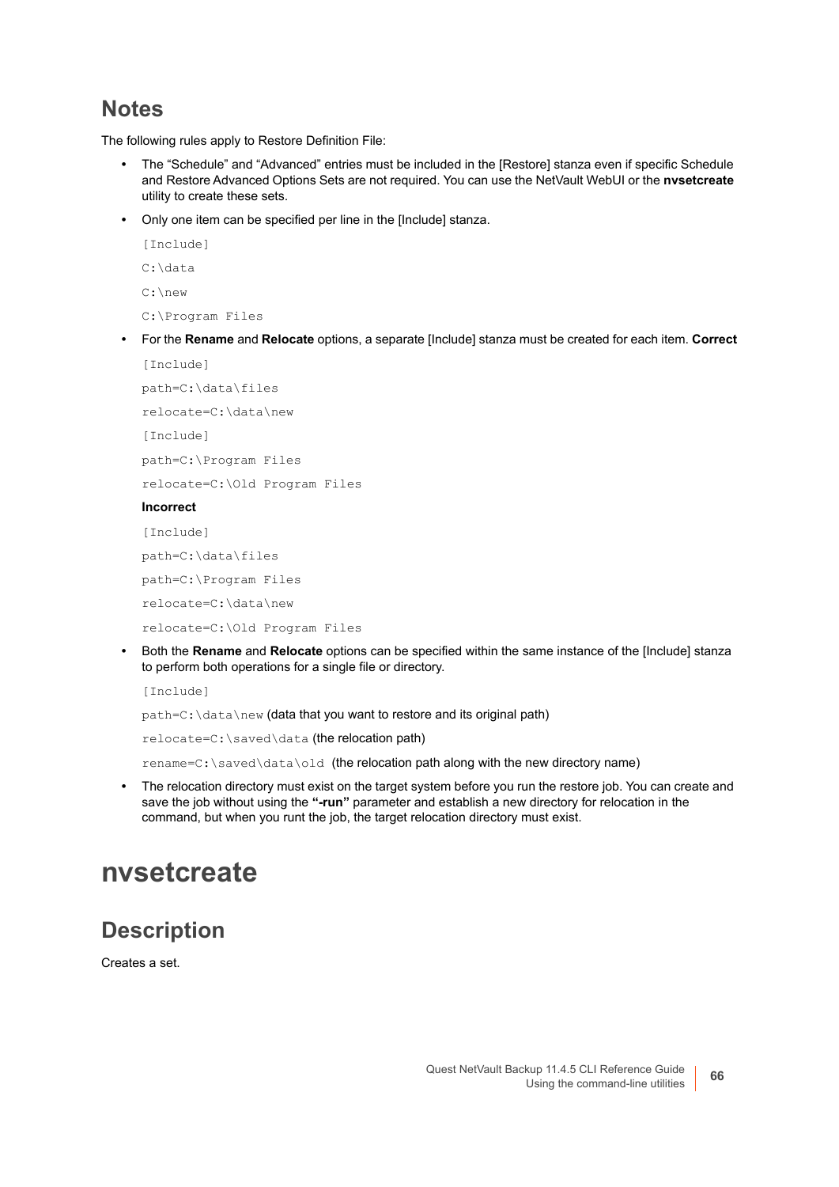## Notes

The following rules apply to Restore Definition File:

- The “Schedule” and “Advanced” entries must be included in the [Restore] stanza even if specific Schedule and Restore Advanced Options Sets are not required. You can use the NetVault WebUI or the **nvsetcreate** utility to create these sets.
- Only one item can be specified per line in the [Include] stanza.

```
[Include]
C:\data
C:\new
C:\Program Files
```

- For the **Rename** and **Relocate** options, a separate [Include] stanza must be created for each item. **Correct**

```
[Include]
path=C:\data\files
relocate=C:\data\new
[Include]
path=C:\Program Files
relocate=C:\Old Program Files
```

**Incorrect**

```
[Include]
path=C:\data\files
path=C:\Program Files
relocate=C:\data\new
relocate=C:\Old Program Files
```

- Both the **Rename** and **Relocate** options can be specified within the same instance of the [Include] stanza to perform both operations for a single file or directory.

`[Include]`

`path=C:\data\new` (data that you want to restore and its original path)

`relocate=C:\saved\data` (the relocation path)

`rename=C:\saved\data\old` (the relocation path along with the new directory name)

- The relocation directory must exist on the target system before you run the restore job. You can create and save the job without using the **“-run”** parameter and establish a new directory for relocation in the command, but when you runt the job, the target relocation directory must exist.

# nvsetcreate

## Description

Creates a set.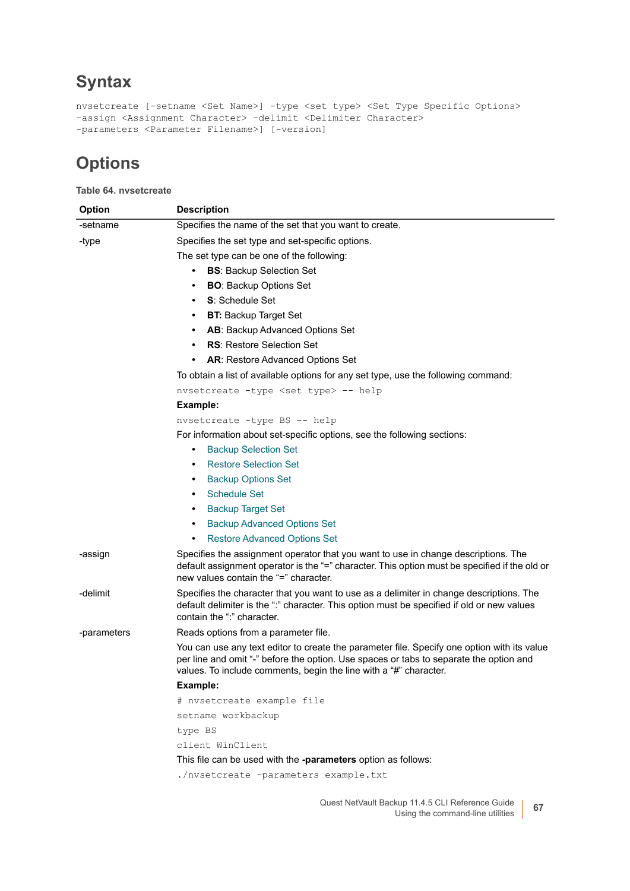## Syntax

```
nvsetcreate [-setname <Set Name>] -type <set type> <Set Type Specific Options>
-assign <Assignment Character> -delimit <Delimiter Character>
-parameters <Parameter Filename>] [-version]
```

## Options

**Table 64. nvsetcreate**

| Option | Description |
|---|---|
| -setname | Specifies the name of the set that you want to create. |
| -type | Specifies the set type and set-specific options.<br>The set type can be one of the following:<br>• **BS**: Backup Selection Set<br>• **BO**: Backup Options Set<br>• **S**: Schedule Set<br>• **BT:** Backup Target Set<br>• **AB**: Backup Advanced Options Set<br>• **RS**: Restore Selection Set<br>• **AR**: Restore Advanced Options Set<br>To obtain a list of available options for any set type, use the following command:<br>`nvsetcreate -type <set type> -- help`<br>**Example:**<br>`nvsetcreate -type BS -- help`<br>For information about set-specific options, see the following sections:<br>• Backup Selection Set<br>• Restore Selection Set<br>• Backup Options Set<br>• Schedule Set<br>• Backup Target Set<br>• Backup Advanced Options Set<br>• Restore Advanced Options Set |
| -assign | Specifies the assignment operator that you want to use in change descriptions. The default assignment operator is the "=" character. This option must be specified if the old or new values contain the "=" character. |
| -delimit | Specifies the character that you want to use as a delimiter in change descriptions. The default delimiter is the ":" character. This option must be specified if old or new values contain the ":" character. |
| -parameters | Reads options from a parameter file.<br>You can use any text editor to create the parameter file. Specify one option with its value per line and omit "-" before the option. Use spaces or tabs to separate the option and values. To include comments, begin the line with a "#" character.<br>**Example:**<br>`# nvsetcreate example file`<br>`setname workbackup`<br>`type BS`<br>`client WinClient`<br>This file can be used with the **-parameters** option as follows:<br>`./nvsetcreate -parameters example.txt` |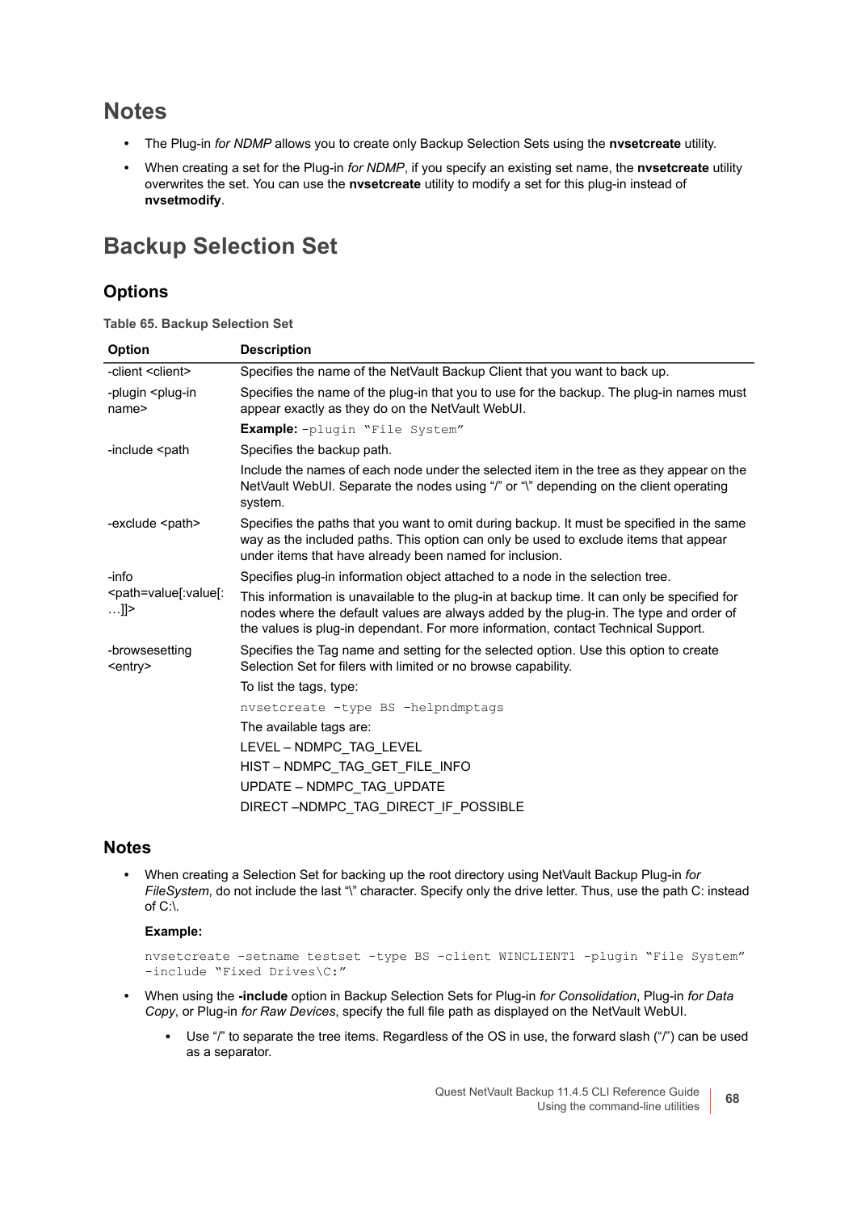## Notes

- The Plug-in *for NDMP* allows you to create only Backup Selection Sets using the **nvsetcreate** utility.
- When creating a set for the Plug-in *for NDMP*, if you specify an existing set name, the **nvsetcreate** utility overwrites the set. You can use the **nvsetcreate** utility to modify a set for this plug-in instead of **nvsetmodify**.

# Backup Selection Set

## Options

**Table 65. Backup Selection Set**

| Option | Description |
|---|---|
| -client <client> | Specifies the name of the NetVault Backup Client that you want to back up. |
| -plugin <plug-in name> | Specifies the name of the plug-in that you to use for the backup. The plug-in names must appear exactly as they do on the NetVault WebUI.<br>**Example:** `-plugin "File System"` |
| -include <path | Specifies the backup path.<br>Include the names of each node under the selected item in the tree as they appear on the NetVault WebUI. Separate the nodes using "/" or "\" depending on the client operating system. |
| -exclude <path> | Specifies the paths that you want to omit during backup. It must be specified in the same way as the included paths. This option can only be used to exclude items that appear under items that have already been named for inclusion. |
| -info <path=value[:value[:…]]> | Specifies plug-in information object attached to a node in the selection tree.<br>This information is unavailable to the plug-in at backup time. It can only be specified for nodes where the default values are always added by the plug-in. The type and order of the values is plug-in dependant. For more information, contact Technical Support. |
| -browsesetting <entry> | Specifies the Tag name and setting for the selected option. Use this option to create Selection Set for filers with limited or no browse capability.<br>To list the tags, type:<br>`nvsetcreate -type BS -helpndmptags`<br>The available tags are:<br>LEVEL – NDMPC_TAG_LEVEL<br>HIST – NDMPC_TAG_GET_FILE_INFO<br>UPDATE – NDMPC_TAG_UPDATE<br>DIRECT –NDMPC_TAG_DIRECT_IF_POSSIBLE |

## Notes

- When creating a Selection Set for backing up the root directory using NetVault Backup Plug-in *for FileSystem*, do not include the last "\" character. Specify only the drive letter. Thus, use the path C: instead of C:\.

  **Example:**

  ```
  nvsetcreate -setname testset -type BS -client WINCLIENT1 -plugin "File System"
  -include "Fixed Drives\C:"
  ```

- When using the **-include** option in Backup Selection Sets for Plug-in *for Consolidation*, Plug-in *for Data Copy*, or Plug-in *for Raw Devices*, specify the full file path as displayed on the NetVault WebUI.
  - Use "/" to separate the tree items. Regardless of the OS in use, the forward slash ("/") can be used as a separator.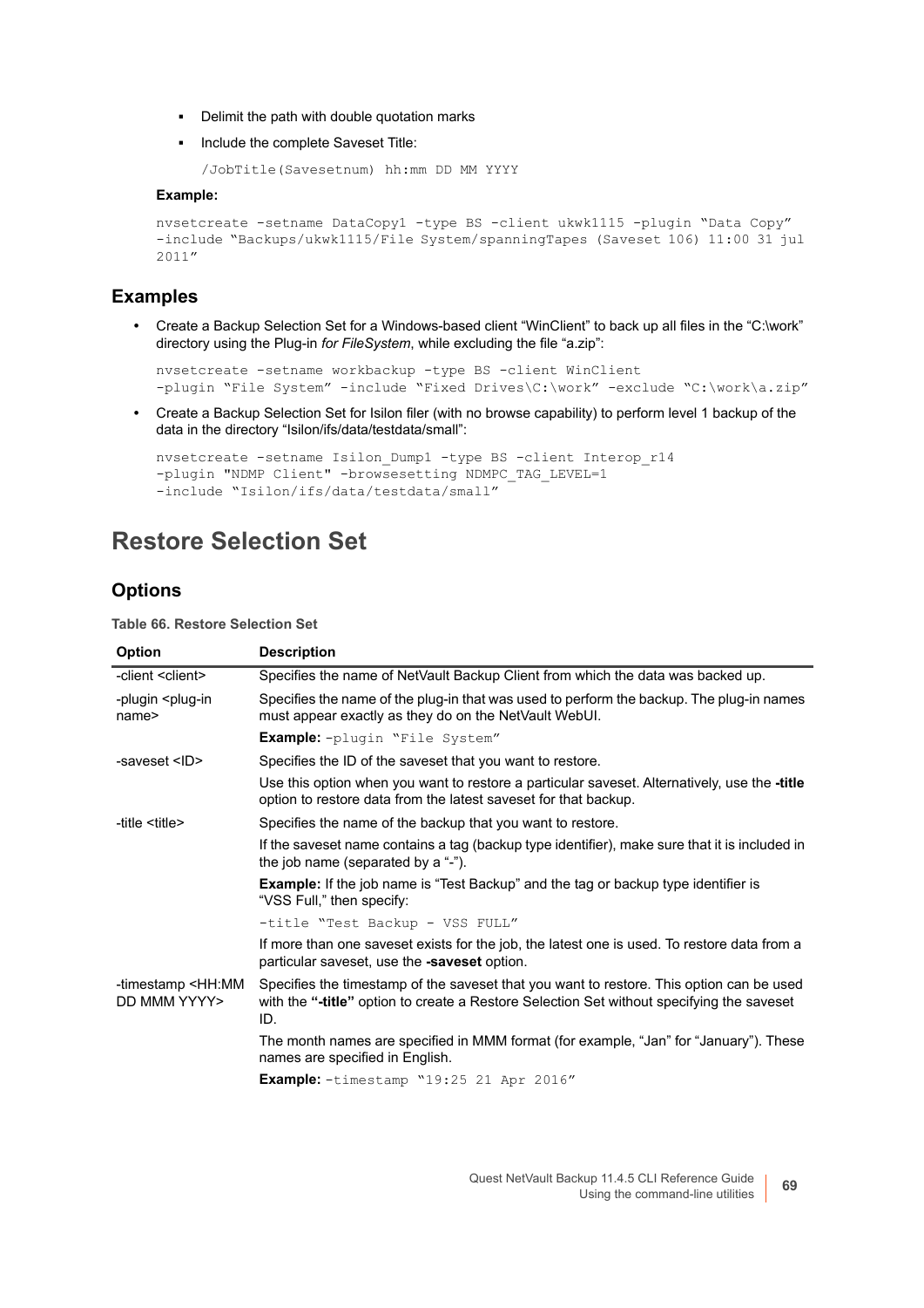- Delimit the path with double quotation marks
- Include the complete Saveset Title:

```
/JobTitle(Savesetnum) hh:mm DD MM YYYY
```

**Example:**

```
nvsetcreate -setname DataCopy1 -type BS -client ukwk1115 -plugin "Data Copy"
-include "Backups/ukwk1115/File System/spanningTapes (Saveset 106) 11:00 31 jul
2011"
```

### Examples

- Create a Backup Selection Set for a Windows-based client "WinClient" to back up all files in the "C:\work" directory using the Plug-in *for FileSystem*, while excluding the file "a.zip":

```
nvsetcreate -setname workbackup -type BS -client WinClient
-plugin "File System" -include "Fixed Drives\C:\work" -exclude "C:\work\a.zip"
```

- Create a Backup Selection Set for Isilon filer (with no browse capability) to perform level 1 backup of the data in the directory "Isilon/ifs/data/testdata/small":

```
nvsetcreate -setname Isilon_Dump1 -type BS -client Interop_r14
-plugin "NDMP Client" -browsesetting NDMPC_TAG_LEVEL=1
-include "Isilon/ifs/data/testdata/small"
```

## Restore Selection Set

### Options

**Table 66. Restore Selection Set**

| Option | Description |
|---|---|
| -client <client> | Specifies the name of NetVault Backup Client from which the data was backed up. |
| -plugin <plug-in name> | Specifies the name of the plug-in that was used to perform the backup. The plug-in names must appear exactly as they do on the NetVault WebUI. |
| | **Example:** `-plugin "File System"` |
| -saveset <ID> | Specifies the ID of the saveset that you want to restore. |
| | Use this option when you want to restore a particular saveset. Alternatively, use the **-title** option to restore data from the latest saveset for that backup. |
| -title <title> | Specifies the name of the backup that you want to restore. |
| | If the saveset name contains a tag (backup type identifier), make sure that it is included in the job name (separated by a "-"). |
| | **Example:** If the job name is "Test Backup" and the tag or backup type identifier is "VSS Full," then specify: |
| | `-title "Test Backup - VSS FULL"` |
| | If more than one saveset exists for the job, the latest one is used. To restore data from a particular saveset, use the **-saveset** option. |
| -timestamp <HH:MM DD MMM YYYY> | Specifies the timestamp of the saveset that you want to restore. This option can be used with the **"-title"** option to create a Restore Selection Set without specifying the saveset ID. |
| | The month names are specified in MMM format (for example, "Jan" for "January"). These names are specified in English. |
| | **Example:** `-timestamp "19:25 21 Apr 2016"` |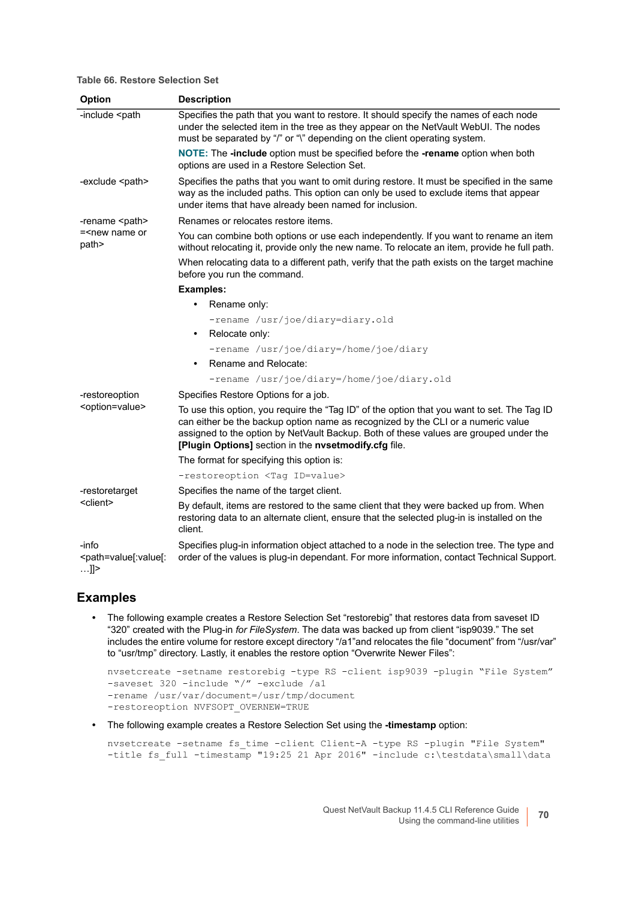**Table 66. Restore Selection Set**

| Option | Description |
|---|---|
| -include <path | Specifies the path that you want to restore. It should specify the names of each node under the selected item in the tree as they appear on the NetVault WebUI. The nodes must be separated by "/" or "\" depending on the client operating system.<br><br>**NOTE:** The **-include** option must be specified before the **-rename** option when both options are used in a Restore Selection Set. |
| -exclude <path> | Specifies the paths that you want to omit during restore. It must be specified in the same way as the included paths. This option can only be used to exclude items that appear under items that have already been named for inclusion. |
| -rename <path> =<new name or path> | Renames or relocates restore items.<br><br>You can combine both options or use each independently. If you want to rename an item without relocating it, provide only the new name. To relocate an item, provide he full path.<br><br>When relocating data to a different path, verify that the path exists on the target machine before you run the command.<br><br>**Examples:**<br>• Rename only:<br>`-rename /usr/joe/diary=diary.old`<br>• Relocate only:<br>`-rename /usr/joe/diary=/home/joe/diary`<br>• Rename and Relocate:<br>`-rename /usr/joe/diary=/home/joe/diary.old` |
| -restoreoption <option=value> | Specifies Restore Options for a job.<br><br>To use this option, you require the "Tag ID" of the option that you want to set. The Tag ID can either be the backup option name as recognized by the CLI or a numeric value assigned to the option by NetVault Backup. Both of these values are grouped under the **[Plugin Options]** section in the **nvsetmodify.cfg** file.<br><br>The format for specifying this option is:<br>`-restoreoption <Tag ID=value>` |
| -restoretarget <client> | Specifies the name of the target client.<br><br>By default, items are restored to the same client that they were backed up from. When restoring data to an alternate client, ensure that the selected plug-in is installed on the client. |
| -info <path=value[:value[:…]]> | Specifies plug-in information object attached to a node in the selection tree. The type and order of the values is plug-in dependant. For more information, contact Technical Support. |

## Examples

- The following example creates a Restore Selection Set "restorebig" that restores data from saveset ID "320" created with the Plug-in *for FileSystem*. The data was backed up from client "isp9039." The set includes the entire volume for restore except directory "/a1"and relocates the file "document" from "/usr/var" to "usr/tmp" directory. Lastly, it enables the restore option "Overwrite Newer Files":

```
nvsetcreate -setname restorebig -type RS -client isp9039 -plugin "File System"
-saveset 320 -include "/" -exclude /a1
-rename /usr/var/document=/usr/tmp/document
-restoreoption NVFSOPT_OVERNEW=TRUE
```

- The following example creates a Restore Selection Set using the **-timestamp** option:

```
nvsetcreate -setname fs_time -client Client-A -type RS -plugin "File System"
-title fs_full -timestamp "19:25 21 Apr 2016" -include c:\testdata\small\data
```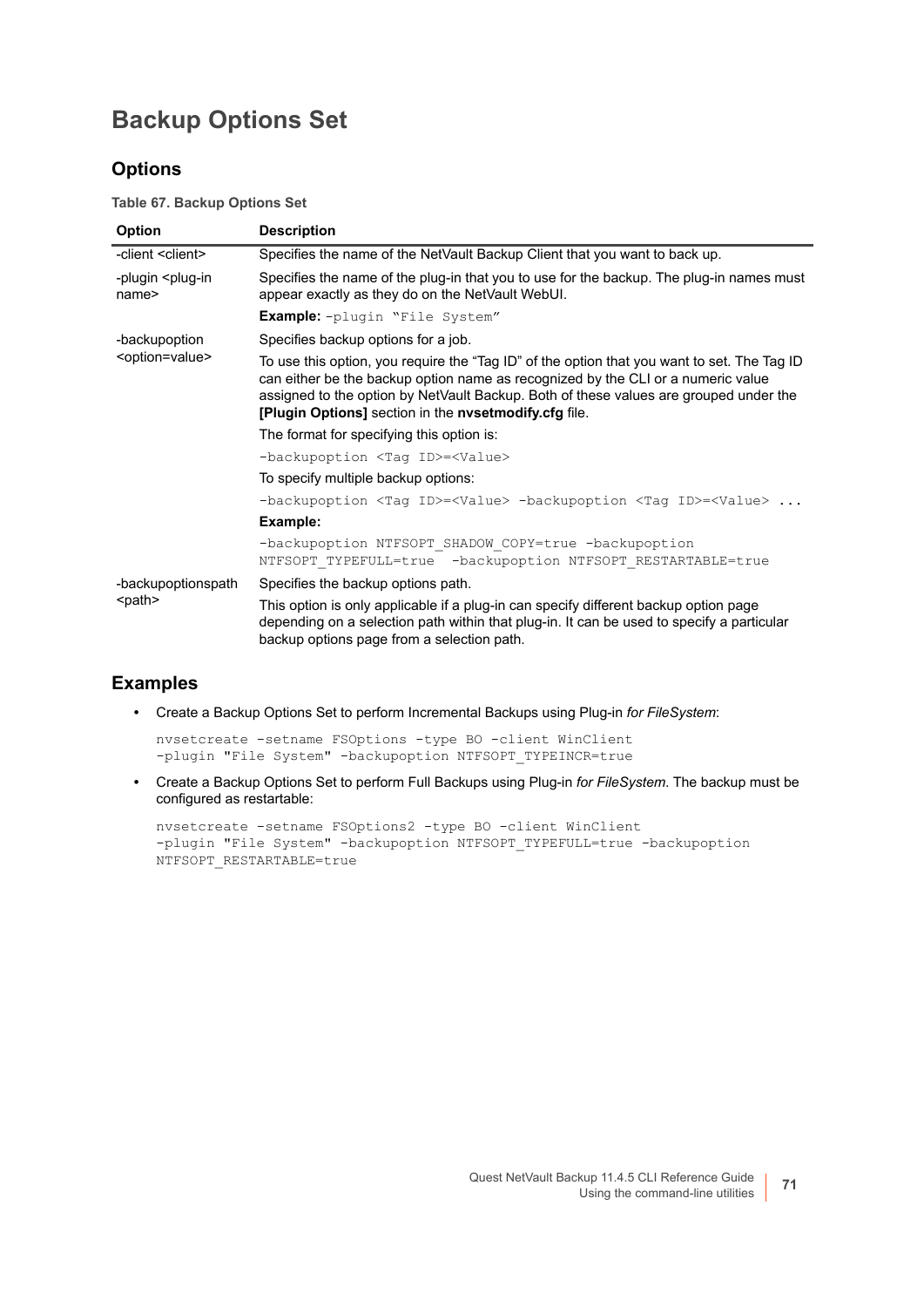# Backup Options Set

## Options

**Table 67. Backup Options Set**

| Option | Description |
|---|---|
| -client <client> | Specifies the name of the NetVault Backup Client that you want to back up. |
| -plugin <plug-in name> | Specifies the name of the plug-in that you to use for the backup. The plug-in names must appear exactly as they do on the NetVault WebUI.<br><br>**Example:** `-plugin "File System"` |
| -backupoption <option=value> | Specifies backup options for a job.<br><br>To use this option, you require the "Tag ID" of the option that you want to set. The Tag ID can either be the backup option name as recognized by the CLI or a numeric value assigned to the option by NetVault Backup. Both of these values are grouped under the **[Plugin Options]** section in the **nvsetmodify.cfg** file.<br><br>The format for specifying this option is:<br><br>`-backupoption <Tag ID>=<Value>`<br><br>To specify multiple backup options:<br><br>`-backupoption <Tag ID>=<Value> -backupoption <Tag ID>=<Value> ...`<br><br>**Example:**<br><br>`-backupoption NTFSOPT_SHADOW_COPY=true -backupoption NTFSOPT_TYPEFULL=true -backupoption NTFSOPT_RESTARTABLE=true` |
| -backupoptionspath <path> | Specifies the backup options path.<br><br>This option is only applicable if a plug-in can specify different backup option page depending on a selection path within that plug-in. It can be used to specify a particular backup options page from a selection path. |

## Examples

- Create a Backup Options Set to perform Incremental Backups using Plug-in *for FileSystem*:

```
nvsetcreate -setname FSOptions -type BO -client WinClient
-plugin "File System" -backupoption NTFSOPT_TYPEINCR=true
```

- Create a Backup Options Set to perform Full Backups using Plug-in *for FileSystem*. The backup must be configured as restartable:

```
nvsetcreate -setname FSOptions2 -type BO -client WinClient
-plugin "File System" -backupoption NTFSOPT_TYPEFULL=true -backupoption
NTFSOPT_RESTARTABLE=true
```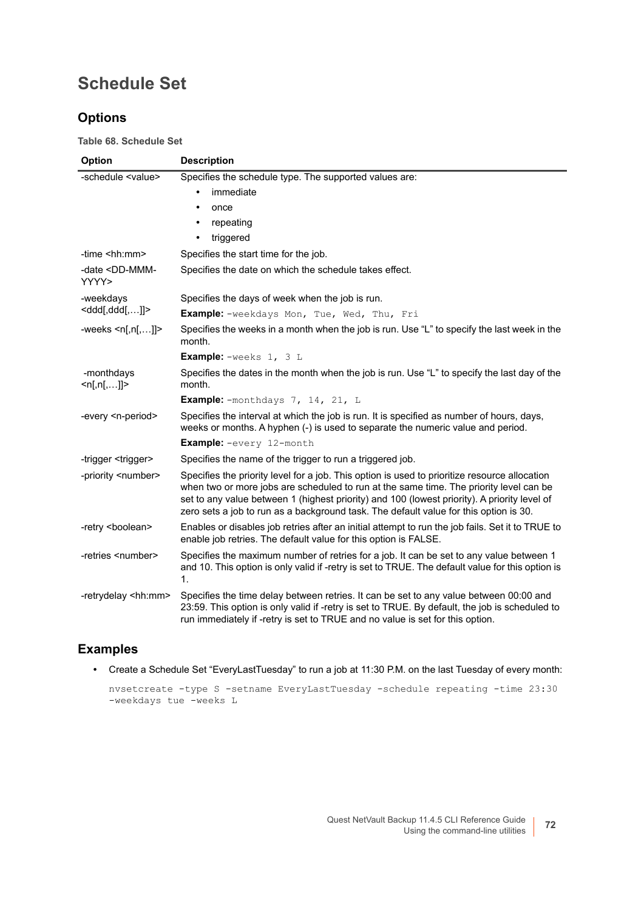# Schedule Set

## Options

**Table 68. Schedule Set**

| Option | Description |
|---|---|
| -schedule <value> | Specifies the schedule type. The supported values are:<br>• immediate<br>• once<br>• repeating<br>• triggered |
| -time <hh:mm> | Specifies the start time for the job. |
| -date <DD-MMM-YYYY> | Specifies the date on which the schedule takes effect. |
| -weekdays <ddd[,ddd[,…]]> | Specifies the days of week when the job is run.<br>**Example:** `-weekdays Mon, Tue, Wed, Thu, Fri` |
| -weeks <n[,n[,…]]> | Specifies the weeks in a month when the job is run. Use “L” to specify the last week in the month.<br>**Example:** `-weeks 1, 3 L` |
| -monthdays <n[,n[,…]]> | Specifies the dates in the month when the job is run. Use “L” to specify the last day of the month.<br>**Example:** `-monthdays 7, 14, 21, L` |
| -every <n-period> | Specifies the interval at which the job is run. It is specified as number of hours, days, weeks or months. A hyphen (-) is used to separate the numeric value and period.<br>**Example:** `-every 12-month` |
| -trigger <trigger> | Specifies the name of the trigger to run a triggered job. |
| -priority <number> | Specifies the priority level for a job. This option is used to prioritize resource allocation when two or more jobs are scheduled to run at the same time. The priority level can be set to any value between 1 (highest priority) and 100 (lowest priority). A priority level of zero sets a job to run as a background task. The default value for this option is 30. |
| -retry <boolean> | Enables or disables job retries after an initial attempt to run the job fails. Set it to TRUE to enable job retries. The default value for this option is FALSE. |
| -retries <number> | Specifies the maximum number of retries for a job. It can be set to any value between 1 and 10. This option is only valid if -retry is set to TRUE. The default value for this option is 1. |
| -retrydelay <hh:mm> | Specifies the time delay between retries. It can be set to any value between 00:00 and 23:59. This option is only valid if -retry is set to TRUE. By default, the job is scheduled to run immediately if -retry is set to TRUE and no value is set for this option. |

## Examples

- Create a Schedule Set “EveryLastTuesday” to run a job at 11:30 P.M. on the last Tuesday of every month:

```
nvsetcreate -type S -setname EveryLastTuesday -schedule repeating -time 23:30
-weekdays tue -weeks L
```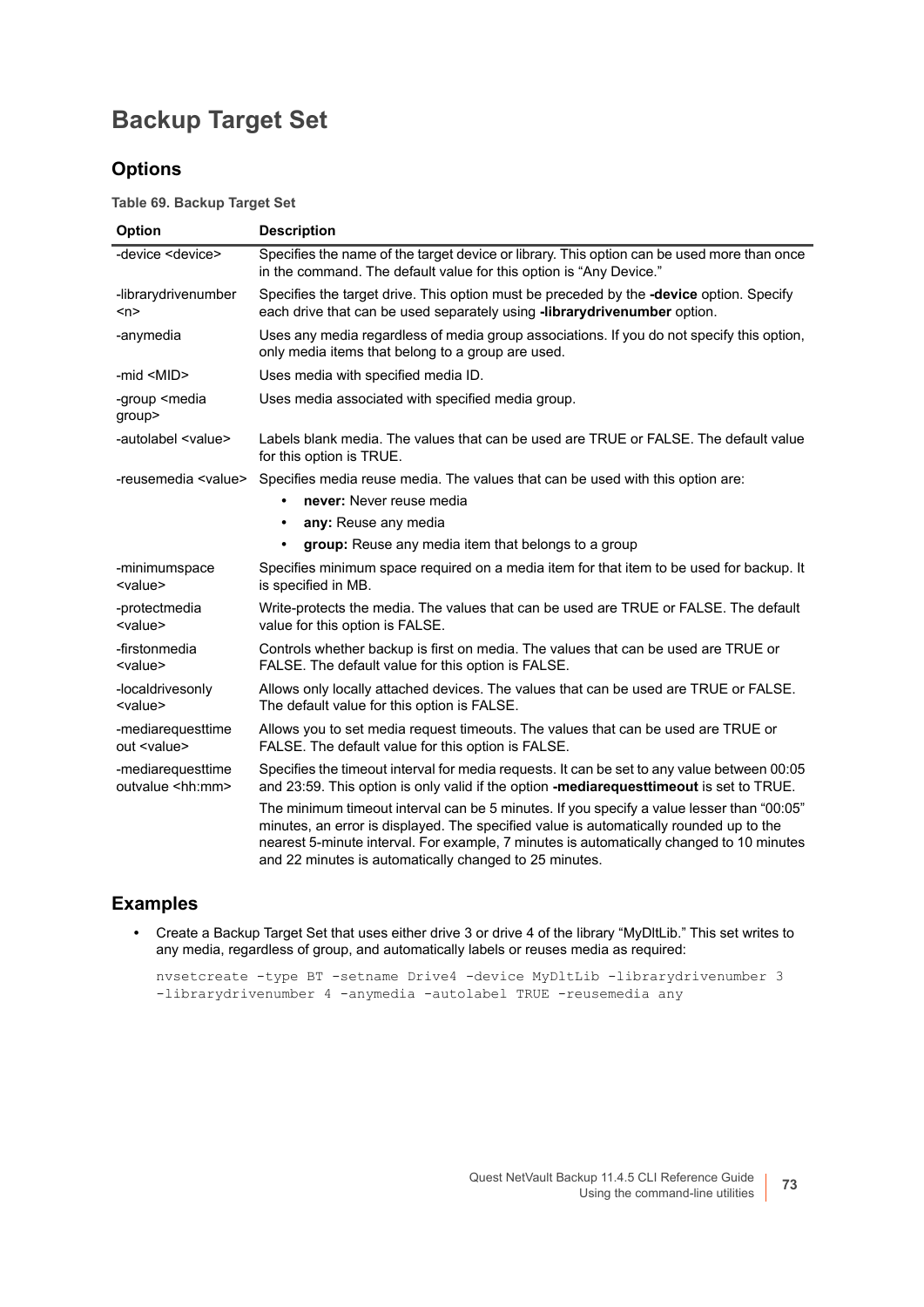# Backup Target Set

## Options

**Table 69. Backup Target Set**

| Option | Description |
|---|---|
| -device <device> | Specifies the name of the target device or library. This option can be used more than once in the command. The default value for this option is "Any Device." |
| -librarydrivenumber <n> | Specifies the target drive. This option must be preceded by the **-device** option. Specify each drive that can be used separately using **-librarydrivenumber** option. |
| -anymedia | Uses any media regardless of media group associations. If you do not specify this option, only media items that belong to a group are used. |
| -mid <MID> | Uses media with specified media ID. |
| -group <media group> | Uses media associated with specified media group. |
| -autolabel <value> | Labels blank media. The values that can be used are TRUE or FALSE. The default value for this option is TRUE. |
| -reusemedia <value> | Specifies media reuse media. The values that can be used with this option are: • **never:** Never reuse media • **any:** Reuse any media • **group:** Reuse any media item that belongs to a group |
| -minimumspace <value> | Specifies minimum space required on a media item for that item to be used for backup. It is specified in MB. |
| -protectmedia <value> | Write-protects the media. The values that can be used are TRUE or FALSE. The default value for this option is FALSE. |
| -firstonmedia <value> | Controls whether backup is first on media. The values that can be used are TRUE or FALSE. The default value for this option is FALSE. |
| -localdrivesonly <value> | Allows only locally attached devices. The values that can be used are TRUE or FALSE. The default value for this option is FALSE. |
| -mediarequesttimeout <value> | Allows you to set media request timeouts. The values that can be used are TRUE or FALSE. The default value for this option is FALSE. |
| -mediarequesttimeoutvalue <hh:mm> | Specifies the timeout interval for media requests. It can be set to any value between 00:05 and 23:59. This option is only valid if the option **-mediarequesttimeout** is set to TRUE. The minimum timeout interval can be 5 minutes. If you specify a value lesser than "00:05" minutes, an error is displayed. The specified value is automatically rounded up to the nearest 5-minute interval. For example, 7 minutes is automatically changed to 10 minutes and 22 minutes is automatically changed to 25 minutes. |

## Examples

- Create a Backup Target Set that uses either drive 3 or drive 4 of the library "MyDltLib." This set writes to any media, regardless of group, and automatically labels or reuses media as required:

```
nvsetcreate -type BT -setname Drive4 -device MyDltLib -librarydrivenumber 3
-librarydrivenumber 4 -anymedia -autolabel TRUE -reusemedia any
```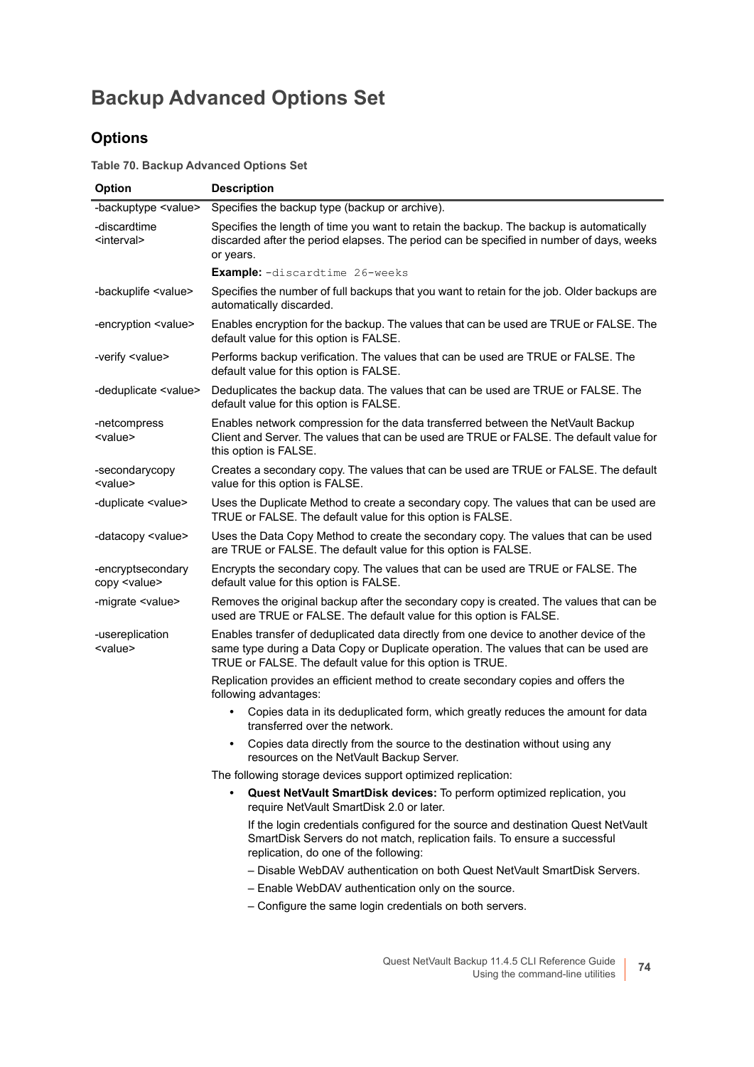# Backup Advanced Options Set

## Options

**Table 70. Backup Advanced Options Set**

| Option | Description |
|---|---|
| -backuptype <value> | Specifies the backup type (backup or archive). |
| -discardtime <interval> | Specifies the length of time you want to retain the backup. The backup is automatically discarded after the period elapses. The period can be specified in number of days, weeks or years.<br><br>**Example:** `-discardtime 26-weeks` |
| -backuplife <value> | Specifies the number of full backups that you want to retain for the job. Older backups are automatically discarded. |
| -encryption <value> | Enables encryption for the backup. The values that can be used are TRUE or FALSE. The default value for this option is FALSE. |
| -verify <value> | Performs backup verification. The values that can be used are TRUE or FALSE. The default value for this option is FALSE. |
| -deduplicate <value> | Deduplicates the backup data. The values that can be used are TRUE or FALSE. The default value for this option is FALSE. |
| -netcompress <value> | Enables network compression for the data transferred between the NetVault Backup Client and Server. The values that can be used are TRUE or FALSE. The default value for this option is FALSE. |
| -secondarycopy <value> | Creates a secondary copy. The values that can be used are TRUE or FALSE. The default value for this option is FALSE. |
| -duplicate <value> | Uses the Duplicate Method to create a secondary copy. The values that can be used are TRUE or FALSE. The default value for this option is FALSE. |
| -datacopy <value> | Uses the Data Copy Method to create the secondary copy. The values that can be used are TRUE or FALSE. The default value for this option is FALSE. |
| -encryptsecondary copy <value> | Encrypts the secondary copy. The values that can be used are TRUE or FALSE. The default value for this option is FALSE. |
| -migrate <value> | Removes the original backup after the secondary copy is created. The values that can be used are TRUE or FALSE. The default value for this option is FALSE. |
| -usereplication <value> | Enables transfer of deduplicated data directly from one device to another device of the same type during a Data Copy or Duplicate operation. The values that can be used are TRUE or FALSE. The default value for this option is TRUE.<br><br>Replication provides an efficient method to create secondary copies and offers the following advantages:<br>• Copies data in its deduplicated form, which greatly reduces the amount for data transferred over the network.<br>• Copies data directly from the source to the destination without using any resources on the NetVault Backup Server.<br><br>The following storage devices support optimized replication:<br>• **Quest NetVault SmartDisk devices:** To perform optimized replication, you require NetVault SmartDisk 2.0 or later.<br>If the login credentials configured for the source and destination Quest NetVault SmartDisk Servers do not match, replication fails. To ensure a successful replication, do one of the following:<br>– Disable WebDAV authentication on both Quest NetVault SmartDisk Servers.<br>– Enable WebDAV authentication only on the source.<br>– Configure the same login credentials on both servers. |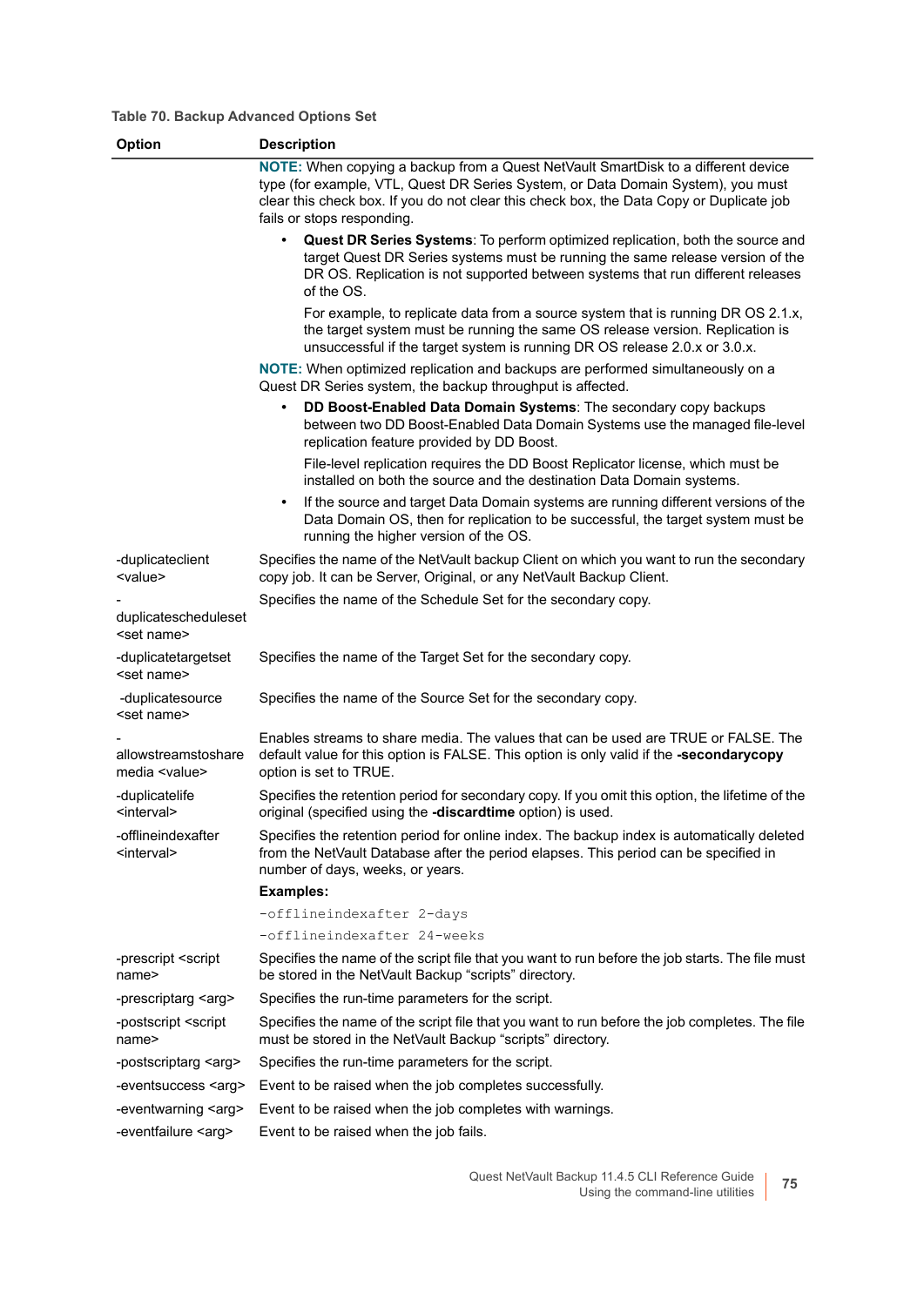**Table 70. Backup Advanced Options Set**

| Option | Description |
|---|---|
| | **NOTE:** When copying a backup from a Quest NetVault SmartDisk to a different device type (for example, VTL, Quest DR Series System, or Data Domain System), you must clear this check box. If you do not clear this check box, the Data Copy or Duplicate job fails or stops responding.<br>• **Quest DR Series Systems**: To perform optimized replication, both the source and target Quest DR Series systems must be running the same release version of the DR OS. Replication is not supported between systems that run different releases of the OS.<br>For example, to replicate data from a source system that is running DR OS 2.1.x, the target system must be running the same OS release version. Replication is unsuccessful if the target system is running DR OS release 2.0.x or 3.0.x.<br>**NOTE:** When optimized replication and backups are performed simultaneously on a Quest DR Series system, the backup throughput is affected.<br>• **DD Boost-Enabled Data Domain Systems**: The secondary copy backups between two DD Boost-Enabled Data Domain Systems use the managed file-level replication feature provided by DD Boost.<br>File-level replication requires the DD Boost Replicator license, which must be installed on both the source and the destination Data Domain systems.<br>• If the source and target Data Domain systems are running different versions of the Data Domain OS, then for replication to be successful, the target system must be running the higher version of the OS. |
| -duplicateclient <value> | Specifies the name of the NetVault backup Client on which you want to run the secondary copy job. It can be Server, Original, or any NetVault Backup Client. |
| -duplicatescheduleset <set name> | Specifies the name of the Schedule Set for the secondary copy. |
| -duplicatetargetset <set name> | Specifies the name of the Target Set for the secondary copy. |
| -duplicatesource <set name> | Specifies the name of the Source Set for the secondary copy. |
| -allowstreamstoshare media <value> | Enables streams to share media. The values that can be used are TRUE or FALSE. The default value for this option is FALSE. This option is only valid if the **-secondarycopy** option is set to TRUE. |
| -duplicatelife <interval> | Specifies the retention period for secondary copy. If you omit this option, the lifetime of the original (specified using the **-discardtime** option) is used. |
| -offlineindexafter <interval> | Specifies the retention period for online index. The backup index is automatically deleted from the NetVault Database after the period elapses. This period can be specified in number of days, weeks, or years.<br>**Examples:**<br>`-offlineindexafter 2-days`<br>`-offlineindexafter 24-weeks` |
| -prescript <script name> | Specifies the name of the script file that you want to run before the job starts. The file must be stored in the NetVault Backup "scripts" directory. |
| -prescriptarg <arg> | Specifies the run-time parameters for the script. |
| -postscript <script name> | Specifies the name of the script file that you want to run before the job completes. The file must be stored in the NetVault Backup "scripts" directory. |
| -postscriptarg <arg> | Specifies the run-time parameters for the script. |
| -eventsuccess <arg> | Event to be raised when the job completes successfully. |
| -eventwarning <arg> | Event to be raised when the job completes with warnings. |
| -eventfailure <arg> | Event to be raised when the job fails. |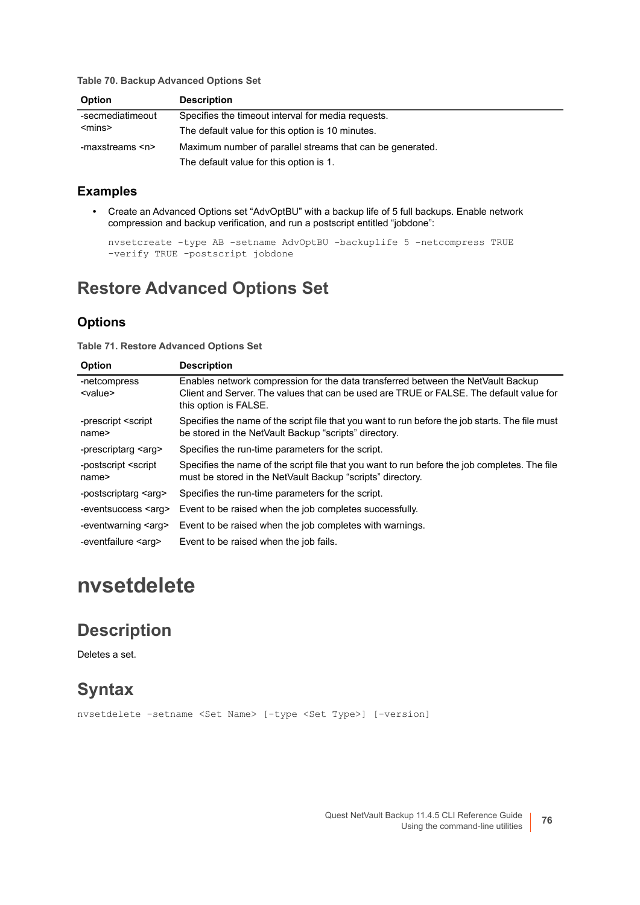**Table 70. Backup Advanced Options Set**

| Option | Description |
|---|---|
| -secmediatimeout <mins> | Specifies the timeout interval for media requests.<br>The default value for this option is 10 minutes. |
| -maxstreams <n> | Maximum number of parallel streams that can be generated.<br>The default value for this option is 1. |

### Examples

- Create an Advanced Options set “AdvOptBU” with a backup life of 5 full backups. Enable network compression and backup verification, and run a postscript entitled “jobdone”:

```
nvsetcreate -type AB -setname AdvOptBU -backuplife 5 -netcompress TRUE
-verify TRUE -postscript jobdone
```

## Restore Advanced Options Set

### Options

**Table 71. Restore Advanced Options Set**

| Option | Description |
|---|---|
| -netcompress <value> | Enables network compression for the data transferred between the NetVault Backup Client and Server. The values that can be used are TRUE or FALSE. The default value for this option is FALSE. |
| -prescript <script name> | Specifies the name of the script file that you want to run before the job starts. The file must be stored in the NetVault Backup “scripts” directory. |
| -prescriptarg <arg> | Specifies the run-time parameters for the script. |
| -postscript <script name> | Specifies the name of the script file that you want to run before the job completes. The file must be stored in the NetVault Backup “scripts” directory. |
| -postscriptarg <arg> | Specifies the run-time parameters for the script. |
| -eventsuccess <arg> | Event to be raised when the job completes successfully. |
| -eventwarning <arg> | Event to be raised when the job completes with warnings. |
| -eventfailure <arg> | Event to be raised when the job fails. |

# nvsetdelete

## Description

Deletes a set.

## Syntax

```
nvsetdelete -setname <Set Name> [-type <Set Type>] [-version]
```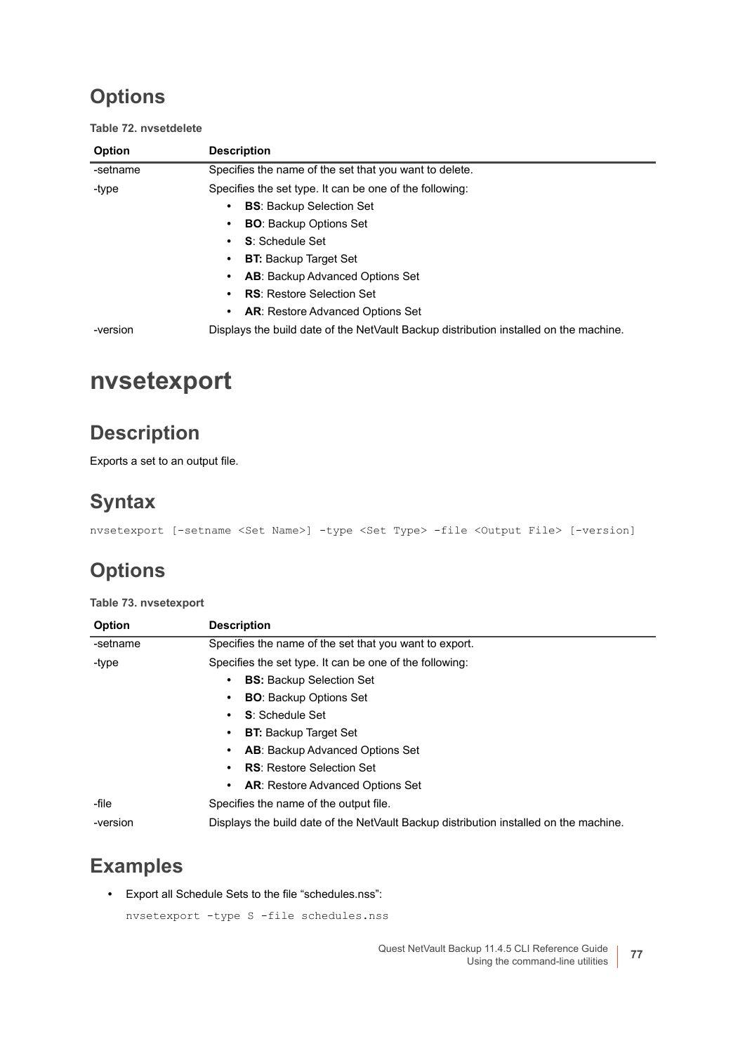## Options

**Table 72. nvsetdelete**

| Option | Description |
|---|---|
| -setname | Specifies the name of the set that you want to delete. |
| -type | Specifies the set type. It can be one of the following:<br>• **BS**: Backup Selection Set<br>• **BO**: Backup Options Set<br>• **S**: Schedule Set<br>• **BT:** Backup Target Set<br>• **AB**: Backup Advanced Options Set<br>• **RS**: Restore Selection Set<br>• **AR**: Restore Advanced Options Set |
| -version | Displays the build date of the NetVault Backup distribution installed on the machine. |

# nvsetexport

## Description

Exports a set to an output file.

## Syntax

```
nvsetexport [-setname <Set Name>] -type <Set Type> -file <Output File> [-version]
```

## Options

**Table 73. nvsetexport**

| Option | Description |
|---|---|
| -setname | Specifies the name of the set that you want to export. |
| -type | Specifies the set type. It can be one of the following:<br>• **BS:** Backup Selection Set<br>• **BO**: Backup Options Set<br>• **S**: Schedule Set<br>• **BT:** Backup Target Set<br>• **AB**: Backup Advanced Options Set<br>• **RS**: Restore Selection Set<br>• **AR**: Restore Advanced Options Set |
| -file | Specifies the name of the output file. |
| -version | Displays the build date of the NetVault Backup distribution installed on the machine. |

## Examples

- Export all Schedule Sets to the file "schedules.nss":

```
nvsetexport -type S -file schedules.nss
```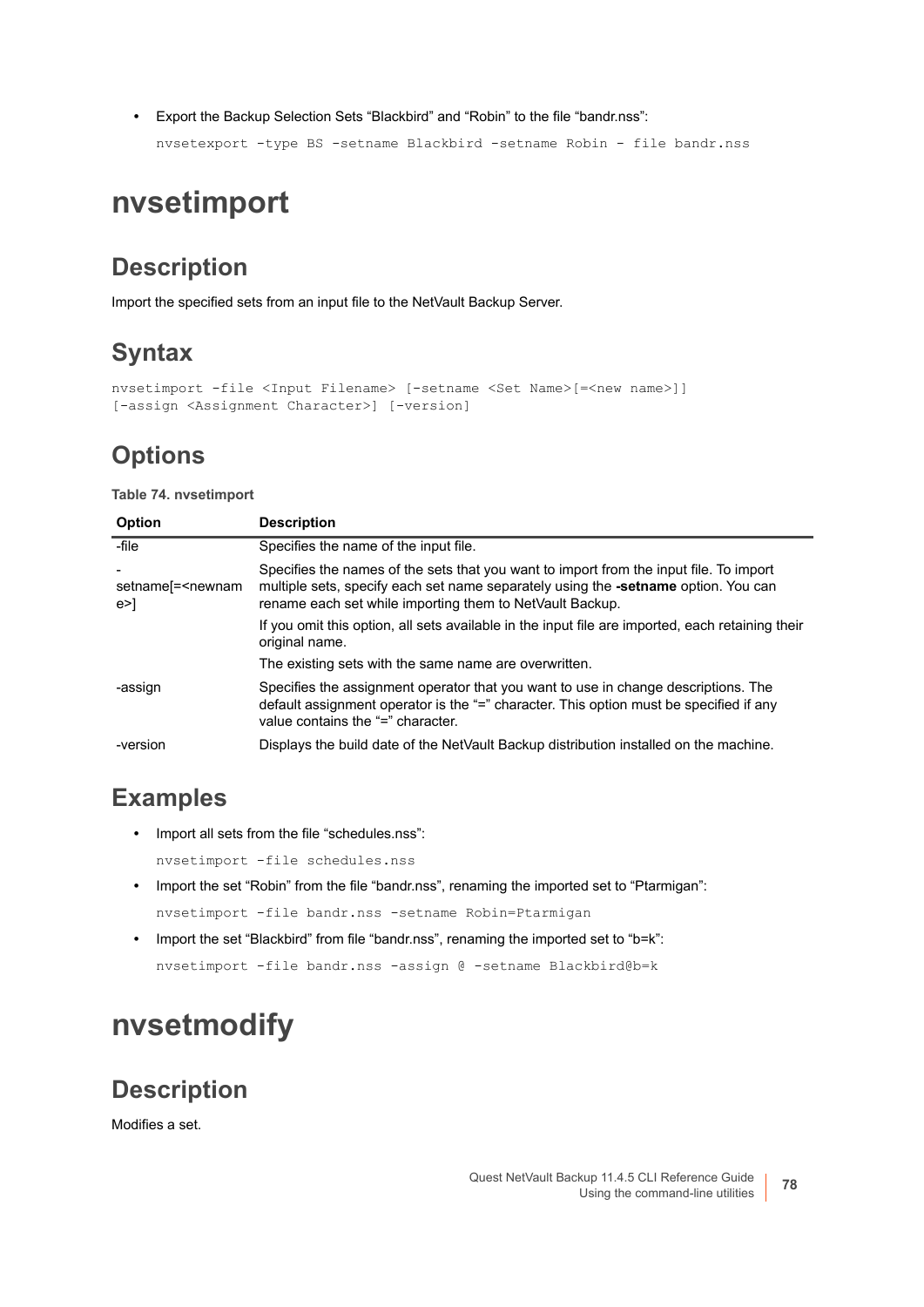- Export the Backup Selection Sets “Blackbird” and “Robin” to the file “bandr.nss”:

```
nvsetexport -type BS -setname Blackbird -setname Robin - file bandr.nss
```

# nvsetimport

## Description

Import the specified sets from an input file to the NetVault Backup Server.

## Syntax

```
nvsetimport -file <Input Filename> [-setname <Set Name>[=<new name>]]
[-assign <Assignment Character>] [-version]
```

## Options

**Table 74. nvsetimport**

| Option | Description |
|---|---|
| -file | Specifies the name of the input file. |
| -setname[=<newname>] | Specifies the names of the sets that you want to import from the input file. To import multiple sets, specify each set name separately using the **-setname** option. You can rename each set while importing them to NetVault Backup.<br><br>If you omit this option, all sets available in the input file are imported, each retaining their original name.<br><br>The existing sets with the same name are overwritten. |
| -assign | Specifies the assignment operator that you want to use in change descriptions. The default assignment operator is the “=” character. This option must be specified if any value contains the “=” character. |
| -version | Displays the build date of the NetVault Backup distribution installed on the machine. |

## Examples

- Import all sets from the file “schedules.nss”:

```
nvsetimport -file schedules.nss
```

- Import the set “Robin” from the file “bandr.nss”, renaming the imported set to “Ptarmigan”:

```
nvsetimport -file bandr.nss -setname Robin=Ptarmigan
```

- Import the set “Blackbird” from file “bandr.nss”, renaming the imported set to “b=k”:

```
nvsetimport -file bandr.nss -assign @ -setname Blackbird@b=k
```

# nvsetmodify

## Description

Modifies a set.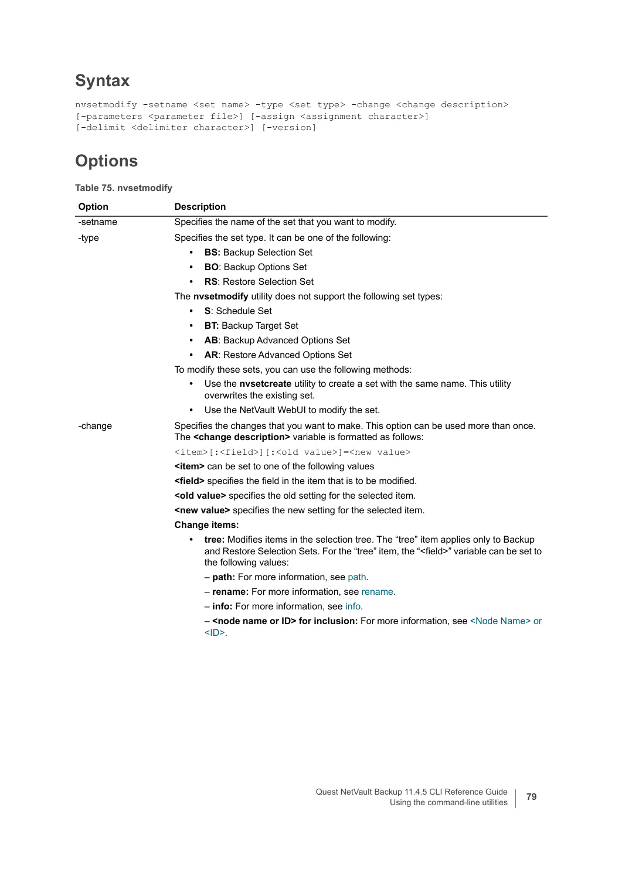## Syntax

```
nvsetmodify -setname <set name> -type <set type> -change <change description>
[-parameters <parameter file>] [-assign <assignment character>]
[-delimit <delimiter character>] [-version]
```

## Options

**Table 75. nvsetmodify**

| Option | Description |
|---|---|
| -setname | Specifies the name of the set that you want to modify. |
| -type | Specifies the set type. It can be one of the following:<br>• **BS:** Backup Selection Set<br>• **BO**: Backup Options Set<br>• **RS**: Restore Selection Set<br>The **nvsetmodify** utility does not support the following set types:<br>• **S**: Schedule Set<br>• **BT:** Backup Target Set<br>• **AB**: Backup Advanced Options Set<br>• **AR**: Restore Advanced Options Set<br>To modify these sets, you can use the following methods:<br>• Use the **nvsetcreate** utility to create a set with the same name. This utility overwrites the existing set.<br>• Use the NetVault WebUI to modify the set. |
| -change | Specifies the changes that you want to make. This option can be used more than once. The **<change description>** variable is formatted as follows:<br>`<item>[:<field>][:<old value>]=<new value>`<br>**<item>** can be set to one of the following values<br>**<field>** specifies the field in the item that is to be modified.<br>**<old value>** specifies the old setting for the selected item.<br>**<new value>** specifies the new setting for the selected item.<br>**Change items:**<br>• **tree:** Modifies items in the selection tree. The “tree” item applies only to Backup and Restore Selection Sets. For the “tree” item, the “<field>” variable can be set to the following values:<br>– **path:** For more information, see path.<br>– **rename:** For more information, see rename.<br>– **info:** For more information, see info.<br>– **<node name or ID> for inclusion:** For more information, see <Node Name> or <ID>. |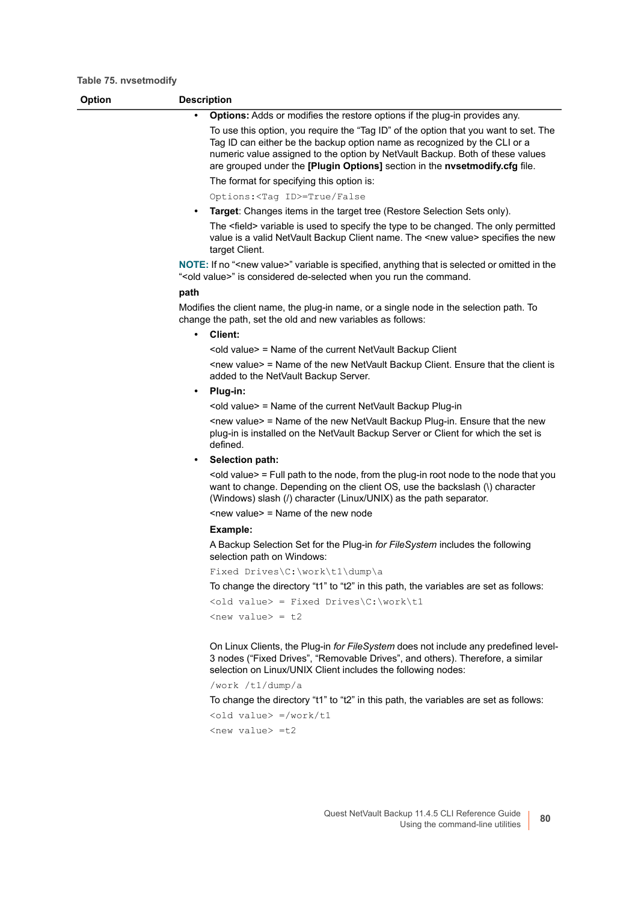Table 75. nvsetmodify

| Option | Description |
|---|---|
| | • **Options:** Adds or modifies the restore options if the plug-in provides any.<br><br>To use this option, you require the "Tag ID" of the option that you want to set. The Tag ID can either be the backup option name as recognized by the CLI or a numeric value assigned to the option by NetVault Backup. Both of these values are grouped under the **[Plugin Options]** section in the **nvsetmodify.cfg** file.<br><br>The format for specifying this option is:<br><br>`Options:<Tag ID>=True/False`<br><br>• **Target**: Changes items in the target tree (Restore Selection Sets only).<br><br>The <field> variable is used to specify the type to be changed. The only permitted value is a valid NetVault Backup Client name. The <new value> specifies the new target Client.<br><br>**NOTE:** If no "<new value>" variable is specified, anything that is selected or omitted in the "<old value>" is considered de-selected when you run the command.<br><br>**path**<br><br>Modifies the client name, the plug-in name, or a single node in the selection path. To change the path, set the old and new variables as follows:<br><br>• **Client:**<br><br><old value> = Name of the current NetVault Backup Client<br><br><new value> = Name of the new NetVault Backup Client. Ensure that the client is added to the NetVault Backup Server.<br><br>• **Plug-in:**<br><br><old value> = Name of the current NetVault Backup Plug-in<br><br><new value> = Name of the new NetVault Backup Plug-in. Ensure that the new plug-in is installed on the NetVault Backup Server or Client for which the set is defined.<br><br>• **Selection path:**<br><br><old value> = Full path to the node, from the plug-in root node to the node that you want to change. Depending on the client OS, use the backslash (\) character (Windows) slash (/) character (Linux/UNIX) as the path separator.<br><br><new value> = Name of the new node<br><br>**Example:**<br><br>A Backup Selection Set for the Plug-in *for FileSystem* includes the following selection path on Windows:<br><br>`Fixed Drives\C:\work\t1\dump\a`<br><br>To change the directory "t1" to "t2" in this path, the variables are set as follows:<br><br>`<old value> = Fixed Drives\C:\work\t1`<br><br>`<new value> = t2`<br><br>On Linux Clients, the Plug-in *for FileSystem* does not include any predefined level-3 nodes ("Fixed Drives", "Removable Drives", and others). Therefore, a similar selection on Linux/UNIX Client includes the following nodes:<br><br>`/work /t1/dump/a`<br><br>To change the directory "t1" to "t2" in this path, the variables are set as follows:<br><br>`<old value> =/work/t1`<br><br>`<new value> =t2` |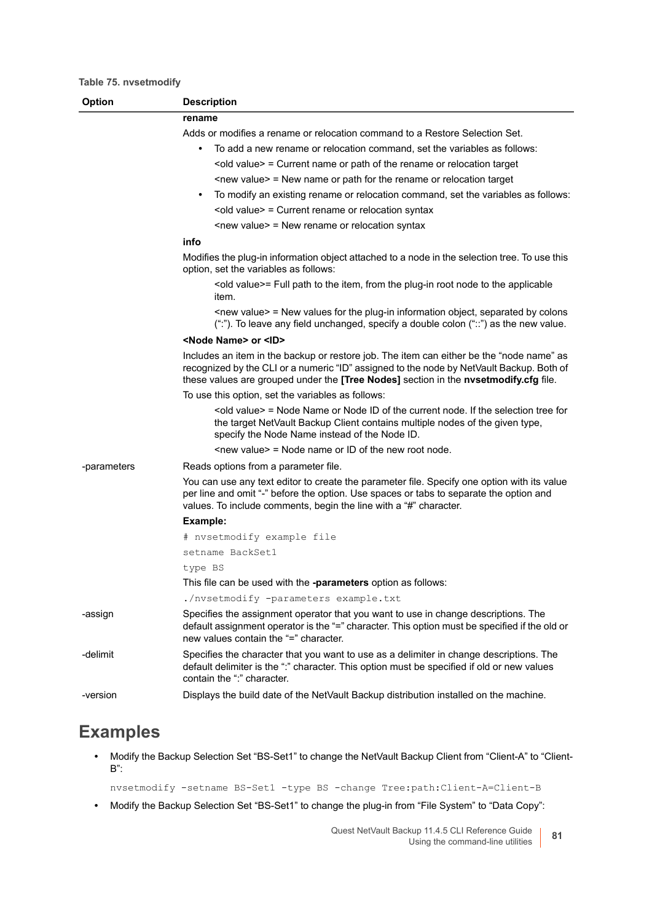**Table 75. nvsetmodify**

| Option | Description |
|---|---|
| | **rename**<br>Adds or modifies a rename or relocation command to a Restore Selection Set.<br>• To add a new rename or relocation command, set the variables as follows:<br>&lt;old value&gt; = Current name or path of the rename or relocation target<br>&lt;new value&gt; = New name or path for the rename or relocation target<br>• To modify an existing rename or relocation command, set the variables as follows:<br>&lt;old value&gt; = Current rename or relocation syntax<br>&lt;new value&gt; = New rename or relocation syntax |
| | **info**<br>Modifies the plug-in information object attached to a node in the selection tree. To use this option, set the variables as follows:<br>&lt;old value&gt;= Full path to the item, from the plug-in root node to the applicable item.<br>&lt;new value&gt; = New values for the plug-in information object, separated by colons (":"). To leave any field unchanged, specify a double colon ("::") as the new value. |
| | **&lt;Node Name&gt; or &lt;ID&gt;**<br>Includes an item in the backup or restore job. The item can either be the "node name" as recognized by the CLI or a numeric "ID" assigned to the node by NetVault Backup. Both of these values are grouped under the **[Tree Nodes]** section in the **nvsetmodify.cfg** file.<br>To use this option, set the variables as follows:<br>&lt;old value&gt; = Node Name or Node ID of the current node. If the selection tree for the target NetVault Backup Client contains multiple nodes of the given type, specify the Node Name instead of the Node ID.<br>&lt;new value&gt; = Node name or ID of the new root node. |
| -parameters | Reads options from a parameter file.<br>You can use any text editor to create the parameter file. Specify one option with its value per line and omit "-" before the option. Use spaces or tabs to separate the option and values. To include comments, begin the line with a "#" character.<br>**Example:**<br>`# nvsetmodify example file`<br>`setname BackSet1`<br>`type BS`<br>This file can be used with the **-parameters** option as follows:<br>`./nvsetmodify -parameters example.txt` |
| -assign | Specifies the assignment operator that you want to use in change descriptions. The default assignment operator is the "=" character. This option must be specified if the old or new values contain the "=" character. |
| -delimit | Specifies the character that you want to use as a delimiter in change descriptions. The default delimiter is the ":" character. This option must be specified if old or new values contain the ":" character. |
| -version | Displays the build date of the NetVault Backup distribution installed on the machine. |

## Examples

- Modify the Backup Selection Set "BS-Set1" to change the NetVault Backup Client from "Client-A" to "Client-B":

```
nvsetmodify -setname BS-Set1 -type BS -change Tree:path:Client-A=Client-B
```

- Modify the Backup Selection Set "BS-Set1" to change the plug-in from "File System" to "Data Copy":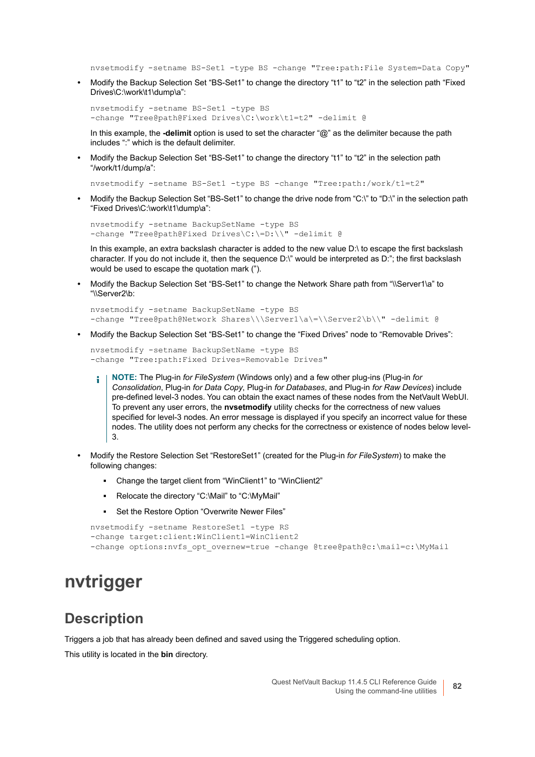```
nvsetmodify -setname BS-Set1 -type BS -change "Tree:path:File System=Data Copy"
```

- Modify the Backup Selection Set “BS-Set1” to change the directory “t1” to “t2” in the selection path “Fixed Drives\C:\work\t1\dump\a”:

```
nvsetmodify -setname BS-Set1 -type BS
-change "Tree@path@Fixed Drives\C:\work\t1=t2" -delimit @
```

  In this example, the **-delimit** option is used to set the character “@” as the delimiter because the path includes “:” which is the default delimiter.

- Modify the Backup Selection Set “BS-Set1” to change the directory “t1” to “t2” in the selection path “/work/t1/dump/a”:

```
nvsetmodify -setname BS-Set1 -type BS -change "Tree:path:/work/t1=t2"
```

- Modify the Backup Selection Set “BS-Set1” to change the drive node from “C:\” to “D:\” in the selection path “Fixed Drives\C:\work\t1\dump\a”:

```
nvsetmodify -setname BackupSetName -type BS
-change "Tree@path@Fixed Drives\C:\=D:\\" -delimit @
```

  In this example, an extra backslash character is added to the new value D:\ to escape the first backslash character. If you do not include it, then the sequence D:\" would be interpreted as D:"; the first backslash would be used to escape the quotation mark (").

- Modify the Backup Selection Set “BS-Set1” to change the Network Share path from “\\Server1\a” to “\\Server2\b:

```
nvsetmodify -setname BackupSetName -type BS
-change "Tree@path@Network Shares\\\Server1\a\=\\Server2\b\\" -delimit @
```

- Modify the Backup Selection Set “BS-Set1” to change the “Fixed Drives” node to “Removable Drives”:

```
nvsetmodify -setname BackupSetName -type BS
-change "Tree:path:Fixed Drives=Removable Drives"
```

> **NOTE:** The Plug-in *for FileSystem* (Windows only) and a few other plug-ins (Plug-in *for Consolidation*, Plug-in *for Data Copy*, Plug-in *for Databases*, and Plug-in *for Raw Devices*) include pre-defined level-3 nodes. You can obtain the exact names of these nodes from the NetVault WebUI. To prevent any user errors, the **nvsetmodify** utility checks for the correctness of new values specified for level-3 nodes. An error message is displayed if you specify an incorrect value for these nodes. The utility does not perform any checks for the correctness or existence of nodes below level-3.

- Modify the Restore Selection Set “RestoreSet1” (created for the Plug-in *for FileSystem*) to make the following changes:
  - Change the target client from “WinClient1” to “WinClient2”
  - Relocate the directory “C:\Mail” to “C:\MyMail”
  - Set the Restore Option “Overwrite Newer Files”

```
nvsetmodify -setname RestoreSet1 -type RS
-change target:client:WinClient1=WinClient2
-change options:nvfs_opt_overnew=true -change @tree@path@c:\mail=c:\MyMail
```

# nvtrigger

## Description

Triggers a job that has already been defined and saved using the Triggered scheduling option.

This utility is located in the **bin** directory.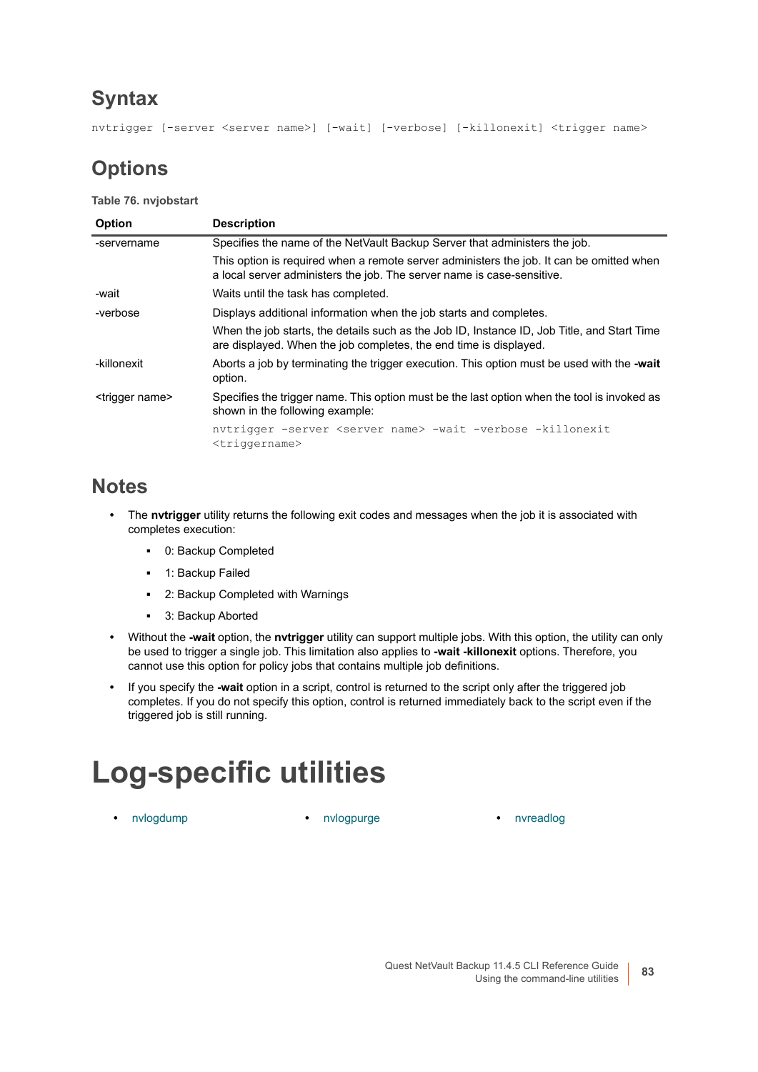## Syntax

```
nvtrigger [-server <server name>] [-wait] [-verbose] [-killonexit] <trigger name>
```

## Options

**Table 76. nvjobstart**

| Option | Description |
|---|---|
| -servername | Specifies the name of the NetVault Backup Server that administers the job.<br>This option is required when a remote server administers the job. It can be omitted when a local server administers the job. The server name is case-sensitive. |
| -wait | Waits until the task has completed. |
| -verbose | Displays additional information when the job starts and completes.<br>When the job starts, the details such as the Job ID, Instance ID, Job Title, and Start Time are displayed. When the job completes, the end time is displayed. |
| -killonexit | Aborts a job by terminating the trigger execution. This option must be used with the **-wait** option. |
| <trigger name> | Specifies the trigger name. This option must be the last option when the tool is invoked as shown in the following example:<br>`nvtrigger -server <server name> -wait -verbose -killonexit <triggername>` |

## Notes

- The **nvtrigger** utility returns the following exit codes and messages when the job it is associated with completes execution:
  - 0: Backup Completed
  - 1: Backup Failed
  - 2: Backup Completed with Warnings
  - 3: Backup Aborted
- Without the **-wait** option, the **nvtrigger** utility can support multiple jobs. With this option, the utility can only be used to trigger a single job. This limitation also applies to **-wait -killonexit** options. Therefore, you cannot use this option for policy jobs that contains multiple job definitions.
- If you specify the **-wait** option in a script, control is returned to the script only after the triggered job completes. If you do not specify this option, control is returned immediately back to the script even if the triggered job is still running.

# Log-specific utilities

- nvlogdump
- nvlogpurge
- nvreadlog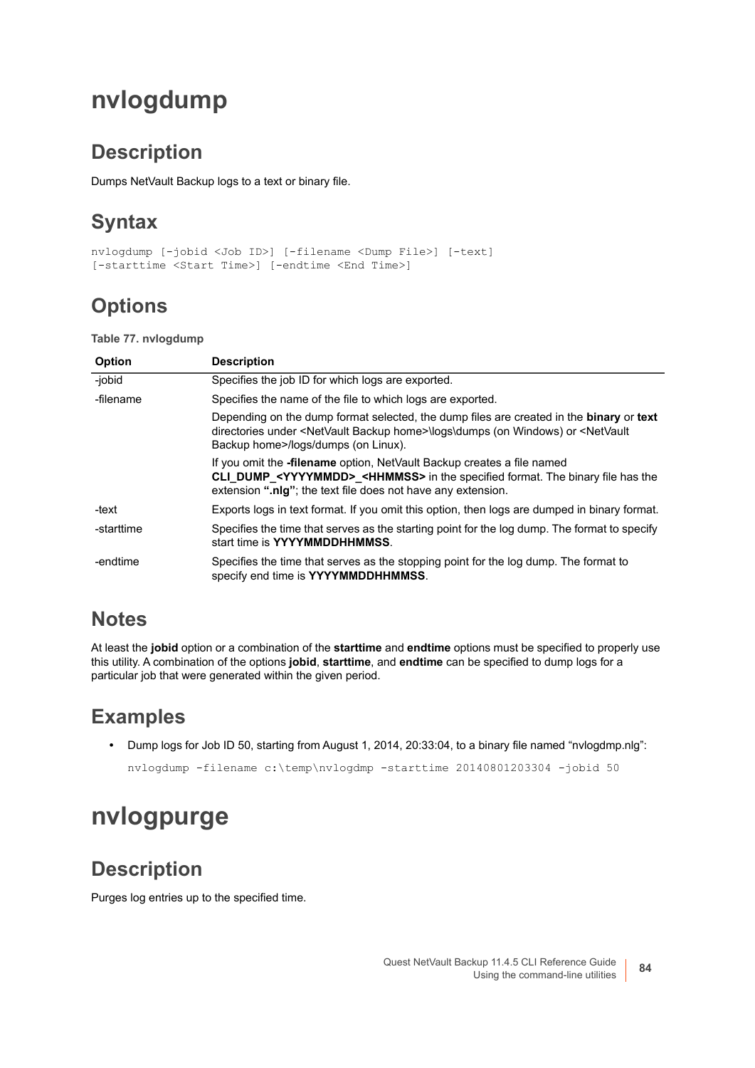# nvlogdump

## Description

Dumps NetVault Backup logs to a text or binary file.

## Syntax

```
nvlogdump [-jobid <Job ID>] [-filename <Dump File>] [-text]
[-starttime <Start Time>] [-endtime <End Time>]
```

## Options

**Table 77. nvlogdump**

| Option | Description |
|---|---|
| -jobid | Specifies the job ID for which logs are exported. |
| -filename | Specifies the name of the file to which logs are exported.<br><br>Depending on the dump format selected, the dump files are created in the **binary** or **text** directories under <NetVault Backup home>\logs\dumps (on Windows) or <NetVault Backup home>/logs/dumps (on Linux).<br><br>If you omit the **-filename** option, NetVault Backup creates a file named **CLI_DUMP_<YYYYMMDD>_<HHMMSS>** in the specified format. The binary file has the extension **".nlg"**; the text file does not have any extension. |
| -text | Exports logs in text format. If you omit this option, then logs are dumped in binary format. |
| -starttime | Specifies the time that serves as the starting point for the log dump. The format to specify start time is **YYYYMMDDHHMMSS**. |
| -endtime | Specifies the time that serves as the stopping point for the log dump. The format to specify end time is **YYYYMMDDHHMMSS**. |

## Notes

At least the **jobid** option or a combination of the **starttime** and **endtime** options must be specified to properly use this utility. A combination of the options **jobid**, **starttime**, and **endtime** can be specified to dump logs for a particular job that were generated within the given period.

## Examples

- Dump logs for Job ID 50, starting from August 1, 2014, 20:33:04, to a binary file named "nvlogdmp.nlg":

```
nvlogdump -filename c:\temp\nvlogdmp -starttime 20140801203304 -jobid 50
```

# nvlogpurge

## Description

Purges log entries up to the specified time.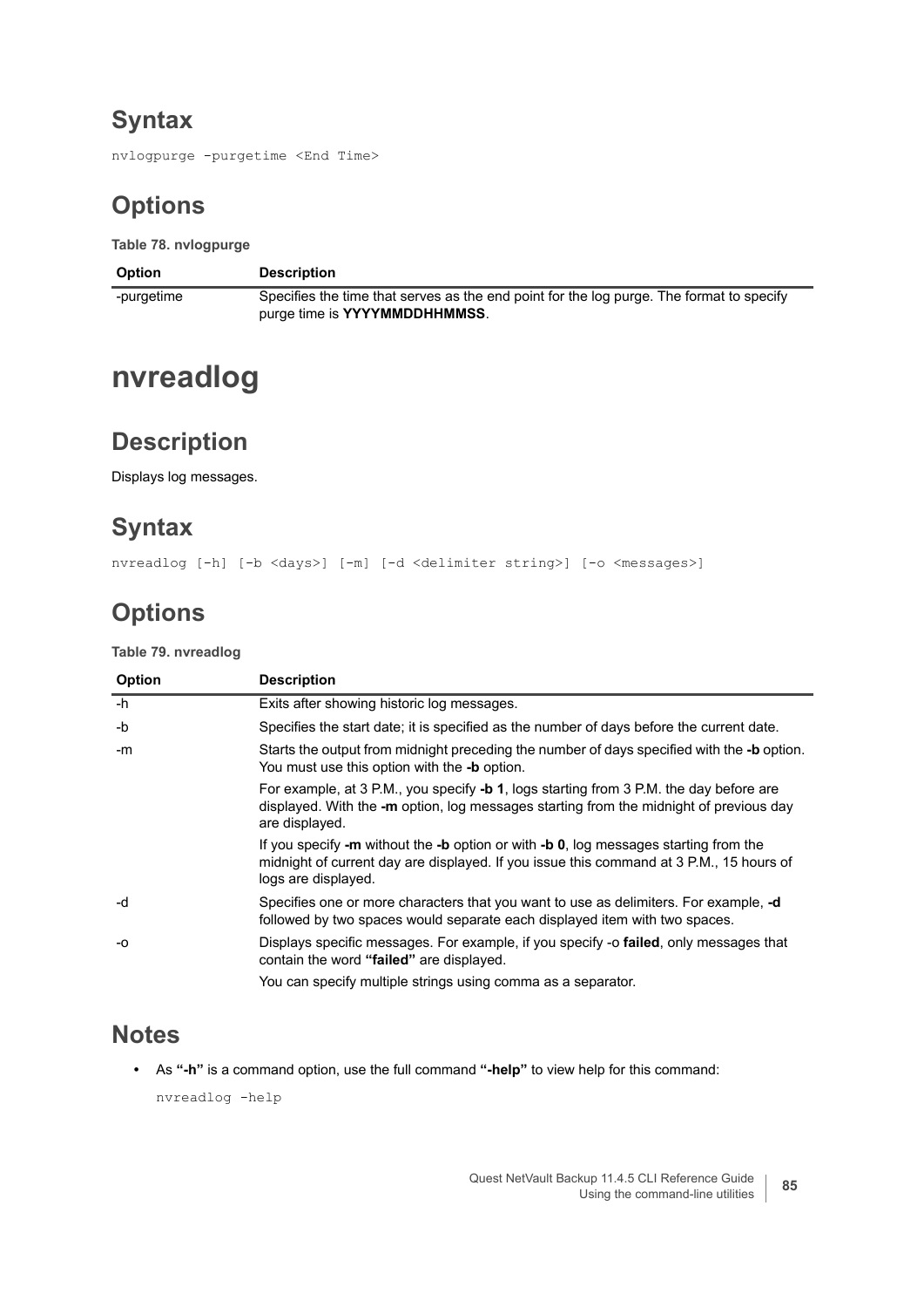## Syntax

```
nvlogpurge -purgetime <End Time>
```

## Options

**Table 78. nvlogpurge**

| Option | Description |
|---|---|
| -purgetime | Specifies the time that serves as the end point for the log purge. The format to specify purge time is **YYYYMMDDHHMMSS**. |

# nvreadlog

## Description

Displays log messages.

## Syntax

```
nvreadlog [-h] [-b <days>] [-m] [-d <delimiter string>] [-o <messages>]
```

## Options

**Table 79. nvreadlog**

| Option | Description |
|---|---|
| -h | Exits after showing historic log messages. |
| -b | Specifies the start date; it is specified as the number of days before the current date. |
| -m | Starts the output from midnight preceding the number of days specified with the **-b** option. You must use this option with the **-b** option.<br><br>For example, at 3 P.M., you specify **-b 1**, logs starting from 3 P.M. the day before are displayed. With the **-m** option, log messages starting from the midnight of previous day are displayed.<br><br>If you specify **-m** without the **-b** option or with **-b 0**, log messages starting from the midnight of current day are displayed. If you issue this command at 3 P.M., 15 hours of logs are displayed. |
| -d | Specifies one or more characters that you want to use as delimiters. For example, **-d** followed by two spaces would separate each displayed item with two spaces. |
| -o | Displays specific messages. For example, if you specify -o **failed**, only messages that contain the word **"failed"** are displayed.<br><br>You can specify multiple strings using comma as a separator. |

## Notes

- As **"-h"** is a command option, use the full command **"-help"** to view help for this command:

```
nvreadlog -help
```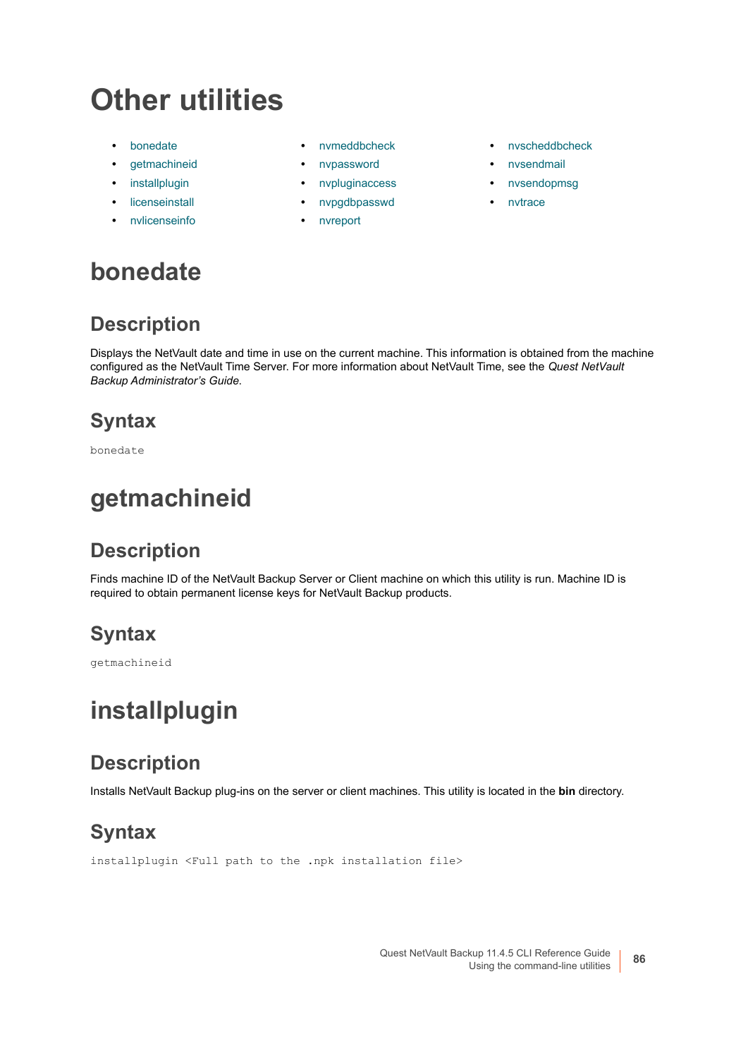# Other utilities

- bonedate
- getmachineid
- installplugin
- licenseinstall
- nvlicenseinfo
- nvmeddbcheck
- nvpassword
- nvpluginaccess
- nvpgdbpasswd
- nvreport
- nvscheddbcheck
- nvsendmail
- nvsendopmsg
- nvtrace

## bonedate

### Description

Displays the NetVault date and time in use on the current machine. This information is obtained from the machine configured as the NetVault Time Server. For more information about NetVault Time, see the *Quest NetVault Backup Administrator's Guide*.

### Syntax

```
bonedate
```

## getmachineid

### Description

Finds machine ID of the NetVault Backup Server or Client machine on which this utility is run. Machine ID is required to obtain permanent license keys for NetVault Backup products.

### Syntax

```
getmachineid
```

## installplugin

### Description

Installs NetVault Backup plug-ins on the server or client machines. This utility is located in the **bin** directory.

### Syntax

```
installplugin <Full path to the .npk installation file>
```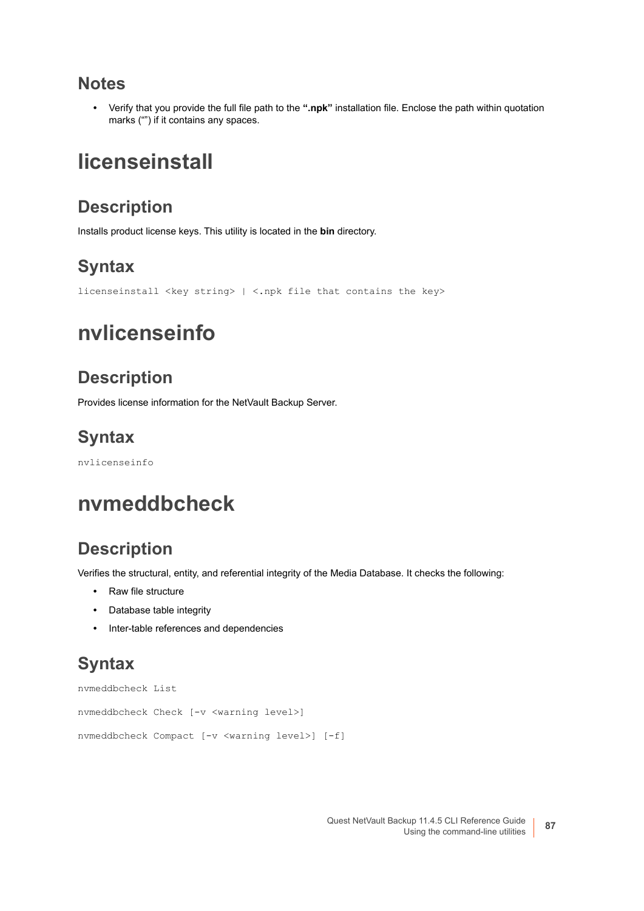## Notes

- Verify that you provide the full file path to the **".npk"** installation file. Enclose the path within quotation marks ("") if it contains any spaces.

# licenseinstall

## Description

Installs product license keys. This utility is located in the **bin** directory.

## Syntax

```
licenseinstall <key string> | <.npk file that contains the key>
```

# nvlicenseinfo

## Description

Provides license information for the NetVault Backup Server.

## Syntax

```
nvlicenseinfo
```

# nvmeddbcheck

## Description

Verifies the structural, entity, and referential integrity of the Media Database. It checks the following:

- Raw file structure
- Database table integrity
- Inter-table references and dependencies

## Syntax

```
nvmeddbcheck List

nvmeddbcheck Check [-v <warning level>]

nvmeddbcheck Compact [-v <warning level>] [-f]
```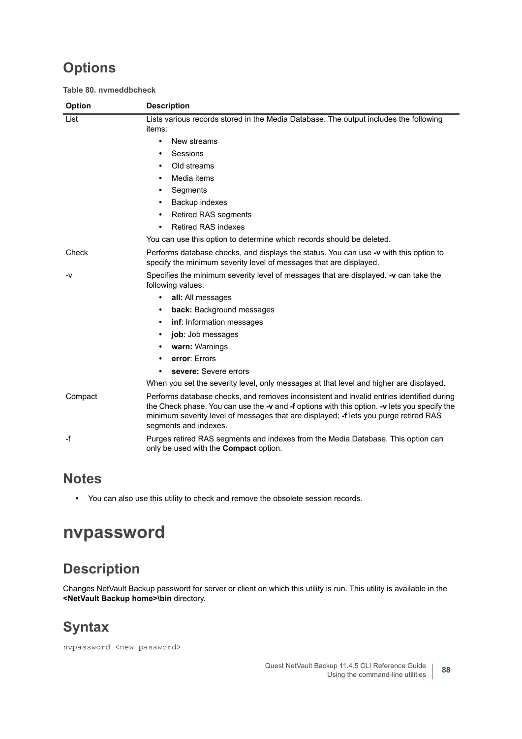## Options

**Table 80. nvmeddbcheck**

| Option | Description |
|---|---|
| List | Lists various records stored in the Media Database. The output includes the following items:<br>• New streams<br>• Sessions<br>• Old streams<br>• Media items<br>• Segments<br>• Backup indexes<br>• Retired RAS segments<br>• Retired RAS indexes<br>You can use this option to determine which records should be deleted. |
| Check | Performs database checks, and displays the status. You can use **-v** with this option to specify the minimum severity level of messages that are displayed. |
| -v | Specifies the minimum severity level of messages that are displayed. **-v** can take the following values:<br>• **all:** All messages<br>• **back:** Background messages<br>• **inf**: Information messages<br>• **job**: Job messages<br>• **warn:** Warnings<br>• **error**: Errors<br>• **severe:** Severe errors<br>When you set the severity level, only messages at that level and higher are displayed. |
| Compact | Performs database checks, and removes inconsistent and invalid entries identified during the Check phase. You can use the **-v** and **-f** options with this option. **-v** lets you specify the minimum severity level of messages that are displayed; **-f** lets you purge retired RAS segments and indexes. |
| -f | Purges retired RAS segments and indexes from the Media Database. This option can only be used with the **Compact** option. |

## Notes

- You can also use this utility to check and remove the obsolete session records.

# nvpassword

## Description

Changes NetVault Backup password for server or client on which this utility is run. This utility is available in the **<NetVault Backup home>\bin** directory.

## Syntax

```
nvpassword <new password>
```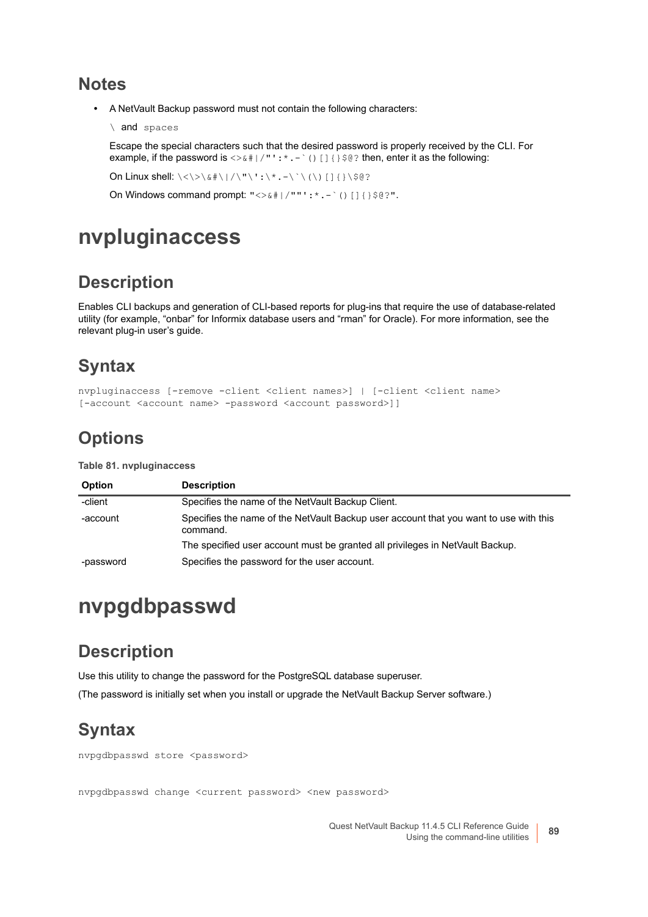## Notes

- A NetVault Backup password must not contain the following characters:

  `\` and `spaces`

  Escape the special characters such that the desired password is properly received by the CLI. For example, if the password is `<>&#|/"':*.-`()[]{}$@?` then, enter it as the following:

  On Linux shell: `\<\>\&#\|/\"\':\*.-\`\(\)[]{}\$@?`

  On Windows command prompt: `"<>&#|/""':*.-`()[]{}$@?"`.

# nvpluginaccess

## Description

Enables CLI backups and generation of CLI-based reports for plug-ins that require the use of database-related utility (for example, "onbar" for Informix database users and "rman" for Oracle). For more information, see the relevant plug-in user's guide.

## Syntax

```
nvpluginaccess [-remove -client <client names>] | [-client <client name>
[-account <account name> -password <account password>]]
```

## Options

**Table 81. nvpluginaccess**

| Option | Description |
|---|---|
| -client | Specifies the name of the NetVault Backup Client. |
| -account | Specifies the name of the NetVault Backup user account that you want to use with this command.<br>The specified user account must be granted all privileges in NetVault Backup. |
| -password | Specifies the password for the user account. |

# nvpgdbpasswd

## Description

Use this utility to change the password for the PostgreSQL database superuser.

(The password is initially set when you install or upgrade the NetVault Backup Server software.)

## Syntax

```
nvpgdbpasswd store <password>
```

```
nvpgdbpasswd change <current password> <new password>
```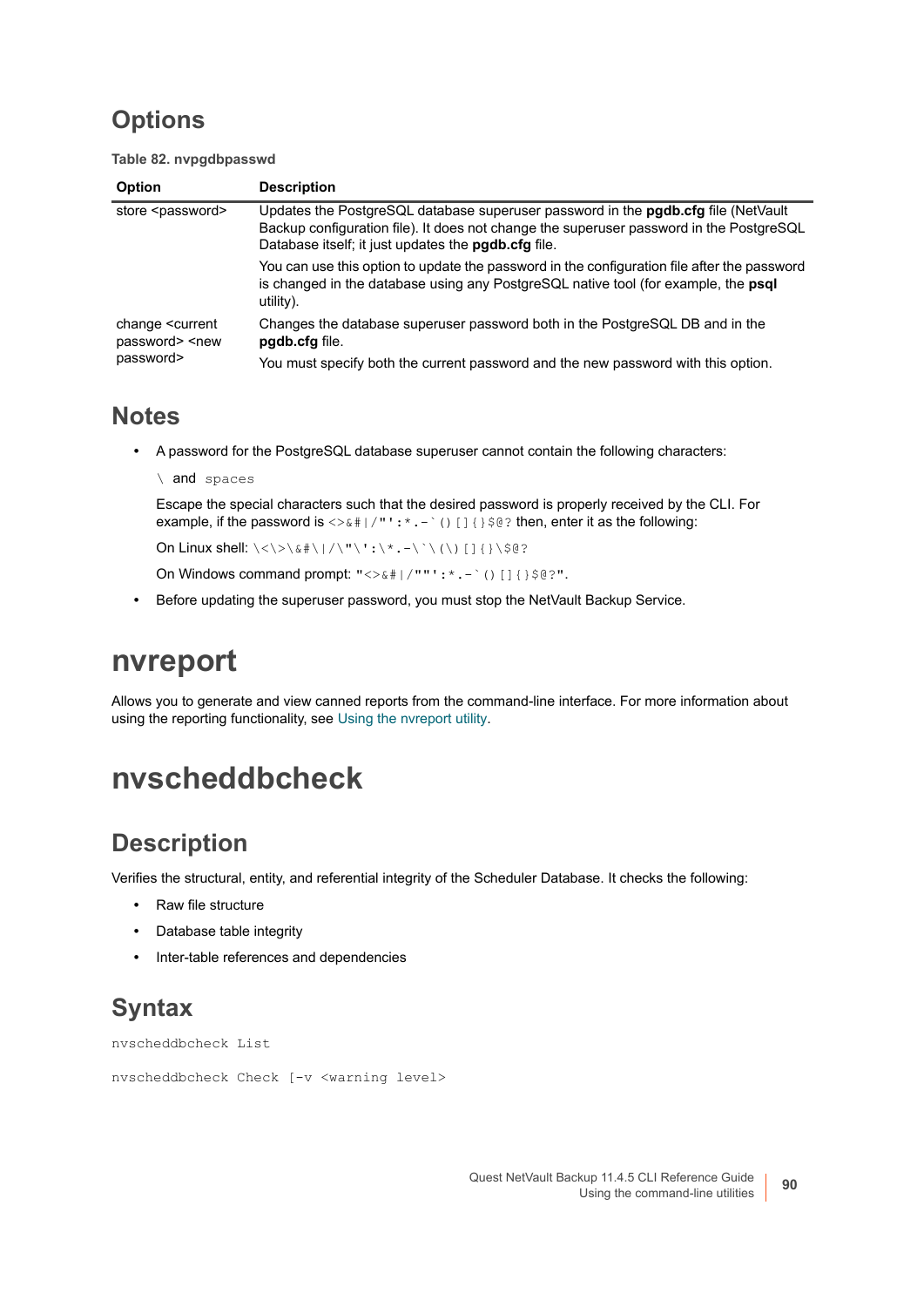## Options

**Table 82. nvpgdbpasswd**

| Option | Description |
|---|---|
| store <password> | Updates the PostgreSQL database superuser password in the **pgdb.cfg** file (NetVault Backup configuration file). It does not change the superuser password in the PostgreSQL Database itself; it just updates the **pgdb.cfg** file.<br><br>You can use this option to update the password in the configuration file after the password is changed in the database using any PostgreSQL native tool (for example, the **psql** utility). |
| change <current password> <new password> | Changes the database superuser password both in the PostgreSQL DB and in the **pgdb.cfg** file.<br><br>You must specify both the current password and the new password with this option. |

## Notes

- A password for the PostgreSQL database superuser cannot contain the following characters:

  `\` and `spaces`

  Escape the special characters such that the desired password is properly received by the CLI. For example, if the password is `<>&#|/"':*.-`()[]{}$@?` then, enter it as the following:

  On Linux shell: `\<\>\&#\|/\"\':\*.-\`\(\)[]{}\$@?`

  On Windows command prompt: `"<>&#|/""':*.-`()[]{}$@?"`.

- Before updating the superuser password, you must stop the NetVault Backup Service.

# nvreport

Allows you to generate and view canned reports from the command-line interface. For more information about using the reporting functionality, see Using the nvreport utility.

# nvscheddbcheck

## Description

Verifies the structural, entity, and referential integrity of the Scheduler Database. It checks the following:

- Raw file structure
- Database table integrity
- Inter-table references and dependencies

## Syntax

```
nvscheddbcheck List
```

```
nvscheddbcheck Check [-v <warning level>
```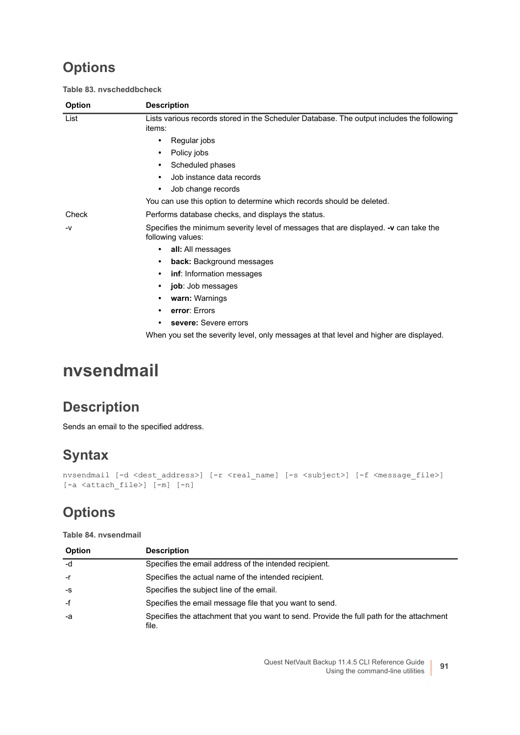## Options

**Table 83. nvscheddbcheck**

| Option | Description |
|---|---|
| List | Lists various records stored in the Scheduler Database. The output includes the following items:<br>• Regular jobs<br>• Policy jobs<br>• Scheduled phases<br>• Job instance data records<br>• Job change records<br>You can use this option to determine which records should be deleted. |
| Check | Performs database checks, and displays the status. |
| -v | Specifies the minimum severity level of messages that are displayed. **-v** can take the following values:<br>• **all:** All messages<br>• **back:** Background messages<br>• **inf**: Information messages<br>• **job**: Job messages<br>• **warn:** Warnings<br>• **error**: Errors<br>• **severe:** Severe errors<br>When you set the severity level, only messages at that level and higher are displayed. |

# nvsendmail

## Description

Sends an email to the specified address.

## Syntax

```
nvsendmail [-d <dest_address>] [-r <real_name] [-s <subject>] [-f <message_file>]
[-a <attach_file>] [-m] [-n]
```

## Options

**Table 84. nvsendmail**

| Option | Description |
|---|---|
| -d | Specifies the email address of the intended recipient. |
| -r | Specifies the actual name of the intended recipient. |
| -s | Specifies the subject line of the email. |
| -f | Specifies the email message file that you want to send. |
| -a | Specifies the attachment that you want to send. Provide the full path for the attachment file. |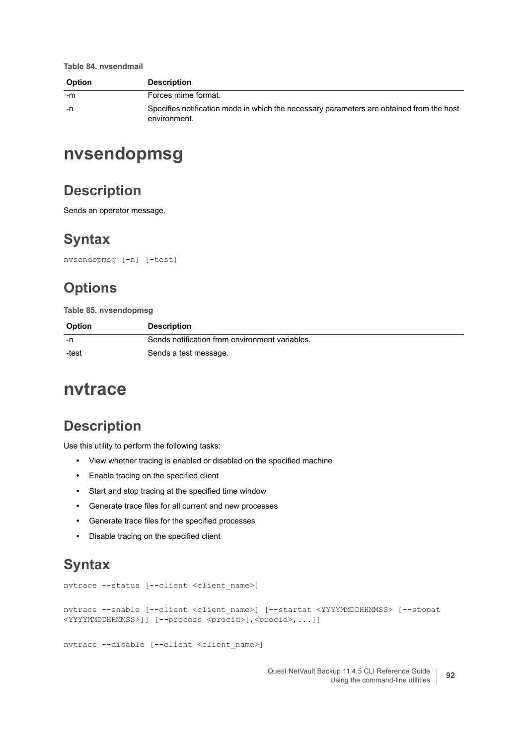**Table 84. nvsendmail**

| Option | Description |
|---|---|
| -m | Forces mime format. |
| -n | Specifies notification mode in which the necessary parameters are obtained from the host environment. |

# nvsendopmsg

## Description

Sends an operator message.

## Syntax

```
nvsendopmsg [-n] [-test]
```

## Options

**Table 85. nvsendopmsg**

| Option | Description |
|---|---|
| -n | Sends notification from environment variables. |
| -test | Sends a test message. |

# nvtrace

## Description

Use this utility to perform the following tasks:

- View whether tracing is enabled or disabled on the specified machine
- Enable tracing on the specified client
- Start and stop tracing at the specified time window
- Generate trace files for all current and new processes
- Generate trace files for the specified processes
- Disable tracing on the specified client

## Syntax

```
nvtrace --status [--client <client_name>]
```

```
nvtrace --enable [--client <client_name>] [--startat <YYYYMMDDHHMMSS> [--stopat
<YYYYMMDDHHMMSS>]] [--process <procid>[,<procid>,...]]
```

```
nvtrace --disable [--client <client_name>]
```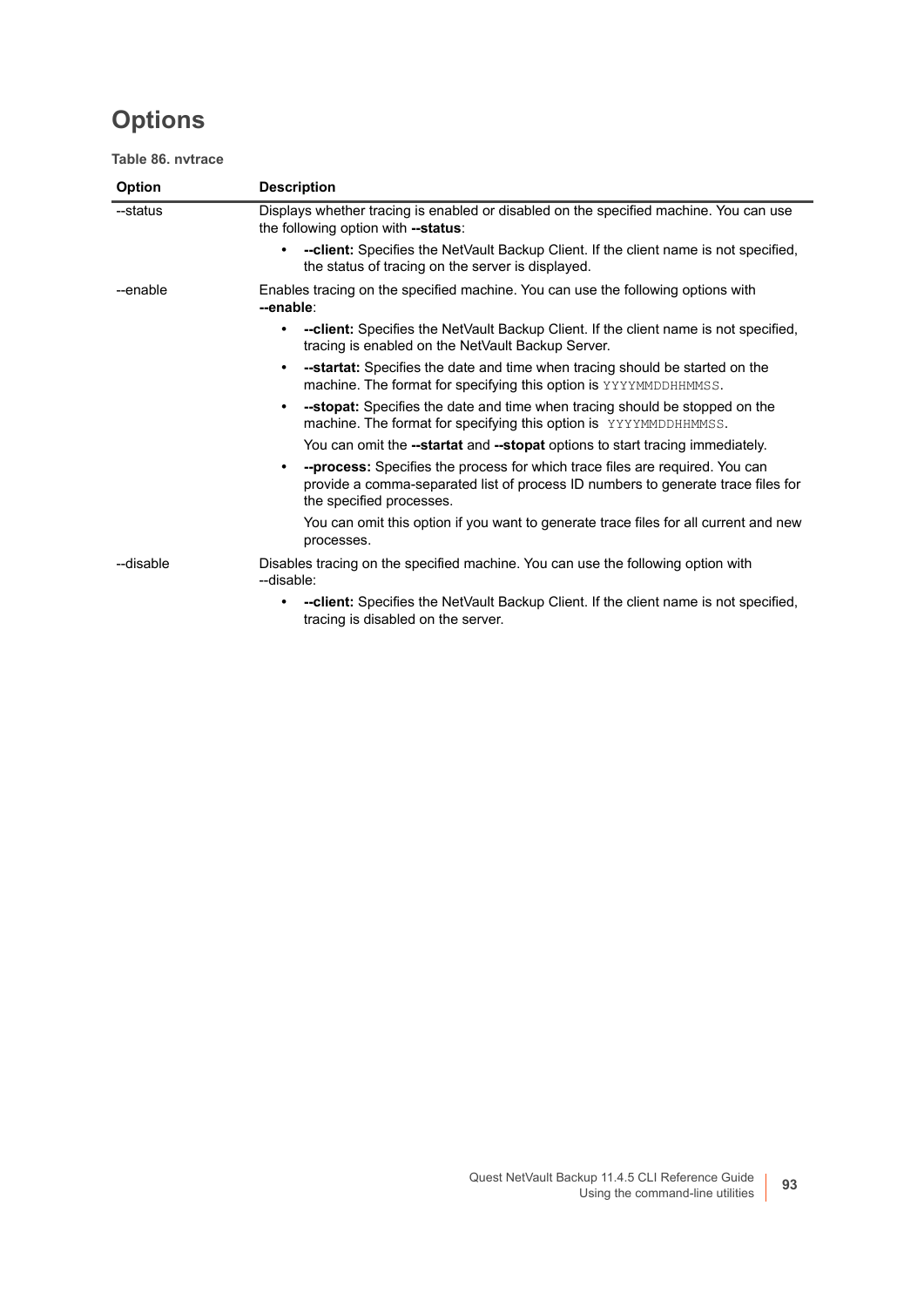# Options

**Table 86. nvtrace**

| Option | Description |
|---|---|
| --status | Displays whether tracing is enabled or disabled on the specified machine. You can use the following option with **--status**:<br>• **--client:** Specifies the NetVault Backup Client. If the client name is not specified, the status of tracing on the server is displayed. |
| --enable | Enables tracing on the specified machine. You can use the following options with **--enable**:<br>• **--client:** Specifies the NetVault Backup Client. If the client name is not specified, tracing is enabled on the NetVault Backup Server.<br>• **--startat:** Specifies the date and time when tracing should be started on the machine. The format for specifying this option is `YYYYMMDDHHMMSS`.<br>• **--stopat:** Specifies the date and time when tracing should be stopped on the machine. The format for specifying this option is `YYYYMMDDHHMMSS`.<br>You can omit the **--startat** and **--stopat** options to start tracing immediately.<br>• **--process:** Specifies the process for which trace files are required. You can provide a comma-separated list of process ID numbers to generate trace files for the specified processes.<br>You can omit this option if you want to generate trace files for all current and new processes. |
| --disable | Disables tracing on the specified machine. You can use the following option with --disable:<br>• **--client:** Specifies the NetVault Backup Client. If the client name is not specified, tracing is disabled on the server. |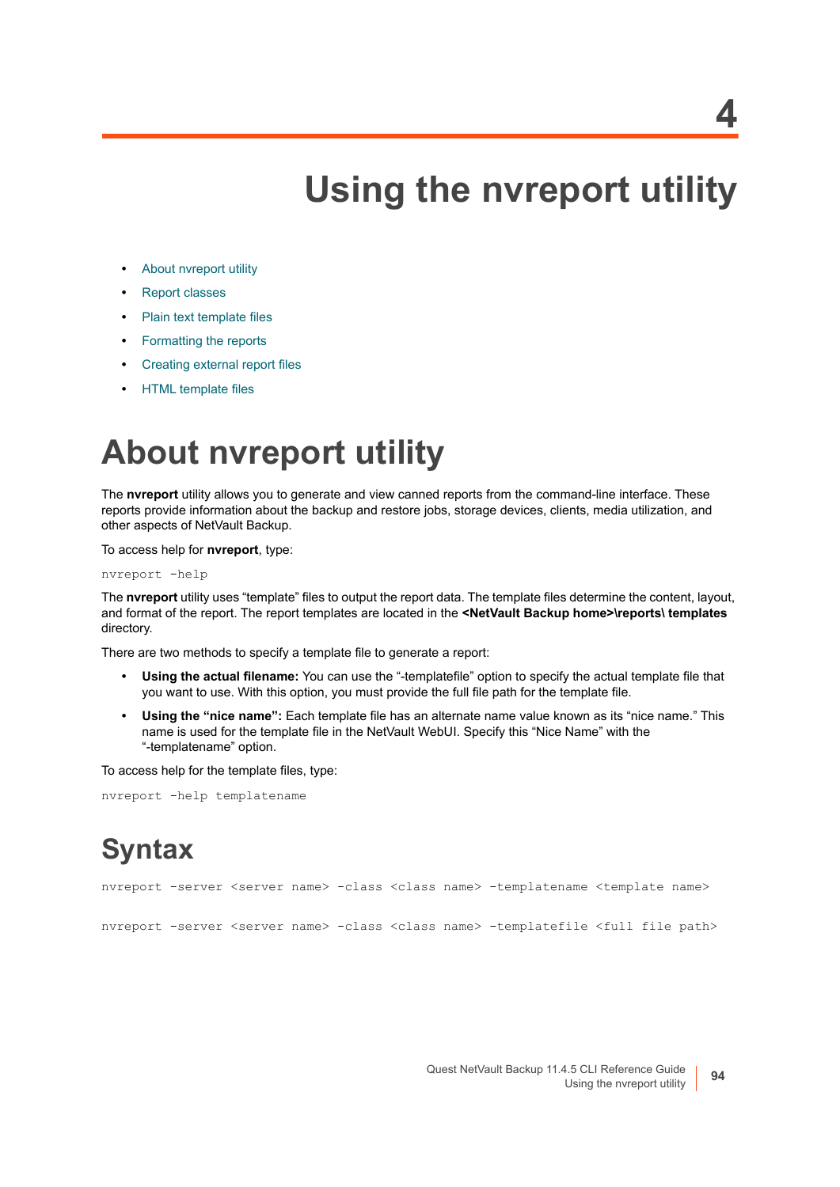# 4

# Using the nvreport utility

- About nvreport utility
- Report classes
- Plain text template files
- Formatting the reports
- Creating external report files
- HTML template files

## About nvreport utility

The **nvreport** utility allows you to generate and view canned reports from the command-line interface. These reports provide information about the backup and restore jobs, storage devices, clients, media utilization, and other aspects of NetVault Backup.

To access help for **nvreport**, type:

```
nvreport -help
```

The **nvreport** utility uses “template” files to output the report data. The template files determine the content, layout, and format of the report. The report templates are located in the **<NetVault Backup home>\reports\ templates** directory.

There are two methods to specify a template file to generate a report:

- **Using the actual filename:** You can use the “-templatefile” option to specify the actual template file that you want to use. With this option, you must provide the full file path for the template file.
- **Using the “nice name”:** Each template file has an alternate name value known as its “nice name.” This name is used for the template file in the NetVault WebUI. Specify this “Nice Name” with the “-templatename” option.

To access help for the template files, type:

```
nvreport -help templatename
```

## Syntax

```
nvreport -server <server name> -class <class name> -templatename <template name>

nvreport -server <server name> -class <class name> -templatefile <full file path>
```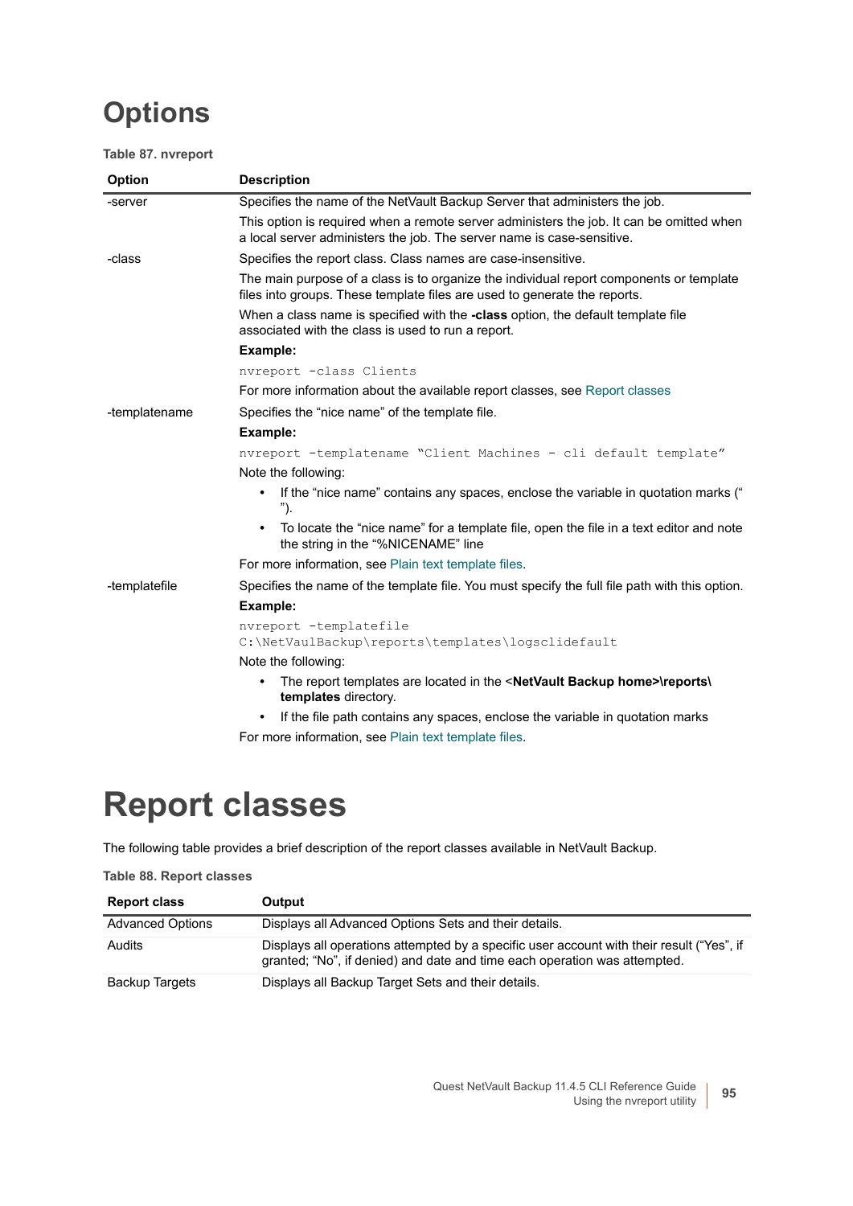# Options

**Table 87. nvreport**

| Option | Description |
|---|---|
| -server | Specifies the name of the NetVault Backup Server that administers the job.<br><br>This option is required when a remote server administers the job. It can be omitted when a local server administers the job. The server name is case-sensitive. |
| -class | Specifies the report class. Class names are case-insensitive.<br><br>The main purpose of a class is to organize the individual report components or template files into groups. These template files are used to generate the reports.<br><br>When a class name is specified with the **-class** option, the default template file associated with the class is used to run a report.<br><br>**Example:**<br><br>`nvreport -class Clients`<br><br>For more information about the available report classes, see Report classes |
| -templatename | Specifies the "nice name" of the template file.<br><br>**Example:**<br><br>`nvreport -templatename "Client Machines - cli default template"`<br><br>Note the following:<br><br>• If the "nice name" contains any spaces, enclose the variable in quotation marks (" ").<br><br>• To locate the "nice name" for a template file, open the file in a text editor and note the string in the "%NICENAME" line<br><br>For more information, see Plain text template files. |
| -templatefile | Specifies the name of the template file. You must specify the full file path with this option.<br><br>**Example:**<br><br>`nvreport -templatefile C:\NetVaulBackup\reports\templates\logsclidefault`<br><br>Note the following:<br><br>• The report templates are located in the **<NetVault Backup home>\reports\templates** directory.<br><br>• If the file path contains any spaces, enclose the variable in quotation marks<br><br>For more information, see Plain text template files. |

# Report classes

The following table provides a brief description of the report classes available in NetVault Backup.

**Table 88. Report classes**

| Report class | Output |
|---|---|
| Advanced Options | Displays all Advanced Options Sets and their details. |
| Audits | Displays all operations attempted by a specific user account with their result ("Yes", if granted; "No", if denied) and date and time each operation was attempted. |
| Backup Targets | Displays all Backup Target Sets and their details. |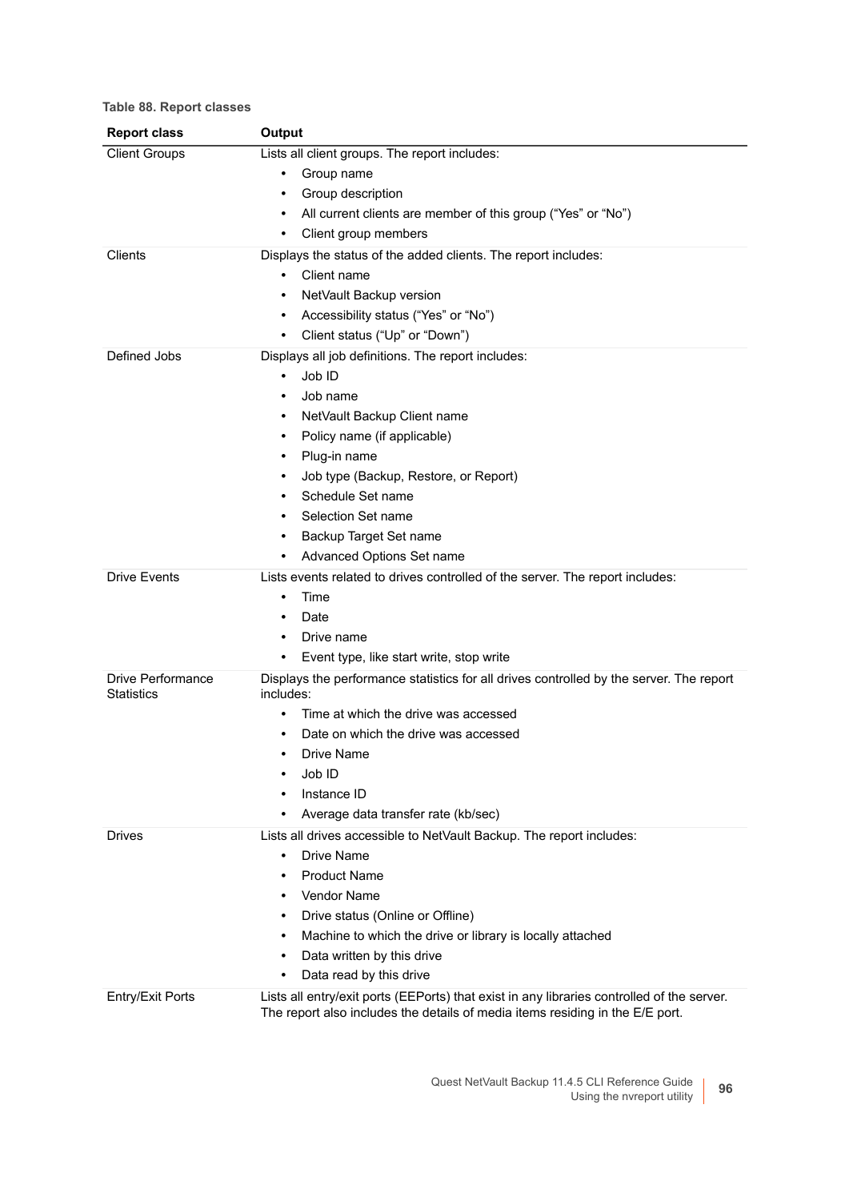**Table 88. Report classes**

| Report class | Output |
|---|---|
| Client Groups | Lists all client groups. The report includes:<br>• Group name<br>• Group description<br>• All current clients are member of this group ("Yes" or "No")<br>• Client group members |
| Clients | Displays the status of the added clients. The report includes:<br>• Client name<br>• NetVault Backup version<br>• Accessibility status ("Yes" or "No")<br>• Client status ("Up" or "Down") |
| Defined Jobs | Displays all job definitions. The report includes:<br>• Job ID<br>• Job name<br>• NetVault Backup Client name<br>• Policy name (if applicable)<br>• Plug-in name<br>• Job type (Backup, Restore, or Report)<br>• Schedule Set name<br>• Selection Set name<br>• Backup Target Set name<br>• Advanced Options Set name |
| Drive Events | Lists events related to drives controlled of the server. The report includes:<br>• Time<br>• Date<br>• Drive name<br>• Event type, like start write, stop write |
| Drive Performance Statistics | Displays the performance statistics for all drives controlled by the server. The report includes:<br>• Time at which the drive was accessed<br>• Date on which the drive was accessed<br>• Drive Name<br>• Job ID<br>• Instance ID<br>• Average data transfer rate (kb/sec) |
| Drives | Lists all drives accessible to NetVault Backup. The report includes:<br>• Drive Name<br>• Product Name<br>• Vendor Name<br>• Drive status (Online or Offline)<br>• Machine to which the drive or library is locally attached<br>• Data written by this drive<br>• Data read by this drive |
| Entry/Exit Ports | Lists all entry/exit ports (EEPorts) that exist in any libraries controlled of the server. The report also includes the details of media items residing in the E/E port. |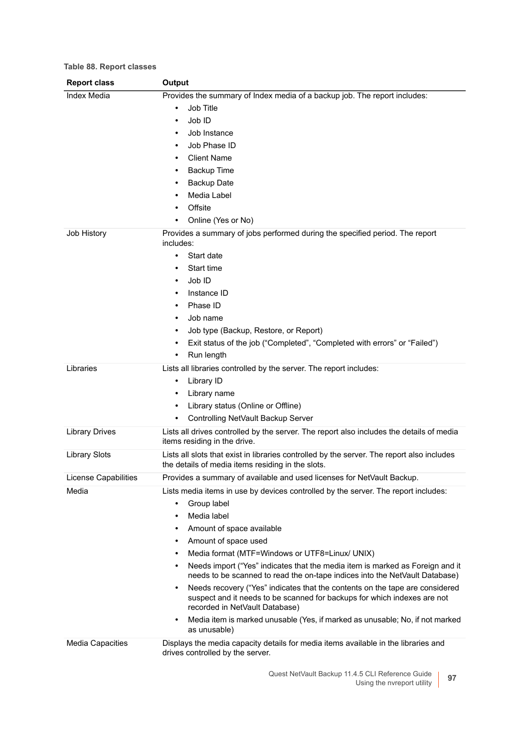**Table 88. Report classes**

| Report class | Output |
|---|---|
| Index Media | Provides the summary of Index media of a backup job. The report includes:<br>• Job Title<br>• Job ID<br>• Job Instance<br>• Job Phase ID<br>• Client Name<br>• Backup Time<br>• Backup Date<br>• Media Label<br>• Offsite<br>• Online (Yes or No) |
| Job History | Provides a summary of jobs performed during the specified period. The report includes:<br>• Start date<br>• Start time<br>• Job ID<br>• Instance ID<br>• Phase ID<br>• Job name<br>• Job type (Backup, Restore, or Report)<br>• Exit status of the job (“Completed”, “Completed with errors” or “Failed”)<br>• Run length |
| Libraries | Lists all libraries controlled by the server. The report includes:<br>• Library ID<br>• Library name<br>• Library status (Online or Offline)<br>• Controlling NetVault Backup Server |
| Library Drives | Lists all drives controlled by the server. The report also includes the details of media items residing in the drive. |
| Library Slots | Lists all slots that exist in libraries controlled by the server. The report also includes the details of media items residing in the slots. |
| License Capabilities | Provides a summary of available and used licenses for NetVault Backup. |
| Media | Lists media items in use by devices controlled by the server. The report includes:<br>• Group label<br>• Media label<br>• Amount of space available<br>• Amount of space used<br>• Media format (MTF=Windows or UTF8=Linux/ UNIX)<br>• Needs import (“Yes” indicates that the media item is marked as Foreign and it needs to be scanned to read the on-tape indices into the NetVault Database)<br>• Needs recovery (“Yes” indicates that the contents on the tape are considered suspect and it needs to be scanned for backups for which indexes are not recorded in NetVault Database)<br>• Media item is marked unusable (Yes, if marked as unusable; No, if not marked as unusable) |
| Media Capacities | Displays the media capacity details for media items available in the libraries and drives controlled by the server. |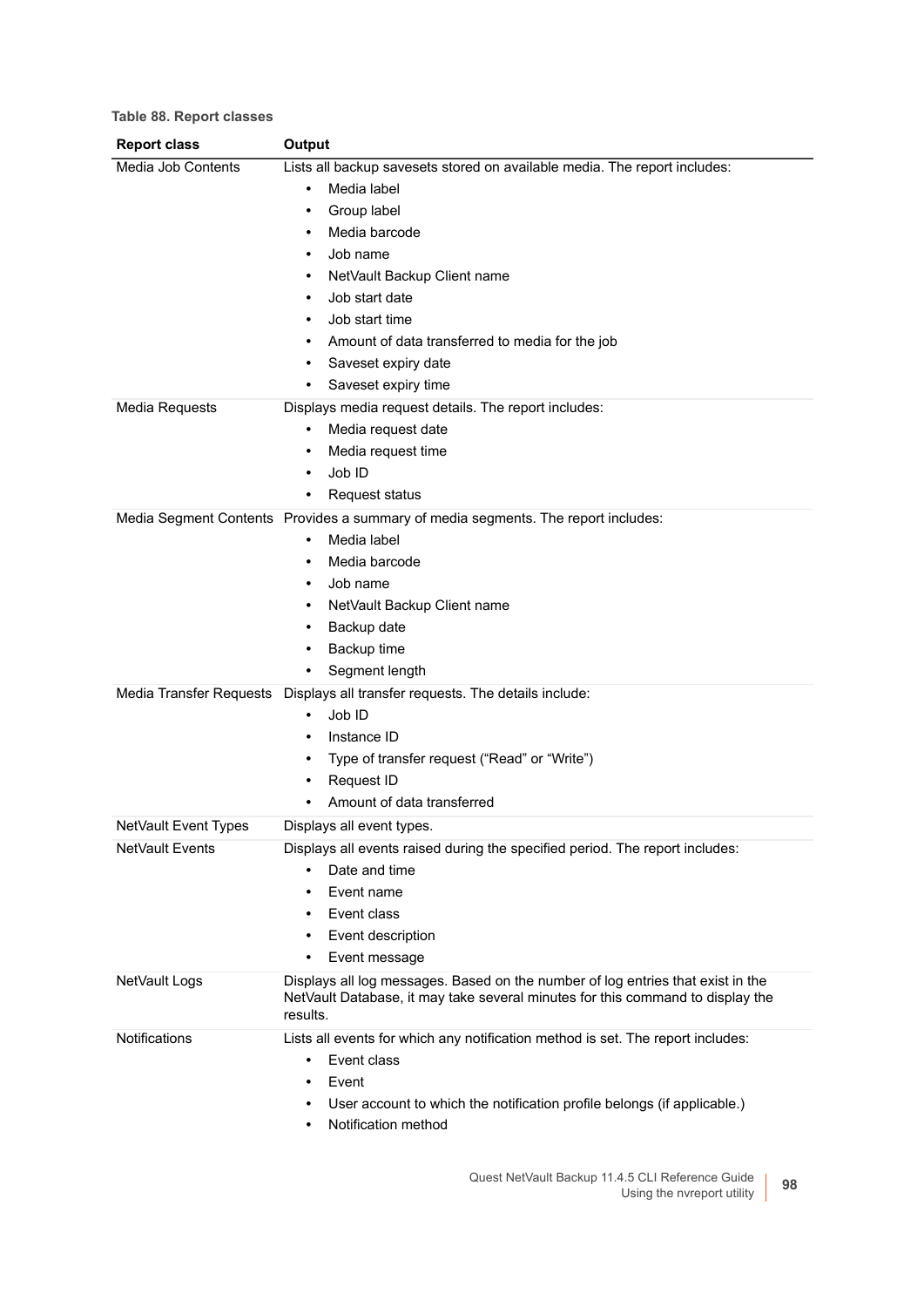**Table 88. Report classes**

| Report class | Output |
|---|---|
| Media Job Contents | Lists all backup savesets stored on available media. The report includes:<br>• Media label<br>• Group label<br>• Media barcode<br>• Job name<br>• NetVault Backup Client name<br>• Job start date<br>• Job start time<br>• Amount of data transferred to media for the job<br>• Saveset expiry date<br>• Saveset expiry time |
| Media Requests | Displays media request details. The report includes:<br>• Media request date<br>• Media request time<br>• Job ID<br>• Request status |
| Media Segment Contents | Provides a summary of media segments. The report includes:<br>• Media label<br>• Media barcode<br>• Job name<br>• NetVault Backup Client name<br>• Backup date<br>• Backup time<br>• Segment length |
| Media Transfer Requests | Displays all transfer requests. The details include:<br>• Job ID<br>• Instance ID<br>• Type of transfer request ("Read" or "Write")<br>• Request ID<br>• Amount of data transferred |
| NetVault Event Types | Displays all event types. |
| NetVault Events | Displays all events raised during the specified period. The report includes:<br>• Date and time<br>• Event name<br>• Event class<br>• Event description<br>• Event message |
| NetVault Logs | Displays all log messages. Based on the number of log entries that exist in the NetVault Database, it may take several minutes for this command to display the results. |
| Notifications | Lists all events for which any notification method is set. The report includes:<br>• Event class<br>• Event<br>• User account to which the notification profile belongs (if applicable.)<br>• Notification method |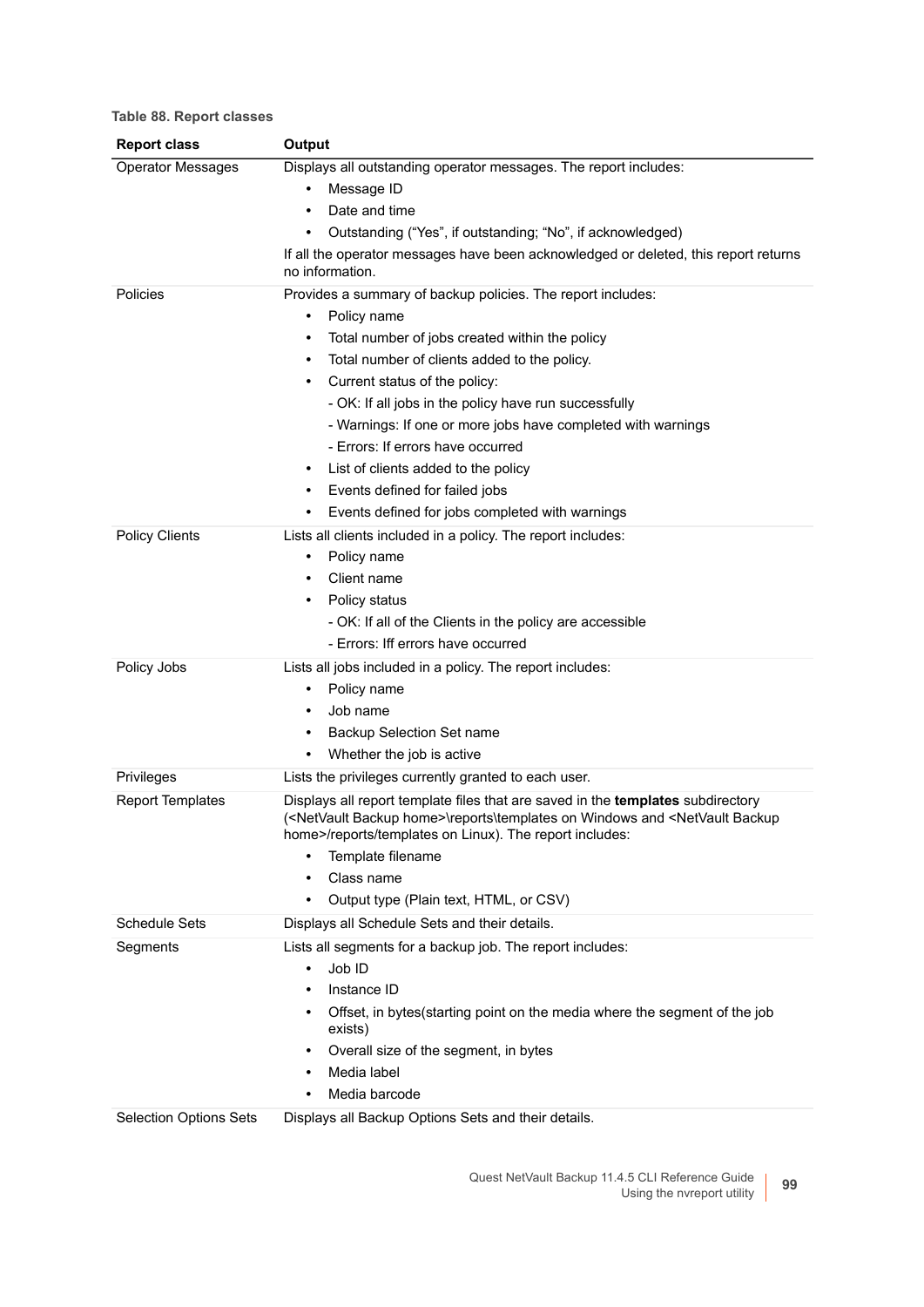**Table 88. Report classes**

| Report class | Output |
|---|---|
| Operator Messages | Displays all outstanding operator messages. The report includes:<br>• Message ID<br>• Date and time<br>• Outstanding ("Yes", if outstanding; "No", if acknowledged)<br>If all the operator messages have been acknowledged or deleted, this report returns no information. |
| Policies | Provides a summary of backup policies. The report includes:<br>• Policy name<br>• Total number of jobs created within the policy<br>• Total number of clients added to the policy.<br>• Current status of the policy:<br>- OK: If all jobs in the policy have run successfully<br>- Warnings: If one or more jobs have completed with warnings<br>- Errors: If errors have occurred<br>• List of clients added to the policy<br>• Events defined for failed jobs<br>• Events defined for jobs completed with warnings |
| Policy Clients | Lists all clients included in a policy. The report includes:<br>• Policy name<br>• Client name<br>• Policy status<br>- OK: If all of the Clients in the policy are accessible<br>- Errors: Iff errors have occurred |
| Policy Jobs | Lists all jobs included in a policy. The report includes:<br>• Policy name<br>• Job name<br>• Backup Selection Set name<br>• Whether the job is active |
| Privileges | Lists the privileges currently granted to each user. |
| Report Templates | Displays all report template files that are saved in the **templates** subdirectory (<NetVault Backup home>\reports\templates on Windows and <NetVault Backup home>/reports/templates on Linux). The report includes:<br>• Template filename<br>• Class name<br>• Output type (Plain text, HTML, or CSV) |
| Schedule Sets | Displays all Schedule Sets and their details. |
| Segments | Lists all segments for a backup job. The report includes:<br>• Job ID<br>• Instance ID<br>• Offset, in bytes(starting point on the media where the segment of the job exists)<br>• Overall size of the segment, in bytes<br>• Media label<br>• Media barcode |
| Selection Options Sets | Displays all Backup Options Sets and their details. |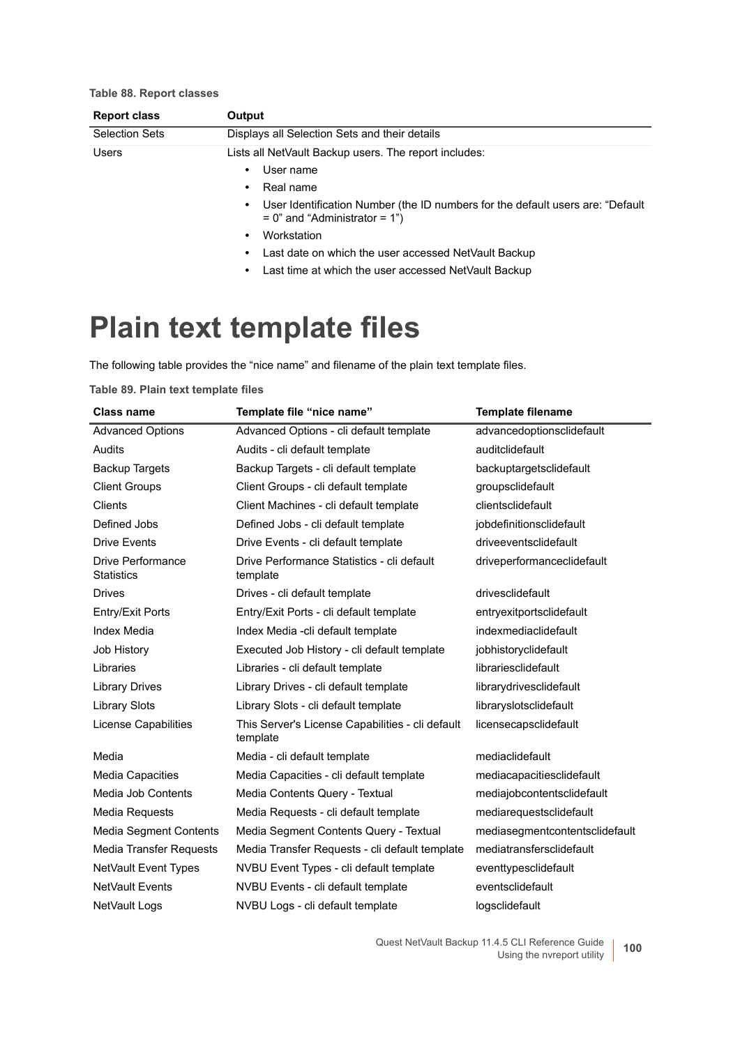**Table 88. Report classes**

| Report class | Output |
| --- | --- |
| Selection Sets | Displays all Selection Sets and their details |
| Users | Lists all NetVault Backup users. The report includes:<br>• User name<br>• Real name<br>• User Identification Number (the ID numbers for the default users are: "Default = 0" and "Administrator = 1")<br>• Workstation<br>• Last date on which the user accessed NetVault Backup<br>• Last time at which the user accessed NetVault Backup |

# Plain text template files

The following table provides the "nice name" and filename of the plain text template files.

**Table 89. Plain text template files**

| Class name | Template file "nice name" | Template filename |
| --- | --- | --- |
| Advanced Options | Advanced Options - cli default template | advancedoptionsclidefault |
| Audits | Audits - cli default template | auditclidefault |
| Backup Targets | Backup Targets - cli default template | backuptargetsclidefault |
| Client Groups | Client Groups - cli default template | groupsclidefault |
| Clients | Client Machines - cli default template | clientsclidefault |
| Defined Jobs | Defined Jobs - cli default template | jobdefinitionsclidefault |
| Drive Events | Drive Events - cli default template | driveeventsclidefault |
| Drive Performance Statistics | Drive Performance Statistics - cli default template | driveperformanceclidefault |
| Drives | Drives - cli default template | drivesclidefault |
| Entry/Exit Ports | Entry/Exit Ports - cli default template | entryexitportsclidefault |
| Index Media | Index Media -cli default template | indexmediaclidefault |
| Job History | Executed Job History - cli default template | jobhistoryclidefault |
| Libraries | Libraries - cli default template | librariesclidefault |
| Library Drives | Library Drives - cli default template | librarydrivesclidefault |
| Library Slots | Library Slots - cli default template | libraryslotsclidefault |
| License Capabilities | This Server's License Capabilities - cli default template | licensecapsclidefault |
| Media | Media - cli default template | mediaclidefault |
| Media Capacities | Media Capacities - cli default template | mediacapacitiesclidefault |
| Media Job Contents | Media Contents Query - Textual | mediajobcontentsclidefault |
| Media Requests | Media Requests - cli default template | mediarequestsclidefault |
| Media Segment Contents | Media Segment Contents Query - Textual | mediasegmentcontentsclidefault |
| Media Transfer Requests | Media Transfer Requests - cli default template | mediatransfersclidefault |
| NetVault Event Types | NVBU Event Types - cli default template | eventtypesclidefault |
| NetVault Events | NVBU Events - cli default template | eventsclidefault |
| NetVault Logs | NVBU Logs - cli default template | logsclidefault |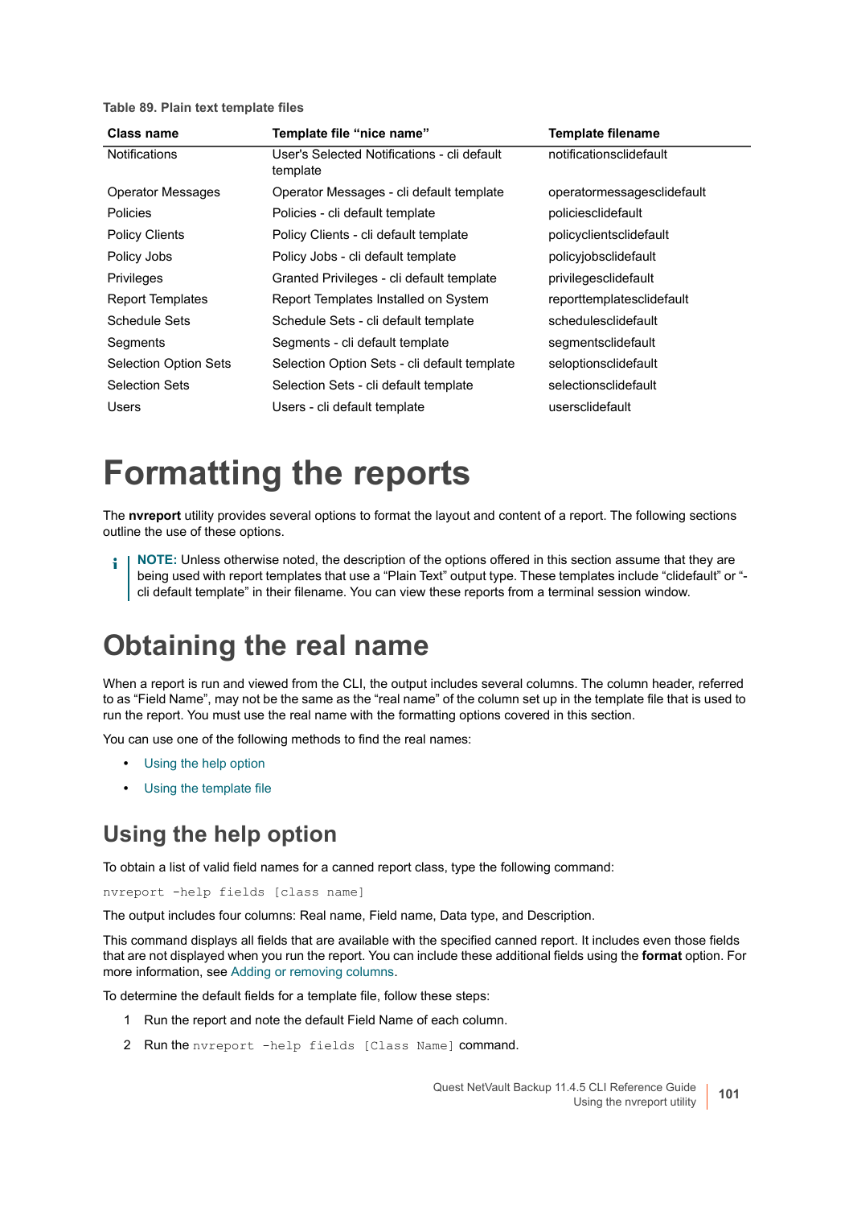Table 89. Plain text template files

| Class name | Template file "nice name" | Template filename |
|---|---|---|
| Notifications | User's Selected Notifications - cli default template | notificationsclidefault |
| Operator Messages | Operator Messages - cli default template | operatormessagesclidefault |
| Policies | Policies - cli default template | policiesclidefault |
| Policy Clients | Policy Clients - cli default template | policyclientsclidefault |
| Policy Jobs | Policy Jobs - cli default template | policyjobsclidefault |
| Privileges | Granted Privileges - cli default template | privilegesclidefault |
| Report Templates | Report Templates Installed on System | reporttemplatesclidefault |
| Schedule Sets | Schedule Sets - cli default template | schedulesclidefault |
| Segments | Segments - cli default template | segmentsclidefault |
| Selection Option Sets | Selection Option Sets - cli default template | seloptionsclidefault |
| Selection Sets | Selection Sets - cli default template | selectionsclidefault |
| Users | Users - cli default template | usersclidefault |

# Formatting the reports

The **nvreport** utility provides several options to format the layout and content of a report. The following sections outline the use of these options.

**NOTE:** Unless otherwise noted, the description of the options offered in this section assume that they are being used with report templates that use a "Plain Text" output type. These templates include "clidefault" or "-cli default template" in their filename. You can view these reports from a terminal session window.

# Obtaining the real name

When a report is run and viewed from the CLI, the output includes several columns. The column header, referred to as "Field Name", may not be the same as the "real name" of the column set up in the template file that is used to run the report. You must use the real name with the formatting options covered in this section.

You can use one of the following methods to find the real names:

- Using the help option
- Using the template file

## Using the help option

To obtain a list of valid field names for a canned report class, type the following command:

```
nvreport -help fields [class name]
```

The output includes four columns: Real name, Field name, Data type, and Description.

This command displays all fields that are available with the specified canned report. It includes even those fields that are not displayed when you run the report. You can include these additional fields using the **format** option. For more information, see Adding or removing columns.

To determine the default fields for a template file, follow these steps:

1. Run the report and note the default Field Name of each column.
2. Run the `nvreport -help fields [Class Name]` command.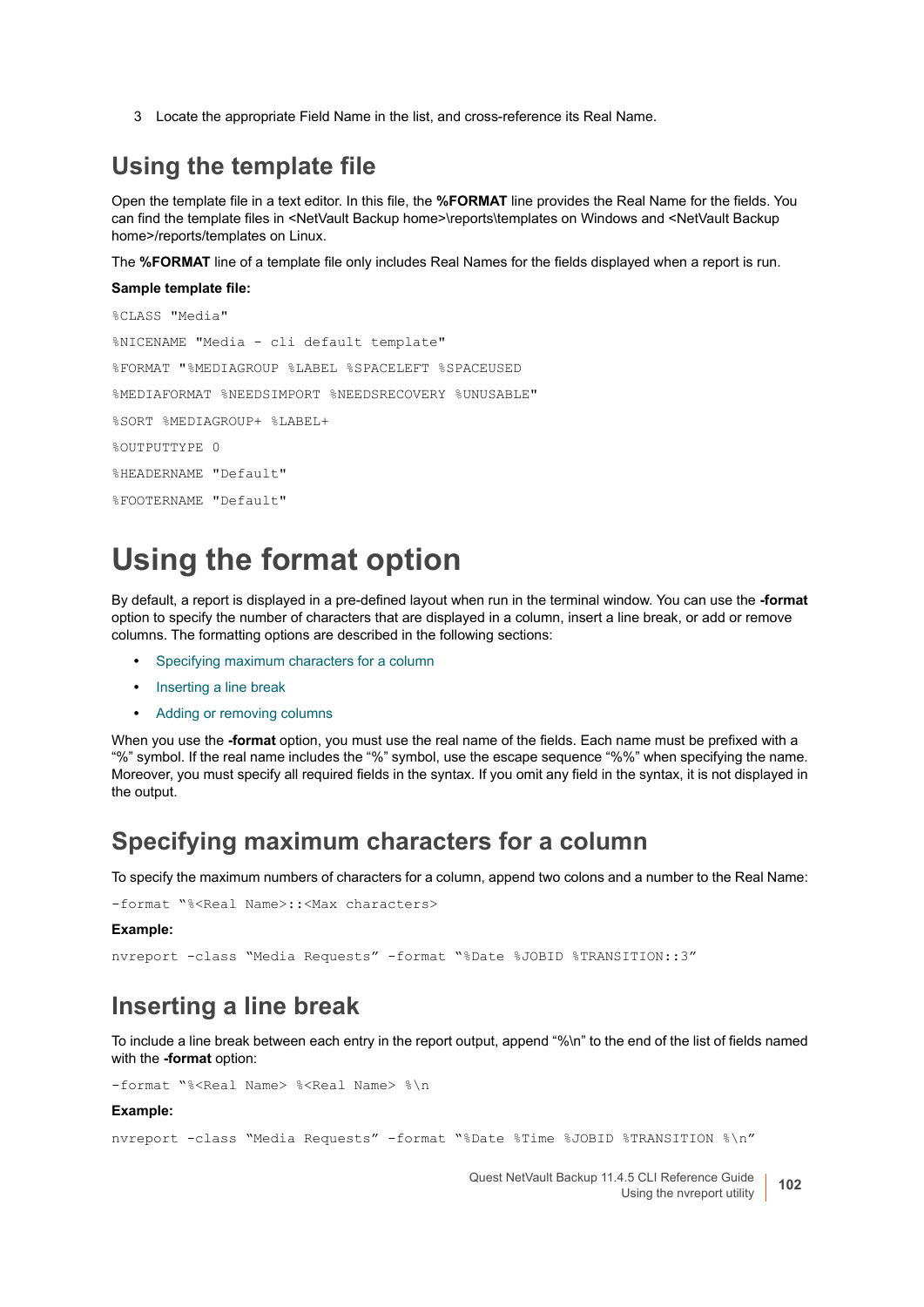3 Locate the appropriate Field Name in the list, and cross-reference its Real Name.

## Using the template file

Open the template file in a text editor. In this file, the **%FORMAT** line provides the Real Name for the fields. You can find the template files in <NetVault Backup home>\reports\templates on Windows and <NetVault Backup home>/reports/templates on Linux.

The **%FORMAT** line of a template file only includes Real Names for the fields displayed when a report is run.

**Sample template file:**

```
%CLASS "Media"
%NICENAME "Media - cli default template"
%FORMAT "%MEDIAGROUP %LABEL %SPACELEFT %SPACEUSED
%MEDIAFORMAT %NEEDSIMPORT %NEEDSRECOVERY %UNUSABLE"
%SORT %MEDIAGROUP+ %LABEL+
%OUTPUTTYPE 0
%HEADERNAME "Default"
%FOOTERNAME "Default"
```

# Using the format option

By default, a report is displayed in a pre-defined layout when run in the terminal window. You can use the **-format** option to specify the number of characters that are displayed in a column, insert a line break, or add or remove columns. The formatting options are described in the following sections:

- Specifying maximum characters for a column
- Inserting a line break
- Adding or removing columns

When you use the **-format** option, you must use the real name of the fields. Each name must be prefixed with a "%" symbol. If the real name includes the "%" symbol, use the escape sequence "%%" when specifying the name. Moreover, you must specify all required fields in the syntax. If you omit any field in the syntax, it is not displayed in the output.

## Specifying maximum characters for a column

To specify the maximum numbers of characters for a column, append two colons and a number to the Real Name:

```
-format "%<Real Name>::<Max characters>
```

**Example:**

```
nvreport -class "Media Requests" -format "%Date %JOBID %TRANSITION::3"
```

## Inserting a line break

To include a line break between each entry in the report output, append "%\n" to the end of the list of fields named with the **-format** option:

```
-format "%<Real Name> %<Real Name> %\n
```

**Example:**

```
nvreport -class "Media Requests" -format "%Date %Time %JOBID %TRANSITION %\n"
```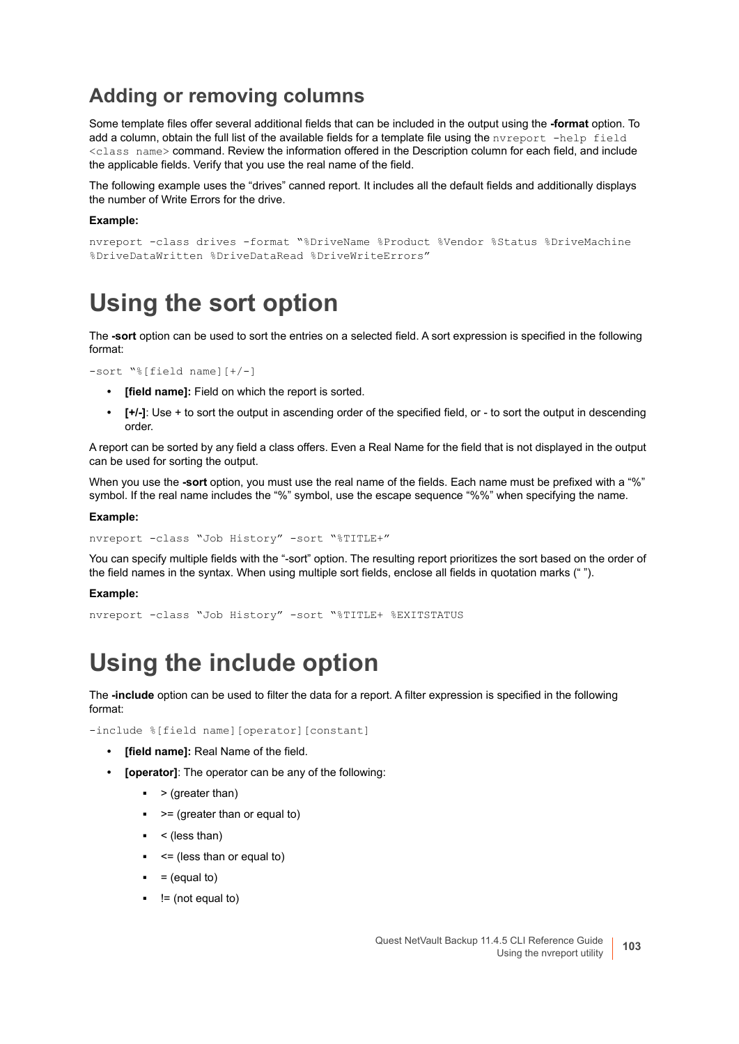## Adding or removing columns

Some template files offer several additional fields that can be included in the output using the **-format** option. To add a column, obtain the full list of the available fields for a template file using the `nvreport -help field <class name>` command. Review the information offered in the Description column for each field, and include the applicable fields. Verify that you use the real name of the field.

The following example uses the "drives" canned report. It includes all the default fields and additionally displays the number of Write Errors for the drive.

**Example:**

```
nvreport -class drives -format "%DriveName %Product %Vendor %Status %DriveMachine
%DriveDataWritten %DriveDataRead %DriveWriteErrors"
```

# Using the sort option

The **-sort** option can be used to sort the entries on a selected field. A sort expression is specified in the following format:

```
-sort "%[field name][+/-]
```

- **[field name]:** Field on which the report is sorted.
- **[+/-]**: Use + to sort the output in ascending order of the specified field, or - to sort the output in descending order.

A report can be sorted by any field a class offers. Even a Real Name for the field that is not displayed in the output can be used for sorting the output.

When you use the **-sort** option, you must use the real name of the fields. Each name must be prefixed with a "%" symbol. If the real name includes the "%" symbol, use the escape sequence "%%" when specifying the name.

**Example:**

```
nvreport -class "Job History" -sort "%TITLE+"
```

You can specify multiple fields with the "-sort" option. The resulting report prioritizes the sort based on the order of the field names in the syntax. When using multiple sort fields, enclose all fields in quotation marks (" ").

**Example:**

```
nvreport -class "Job History" -sort "%TITLE+ %EXITSTATUS
```

# Using the include option

The **-include** option can be used to filter the data for a report. A filter expression is specified in the following format:

```
-include %[field name][operator][constant]
```

- **[field name]:** Real Name of the field.
- **[operator]**: The operator can be any of the following:
  - > (greater than)
  - >= (greater than or equal to)
  - < (less than)
  - <= (less than or equal to)
  - = (equal to)
  - != (not equal to)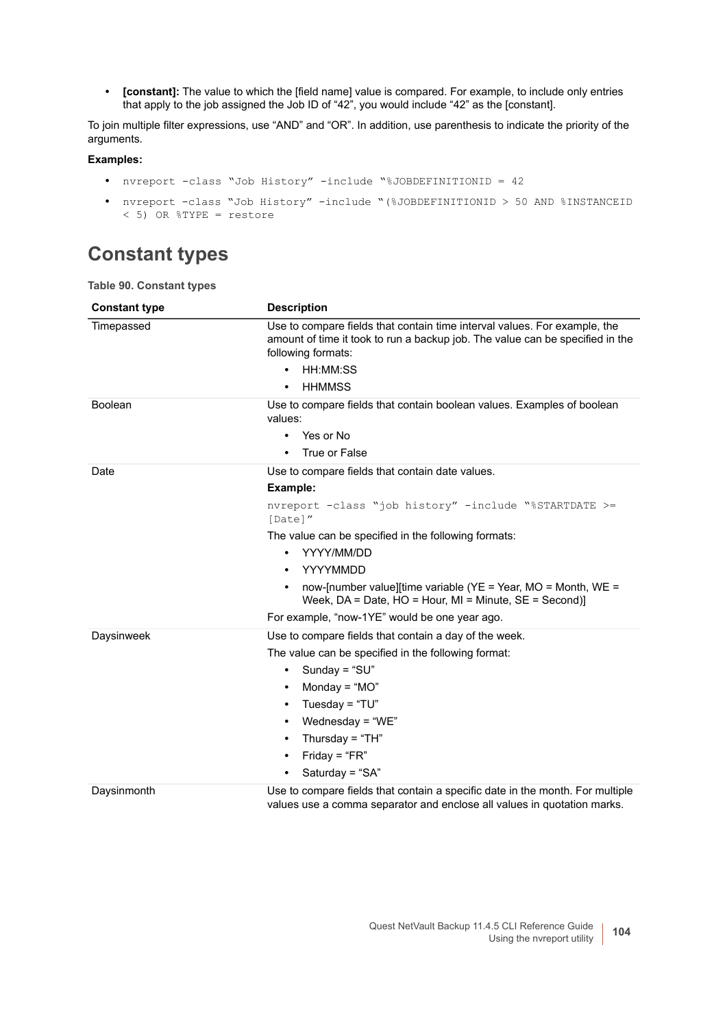- **[constant]:** The value to which the [field name] value is compared. For example, to include only entries that apply to the job assigned the Job ID of "42", you would include "42" as the [constant].

To join multiple filter expressions, use "AND" and "OR". In addition, use parenthesis to indicate the priority of the arguments.

**Examples:**

- `nvreport -class "Job History" -include "%JOBDEFINITIONID = 42`
- `nvreport -class "Job History" -include "(%JOBDEFINITIONID > 50 AND %INSTANCEID < 5) OR %TYPE = restore`

# Constant types

**Table 90. Constant types**

| Constant type | Description |
|---|---|
| Timepassed | Use to compare fields that contain time interval values. For example, the amount of time it took to run a backup job. The value can be specified in the following formats: <br>• HH:MM:SS <br>• HHMMSS |
| Boolean | Use to compare fields that contain boolean values. Examples of boolean values: <br>• Yes or No <br>• True or False |
| Date | Use to compare fields that contain date values. <br>**Example:** <br>`nvreport -class "job history" -include "%STARTDATE >= [Date]"` <br>The value can be specified in the following formats: <br>• YYYY/MM/DD <br>• YYYYMMDD <br>• now-[number value][time variable (YE = Year, MO = Month, WE = Week, DA = Date, HO = Hour, MI = Minute, SE = Second)] <br>For example, "now-1YE" would be one year ago. |
| Daysinweek | Use to compare fields that contain a day of the week. <br>The value can be specified in the following format: <br>• Sunday = "SU" <br>• Monday = "MO" <br>• Tuesday = "TU" <br>• Wednesday = "WE" <br>• Thursday = "TH" <br>• Friday = "FR" <br>• Saturday = "SA" |
| Daysinmonth | Use to compare fields that contain a specific date in the month. For multiple values use a comma separator and enclose all values in quotation marks. |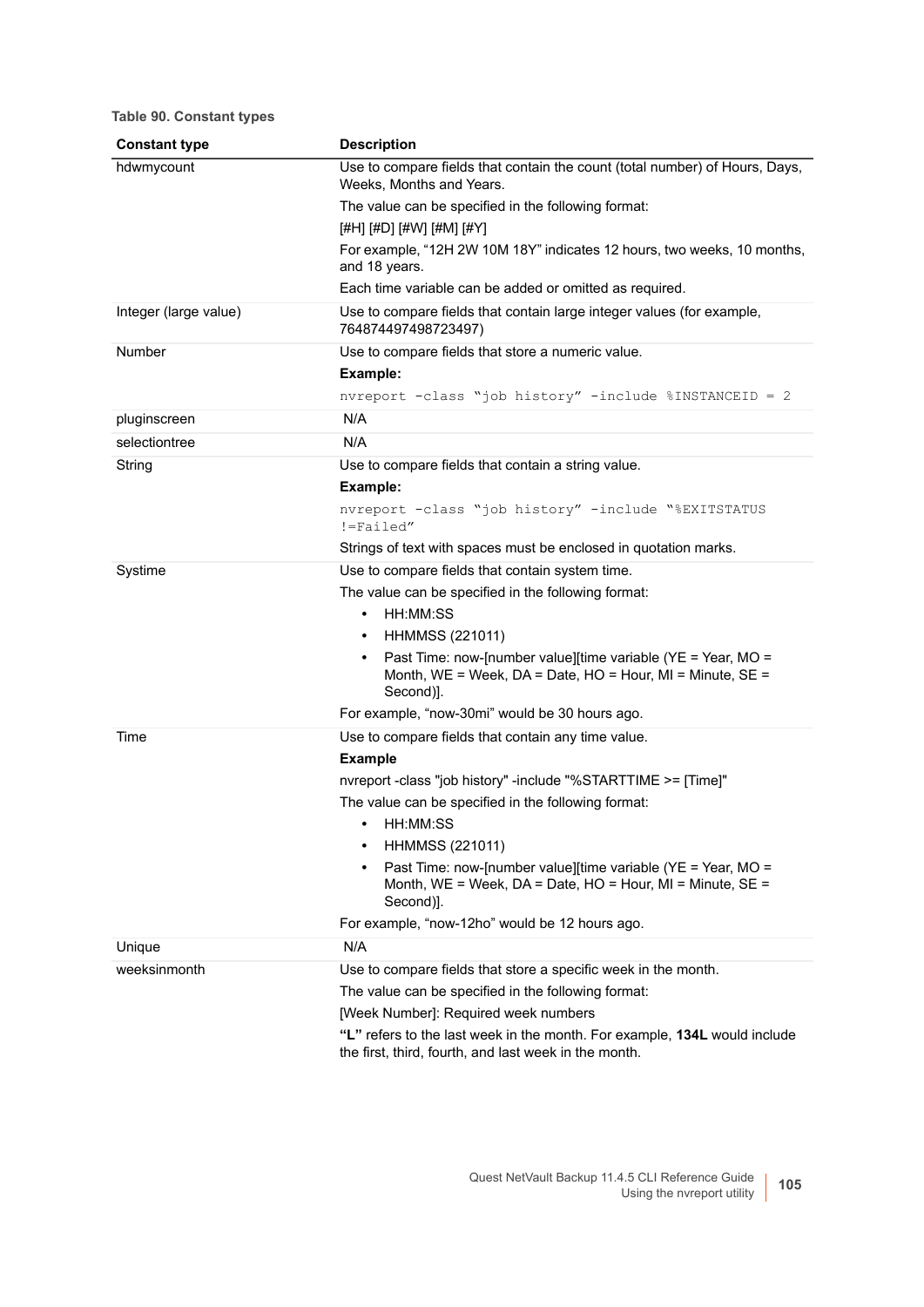**Table 90. Constant types**

| Constant type | Description |
|---|---|
| hdwmycount | Use to compare fields that contain the count (total number) of Hours, Days, Weeks, Months and Years.<br>The value can be specified in the following format:<br>[#H] [#D] [#W] [#M] [#Y]<br>For example, “12H 2W 10M 18Y” indicates 12 hours, two weeks, 10 months, and 18 years.<br>Each time variable can be added or omitted as required. |
| Integer (large value) | Use to compare fields that contain large integer values (for example, 764874497498723497) |
| Number | Use to compare fields that store a numeric value.<br>**Example:**<br>`nvreport -class “job history” -include %INSTANCEID = 2` |
| pluginscreen | N/A |
| selectiontree | N/A |
| String | Use to compare fields that contain a string value.<br>**Example:**<br>`nvreport -class “job history” -include “%EXITSTATUS !=Failed”`<br>Strings of text with spaces must be enclosed in quotation marks. |
| Systime | Use to compare fields that contain system time.<br>The value can be specified in the following format:<br>• HH:MM:SS<br>• HHMMSS (221011)<br>• Past Time: now-[number value][time variable (YE = Year, MO = Month, WE = Week, DA = Date, HO = Hour, MI = Minute, SE = Second)].<br>For example, “now-30mi” would be 30 hours ago. |
| Time | Use to compare fields that contain any time value.<br>**Example**<br>nvreport -class "job history" -include "%STARTTIME >= [Time]"<br>The value can be specified in the following format:<br>• HH:MM:SS<br>• HHMMSS (221011)<br>• Past Time: now-[number value][time variable (YE = Year, MO = Month, WE = Week, DA = Date, HO = Hour, MI = Minute, SE = Second)].<br>For example, “now-12ho” would be 12 hours ago. |
| Unique | N/A |
| weeksinmonth | Use to compare fields that store a specific week in the month.<br>The value can be specified in the following format:<br>[Week Number]: Required week numbers<br>**“L”** refers to the last week in the month. For example, **134L** would include the first, third, fourth, and last week in the month. |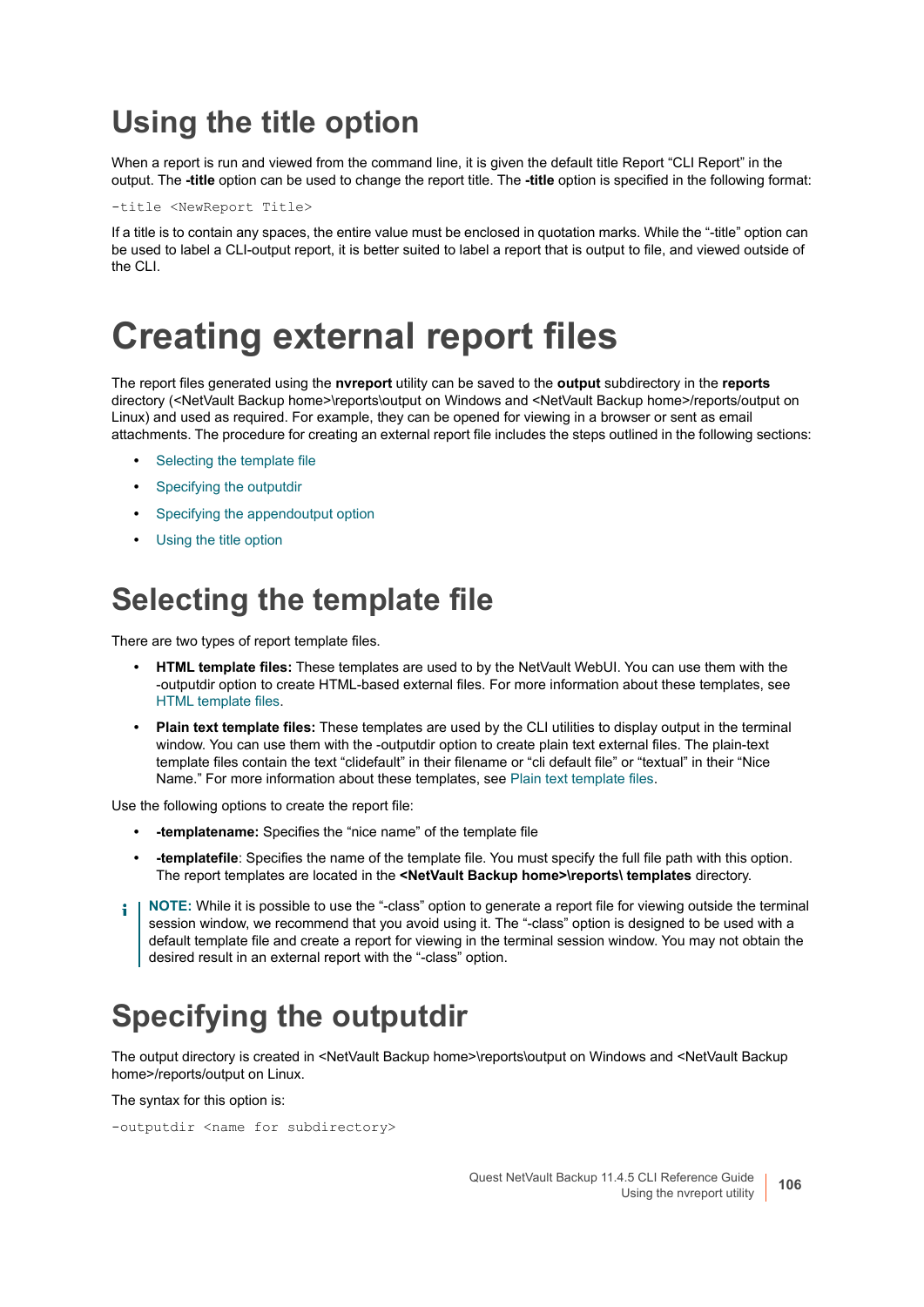## Using the title option

When a report is run and viewed from the command line, it is given the default title Report "CLI Report" in the output. The **-title** option can be used to change the report title. The **-title** option is specified in the following format:

```
-title <NewReport Title>
```

If a title is to contain any spaces, the entire value must be enclosed in quotation marks. While the "-title" option can be used to label a CLI-output report, it is better suited to label a report that is output to file, and viewed outside of the CLI.

# Creating external report files

The report files generated using the **nvreport** utility can be saved to the **output** subdirectory in the **reports** directory (<NetVault Backup home>\reports\output on Windows and <NetVault Backup home>/reports/output on Linux) and used as required. For example, they can be opened for viewing in a browser or sent as email attachments. The procedure for creating an external report file includes the steps outlined in the following sections:

- Selecting the template file
- Specifying the outputdir
- Specifying the appendoutput option
- Using the title option

## Selecting the template file

There are two types of report template files.

- **HTML template files:** These templates are used to by the NetVault WebUI. You can use them with the -outputdir option to create HTML-based external files. For more information about these templates, see HTML template files.
- **Plain text template files:** These templates are used by the CLI utilities to display output in the terminal window. You can use them with the -outputdir option to create plain text external files. The plain-text template files contain the text "clidefault" in their filename or "cli default file" or "textual" in their "Nice Name." For more information about these templates, see Plain text template files.

Use the following options to create the report file:

- **-templatename:** Specifies the "nice name" of the template file
- **-templatefile**: Specifies the name of the template file. You must specify the full file path with this option. The report templates are located in the **<NetVault Backup home>\reports\ templates** directory.

**NOTE:** While it is possible to use the "-class" option to generate a report file for viewing outside the terminal session window, we recommend that you avoid using it. The "-class" option is designed to be used with a default template file and create a report for viewing in the terminal session window. You may not obtain the desired result in an external report with the "-class" option.

## Specifying the outputdir

The output directory is created in <NetVault Backup home>\reports\output on Windows and <NetVault Backup home>/reports/output on Linux.

The syntax for this option is:

```
-outputdir <name for subdirectory>
```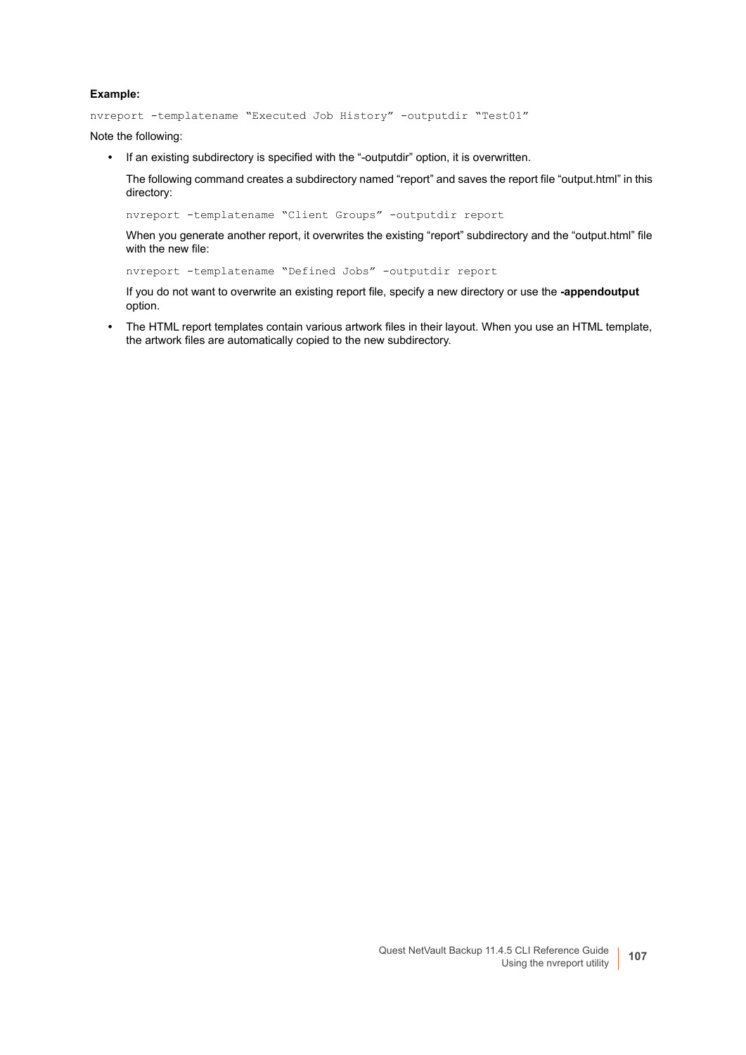**Example:**

```
nvreport -templatename “Executed Job History” -outputdir “Test01”
```

Note the following:

- If an existing subdirectory is specified with the “-outputdir” option, it is overwritten.

  The following command creates a subdirectory named “report” and saves the report file “output.html” in this directory:

  ```
  nvreport -templatename “Client Groups” -outputdir report
  ```

  When you generate another report, it overwrites the existing “report” subdirectory and the “output.html” file with the new file:

  ```
  nvreport -templatename “Defined Jobs” -outputdir report
  ```

  If you do not want to overwrite an existing report file, specify a new directory or use the **-appendoutput** option.

- The HTML report templates contain various artwork files in their layout. When you use an HTML template, the artwork files are automatically copied to the new subdirectory.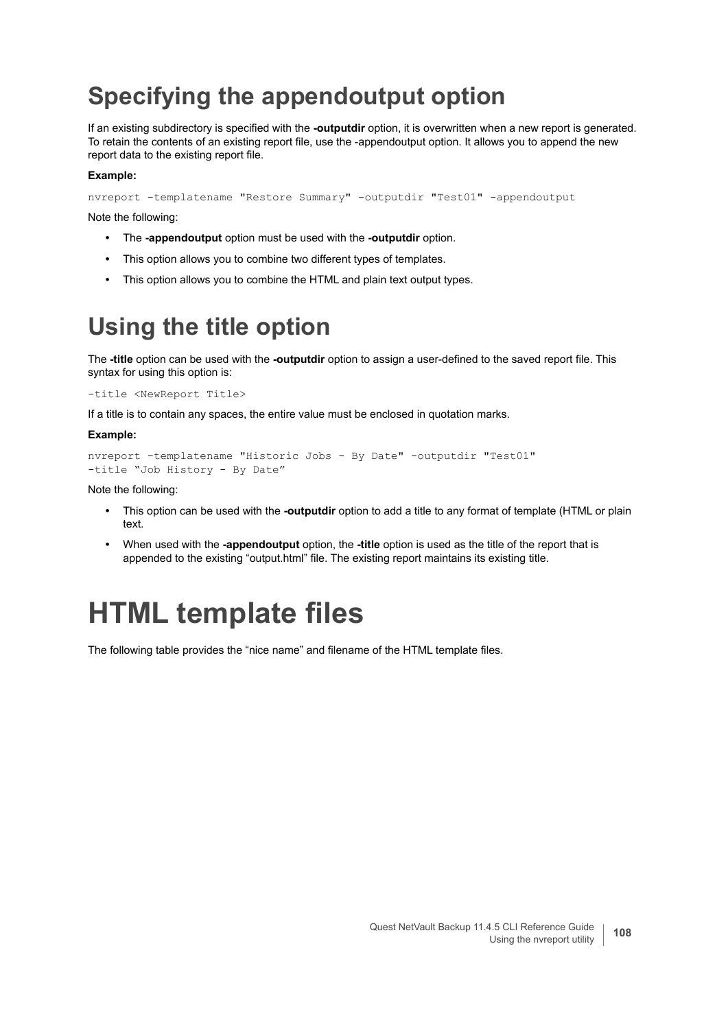## Specifying the appendoutput option

If an existing subdirectory is specified with the **-outputdir** option, it is overwritten when a new report is generated. To retain the contents of an existing report file, use the -appendoutput option. It allows you to append the new report data to the existing report file.

**Example:**

```
nvreport -templatename "Restore Summary" -outputdir "Test01" -appendoutput
```

Note the following:

- The **-appendoutput** option must be used with the **-outputdir** option.
- This option allows you to combine two different types of templates.
- This option allows you to combine the HTML and plain text output types.

## Using the title option

The **-title** option can be used with the **-outputdir** option to assign a user-defined to the saved report file. This syntax for using this option is:

```
-title <NewReport Title>
```

If a title is to contain any spaces, the entire value must be enclosed in quotation marks.

**Example:**

```
nvreport -templatename "Historic Jobs - By Date" -outputdir "Test01"
-title “Job History - By Date”
```

Note the following:

- This option can be used with the **-outputdir** option to add a title to any format of template (HTML or plain text.
- When used with the **-appendoutput** option, the **-title** option is used as the title of the report that is appended to the existing “output.html” file. The existing report maintains its existing title.

# HTML template files

The following table provides the “nice name” and filename of the HTML template files.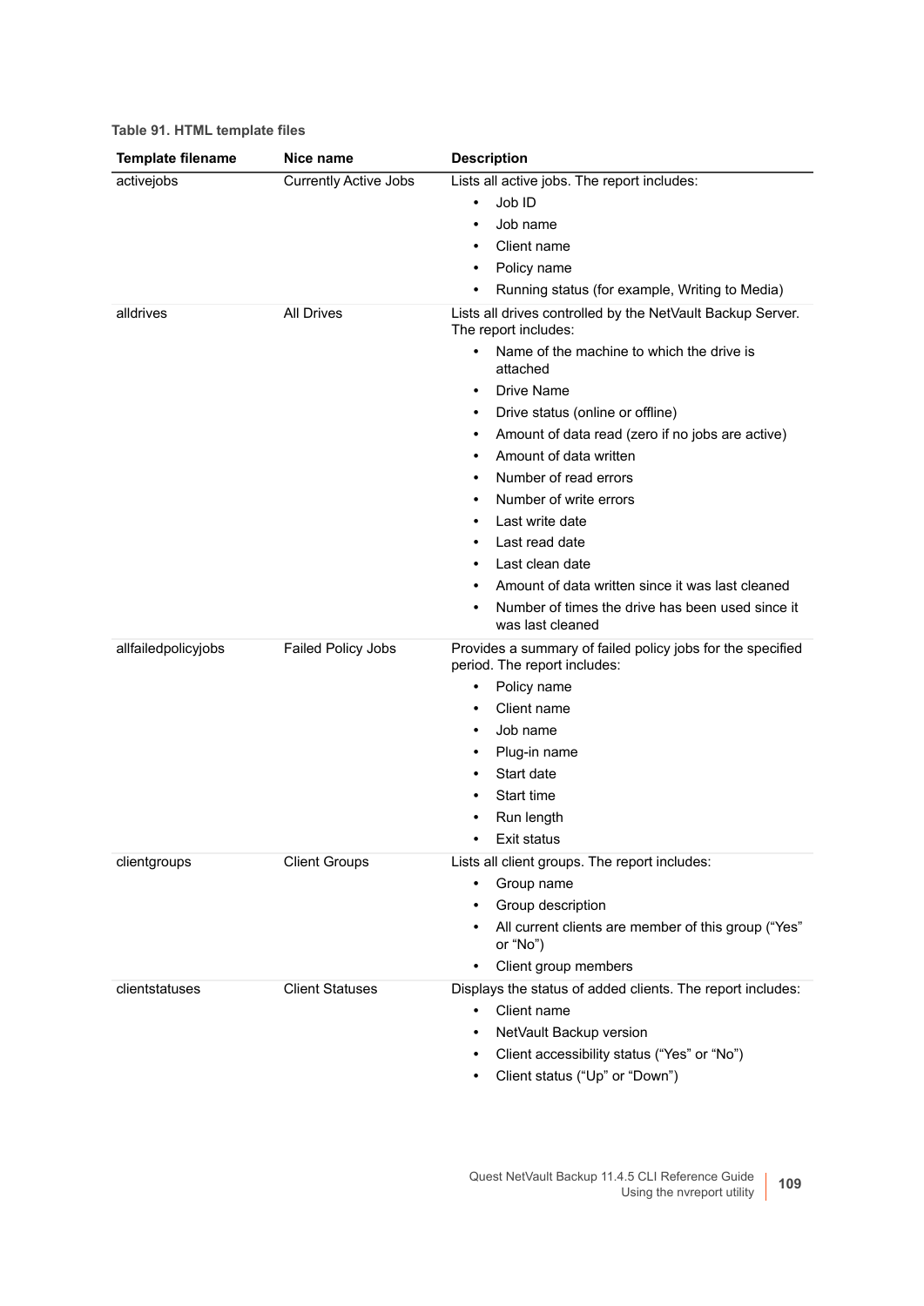**Table 91. HTML template files**

| Template filename | Nice name | Description |
|---|---|---|
| activejobs | Currently Active Jobs | Lists all active jobs. The report includes:<br>• Job ID<br>• Job name<br>• Client name<br>• Policy name<br>• Running status (for example, Writing to Media) |
| alldrives | All Drives | Lists all drives controlled by the NetVault Backup Server. The report includes:<br>• Name of the machine to which the drive is attached<br>• Drive Name<br>• Drive status (online or offline)<br>• Amount of data read (zero if no jobs are active)<br>• Amount of data written<br>• Number of read errors<br>• Number of write errors<br>• Last write date<br>• Last read date<br>• Last clean date<br>• Amount of data written since it was last cleaned<br>• Number of times the drive has been used since it was last cleaned |
| allfailedpolicyjobs | Failed Policy Jobs | Provides a summary of failed policy jobs for the specified period. The report includes:<br>• Policy name<br>• Client name<br>• Job name<br>• Plug-in name<br>• Start date<br>• Start time<br>• Run length<br>• Exit status |
| clientgroups | Client Groups | Lists all client groups. The report includes:<br>• Group name<br>• Group description<br>• All current clients are member of this group (“Yes” or “No”)<br>• Client group members |
| clientstatuses | Client Statuses | Displays the status of added clients. The report includes:<br>• Client name<br>• NetVault Backup version<br>• Client accessibility status (“Yes” or “No”)<br>• Client status (“Up” or “Down”) |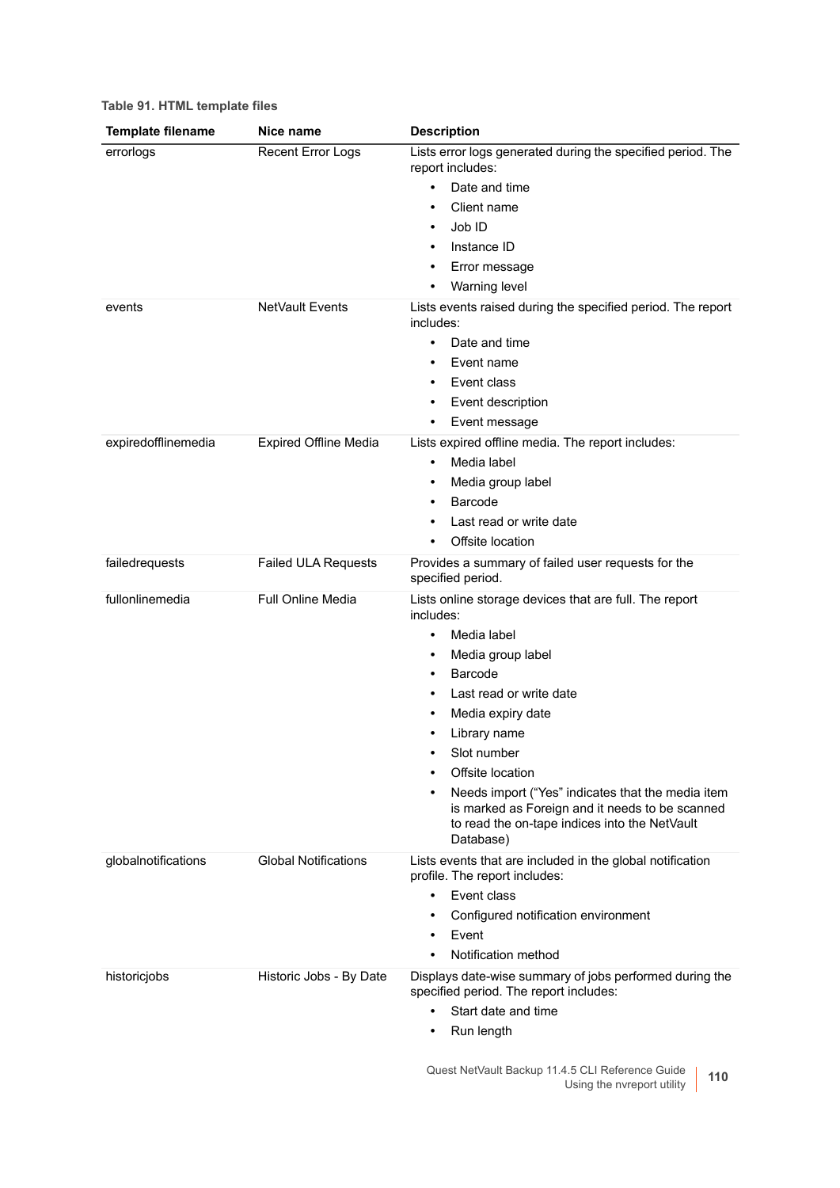**Table 91. HTML template files**

| Template filename | Nice name | Description |
|---|---|---|
| errorlogs | Recent Error Logs | Lists error logs generated during the specified period. The report includes:<br>• Date and time<br>• Client name<br>• Job ID<br>• Instance ID<br>• Error message<br>• Warning level |
| events | NetVault Events | Lists events raised during the specified period. The report includes:<br>• Date and time<br>• Event name<br>• Event class<br>• Event description<br>• Event message |
| expiredofflinemedia | Expired Offline Media | Lists expired offline media. The report includes:<br>• Media label<br>• Media group label<br>• Barcode<br>• Last read or write date<br>• Offsite location |
| failedrequests | Failed ULA Requests | Provides a summary of failed user requests for the specified period. |
| fullonlinemedia | Full Online Media | Lists online storage devices that are full. The report includes:<br>• Media label<br>• Media group label<br>• Barcode<br>• Last read or write date<br>• Media expiry date<br>• Library name<br>• Slot number<br>• Offsite location<br>• Needs import ("Yes" indicates that the media item is marked as Foreign and it needs to be scanned to read the on-tape indices into the NetVault Database) |
| globalnotifications | Global Notifications | Lists events that are included in the global notification profile. The report includes:<br>• Event class<br>• Configured notification environment<br>• Event<br>• Notification method |
| historicjobs | Historic Jobs - By Date | Displays date-wise summary of jobs performed during the specified period. The report includes:<br>• Start date and time<br>• Run length |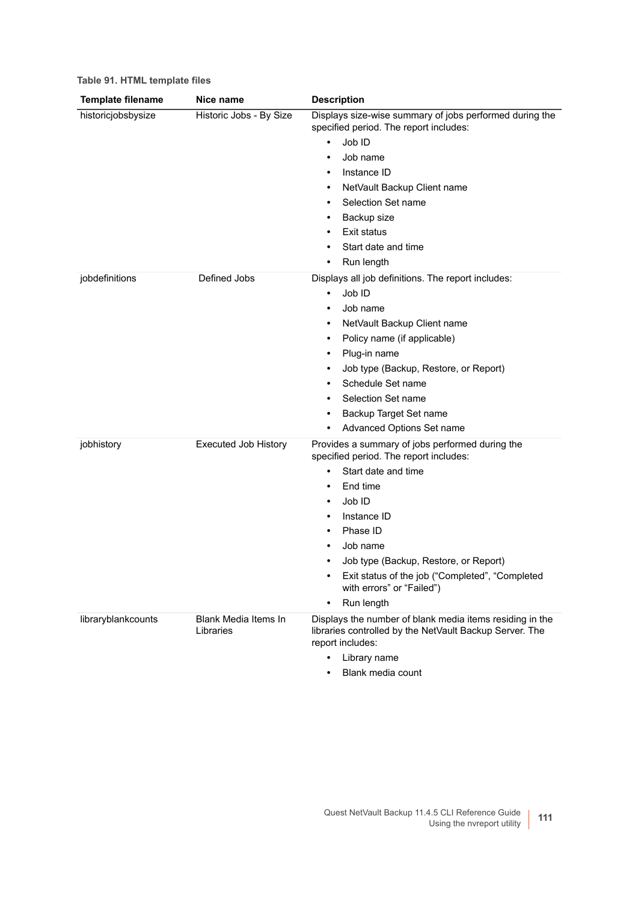**Table 91. HTML template files**

| Template filename | Nice name | Description |
|---|---|---|
| historicjobsbysize | Historic Jobs - By Size | Displays size-wise summary of jobs performed during the specified period. The report includes:<br>• Job ID<br>• Job name<br>• Instance ID<br>• NetVault Backup Client name<br>• Selection Set name<br>• Backup size<br>• Exit status<br>• Start date and time<br>• Run length |
| jobdefinitions | Defined Jobs | Displays all job definitions. The report includes:<br>• Job ID<br>• Job name<br>• NetVault Backup Client name<br>• Policy name (if applicable)<br>• Plug-in name<br>• Job type (Backup, Restore, or Report)<br>• Schedule Set name<br>• Selection Set name<br>• Backup Target Set name<br>• Advanced Options Set name |
| jobhistory | Executed Job History | Provides a summary of jobs performed during the specified period. The report includes:<br>• Start date and time<br>• End time<br>• Job ID<br>• Instance ID<br>• Phase ID<br>• Job name<br>• Job type (Backup, Restore, or Report)<br>• Exit status of the job ("Completed", "Completed with errors" or "Failed")<br>• Run length |
| libraryblankcounts | Blank Media Items In Libraries | Displays the number of blank media items residing in the libraries controlled by the NetVault Backup Server. The report includes:<br>• Library name<br>• Blank media count |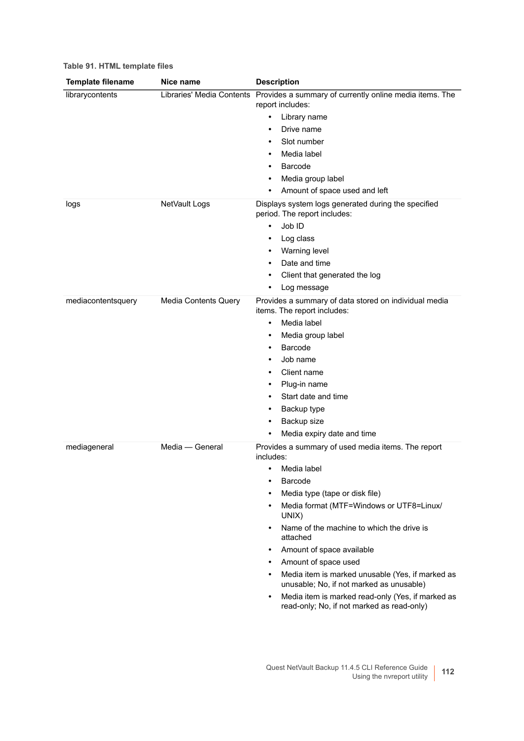**Table 91. HTML template files**

| Template filename | Nice name | Description |
|---|---|---|
| librarycontents | Libraries' Media Contents | Provides a summary of currently online media items. The report includes:<br>• Library name<br>• Drive name<br>• Slot number<br>• Media label<br>• Barcode<br>• Media group label<br>• Amount of space used and left |
| logs | NetVault Logs | Displays system logs generated during the specified period. The report includes:<br>• Job ID<br>• Log class<br>• Warning level<br>• Date and time<br>• Client that generated the log<br>• Log message |
| mediacontentsquery | Media Contents Query | Provides a summary of data stored on individual media items. The report includes:<br>• Media label<br>• Media group label<br>• Barcode<br>• Job name<br>• Client name<br>• Plug-in name<br>• Start date and time<br>• Backup type<br>• Backup size<br>• Media expiry date and time |
| mediageneral | Media — General | Provides a summary of used media items. The report includes:<br>• Media label<br>• Barcode<br>• Media type (tape or disk file)<br>• Media format (MTF=Windows or UTF8=Linux/UNIX)<br>• Name of the machine to which the drive is attached<br>• Amount of space available<br>• Amount of space used<br>• Media item is marked unusable (Yes, if marked as unusable; No, if not marked as unusable)<br>• Media item is marked read-only (Yes, if marked as read-only; No, if not marked as read-only) |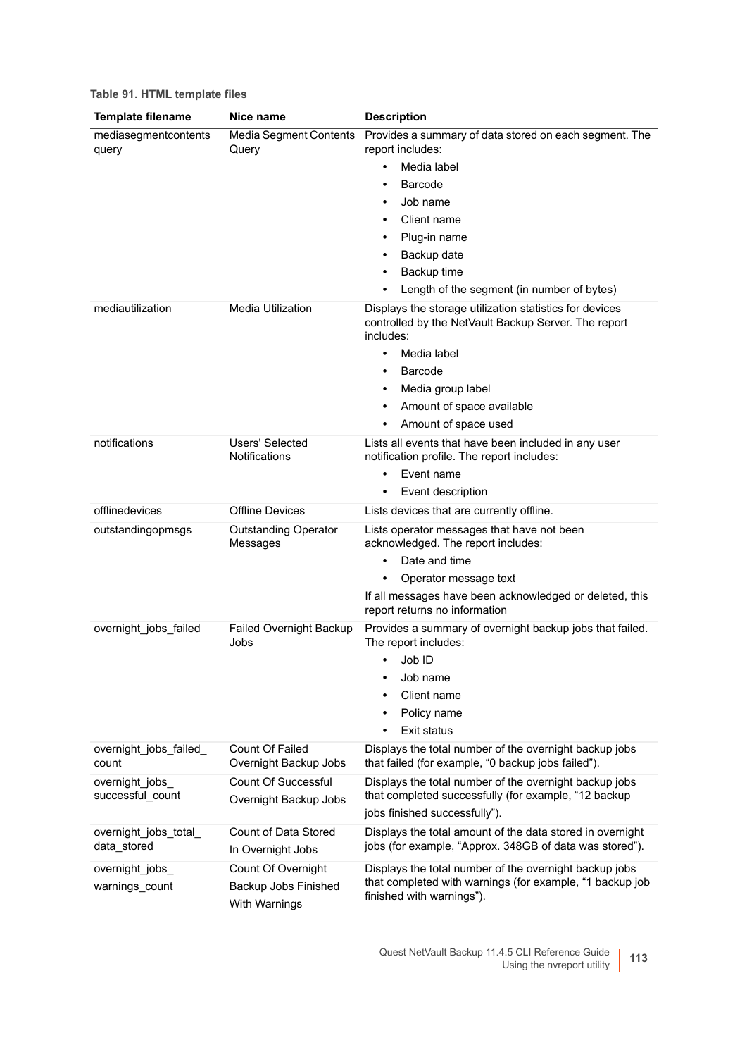**Table 91. HTML template files**

| Template filename | Nice name | Description |
|---|---|---|
| mediasegmentcontents query | Media Segment Contents Query | Provides a summary of data stored on each segment. The report includes:<br>• Media label<br>• Barcode<br>• Job name<br>• Client name<br>• Plug-in name<br>• Backup date<br>• Backup time<br>• Length of the segment (in number of bytes) |
| mediautilization | Media Utilization | Displays the storage utilization statistics for devices controlled by the NetVault Backup Server. The report includes:<br>• Media label<br>• Barcode<br>• Media group label<br>• Amount of space available<br>• Amount of space used |
| notifications | Users' Selected Notifications | Lists all events that have been included in any user notification profile. The report includes:<br>• Event name<br>• Event description |
| offlinedevices | Offline Devices | Lists devices that are currently offline. |
| outstandingopmsgs | Outstanding Operator Messages | Lists operator messages that have not been acknowledged. The report includes:<br>• Date and time<br>• Operator message text<br>If all messages have been acknowledged or deleted, this report returns no information |
| overnight_jobs_failed | Failed Overnight Backup Jobs | Provides a summary of overnight backup jobs that failed. The report includes:<br>• Job ID<br>• Job name<br>• Client name<br>• Policy name<br>• Exit status |
| overnight_jobs_failed_ count | Count Of Failed Overnight Backup Jobs | Displays the total number of the overnight backup jobs that failed (for example, "0 backup jobs failed"). |
| overnight_jobs_ successful_count | Count Of Successful Overnight Backup Jobs | Displays the total number of the overnight backup jobs that completed successfully (for example, "12 backup jobs finished successfully"). |
| overnight_jobs_total_ data_stored | Count of Data Stored In Overnight Jobs | Displays the total amount of the data stored in overnight jobs (for example, "Approx. 348GB of data was stored"). |
| overnight_jobs_ warnings_count | Count Of Overnight Backup Jobs Finished With Warnings | Displays the total number of the overnight backup jobs that completed with warnings (for example, "1 backup job finished with warnings"). |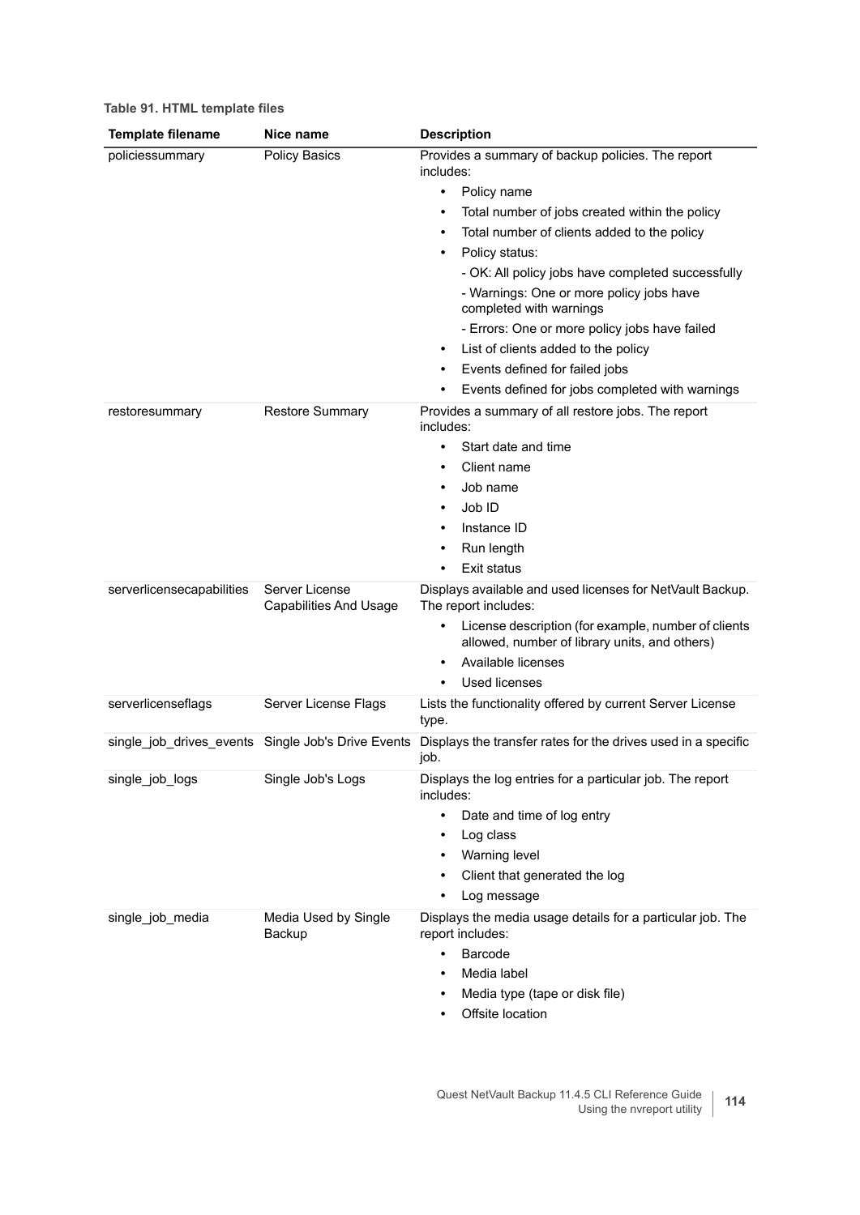**Table 91. HTML template files**

| Template filename | Nice name | Description |
|---|---|---|
| policiessummary | Policy Basics | Provides a summary of backup policies. The report includes:<br>• Policy name<br>• Total number of jobs created within the policy<br>• Total number of clients added to the policy<br>• Policy status:<br>- OK: All policy jobs have completed successfully<br>- Warnings: One or more policy jobs have completed with warnings<br>- Errors: One or more policy jobs have failed<br>• List of clients added to the policy<br>• Events defined for failed jobs<br>• Events defined for jobs completed with warnings |
| restoresummary | Restore Summary | Provides a summary of all restore jobs. The report includes:<br>• Start date and time<br>• Client name<br>• Job name<br>• Job ID<br>• Instance ID<br>• Run length<br>• Exit status |
| serverlicensecapabilities | Server License Capabilities And Usage | Displays available and used licenses for NetVault Backup. The report includes:<br>• License description (for example, number of clients allowed, number of library units, and others)<br>• Available licenses<br>• Used licenses |
| serverlicenseflags | Server License Flags | Lists the functionality offered by current Server License type. |
| single_job_drives_events | Single Job's Drive Events | Displays the transfer rates for the drives used in a specific job. |
| single_job_logs | Single Job's Logs | Displays the log entries for a particular job. The report includes:<br>• Date and time of log entry<br>• Log class<br>• Warning level<br>• Client that generated the log<br>• Log message |
| single_job_media | Media Used by Single Backup | Displays the media usage details for a particular job. The report includes:<br>• Barcode<br>• Media label<br>• Media type (tape or disk file)<br>• Offsite location |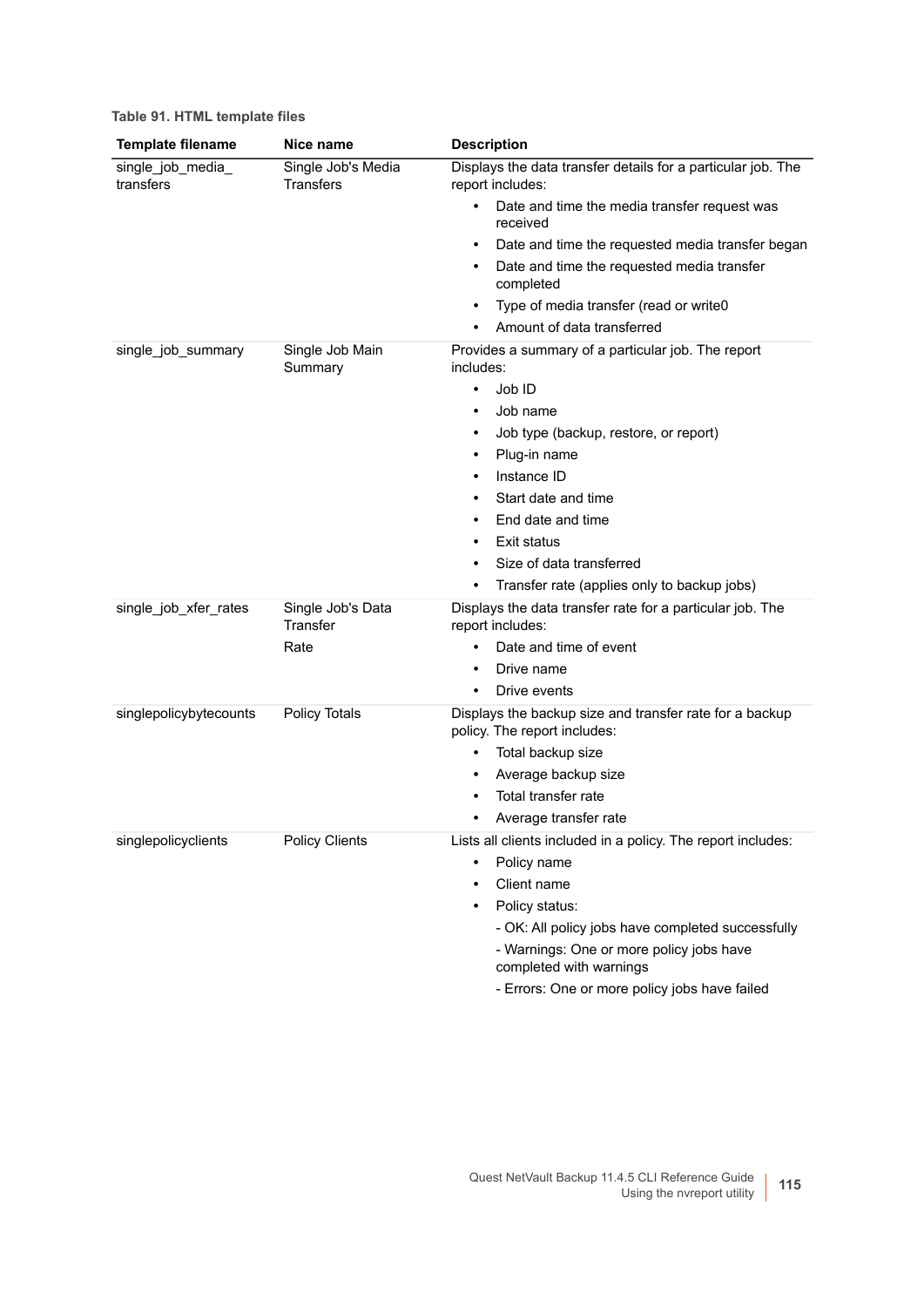**Table 91. HTML template files**

| Template filename | Nice name | Description |
|---|---|---|
| single_job_media_ transfers | Single Job's Media Transfers | Displays the data transfer details for a particular job. The report includes: <br>• Date and time the media transfer request was received <br>• Date and time the requested media transfer began <br>• Date and time the requested media transfer completed <br>• Type of media transfer (read or write0 <br>• Amount of data transferred |
| single_job_summary | Single Job Main Summary | Provides a summary of a particular job. The report includes: <br>• Job ID <br>• Job name <br>• Job type (backup, restore, or report) <br>• Plug-in name <br>• Instance ID <br>• Start date and time <br>• End date and time <br>• Exit status <br>• Size of data transferred <br>• Transfer rate (applies only to backup jobs) |
| single_job_xfer_rates | Single Job's Data Transfer Rate | Displays the data transfer rate for a particular job. The report includes: <br>• Date and time of event <br>• Drive name <br>• Drive events |
| singlepolicybytecounts | Policy Totals | Displays the backup size and transfer rate for a backup policy. The report includes: <br>• Total backup size <br>• Average backup size <br>• Total transfer rate <br>• Average transfer rate |
| singlepolicyclients | Policy Clients | Lists all clients included in a policy. The report includes: <br>• Policy name <br>• Client name <br>• Policy status: <br>- OK: All policy jobs have completed successfully <br>- Warnings: One or more policy jobs have completed with warnings <br>- Errors: One or more policy jobs have failed |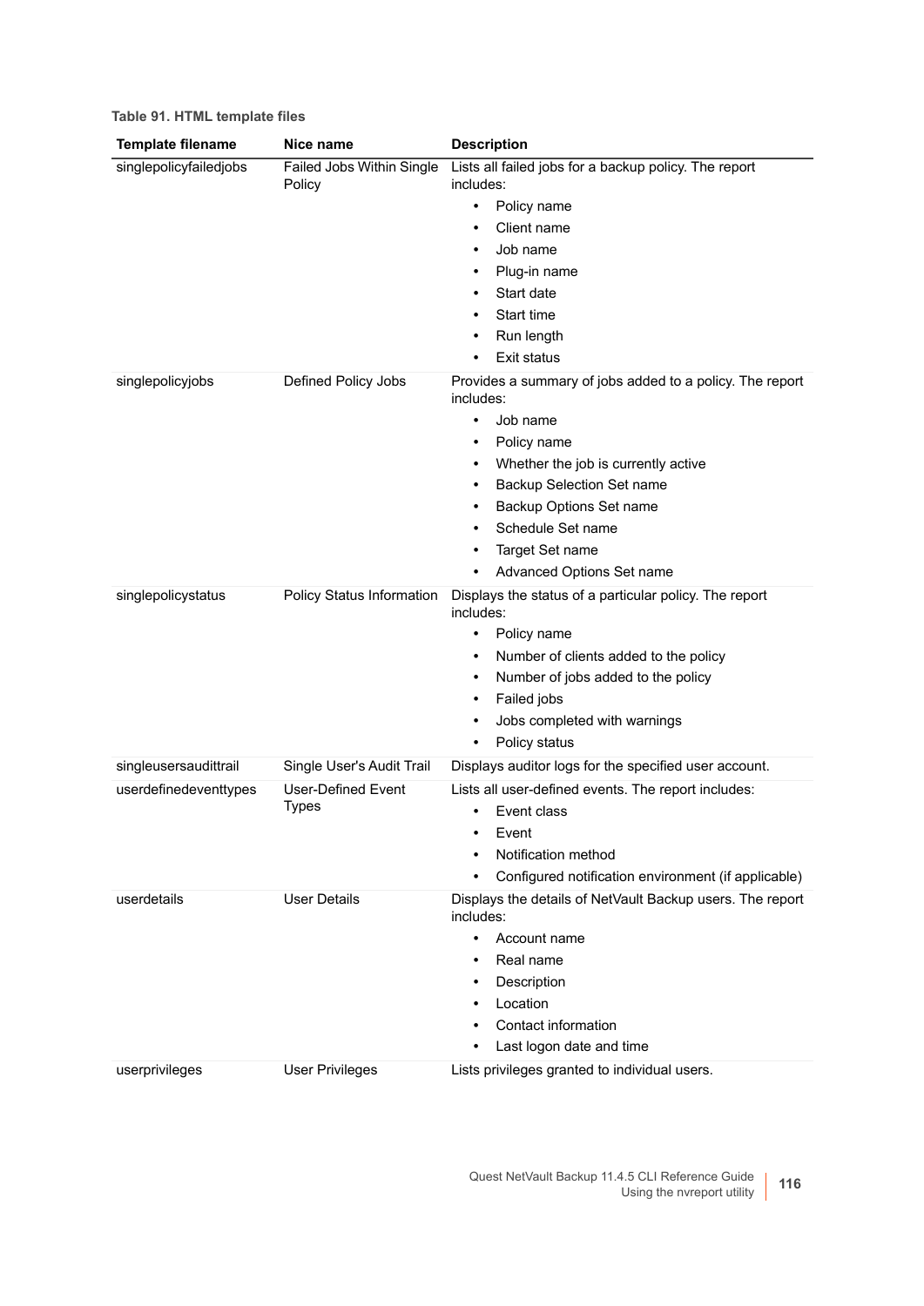**Table 91. HTML template files**

| Template filename | Nice name | Description |
|---|---|---|
| singlepolicyfailedjobs | Failed Jobs Within Single Policy | Lists all failed jobs for a backup policy. The report includes:<br>• Policy name<br>• Client name<br>• Job name<br>• Plug-in name<br>• Start date<br>• Start time<br>• Run length<br>• Exit status |
| singlepolicyjobs | Defined Policy Jobs | Provides a summary of jobs added to a policy. The report includes:<br>• Job name<br>• Policy name<br>• Whether the job is currently active<br>• Backup Selection Set name<br>• Backup Options Set name<br>• Schedule Set name<br>• Target Set name<br>• Advanced Options Set name |
| singlepolicystatus | Policy Status Information | Displays the status of a particular policy. The report includes:<br>• Policy name<br>• Number of clients added to the policy<br>• Number of jobs added to the policy<br>• Failed jobs<br>• Jobs completed with warnings<br>• Policy status |
| singleusersaudittrail | Single User's Audit Trail | Displays auditor logs for the specified user account. |
| userdefinedeventtypes | User-Defined Event Types | Lists all user-defined events. The report includes:<br>• Event class<br>• Event<br>• Notification method<br>• Configured notification environment (if applicable) |
| userdetails | User Details | Displays the details of NetVault Backup users. The report includes:<br>• Account name<br>• Real name<br>• Description<br>• Location<br>• Contact information<br>• Last logon date and time |
| userprivileges | User Privileges | Lists privileges granted to individual users. |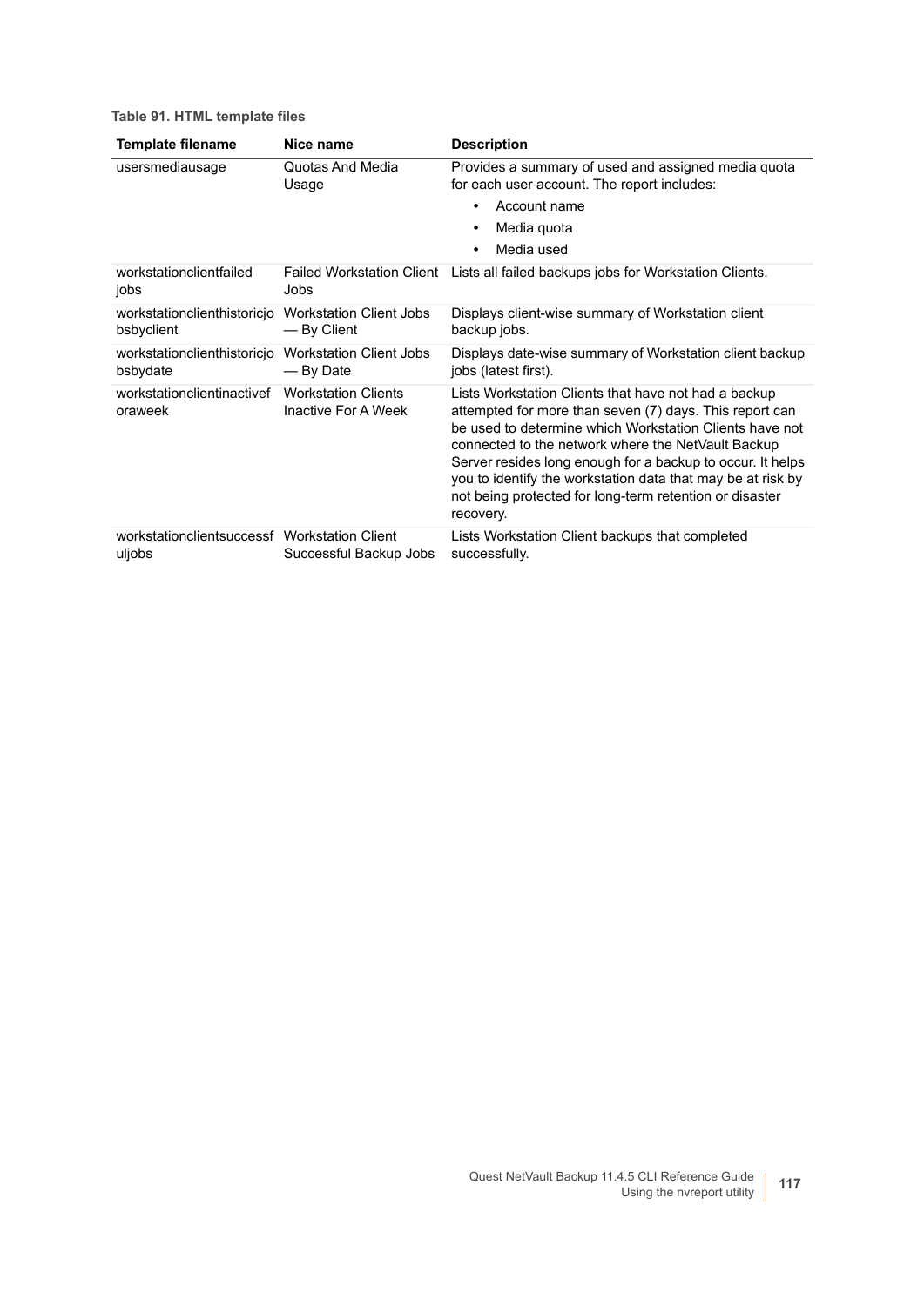**Table 91. HTML template files**

| Template filename | Nice name | Description |
| --- | --- | --- |
| usersmediausage | Quotas And Media Usage | Provides a summary of used and assigned media quota for each user account. The report includes: <br>• Account name <br>• Media quota <br>• Media used |
| workstationclientfailedjobs | Failed Workstation Client Jobs | Lists all failed backups jobs for Workstation Clients. |
| workstationclienthistoricjobsbyclient | Workstation Client Jobs — By Client | Displays client-wise summary of Workstation client backup jobs. |
| workstationclienthistoricjobsbydate | Workstation Client Jobs — By Date | Displays date-wise summary of Workstation client backup jobs (latest first). |
| workstationclientinactiveforaweek | Workstation Clients Inactive For A Week | Lists Workstation Clients that have not had a backup attempted for more than seven (7) days. This report can be used to determine which Workstation Clients have not connected to the network where the NetVault Backup Server resides long enough for a backup to occur. It helps you to identify the workstation data that may be at risk by not being protected for long-term retention or disaster recovery. |
| workstationclientsuccessfuljobs | Workstation Client Successful Backup Jobs | Lists Workstation Client backups that completed successfully. |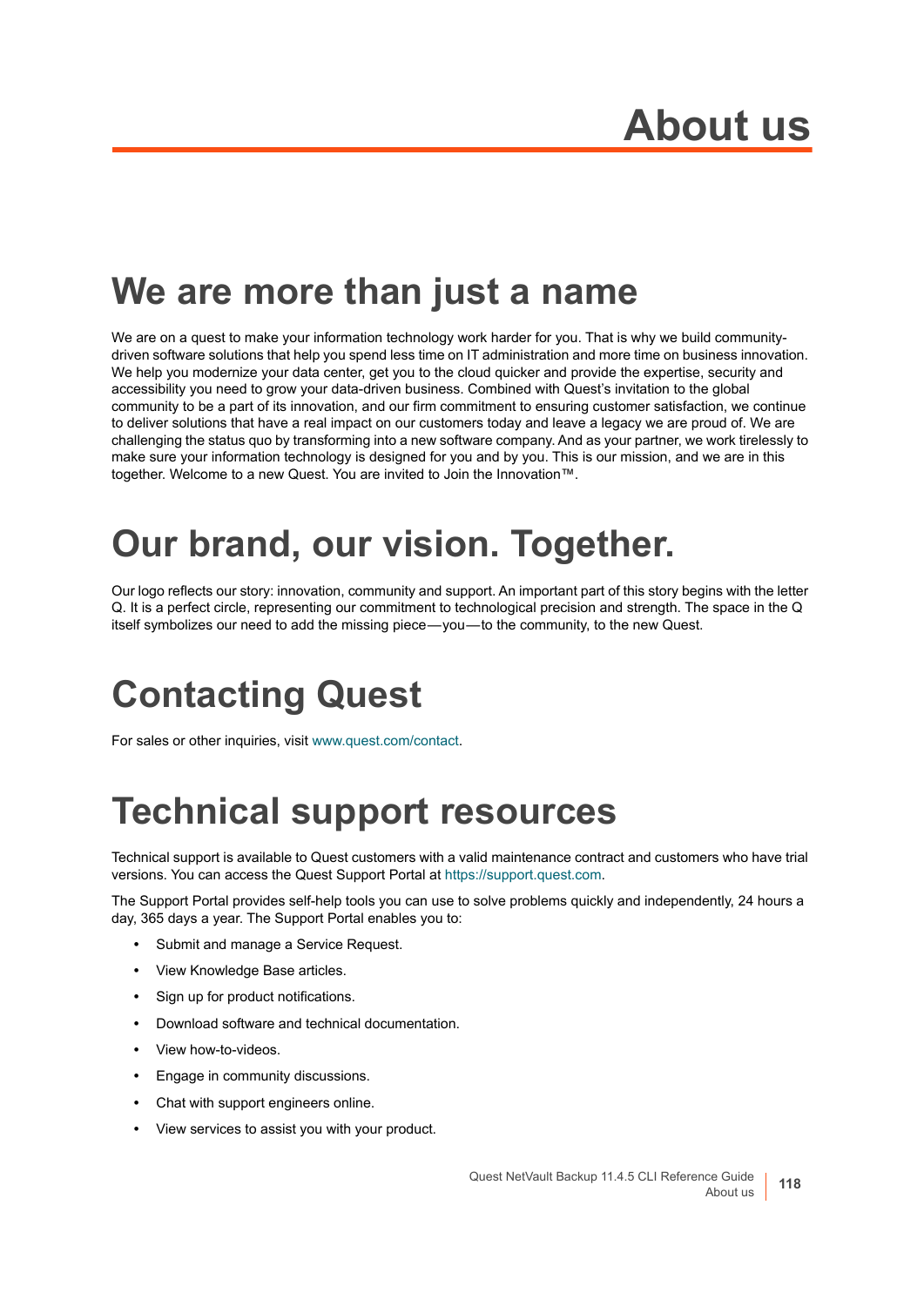# About us

## We are more than just a name

We are on a quest to make your information technology work harder for you. That is why we build community-driven software solutions that help you spend less time on IT administration and more time on business innovation. We help you modernize your data center, get you to the cloud quicker and provide the expertise, security and accessibility you need to grow your data-driven business. Combined with Quest's invitation to the global community to be a part of its innovation, and our firm commitment to ensuring customer satisfaction, we continue to deliver solutions that have a real impact on our customers today and leave a legacy we are proud of. We are challenging the status quo by transforming into a new software company. And as your partner, we work tirelessly to make sure your information technology is designed for you and by you. This is our mission, and we are in this together. Welcome to a new Quest. You are invited to Join the Innovation™.

## Our brand, our vision. Together.

Our logo reflects our story: innovation, community and support. An important part of this story begins with the letter Q. It is a perfect circle, representing our commitment to technological precision and strength. The space in the Q itself symbolizes our need to add the missing piece—you—to the community, to the new Quest.

## Contacting Quest

For sales or other inquiries, visit www.quest.com/contact.

## Technical support resources

Technical support is available to Quest customers with a valid maintenance contract and customers who have trial versions. You can access the Quest Support Portal at https://support.quest.com.

The Support Portal provides self-help tools you can use to solve problems quickly and independently, 24 hours a day, 365 days a year. The Support Portal enables you to:

- Submit and manage a Service Request.
- View Knowledge Base articles.
- Sign up for product notifications.
- Download software and technical documentation.
- View how-to-videos.
- Engage in community discussions.
- Chat with support engineers online.
- View services to assist you with your product.